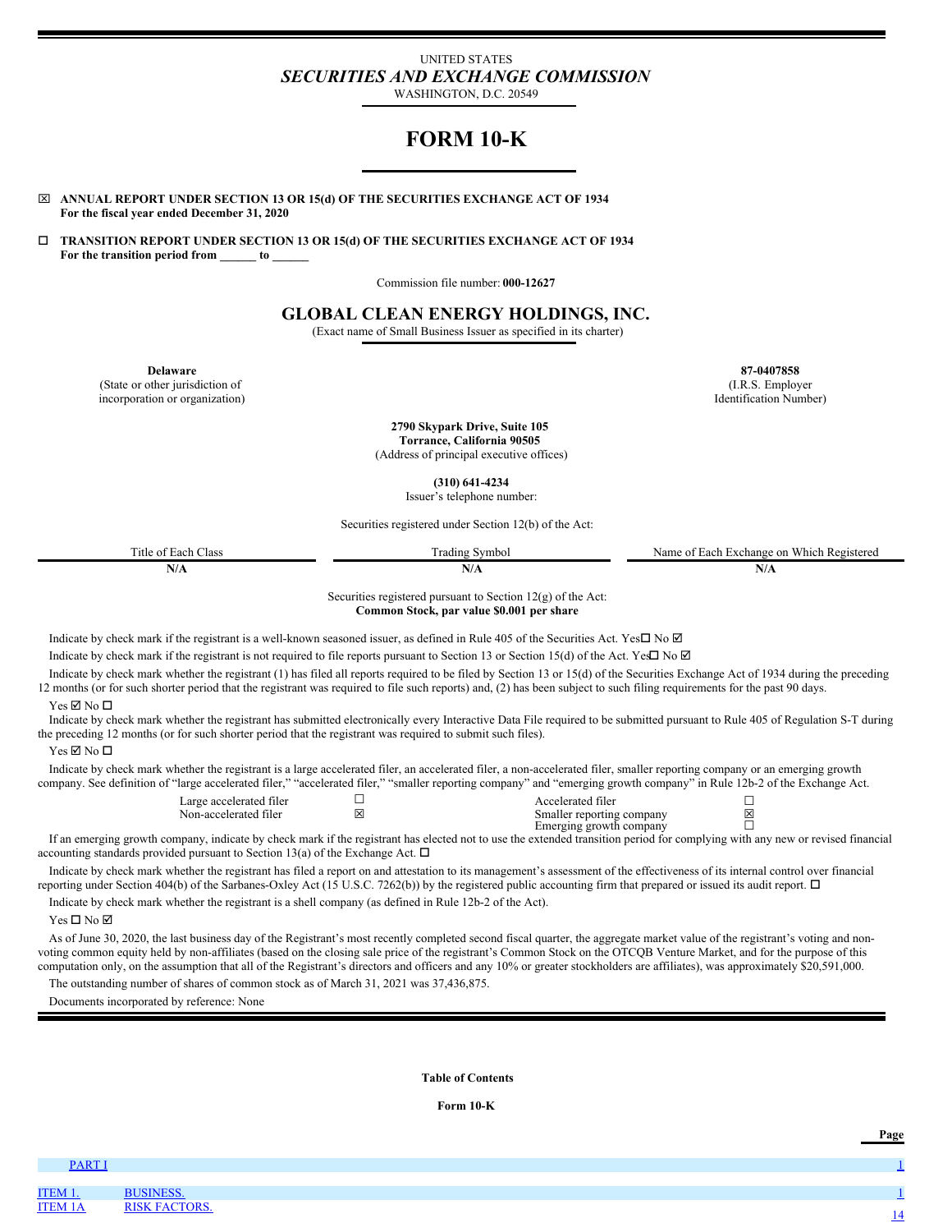UNITED STATES

*SECURITIES AND EXCHANGE COMMISSION*

WASHINGTON, D.C. 20549

# FORM 10-K

☒ **ANNUAL REPORT UNDER SECTION 13 OR 15(d) OF THE SECURITIES EXCHANGE ACT OF 1934**
**For the fiscal year ended December 31, 2020**

☐ **TRANSITION REPORT UNDER SECTION 13 OR 15(d) OF THE SECURITIES EXCHANGE ACT OF 1934**
**For the transition period from ______ to ______**

Commission file number: **000-12627**

## GLOBAL CLEAN ENERGY HOLDINGS, INC.

(Exact name of Small Business Issuer as specified in its charter)

| | |
|---|---|
| **Delaware** | **87-0407858** |
| (State or other jurisdiction of incorporation or organization) | (I.R.S. Employer Identification Number) |

**2790 Skypark Drive, Suite 105**
**Torrance, California 90505**
(Address of principal executive offices)

**(310) 641-4234**
Issuer's telephone number:

Securities registered under Section 12(b) of the Act:

| Title of Each Class | Trading Symbol | Name of Each Exchange on Which Registered |
|---|---|---|
| **N/A** | **N/A** | **N/A** |

Securities registered pursuant to Section 12(g) of the Act:
**Common Stock, par value $0.001 per share**

Indicate by check mark if the registrant is a well-known seasoned issuer, as defined in Rule 405 of the Securities Act. Yes☐ No ☑

Indicate by check mark if the registrant is not required to file reports pursuant to Section 13 or Section 15(d) of the Act. Yes☐ No ☑

Indicate by check mark whether the registrant (1) has filed all reports required to be filed by Section 13 or 15(d) of the Securities Exchange Act of 1934 during the preceding 12 months (or for such shorter period that the registrant was required to file such reports) and, (2) has been subject to such filing requirements for the past 90 days.

Yes ☑ No ☐

Indicate by check mark whether the registrant has submitted electronically every Interactive Data File required to be submitted pursuant to Rule 405 of Regulation S-T during the preceding 12 months (or for such shorter period that the registrant was required to submit such files).

Yes ☑ No ☐

Indicate by check mark whether the registrant is a large accelerated filer, an accelerated filer, a non-accelerated filer, smaller reporting company or an emerging growth company. See definition of "large accelerated filer," "accelerated filer," "smaller reporting company" and "emerging growth company" in Rule 12b-2 of the Exchange Act.

| | | | |
|---|---|---|---|
| Large accelerated filer | ☐ | Accelerated filer | ☐ |
| Non-accelerated filer | ☒ | Smaller reporting company | ☒ |
| | | Emerging growth company | ☐ |

If an emerging growth company, indicate by check mark if the registrant has elected not to use the extended transition period for complying with any new or revised financial accounting standards provided pursuant to Section 13(a) of the Exchange Act. ☐

Indicate by check mark whether the registrant has filed a report on and attestation to its management's assessment of the effectiveness of its internal control over financial reporting under Section 404(b) of the Sarbanes-Oxley Act (15 U.S.C. 7262(b)) by the registered public accounting firm that prepared or issued its audit report. ☐

Indicate by check mark whether the registrant is a shell company (as defined in Rule 12b-2 of the Act).

Yes ☐ No ☑

As of June 30, 2020, the last business day of the Registrant's most recently completed second fiscal quarter, the aggregate market value of the registrant's voting and non-voting common equity held by non-affiliates (based on the closing sale price of the registrant's Common Stock on the OTCQB Venture Market, and for the purpose of this computation only, on the assumption that all of the Registrant's directors and officers and any 10% or greater stockholders are affiliates), was approximately $20,591,000.

The outstanding number of shares of common stock as of March 31, 2021 was 37,436,875.

Documents incorporated by reference: None

**Table of Contents**

**Form 10-K**

| | | **Page** |
|---|---|---|
| PART I | | 1 |
| ITEM 1. | BUSINESS. | 1 |
| ITEM 1A | RISK FACTORS. | 14 |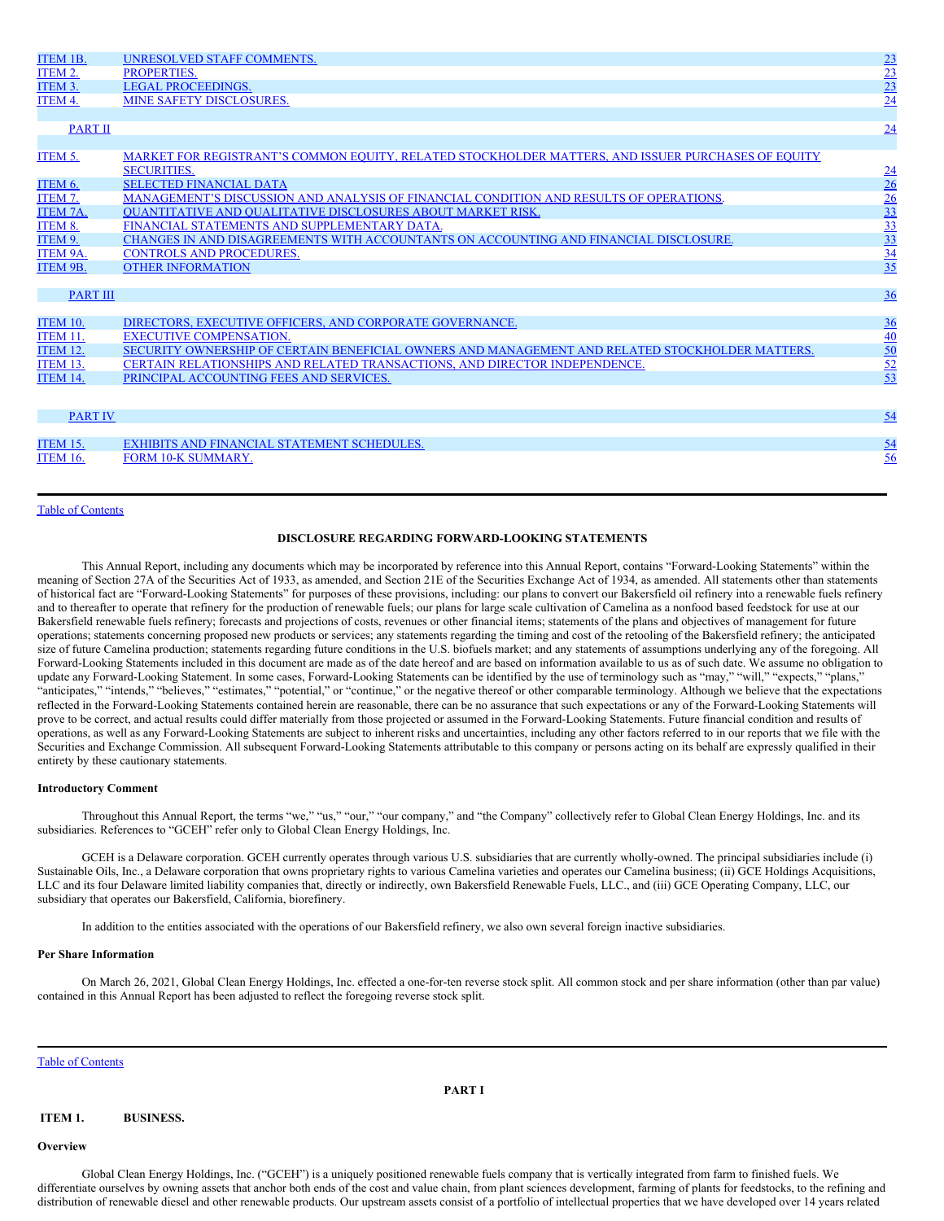| | | |
|---|---|---|
| ITEM 1B. | UNRESOLVED STAFF COMMENTS. | 23 |
| ITEM 2. | PROPERTIES. | 23 |
| ITEM 3. | LEGAL PROCEEDINGS. | 23 |
| ITEM 4. | MINE SAFETY DISCLOSURES. | 24 |
| PART II | | 24 |
| ITEM 5. | MARKET FOR REGISTRANT'S COMMON EQUITY, RELATED STOCKHOLDER MATTERS, AND ISSUER PURCHASES OF EQUITY SECURITIES. | 24 |
| ITEM 6. | SELECTED FINANCIAL DATA | 26 |
| ITEM 7. | MANAGEMENT'S DISCUSSION AND ANALYSIS OF FINANCIAL CONDITION AND RESULTS OF OPERATIONS. | 26 |
| ITEM 7A. | QUANTITATIVE AND QUALITATIVE DISCLOSURES ABOUT MARKET RISK. | 33 |
| ITEM 8. | FINANCIAL STATEMENTS AND SUPPLEMENTARY DATA. | 33 |
| ITEM 9. | CHANGES IN AND DISAGREEMENTS WITH ACCOUNTANTS ON ACCOUNTING AND FINANCIAL DISCLOSURE. | 33 |
| ITEM 9A. | CONTROLS AND PROCEDURES. | 34 |
| ITEM 9B. | OTHER INFORMATION | 35 |
| PART III | | 36 |
| ITEM 10. | DIRECTORS, EXECUTIVE OFFICERS, AND CORPORATE GOVERNANCE. | 36 |
| ITEM 11. | EXECUTIVE COMPENSATION. | 40 |
| ITEM 12. | SECURITY OWNERSHIP OF CERTAIN BENEFICIAL OWNERS AND MANAGEMENT AND RELATED STOCKHOLDER MATTERS. | 50 |
| ITEM 13. | CERTAIN RELATIONSHIPS AND RELATED TRANSACTIONS, AND DIRECTOR INDEPENDENCE. | 52 |
| ITEM 14. | PRINCIPAL ACCOUNTING FEES AND SERVICES. | 53 |
| PART IV | | 54 |
| ITEM 15. | EXHIBITS AND FINANCIAL STATEMENT SCHEDULES. | 54 |
| ITEM 16. | FORM 10-K SUMMARY. | 56 |

Table of Contents

**DISCLOSURE REGARDING FORWARD-LOOKING STATEMENTS**

This Annual Report, including any documents which may be incorporated by reference into this Annual Report, contains "Forward-Looking Statements" within the meaning of Section 27A of the Securities Act of 1933, as amended, and Section 21E of the Securities Exchange Act of 1934, as amended. All statements other than statements of historical fact are "Forward-Looking Statements" for purposes of these provisions, including: our plans to convert our Bakersfield oil refinery into a renewable fuels refinery and to thereafter to operate that refinery for the production of renewable fuels; our plans for large scale cultivation of Camelina as a nonfood based feedstock for use at our Bakersfield renewable fuels refinery; forecasts and projections of costs, revenues or other financial items; statements of the plans and objectives of management for future operations; statements concerning proposed new products or services; any statements regarding the timing and cost of the retooling of the Bakersfield refinery; the anticipated size of future Camelina production; statements regarding future conditions in the U.S. biofuels market; and any statements of assumptions underlying any of the foregoing. All Forward-Looking Statements included in this document are made as of the date hereof and are based on information available to us as of such date. We assume no obligation to update any Forward-Looking Statement. In some cases, Forward-Looking Statements can be identified by the use of terminology such as "may," "will," "expects," "plans," "anticipates," "intends," "believes," "estimates," "potential," or "continue," or the negative thereof or other comparable terminology. Although we believe that the expectations reflected in the Forward-Looking Statements contained herein are reasonable, there can be no assurance that such expectations or any of the Forward-Looking Statements will prove to be correct, and actual results could differ materially from those projected or assumed in the Forward-Looking Statements. Future financial condition and results of operations, as well as any Forward-Looking Statements are subject to inherent risks and uncertainties, including any other factors referred to in our reports that we file with the Securities and Exchange Commission. All subsequent Forward-Looking Statements attributable to this company or persons acting on its behalf are expressly qualified in their entirety by these cautionary statements.

**Introductory Comment**

Throughout this Annual Report, the terms "we," "us," "our," "our company," and "the Company" collectively refer to Global Clean Energy Holdings, Inc. and its subsidiaries. References to "GCEH" refer only to Global Clean Energy Holdings, Inc.

GCEH is a Delaware corporation. GCEH currently operates through various U.S. subsidiaries that are currently wholly-owned. The principal subsidiaries include (i) Sustainable Oils, Inc., a Delaware corporation that owns proprietary rights to various Camelina varieties and operates our Camelina business; (ii) GCE Holdings Acquisitions, LLC and its four Delaware limited liability companies that, directly or indirectly, own Bakersfield Renewable Fuels, LLC., and (iii) GCE Operating Company, LLC, our subsidiary that operates our Bakersfield, California, biorefinery.

In addition to the entities associated with the operations of our Bakersfield refinery, we also own several foreign inactive subsidiaries.

**Per Share Information**

On March 26, 2021, Global Clean Energy Holdings, Inc. effected a one-for-ten reverse stock split. All common stock and per share information (other than par value) contained in this Annual Report has been adjusted to reflect the foregoing reverse stock split.

Table of Contents

**PART I**

**ITEM 1. BUSINESS.**

**Overview**

Global Clean Energy Holdings, Inc. ("GCEH") is a uniquely positioned renewable fuels company that is vertically integrated from farm to finished fuels. We differentiate ourselves by owning assets that anchor both ends of the cost and value chain, from plant sciences development, farming of plants for feedstocks, to the refining and distribution of renewable diesel and other renewable products. Our upstream assets consist of a portfolio of intellectual properties that we have developed over 14 years related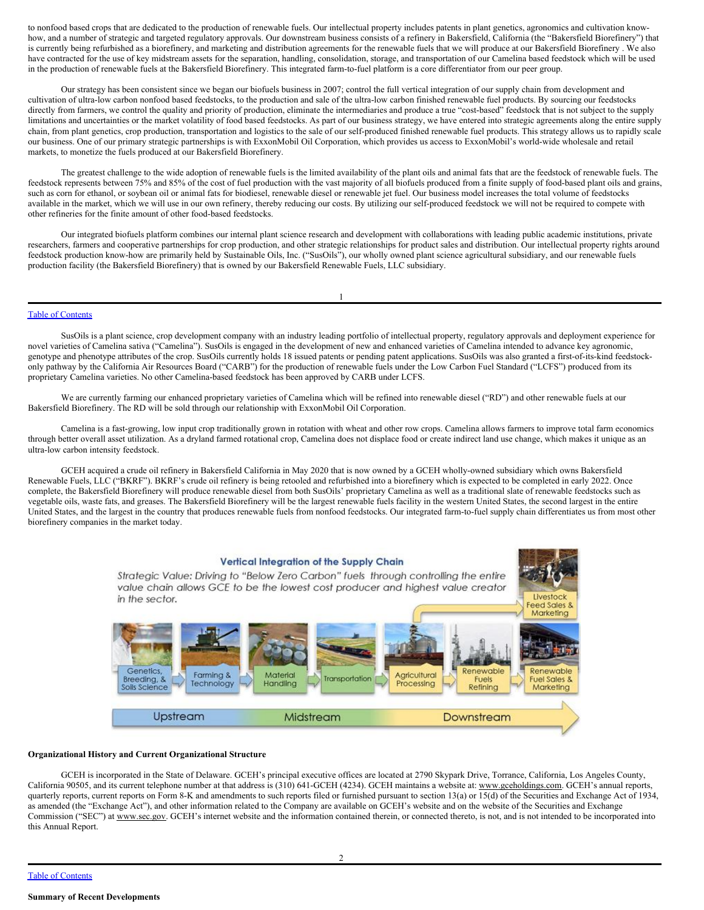to nonfood based crops that are dedicated to the production of renewable fuels. Our intellectual property includes patents in plant genetics, agronomics and cultivation know-how, and a number of strategic and targeted regulatory approvals. Our downstream business consists of a refinery in Bakersfield, California (the "Bakersfield Biorefinery") that is currently being refurbished as a biorefinery, and marketing and distribution agreements for the renewable fuels that we will produce at our Bakersfield Biorefinery . We also have contracted for the use of key midstream assets for the separation, handling, consolidation, storage, and transportation of our Camelina based feedstock which will be used in the production of renewable fuels at the Bakersfield Biorefinery. This integrated farm-to-fuel platform is a core differentiator from our peer group.

Our strategy has been consistent since we began our biofuels business in 2007; control the full vertical integration of our supply chain from development and cultivation of ultra-low carbon nonfood based feedstocks, to the production and sale of the ultra-low carbon finished renewable fuel products. By sourcing our feedstocks directly from farmers, we control the quality and priority of production, eliminate the intermediaries and produce a true "cost-based" feedstock that is not subject to the supply limitations and uncertainties or the market volatility of food based feedstocks. As part of our business strategy, we have entered into strategic agreements along the entire supply chain, from plant genetics, crop production, transportation and logistics to the sale of our self-produced finished renewable fuel products. This strategy allows us to rapidly scale our business. One of our primary strategic partnerships is with ExxonMobil Oil Corporation, which provides us access to ExxonMobil's world-wide wholesale and retail markets, to monetize the fuels produced at our Bakersfield Biorefinery.

The greatest challenge to the wide adoption of renewable fuels is the limited availability of the plant oils and animal fats that are the feedstock of renewable fuels. The feedstock represents between 75% and 85% of the cost of fuel production with the vast majority of all biofuels produced from a finite supply of food-based plant oils and grains, such as corn for ethanol, or soybean oil or animal fats for biodiesel, renewable diesel or renewable jet fuel. Our business model increases the total volume of feedstocks available in the market, which we will use in our own refinery, thereby reducing our costs. By utilizing our self-produced feedstock we will not be required to compete with other refineries for the finite amount of other food-based feedstocks.

Our integrated biofuels platform combines our internal plant science research and development with collaborations with leading public academic institutions, private researchers, farmers and cooperative partnerships for crop production, and other strategic relationships for product sales and distribution. Our intellectual property rights around feedstock production know-how are primarily held by Sustainable Oils, Inc. ("SusOils"), our wholly owned plant science agricultural subsidiary, and our renewable fuels production facility (the Bakersfield Biorefinery) that is owned by our Bakersfield Renewable Fuels, LLC subsidiary.

SusOils is a plant science, crop development company with an industry leading portfolio of intellectual property, regulatory approvals and deployment experience for novel varieties of Camelina sativa ("Camelina"). SusOils is engaged in the development of new and enhanced varieties of Camelina intended to advance key agronomic, genotype and phenotype attributes of the crop. SusOils currently holds 18 issued patents or pending patent applications. SusOils was also granted a first-of-its-kind feedstock-only pathway by the California Air Resources Board ("CARB") for the production of renewable fuels under the Low Carbon Fuel Standard ("LCFS") produced from its proprietary Camelina varieties. No other Camelina-based feedstock has been approved by CARB under LCFS.

We are currently farming our enhanced proprietary varieties of Camelina which will be refined into renewable diesel ("RD") and other renewable fuels at our Bakersfield Biorefinery. The RD will be sold through our relationship with ExxonMobil Oil Corporation.

Camelina is a fast-growing, low input crop traditionally grown in rotation with wheat and other row crops. Camelina allows farmers to improve total farm economics through better overall asset utilization. As a dryland farmed rotational crop, Camelina does not displace food or create indirect land use change, which makes it unique as an ultra-low carbon intensity feedstock.

GCEH acquired a crude oil refinery in Bakersfield California in May 2020 that is now owned by a GCEH wholly-owned subsidiary which owns Bakersfield Renewable Fuels, LLC ("BKRF"). BKRF's crude oil refinery is being retooled and refurbished into a biorefinery which is expected to be completed in early 2022. Once complete, the Bakersfield Biorefinery will produce renewable diesel from both SusOils' proprietary Camelina as well as a traditional slate of renewable feedstocks such as vegetable oils, waste fats, and greases. The Bakersfield Biorefinery will be the largest renewable fuels facility in the western United States, the second largest in the entire United States, and the largest in the country that produces renewable fuels from nonfood feedstocks. Our integrated farm-to-fuel supply chain differentiates us from most other biorefinery companies in the market today.

Vertical Integration of the Supply Chain

Strategic Value: Driving to "Below Zero Carbon" fuels through controlling the entire value chain allows GCE to be the lowest cost producer and highest value creator in the sector.

Genetics, Breeding, & Soils Science

Farming & Technology

Material Handling

Transportation

Agricultural Processing

Renewable Fuels Refining

Renewable Fuel Sales & Marketing

Livestock Feed Sales & Marketing

Upstream

Midstream

Downstream

**Organizational History and Current Organizational Structure**

GCEH is incorporated in the State of Delaware. GCEH's principal executive offices are located at 2790 Skypark Drive, Torrance, California, Los Angeles County, California 90505, and its current telephone number at that address is (310) 641-GCEH (4234). GCEH maintains a website at: www.gceholdings.com. GCEH's annual reports, quarterly reports, current reports on Form 8-K and amendments to such reports filed or furnished pursuant to section 13(a) or 15(d) of the Securities and Exchange Act of 1934, as amended (the "Exchange Act"), and other information related to the Company are available on GCEH's website and on the website of the Securities and Exchange Commission ("SEC") at www.sec.gov. GCEH's internet website and the information contained therein, or connected thereto, is not, and is not intended to be incorporated into this Annual Report.

**Summary of Recent Developments**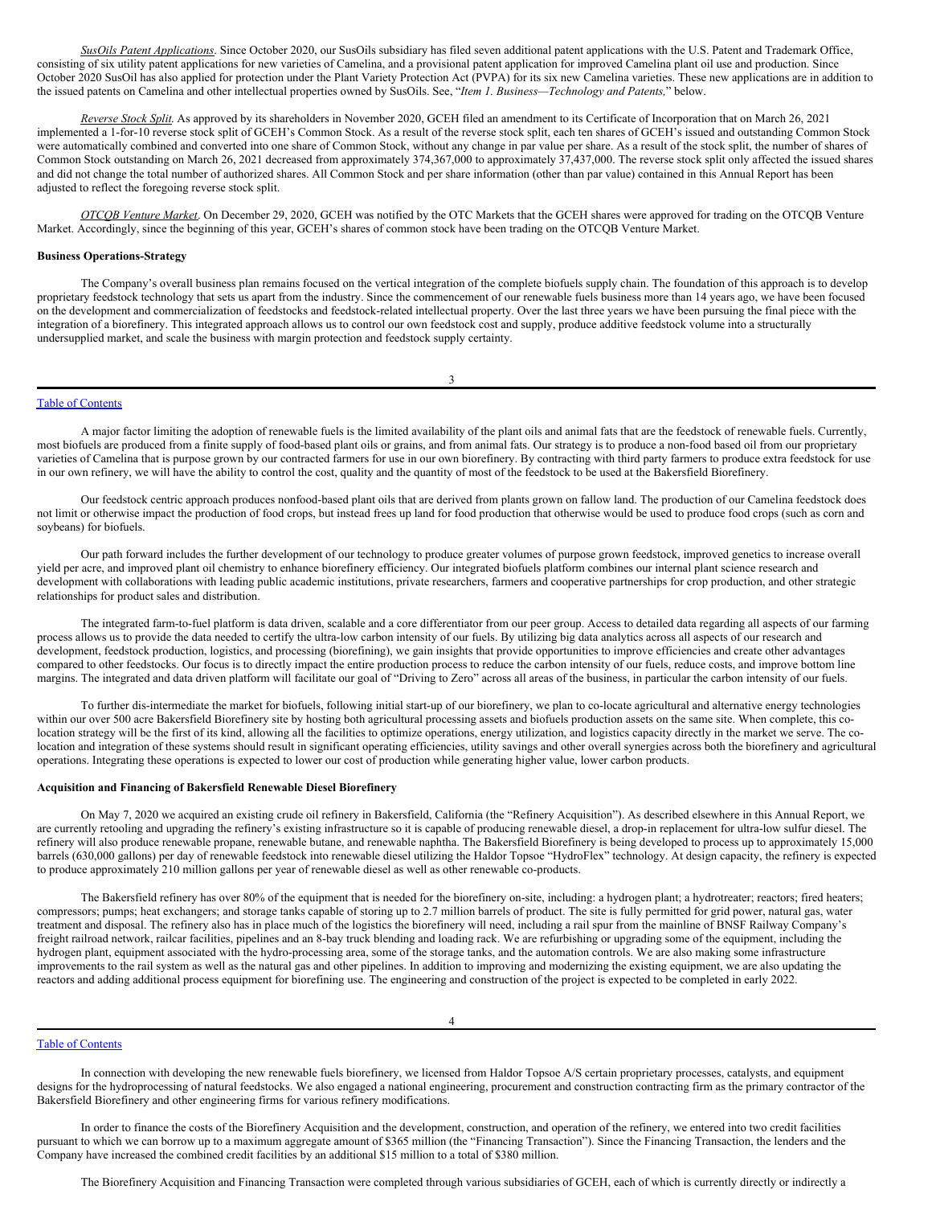*SusOils Patent Applications*. Since October 2020, our SusOils subsidiary has filed seven additional patent applications with the U.S. Patent and Trademark Office, consisting of six utility patent applications for new varieties of Camelina, and a provisional patent application for improved Camelina plant oil use and production. Since October 2020 SusOil has also applied for protection under the Plant Variety Protection Act (PVPA) for its six new Camelina varieties. These new applications are in addition to the issued patents on Camelina and other intellectual properties owned by SusOils. See, "*Item 1. Business—Technology and Patents,*" below.

*Reverse Stock Split.* As approved by its shareholders in November 2020, GCEH filed an amendment to its Certificate of Incorporation that on March 26, 2021 implemented a 1-for-10 reverse stock split of GCEH's Common Stock. As a result of the reverse stock split, each ten shares of GCEH's issued and outstanding Common Stock were automatically combined and converted into one share of Common Stock, without any change in par value per share. As a result of the stock split, the number of shares of Common Stock outstanding on March 26, 2021 decreased from approximately 374,367,000 to approximately 37,437,000. The reverse stock split only affected the issued shares and did not change the total number of authorized shares. All Common Stock and per share information (other than par value) contained in this Annual Report has been adjusted to reflect the foregoing reverse stock split.

*OTCQB Venture Market*. On December 29, 2020, GCEH was notified by the OTC Markets that the GCEH shares were approved for trading on the OTCQB Venture Market. Accordingly, since the beginning of this year, GCEH's shares of common stock have been trading on the OTCQB Venture Market.

**Business Operations-Strategy**

The Company's overall business plan remains focused on the vertical integration of the complete biofuels supply chain. The foundation of this approach is to develop proprietary feedstock technology that sets us apart from the industry. Since the commencement of our renewable fuels business more than 14 years ago, we have been focused on the development and commercialization of feedstocks and feedstock-related intellectual property. Over the last three years we have been pursuing the final piece with the integration of a biorefinery. This integrated approach allows us to control our own feedstock cost and supply, produce additive feedstock volume into a structurally undersupplied market, and scale the business with margin protection and feedstock supply certainty.

A major factor limiting the adoption of renewable fuels is the limited availability of the plant oils and animal fats that are the feedstock of renewable fuels. Currently, most biofuels are produced from a finite supply of food-based plant oils or grains, and from animal fats. Our strategy is to produce a non-food based oil from our proprietary varieties of Camelina that is purpose grown by our contracted farmers for use in our own biorefinery. By contracting with third party farmers to produce extra feedstock for use in our own refinery, we will have the ability to control the cost, quality and the quantity of most of the feedstock to be used at the Bakersfield Biorefinery.

Our feedstock centric approach produces nonfood-based plant oils that are derived from plants grown on fallow land. The production of our Camelina feedstock does not limit or otherwise impact the production of food crops, but instead frees up land for food production that otherwise would be used to produce food crops (such as corn and soybeans) for biofuels.

Our path forward includes the further development of our technology to produce greater volumes of purpose grown feedstock, improved genetics to increase overall yield per acre, and improved plant oil chemistry to enhance biorefinery efficiency. Our integrated biofuels platform combines our internal plant science research and development with collaborations with leading public academic institutions, private researchers, farmers and cooperative partnerships for crop production, and other strategic relationships for product sales and distribution.

The integrated farm-to-fuel platform is data driven, scalable and a core differentiator from our peer group. Access to detailed data regarding all aspects of our farming process allows us to provide the data needed to certify the ultra-low carbon intensity of our fuels. By utilizing big data analytics across all aspects of our research and development, feedstock production, logistics, and processing (biorefining), we gain insights that provide opportunities to improve efficiencies and create other advantages compared to other feedstocks. Our focus is to directly impact the entire production process to reduce the carbon intensity of our fuels, reduce costs, and improve bottom line margins. The integrated and data driven platform will facilitate our goal of "Driving to Zero" across all areas of the business, in particular the carbon intensity of our fuels.

To further dis-intermediate the market for biofuels, following initial start-up of our biorefinery, we plan to co-locate agricultural and alternative energy technologies within our over 500 acre Bakersfield Biorefinery site by hosting both agricultural processing assets and biofuels production assets on the same site. When complete, this co-location strategy will be the first of its kind, allowing all the facilities to optimize operations, energy utilization, and logistics capacity directly in the market we serve. The co-location and integration of these systems should result in significant operating efficiencies, utility savings and other overall synergies across both the biorefinery and agricultural operations. Integrating these operations is expected to lower our cost of production while generating higher value, lower carbon products.

**Acquisition and Financing of Bakersfield Renewable Diesel Biorefinery**

On May 7, 2020 we acquired an existing crude oil refinery in Bakersfield, California (the "Refinery Acquisition"). As described elsewhere in this Annual Report, we are currently retooling and upgrading the refinery's existing infrastructure so it is capable of producing renewable diesel, a drop-in replacement for ultra-low sulfur diesel. The refinery will also produce renewable propane, renewable butane, and renewable naphtha. The Bakersfield Biorefinery is being developed to process up to approximately 15,000 barrels (630,000 gallons) per day of renewable feedstock into renewable diesel utilizing the Haldor Topsoe "HydroFlex" technology. At design capacity, the refinery is expected to produce approximately 210 million gallons per year of renewable diesel as well as other renewable co-products.

The Bakersfield refinery has over 80% of the equipment that is needed for the biorefinery on-site, including: a hydrogen plant; a hydrotreater; reactors; fired heaters; compressors; pumps; heat exchangers; and storage tanks capable of storing up to 2.7 million barrels of product. The site is fully permitted for grid power, natural gas, water treatment and disposal. The refinery also has in place much of the logistics the biorefinery will need, including a rail spur from the mainline of BNSF Railway Company's freight railroad network, railcar facilities, pipelines and an 8-bay truck blending and loading rack. We are refurbishing or upgrading some of the equipment, including the hydrogen plant, equipment associated with the hydro-processing area, some of the storage tanks, and the automation controls. We are also making some infrastructure improvements to the rail system as well as the natural gas and other pipelines. In addition to improving and modernizing the existing equipment, we are also updating the reactors and adding additional process equipment for biorefining use. The engineering and construction of the project is expected to be completed in early 2022.

In connection with developing the new renewable fuels biorefinery, we licensed from Haldor Topsoe A/S certain proprietary processes, catalysts, and equipment designs for the hydroprocessing of natural feedstocks. We also engaged a national engineering, procurement and construction contracting firm as the primary contractor of the Bakersfield Biorefinery and other engineering firms for various refinery modifications.

In order to finance the costs of the Biorefinery Acquisition and the development, construction, and operation of the refinery, we entered into two credit facilities pursuant to which we can borrow up to a maximum aggregate amount of $365 million (the "Financing Transaction"). Since the Financing Transaction, the lenders and the Company have increased the combined credit facilities by an additional $15 million to a total of $380 million.

The Biorefinery Acquisition and Financing Transaction were completed through various subsidiaries of GCEH, each of which is currently directly or indirectly a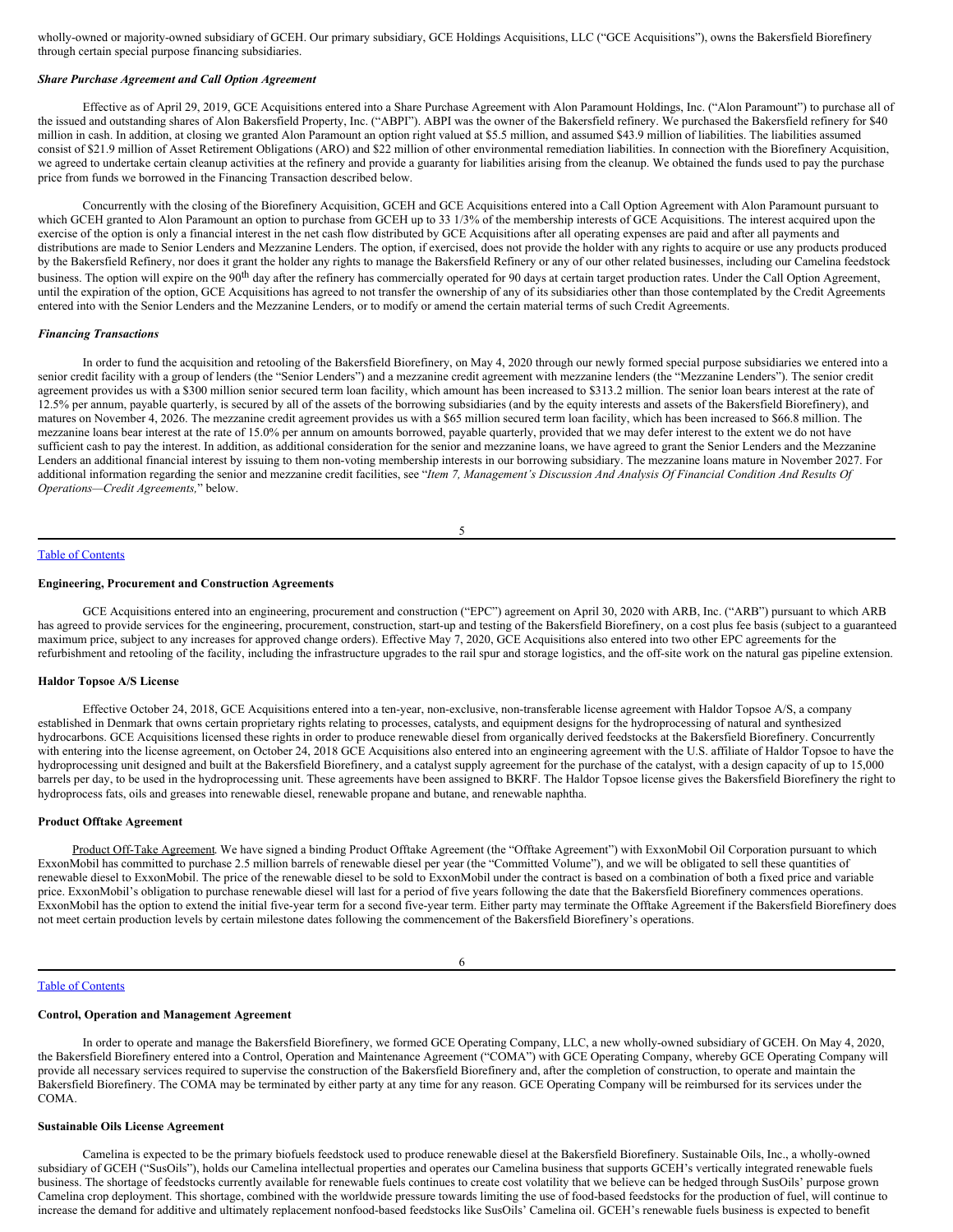wholly-owned or majority-owned subsidiary of GCEH. Our primary subsidiary, GCE Holdings Acquisitions, LLC ("GCE Acquisitions"), owns the Bakersfield Biorefinery through certain special purpose financing subsidiaries.

***Share Purchase Agreement and Call Option Agreement***

Effective as of April 29, 2019, GCE Acquisitions entered into a Share Purchase Agreement with Alon Paramount Holdings, Inc. ("Alon Paramount") to purchase all of the issued and outstanding shares of Alon Bakersfield Property, Inc. ("ABPI"). ABPI was the owner of the Bakersfield refinery. We purchased the Bakersfield refinery for $40 million in cash. In addition, at closing we granted Alon Paramount an option right valued at $5.5 million, and assumed $43.9 million of liabilities. The liabilities assumed consist of $21.9 million of Asset Retirement Obligations (ARO) and $22 million of other environmental remediation liabilities. In connection with the Biorefinery Acquisition, we agreed to undertake certain cleanup activities at the refinery and provide a guaranty for liabilities arising from the cleanup. We obtained the funds used to pay the purchase price from funds we borrowed in the Financing Transaction described below.

Concurrently with the closing of the Biorefinery Acquisition, GCEH and GCE Acquisitions entered into a Call Option Agreement with Alon Paramount pursuant to which GCEH granted to Alon Paramount an option to purchase from GCEH up to 33 1/3% of the membership interests of GCE Acquisitions. The interest acquired upon the exercise of the option is only a financial interest in the net cash flow distributed by GCE Acquisitions after all operating expenses are paid and after all payments and distributions are made to Senior Lenders and Mezzanine Lenders. The option, if exercised, does not provide the holder with any rights to acquire or use any products produced by the Bakersfield Refinery, nor does it grant the holder any rights to manage the Bakersfield Refinery or any of our other related businesses, including our Camelina feedstock business. The option will expire on the 90th day after the refinery has commercially operated for 90 days at certain target production rates. Under the Call Option Agreement, until the expiration of the option, GCE Acquisitions has agreed to not transfer the ownership of any of its subsidiaries other than those contemplated by the Credit Agreements entered into with the Senior Lenders and the Mezzanine Lenders, or to modify or amend the certain material terms of such Credit Agreements.

***Financing Transactions***

In order to fund the acquisition and retooling of the Bakersfield Biorefinery, on May 4, 2020 through our newly formed special purpose subsidiaries we entered into a senior credit facility with a group of lenders (the "Senior Lenders") and a mezzanine credit agreement with mezzanine lenders (the "Mezzanine Lenders"). The senior credit agreement provides us with a $300 million senior secured term loan facility, which amount has been increased to $313.2 million. The senior loan bears interest at the rate of 12.5% per annum, payable quarterly, is secured by all of the assets of the borrowing subsidiaries (and by the equity interests and assets of the Bakersfield Biorefinery), and matures on November 4, 2026. The mezzanine credit agreement provides us with a $65 million secured term loan facility, which has been increased to $66.8 million. The mezzanine loans bear interest at the rate of 15.0% per annum on amounts borrowed, payable quarterly, provided that we may defer interest to the extent we do not have sufficient cash to pay the interest. In addition, as additional consideration for the senior and mezzanine loans, we have agreed to grant the Senior Lenders and the Mezzanine Lenders an additional financial interest by issuing to them non-voting membership interests in our borrowing subsidiary. The mezzanine loans mature in November 2027. For additional information regarding the senior and mezzanine credit facilities, see "*Item 7, Management's Discussion And Analysis Of Financial Condition And Results Of Operations—Credit Agreements,*" below.

**Engineering, Procurement and Construction Agreements**

GCE Acquisitions entered into an engineering, procurement and construction ("EPC") agreement on April 30, 2020 with ARB, Inc. ("ARB") pursuant to which ARB has agreed to provide services for the engineering, procurement, construction, start-up and testing of the Bakersfield Biorefinery, on a cost plus fee basis (subject to a guaranteed maximum price, subject to any increases for approved change orders). Effective May 7, 2020, GCE Acquisitions also entered into two other EPC agreements for the refurbishment and retooling of the facility, including the infrastructure upgrades to the rail spur and storage logistics, and the off-site work on the natural gas pipeline extension.

**Haldor Topsoe A/S License**

Effective October 24, 2018, GCE Acquisitions entered into a ten-year, non-exclusive, non-transferable license agreement with Haldor Topsoe A/S, a company established in Denmark that owns certain proprietary rights relating to processes, catalysts, and equipment designs for the hydroprocessing of natural and synthesized hydrocarbons. GCE Acquisitions licensed these rights in order to produce renewable diesel from organically derived feedstocks at the Bakersfield Biorefinery. Concurrently with entering into the license agreement, on October 24, 2018 GCE Acquisitions also entered into an engineering agreement with the U.S. affiliate of Haldor Topsoe to have the hydroprocessing unit designed and built at the Bakersfield Biorefinery, and a catalyst supply agreement for the purchase of the catalyst, with a design capacity of up to 15,000 barrels per day, to be used in the hydroprocessing unit. These agreements have been assigned to BKRF. The Haldor Topsoe license gives the Bakersfield Biorefinery the right to hydroprocess fats, oils and greases into renewable diesel, renewable propane and butane, and renewable naphtha.

**Product Offtake Agreement**

Product Off-Take Agreement. We have signed a binding Product Offtake Agreement (the "Offtake Agreement") with ExxonMobil Oil Corporation pursuant to which ExxonMobil has committed to purchase 2.5 million barrels of renewable diesel per year (the "Committed Volume"), and we will be obligated to sell these quantities of renewable diesel to ExxonMobil. The price of the renewable diesel to be sold to ExxonMobil under the contract is based on a combination of both a fixed price and variable price. ExxonMobil's obligation to purchase renewable diesel will last for a period of five years following the date that the Bakersfield Biorefinery commences operations. ExxonMobil has the option to extend the initial five-year term for a second five-year term. Either party may terminate the Offtake Agreement if the Bakersfield Biorefinery does not meet certain production levels by certain milestone dates following the commencement of the Bakersfield Biorefinery's operations.

**Control, Operation and Management Agreement**

In order to operate and manage the Bakersfield Biorefinery, we formed GCE Operating Company, LLC, a new wholly-owned subsidiary of GCEH. On May 4, 2020, the Bakersfield Biorefinery entered into a Control, Operation and Maintenance Agreement ("COMA") with GCE Operating Company, whereby GCE Operating Company will provide all necessary services required to supervise the construction of the Bakersfield Biorefinery and, after the completion of construction, to operate and maintain the Bakersfield Biorefinery. The COMA may be terminated by either party at any time for any reason. GCE Operating Company will be reimbursed for its services under the COMA.

**Sustainable Oils License Agreement**

Camelina is expected to be the primary biofuels feedstock used to produce renewable diesel at the Bakersfield Biorefinery. Sustainable Oils, Inc., a wholly-owned subsidiary of GCEH ("SusOils"), holds our Camelina intellectual properties and operates our Camelina business that supports GCEH's vertically integrated renewable fuels business. The shortage of feedstocks currently available for renewable fuels continues to create cost volatility that we believe can be hedged through SusOils' purpose grown Camelina crop deployment. This shortage, combined with the worldwide pressure towards limiting the use of food-based feedstocks for the production of fuel, will continue to increase the demand for additive and ultimately replacement nonfood-based feedstocks like SusOils' Camelina oil. GCEH's renewable fuels business is expected to benefit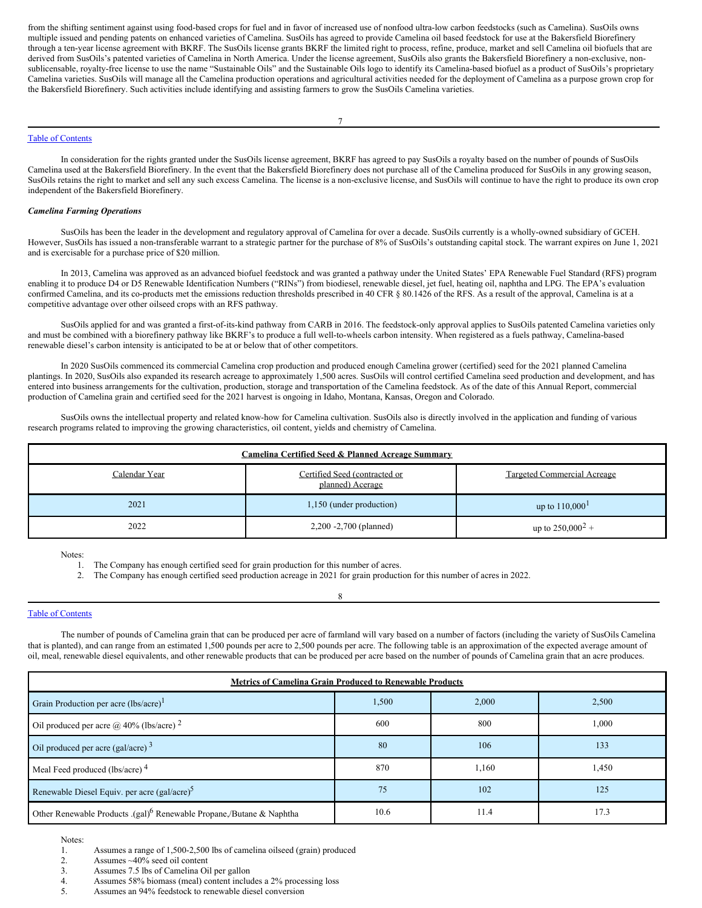from the shifting sentiment against using food-based crops for fuel and in favor of increased use of nonfood ultra-low carbon feedstocks (such as Camelina). SusOils owns multiple issued and pending patents on enhanced varieties of Camelina. SusOils has agreed to provide Camelina oil based feedstock for use at the Bakersfield Biorefinery through a ten-year license agreement with BKRF. The SusOils license grants BKRF the limited right to process, refine, produce, market and sell Camelina oil biofuels that are derived from SusOils's patented varieties of Camelina in North America. Under the license agreement, SusOils also grants the Bakersfield Biorefinery a non-exclusive, non-sublicensable, royalty-free license to use the name "Sustainable Oils" and the Sustainable Oils logo to identify its Camelina-based biofuel as a product of SusOils's proprietary Camelina varieties. SusOils will manage all the Camelina production operations and agricultural activities needed for the deployment of Camelina as a purpose grown crop for the Bakersfield Biorefinery. Such activities include identifying and assisting farmers to grow the SusOils Camelina varieties.

In consideration for the rights granted under the SusOils license agreement, BKRF has agreed to pay SusOils a royalty based on the number of pounds of SusOils Camelina used at the Bakersfield Biorefinery. In the event that the Bakersfield Biorefinery does not purchase all of the Camelina produced for SusOils in any growing season, SusOils retains the right to market and sell any such excess Camelina. The license is a non-exclusive license, and SusOils will continue to have the right to produce its own crop independent of the Bakersfield Biorefinery.

***Camelina Farming Operations***

SusOils has been the leader in the development and regulatory approval of Camelina for over a decade. SusOils currently is a wholly-owned subsidiary of GCEH. However, SusOils has issued a non-transferable warrant to a strategic partner for the purchase of 8% of SusOils's outstanding capital stock. The warrant expires on June 1, 2021 and is exercisable for a purchase price of $20 million.

In 2013, Camelina was approved as an advanced biofuel feedstock and was granted a pathway under the United States' EPA Renewable Fuel Standard (RFS) program enabling it to produce D4 or D5 Renewable Identification Numbers ("RINs") from biodiesel, renewable diesel, jet fuel, heating oil, naphtha and LPG. The EPA's evaluation confirmed Camelina, and its co-products met the emissions reduction thresholds prescribed in 40 CFR § 80.1426 of the RFS. As a result of the approval, Camelina is at a competitive advantage over other oilseed crops with an RFS pathway.

SusOils applied for and was granted a first-of-its-kind pathway from CARB in 2016. The feedstock-only approval applies to SusOils patented Camelina varieties only and must be combined with a biorefinery pathway like BKRF's to produce a full well-to-wheels carbon intensity. When registered as a fuels pathway, Camelina-based renewable diesel's carbon intensity is anticipated to be at or below that of other competitors.

In 2020 SusOils commenced its commercial Camelina crop production and produced enough Camelina grower (certified) seed for the 2021 planned Camelina plantings. In 2020, SusOils also expanded its research acreage to approximately 1,500 acres. SusOils will control certified Camelina seed production and development, and has entered into business arrangements for the cultivation, production, storage and transportation of the Camelina feedstock. As of the date of this Annual Report, commercial production of Camelina grain and certified seed for the 2021 harvest is ongoing in Idaho, Montana, Kansas, Oregon and Colorado.

SusOils owns the intellectual property and related know-how for Camelina cultivation. SusOils also is directly involved in the application and funding of various research programs related to improving the growing characteristics, oil content, yields and chemistry of Camelina.

**Camelina Certified Seed & Planned Acreage Summary**

| Calendar Year | Certified Seed (contracted or planned) Acreage | Targeted Commercial Acreage |
|---|---|---|
| 2021 | 1,150 (under production) | up to 110,000[1] |
| 2022 | 2,200 -2,700 (planned) | up to 250,000[2] + |

Notes:

1. The Company has enough certified seed for grain production for this number of acres.
2. The Company has enough certified seed production acreage in 2021 for grain production for this number of acres in 2022.

The number of pounds of Camelina grain that can be produced per acre of farmland will vary based on a number of factors (including the variety of SusOils Camelina that is planted), and can range from an estimated 1,500 pounds per acre to 2,500 pounds per acre. The following table is an approximation of the expected average amount of oil, meal, renewable diesel equivalents, and other renewable products that can be produced per acre based on the number of pounds of Camelina grain that an acre produces.

**Metrics of Camelina Grain Produced to Renewable Products**

| | | | |
|---|---|---|---|
| Grain Production per acre (lbs/acre)[1] | 1,500 | 2,000 | 2,500 |
| Oil produced per acre @ 40% (lbs/acre) [2] | 600 | 800 | 1,000 |
| Oil produced per acre (gal/acre) [3] | 80 | 106 | 133 |
| Meal Feed produced (lbs/acre) [4] | 870 | 1,160 | 1,450 |
| Renewable Diesel Equiv. per acre (gal/acre)[5] | 75 | 102 | 125 |
| Other Renewable Products .(gal)[6] Renewable Propane,/Butane & Naphtha | 10.6 | 11.4 | 17.3 |

Notes:

1. Assumes a range of 1,500-2,500 lbs of camelina oilseed (grain) produced
2. Assumes ~40% seed oil content
3. Assumes 7.5 lbs of Camelina Oil per gallon
4. Assumes 58% biomass (meal) content includes a 2% processing loss
5. Assumes an 94% feedstock to renewable diesel conversion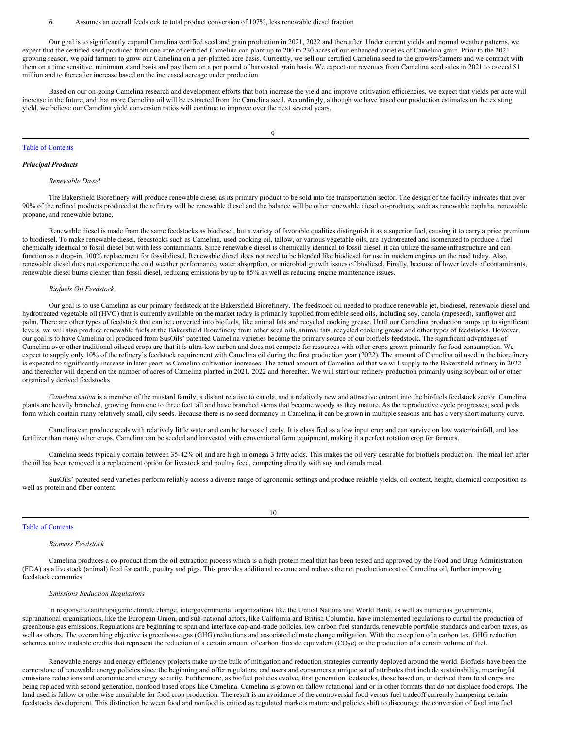6. Assumes an overall feedstock to total product conversion of 107%, less renewable diesel fraction

Our goal is to significantly expand Camelina certified seed and grain production in 2021, 2022 and thereafter. Under current yields and normal weather patterns, we expect that the certified seed produced from one acre of certified Camelina can plant up to 200 to 230 acres of our enhanced varieties of Camelina grain. Prior to the 2021 growing season, we paid farmers to grow our Camelina on a per-planted acre basis. Currently, we sell our certified Camelina seed to the growers/farmers and we contract with them on a time sensitive, minimum stand basis and pay them on a per pound of harvested grain basis. We expect our revenues from Camelina seed sales in 2021 to exceed $1 million and to thereafter increase based on the increased acreage under production.

Based on our on-going Camelina research and development efforts that both increase the yield and improve cultivation efficiencies, we expect that yields per acre will increase in the future, and that more Camelina oil will be extracted from the Camelina seed. Accordingly, although we have based our production estimates on the existing yield, we believe our Camelina yield conversion ratios will continue to improve over the next several years.

### *Principal Products*

*Renewable Diesel*

The Bakersfield Biorefinery will produce renewable diesel as its primary product to be sold into the transportation sector. The design of the facility indicates that over 90% of the refined products produced at the refinery will be renewable diesel and the balance will be other renewable diesel co-products, such as renewable naphtha, renewable propane, and renewable butane.

Renewable diesel is made from the same feedstocks as biodiesel, but a variety of favorable qualities distinguish it as a superior fuel, causing it to carry a price premium to biodiesel. To make renewable diesel, feedstocks such as Camelina, used cooking oil, tallow, or various vegetable oils, are hydrotreated and isomerized to produce a fuel chemically identical to fossil diesel but with less contaminants. Since renewable diesel is chemically identical to fossil diesel, it can utilize the same infrastructure and can function as a drop-in, 100% replacement for fossil diesel. Renewable diesel does not need to be blended like biodiesel for use in modern engines on the road today. Also, renewable diesel does not experience the cold weather performance, water absorption, or microbial growth issues of biodiesel. Finally, because of lower levels of contaminants, renewable diesel burns cleaner than fossil diesel, reducing emissions by up to 85% as well as reducing engine maintenance issues.

*Biofuels Oil Feedstock*

Our goal is to use Camelina as our primary feedstock at the Bakersfield Biorefinery. The feedstock oil needed to produce renewable jet, biodiesel, renewable diesel and hydrotreated vegetable oil (HVO) that is currently available on the market today is primarily supplied from edible seed oils, including soy, canola (rapeseed), sunflower and palm. There are other types of feedstock that can be converted into biofuels, like animal fats and recycled cooking grease. Until our Camelina production ramps up to significant levels, we will also produce renewable fuels at the Bakersfield Biorefinery from other seed oils, animal fats, recycled cooking grease and other types of feedstocks. However, our goal is to have Camelina oil produced from SusOils' patented Camelina varieties become the primary source of our biofuels feedstock. The significant advantages of Camelina over other traditional oilseed crops are that it is ultra-low carbon and does not compete for resources with other crops grown primarily for food consumption. We expect to supply only 10% of the refinery's feedstock requirement with Camelina oil during the first production year (2022). The amount of Camelina oil used in the biorefinery is expected to significantly increase in later years as Camelina cultivation increases. The actual amount of Camelina oil that we will supply to the Bakersfield refinery in 2022 and thereafter will depend on the number of acres of Camelina planted in 2021, 2022 and thereafter. We will start our refinery production primarily using soybean oil or other organically derived feedstocks.

*Camelina sativa* is a member of the mustard family, a distant relative to canola, and a relatively new and attractive entrant into the biofuels feedstock sector. Camelina plants are heavily branched, growing from one to three feet tall and have branched stems that become woody as they mature. As the reproductive cycle progresses, seed pods form which contain many relatively small, oily seeds. Because there is no seed dormancy in Camelina, it can be grown in multiple seasons and has a very short maturity curve.

Camelina can produce seeds with relatively little water and can be harvested early. It is classified as a low input crop and can survive on low water/rainfall, and less fertilizer than many other crops. Camelina can be seeded and harvested with conventional farm equipment, making it a perfect rotation crop for farmers.

Camelina seeds typically contain between 35-42% oil and are high in omega-3 fatty acids. This makes the oil very desirable for biofuels production. The meal left after the oil has been removed is a replacement option for livestock and poultry feed, competing directly with soy and canola meal.

SusOils' patented seed varieties perform reliably across a diverse range of agronomic settings and produce reliable yields, oil content, height, chemical composition as well as protein and fiber content.

*Biomass Feedstock*

Camelina produces a co-product from the oil extraction process which is a high protein meal that has been tested and approved by the Food and Drug Administration (FDA) as a livestock (animal) feed for cattle, poultry and pigs. This provides additional revenue and reduces the net production cost of Camelina oil, further improving feedstock economics.

*Emissions Reduction Regulations*

In response to anthropogenic climate change, intergovernmental organizations like the United Nations and World Bank, as well as numerous governments, supranational organizations, like the European Union, and sub-national actors, like California and British Columbia, have implemented regulations to curtail the production of greenhouse gas emissions. Regulations are beginning to span and interlace cap-and-trade policies, low carbon fuel standards, renewable portfolio standards and carbon taxes, as well as others. The overarching objective is greenhouse gas (GHG) reductions and associated climate change mitigation. With the exception of a carbon tax, GHG reduction schemes utilize tradable credits that represent the reduction of a certain amount of carbon dioxide equivalent ($CO_2e$) or the production of a certain volume of fuel.

Renewable energy and energy efficiency projects make up the bulk of mitigation and reduction strategies currently deployed around the world. Biofuels have been the cornerstone of renewable energy policies since the beginning and offer regulators, end users and consumers a unique set of attributes that include sustainability, meaningful emissions reductions and economic and energy security. Furthermore, as biofuel policies evolve, first generation feedstocks, those based on, or derived from food crops are being replaced with second generation, nonfood based crops like Camelina. Camelina is grown on fallow rotational land or in other formats that do not displace food crops. The land used is fallow or otherwise unsuitable for food crop production. The result is an avoidance of the controversial food versus fuel tradeoff currently hampering certain feedstocks development. This distinction between food and nonfood is critical as regulated markets mature and policies shift to discourage the conversion of food into fuel.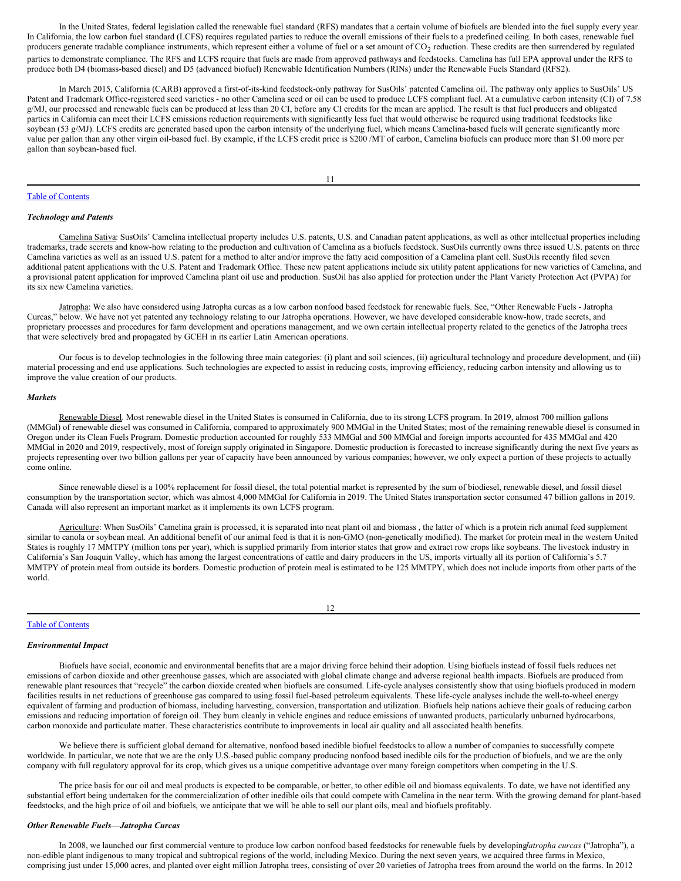In the United States, federal legislation called the renewable fuel standard (RFS) mandates that a certain volume of biofuels are blended into the fuel supply every year. In California, the low carbon fuel standard (LCFS) requires regulated parties to reduce the overall emissions of their fuels to a predefined ceiling. In both cases, renewable fuel producers generate tradable compliance instruments, which represent either a volume of fuel or a set amount of $CO_2$ reduction. These credits are then surrendered by regulated parties to demonstrate compliance. The RFS and LCFS require that fuels are made from approved pathways and feedstocks. Camelina has full EPA approval under the RFS to produce both D4 (biomass-based diesel) and D5 (advanced biofuel) Renewable Identification Numbers (RINs) under the Renewable Fuels Standard (RFS2).

In March 2015, California (CARB) approved a first-of-its-kind feedstock-only pathway for SusOils' patented Camelina oil. The pathway only applies to SusOils' US Patent and Trademark Office-registered seed varieties - no other Camelina seed or oil can be used to produce LCFS compliant fuel. At a cumulative carbon intensity (CI) of 7.58 g/MJ, our processed and renewable fuels can be produced at less than 20 CI, before any CI credits for the mean are applied. The result is that fuel producers and obligated parties in California can meet their LCFS emissions reduction requirements with significantly less fuel that would otherwise be required using traditional feedstocks like soybean (53 g/MJ). LCFS credits are generated based upon the carbon intensity of the underlying fuel, which means Camelina-based fuels will generate significantly more value per gallon than any other virgin oil-based fuel. By example, if the LCFS credit price is $200 /MT of carbon, Camelina biofuels can produce more than $1.00 more per gallon than soybean-based fuel.

### *Technology and Patents*

Camelina Sativa: SusOils' Camelina intellectual property includes U.S. patents, U.S. and Canadian patent applications, as well as other intellectual properties including trademarks, trade secrets and know-how relating to the production and cultivation of Camelina as a biofuels feedstock. SusOils currently owns three issued U.S. patents on three Camelina varieties as well as an issued U.S. patent for a method to alter and/or improve the fatty acid composition of a Camelina plant cell. SusOils recently filed seven additional patent applications with the U.S. Patent and Trademark Office. These new patent applications include six utility patent applications for new varieties of Camelina, and a provisional patent application for improved Camelina plant oil use and production. SusOil has also applied for protection under the Plant Variety Protection Act (PVPA) for its six new Camelina varieties.

Jatropha: We also have considered using Jatropha curcas as a low carbon nonfood based feedstock for renewable fuels. See, "Other Renewable Fuels - Jatropha Curcas," below. We have not yet patented any technology relating to our Jatropha operations. However, we have developed considerable know-how, trade secrets, and proprietary processes and procedures for farm development and operations management, and we own certain intellectual property related to the genetics of the Jatropha trees that were selectively bred and propagated by GCEH in its earlier Latin American operations.

Our focus is to develop technologies in the following three main categories: (i) plant and soil sciences, (ii) agricultural technology and procedure development, and (iii) material processing and end use applications. Such technologies are expected to assist in reducing costs, improving efficiency, reducing carbon intensity and allowing us to improve the value creation of our products.

### *Markets*

Renewable Diesel. Most renewable diesel in the United States is consumed in California, due to its strong LCFS program. In 2019, almost 700 million gallons (MMGal) of renewable diesel was consumed in California, compared to approximately 900 MMGal in the United States; most of the remaining renewable diesel is consumed in Oregon under its Clean Fuels Program. Domestic production accounted for roughly 533 MMGal and 500 MMGal and foreign imports accounted for 435 MMGal and 420 MMGal in 2020 and 2019, respectively, most of foreign supply originated in Singapore. Domestic production is forecasted to increase significantly during the next five years as projects representing over two billion gallons per year of capacity have been announced by various companies; however, we only expect a portion of these projects to actually come online.

Since renewable diesel is a 100% replacement for fossil diesel, the total potential market is represented by the sum of biodiesel, renewable diesel, and fossil diesel consumption by the transportation sector, which was almost 4,000 MMGal for California in 2019. The United States transportation sector consumed 47 billion gallons in 2019. Canada will also represent an important market as it implements its own LCFS program.

Agriculture: When SusOils' Camelina grain is processed, it is separated into neat plant oil and biomass , the latter of which is a protein rich animal feed supplement similar to canola or soybean meal. An additional benefit of our animal feed is that it is non-GMO (non-genetically modified). The market for protein meal in the western United States is roughly 17 MMTPY (million tons per year), which is supplied primarily from interior states that grow and extract row crops like soybeans. The livestock industry in California's San Joaquin Valley, which has among the largest concentrations of cattle and dairy producers in the US, imports virtually all its portion of California's 5.7 MMTPY of protein meal from outside its borders. Domestic production of protein meal is estimated to be 125 MMTPY, which does not include imports from other parts of the world.

### *Environmental Impact*

Biofuels have social, economic and environmental benefits that are a major driving force behind their adoption. Using biofuels instead of fossil fuels reduces net emissions of carbon dioxide and other greenhouse gasses, which are associated with global climate change and adverse regional health impacts. Biofuels are produced from renewable plant resources that "recycle" the carbon dioxide created when biofuels are consumed. Life-cycle analyses consistently show that using biofuels produced in modern facilities results in net reductions of greenhouse gas compared to using fossil fuel-based petroleum equivalents. These life-cycle analyses include the well-to-wheel energy equivalent of farming and production of biomass, including harvesting, conversion, transportation and utilization. Biofuels help nations achieve their goals of reducing carbon emissions and reducing importation of foreign oil. They burn cleanly in vehicle engines and reduce emissions of unwanted products, particularly unburned hydrocarbons, carbon monoxide and particulate matter. These characteristics contribute to improvements in local air quality and all associated health benefits.

We believe there is sufficient global demand for alternative, nonfood based inedible biofuel feedstocks to allow a number of companies to successfully compete worldwide. In particular, we note that we are the only U.S.-based public company producing nonfood based inedible oils for the production of biofuels, and we are the only company with full regulatory approval for its crop, which gives us a unique competitive advantage over many foreign competitors when competing in the U.S.

The price basis for our oil and meal products is expected to be comparable, or better, to other edible oil and biomass equivalents. To date, we have not identified any substantial effort being undertaken for the commercialization of other inedible oils that could compete with Camelina in the near term. With the growing demand for plant-based feedstocks, and the high price of oil and biofuels, we anticipate that we will be able to sell our plant oils, meal and biofuels profitably.

### *Other Renewable Fuels—Jatropha Curcas*

In 2008, we launched our first commercial venture to produce low carbon nonfood based feedstocks for renewable fuels by developing *Jatropha curcas* ("Jatropha"), a non-edible plant indigenous to many tropical and subtropical regions of the world, including Mexico. During the next seven years, we acquired three farms in Mexico, comprising just under 15,000 acres, and planted over eight million Jatropha trees, consisting of over 20 varieties of Jatropha trees from around the world on the farms. In 2012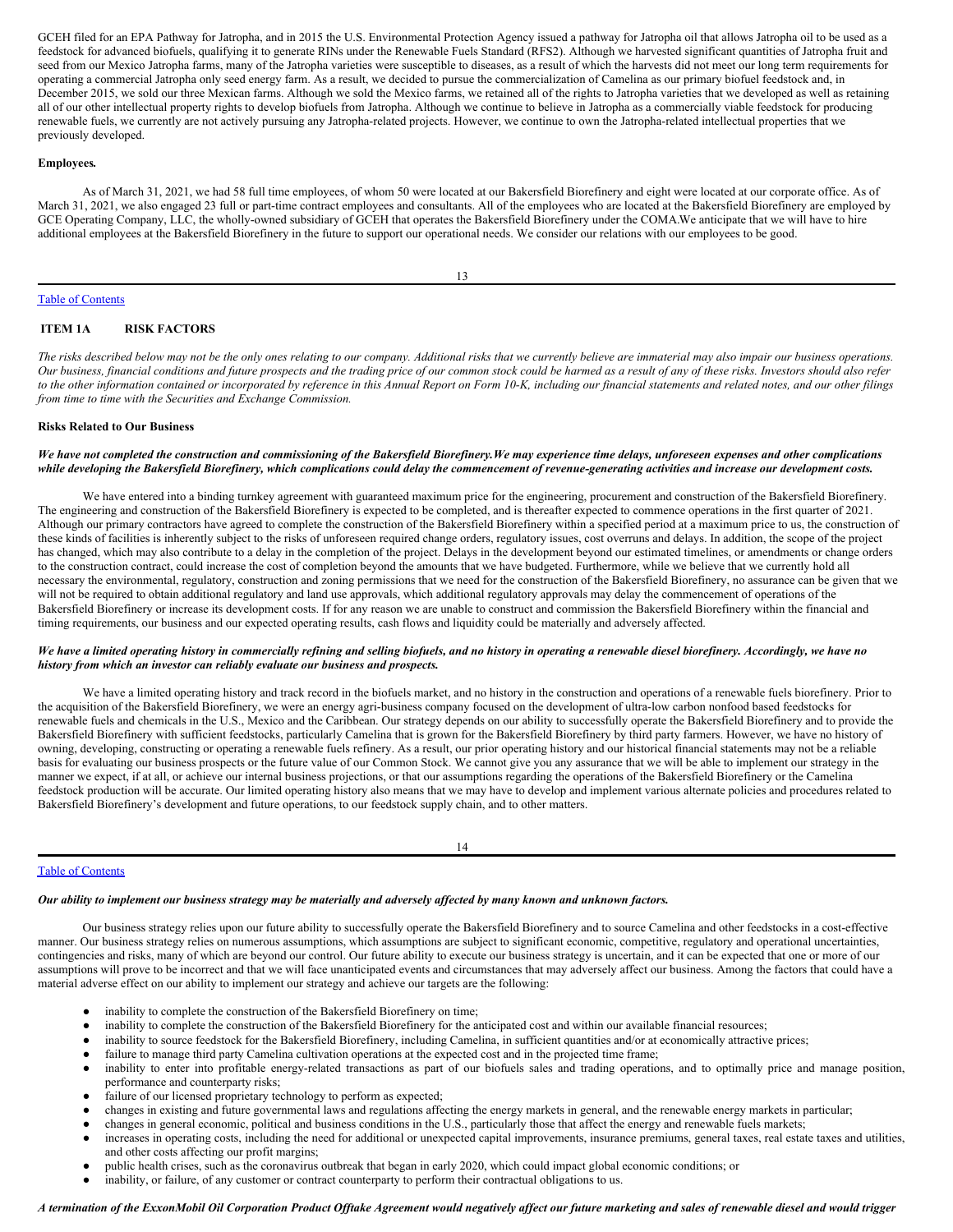GCEH filed for an EPA Pathway for Jatropha, and in 2015 the U.S. Environmental Protection Agency issued a pathway for Jatropha oil that allows Jatropha oil to be used as a feedstock for advanced biofuels, qualifying it to generate RINs under the Renewable Fuels Standard (RFS2). Although we harvested significant quantities of Jatropha fruit and seed from our Mexico Jatropha farms, many of the Jatropha varieties were susceptible to diseases, as a result of which the harvests did not meet our long term requirements for operating a commercial Jatropha only seed energy farm. As a result, we decided to pursue the commercialization of Camelina as our primary biofuel feedstock and, in December 2015, we sold our three Mexican farms. Although we sold the Mexico farms, we retained all of the rights to Jatropha varieties that we developed as well as retaining all of our other intellectual property rights to develop biofuels from Jatropha. Although we continue to believe in Jatropha as a commercially viable feedstock for producing renewable fuels, we currently are not actively pursuing any Jatropha-related projects. However, we continue to own the Jatropha-related intellectual properties that we previously developed.

**Employees.**

As of March 31, 2021, we had 58 full time employees, of whom 50 were located at our Bakersfield Biorefinery and eight were located at our corporate office. As of March 31, 2021, we also engaged 23 full or part-time contract employees and consultants. All of the employees who are located at the Bakersfield Biorefinery are employed by GCE Operating Company, LLC, the wholly-owned subsidiary of GCEH that operates the Bakersfield Biorefinery under the COMA.We anticipate that we will have to hire additional employees at the Bakersfield Biorefinery in the future to support our operational needs. We consider our relations with our employees to be good.

## ITEM 1A RISK FACTORS

*The risks described below may not be the only ones relating to our company. Additional risks that we currently believe are immaterial may also impair our business operations. Our business, financial conditions and future prospects and the trading price of our common stock could be harmed as a result of any of these risks. Investors should also refer to the other information contained or incorporated by reference in this Annual Report on Form 10-K, including our financial statements and related notes, and our other filings from time to time with the Securities and Exchange Commission.*

**Risks Related to Our Business**

***We have not completed the construction and commissioning of the Bakersfield Biorefinery.We may experience time delays, unforeseen expenses and other complications while developing the Bakersfield Biorefinery, which complications could delay the commencement of revenue-generating activities and increase our development costs.***

We have entered into a binding turnkey agreement with guaranteed maximum price for the engineering, procurement and construction of the Bakersfield Biorefinery. The engineering and construction of the Bakersfield Biorefinery is expected to be completed, and is thereafter expected to commence operations in the first quarter of 2021. Although our primary contractors have agreed to complete the construction of the Bakersfield Biorefinery within a specified period at a maximum price to us, the construction of these kinds of facilities is inherently subject to the risks of unforeseen required change orders, regulatory issues, cost overruns and delays. In addition, the scope of the project has changed, which may also contribute to a delay in the completion of the project. Delays in the development beyond our estimated timelines, or amendments or change orders to the construction contract, could increase the cost of completion beyond the amounts that we have budgeted. Furthermore, while we believe that we currently hold all necessary the environmental, regulatory, construction and zoning permissions that we need for the construction of the Bakersfield Biorefinery, no assurance can be given that we will not be required to obtain additional regulatory and land use approvals, which additional regulatory approvals may delay the commencement of operations of the Bakersfield Biorefinery or increase its development costs. If for any reason we are unable to construct and commission the Bakersfield Biorefinery within the financial and timing requirements, our business and our expected operating results, cash flows and liquidity could be materially and adversely affected.

***We have a limited operating history in commercially refining and selling biofuels, and no history in operating a renewable diesel biorefinery. Accordingly, we have no history from which an investor can reliably evaluate our business and prospects.***

We have a limited operating history and track record in the biofuels market, and no history in the construction and operations of a renewable fuels biorefinery. Prior to the acquisition of the Bakersfield Biorefinery, we were an energy agri-business company focused on the development of ultra-low carbon nonfood based feedstocks for renewable fuels and chemicals in the U.S., Mexico and the Caribbean. Our strategy depends on our ability to successfully operate the Bakersfield Biorefinery and to provide the Bakersfield Biorefinery with sufficient feedstocks, particularly Camelina that is grown for the Bakersfield Biorefinery by third party farmers. However, we have no history of owning, developing, constructing or operating a renewable fuels refinery. As a result, our prior operating history and our historical financial statements may not be a reliable basis for evaluating our business prospects or the future value of our Common Stock. We cannot give you any assurance that we will be able to implement our strategy in the manner we expect, if at all, or achieve our internal business projections, or that our assumptions regarding the operations of the Bakersfield Biorefinery or the Camelina feedstock production will be accurate. Our limited operating history also means that we may have to develop and implement various alternate policies and procedures related to Bakersfield Biorefinery's development and future operations, to our feedstock supply chain, and to other matters.

***Our ability to implement our business strategy may be materially and adversely affected by many known and unknown factors.***

Our business strategy relies upon our future ability to successfully operate the Bakersfield Biorefinery and to source Camelina and other feedstocks in a cost-effective manner. Our business strategy relies on numerous assumptions, which assumptions are subject to significant economic, competitive, regulatory and operational uncertainties, contingencies and risks, many of which are beyond our control. Our future ability to execute our business strategy is uncertain, and it can be expected that one or more of our assumptions will prove to be incorrect and that we will face unanticipated events and circumstances that may adversely affect our business. Among the factors that could have a material adverse effect on our ability to implement our strategy and achieve our targets are the following:

- inability to complete the construction of the Bakersfield Biorefinery on time;
- inability to complete the construction of the Bakersfield Biorefinery for the anticipated cost and within our available financial resources;
- inability to source feedstock for the Bakersfield Biorefinery, including Camelina, in sufficient quantities and/or at economically attractive prices;
- failure to manage third party Camelina cultivation operations at the expected cost and in the projected time frame;
- inability to enter into profitable energy-related transactions as part of our biofuels sales and trading operations, and to optimally price and manage position, performance and counterparty risks;
- failure of our licensed proprietary technology to perform as expected;
- changes in existing and future governmental laws and regulations affecting the energy markets in general, and the renewable energy markets in particular;
- changes in general economic, political and business conditions in the U.S., particularly those that affect the energy and renewable fuels markets;
- increases in operating costs, including the need for additional or unexpected capital improvements, insurance premiums, general taxes, real estate taxes and utilities, and other costs affecting our profit margins;
- public health crises, such as the coronavirus outbreak that began in early 2020, which could impact global economic conditions; or
- inability, or failure, of any customer or contract counterparty to perform their contractual obligations to us.

***A termination of the ExxonMobil Oil Corporation Product Offtake Agreement would negatively affect our future marketing and sales of renewable diesel and would trigger***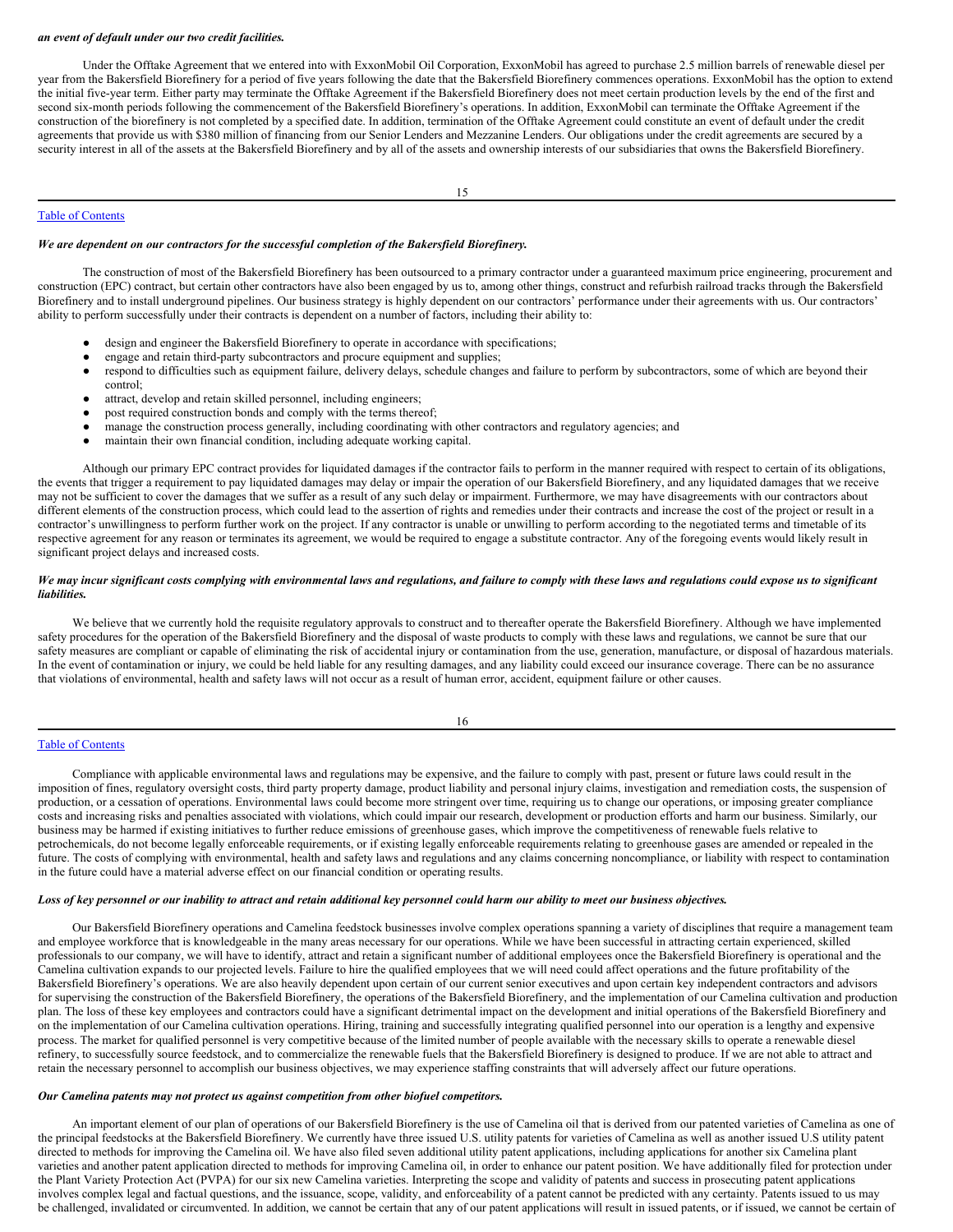***an event of default under our two credit facilities.***

Under the Offtake Agreement that we entered into with ExxonMobil Oil Corporation, ExxonMobil has agreed to purchase 2.5 million barrels of renewable diesel per year from the Bakersfield Biorefinery for a period of five years following the date that the Bakersfield Biorefinery commences operations. ExxonMobil has the option to extend the initial five-year term. Either party may terminate the Offtake Agreement if the Bakersfield Biorefinery does not meet certain production levels by the end of the first and second six-month periods following the commencement of the Bakersfield Biorefinery's operations. In addition, ExxonMobil can terminate the Offtake Agreement if the construction of the biorefinery is not completed by a specified date. In addition, termination of the Offtake Agreement could constitute an event of default under the credit agreements that provide us with $380 million of financing from our Senior Lenders and Mezzanine Lenders. Our obligations under the credit agreements are secured by a security interest in all of the assets at the Bakersfield Biorefinery and by all of the assets and ownership interests of our subsidiaries that owns the Bakersfield Biorefinery.

***We are dependent on our contractors for the successful completion of the Bakersfield Biorefinery.***

The construction of most of the Bakersfield Biorefinery has been outsourced to a primary contractor under a guaranteed maximum price engineering, procurement and construction (EPC) contract, but certain other contractors have also been engaged by us to, among other things, construct and refurbish railroad tracks through the Bakersfield Biorefinery and to install underground pipelines. Our business strategy is highly dependent on our contractors' performance under their agreements with us. Our contractors' ability to perform successfully under their contracts is dependent on a number of factors, including their ability to:

- design and engineer the Bakersfield Biorefinery to operate in accordance with specifications;
- engage and retain third-party subcontractors and procure equipment and supplies;
- respond to difficulties such as equipment failure, delivery delays, schedule changes and failure to perform by subcontractors, some of which are beyond their control;
- attract, develop and retain skilled personnel, including engineers;
- post required construction bonds and comply with the terms thereof;
- manage the construction process generally, including coordinating with other contractors and regulatory agencies; and
- maintain their own financial condition, including adequate working capital.

Although our primary EPC contract provides for liquidated damages if the contractor fails to perform in the manner required with respect to certain of its obligations, the events that trigger a requirement to pay liquidated damages may delay or impair the operation of our Bakersfield Biorefinery, and any liquidated damages that we receive may not be sufficient to cover the damages that we suffer as a result of any such delay or impairment. Furthermore, we may have disagreements with our contractors about different elements of the construction process, which could lead to the assertion of rights and remedies under their contracts and increase the cost of the project or result in a contractor's unwillingness to perform further work on the project. If any contractor is unable or unwilling to perform according to the negotiated terms and timetable of its respective agreement for any reason or terminates its agreement, we would be required to engage a substitute contractor. Any of the foregoing events would likely result in significant project delays and increased costs.

***We may incur significant costs complying with environmental laws and regulations, and failure to comply with these laws and regulations could expose us to significant liabilities.***

We believe that we currently hold the requisite regulatory approvals to construct and to thereafter operate the Bakersfield Biorefinery. Although we have implemented safety procedures for the operation of the Bakersfield Biorefinery and the disposal of waste products to comply with these laws and regulations, we cannot be sure that our safety measures are compliant or capable of eliminating the risk of accidental injury or contamination from the use, generation, manufacture, or disposal of hazardous materials. In the event of contamination or injury, we could be held liable for any resulting damages, and any liability could exceed our insurance coverage. There can be no assurance that violations of environmental, health and safety laws will not occur as a result of human error, accident, equipment failure or other causes.

Compliance with applicable environmental laws and regulations may be expensive, and the failure to comply with past, present or future laws could result in the imposition of fines, regulatory oversight costs, third party property damage, product liability and personal injury claims, investigation and remediation costs, the suspension of production, or a cessation of operations. Environmental laws could become more stringent over time, requiring us to change our operations, or imposing greater compliance costs and increasing risks and penalties associated with violations, which could impair our research, development or production efforts and harm our business. Similarly, our business may be harmed if existing initiatives to further reduce emissions of greenhouse gases, which improve the competitiveness of renewable fuels relative to petrochemicals, do not become legally enforceable requirements, or if existing legally enforceable requirements relating to greenhouse gases are amended or repealed in the future. The costs of complying with environmental, health and safety laws and regulations and any claims concerning noncompliance, or liability with respect to contamination in the future could have a material adverse effect on our financial condition or operating results.

***Loss of key personnel or our inability to attract and retain additional key personnel could harm our ability to meet our business objectives.***

Our Bakersfield Biorefinery operations and Camelina feedstock businesses involve complex operations spanning a variety of disciplines that require a management team and employee workforce that is knowledgeable in the many areas necessary for our operations. While we have been successful in attracting certain experienced, skilled professionals to our company, we will have to identify, attract and retain a significant number of additional employees once the Bakersfield Biorefinery is operational and the Camelina cultivation expands to our projected levels. Failure to hire the qualified employees that we will need could affect operations and the future profitability of the Bakersfield Biorefinery's operations. We are also heavily dependent upon certain of our current senior executives and upon certain key independent contractors and advisors for supervising the construction of the Bakersfield Biorefinery, the operations of the Bakersfield Biorefinery, and the implementation of our Camelina cultivation and production plan. The loss of these key employees and contractors could have a significant detrimental impact on the development and initial operations of the Bakersfield Biorefinery and on the implementation of our Camelina cultivation operations. Hiring, training and successfully integrating qualified personnel into our operation is a lengthy and expensive process. The market for qualified personnel is very competitive because of the limited number of people available with the necessary skills to operate a renewable diesel refinery, to successfully source feedstock, and to commercialize the renewable fuels that the Bakersfield Biorefinery is designed to produce. If we are not able to attract and retain the necessary personnel to accomplish our business objectives, we may experience staffing constraints that will adversely affect our future operations.

***Our Camelina patents may not protect us against competition from other biofuel competitors.***

An important element of our plan of operations of our Bakersfield Biorefinery is the use of Camelina oil that is derived from our patented varieties of Camelina as one of the principal feedstocks at the Bakersfield Biorefinery. We currently have three issued U.S. utility patents for varieties of Camelina as well as another issued U.S utility patent directed to methods for improving the Camelina oil. We have also filed seven additional utility patent applications, including applications for another six Camelina plant varieties and another patent application directed to methods for improving Camelina oil, in order to enhance our patent position. We have additionally filed for protection under the Plant Variety Protection Act (PVPA) for our six new Camelina varieties. Interpreting the scope and validity of patents and success in prosecuting patent applications involves complex legal and factual questions, and the issuance, scope, validity, and enforceability of a patent cannot be predicted with any certainty. Patents issued to us may be challenged, invalidated or circumvented. In addition, we cannot be certain that any of our patent applications will result in issued patents, or if issued, we cannot be certain of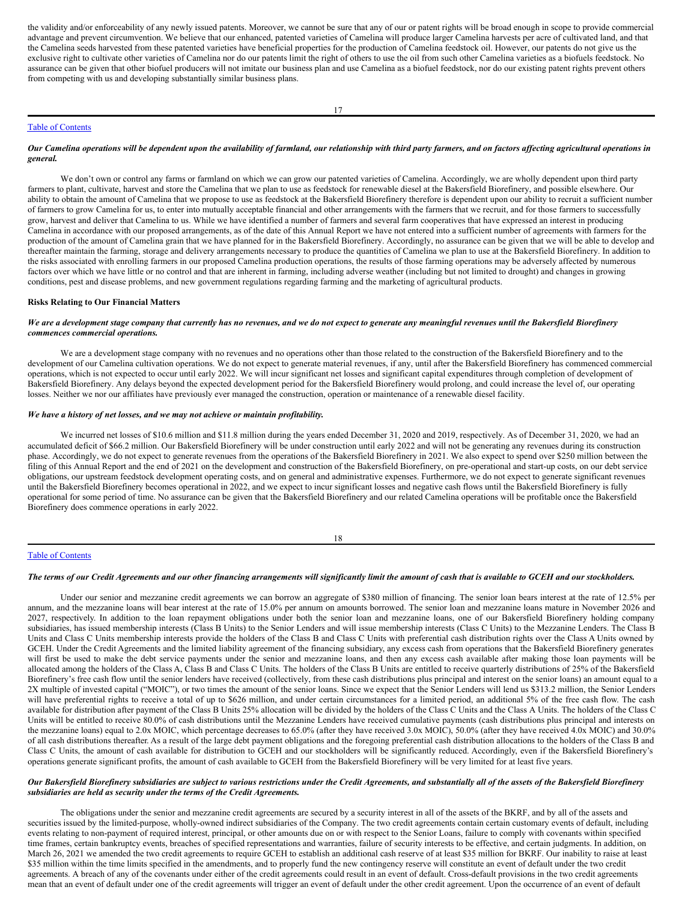the validity and/or enforceability of any newly issued patents. Moreover, we cannot be sure that any of our or patent rights will be broad enough in scope to provide commercial advantage and prevent circumvention. We believe that our enhanced, patented varieties of Camelina will produce larger Camelina harvests per acre of cultivated land, and that the Camelina seeds harvested from these patented varieties have beneficial properties for the production of Camelina feedstock oil. However, our patents do not give us the exclusive right to cultivate other varieties of Camelina nor do our patents limit the right of others to use the oil from such other Camelina varieties as a biofuels feedstock. No assurance can be given that other biofuel producers will not imitate our business plan and use Camelina as a biofuel feedstock, nor do our existing patent rights prevent others from competing with us and developing substantially similar business plans.

***Our Camelina operations will be dependent upon the availability of farmland, our relationship with third party farmers, and on factors affecting agricultural operations in general.***

We don't own or control any farms or farmland on which we can grow our patented varieties of Camelina. Accordingly, we are wholly dependent upon third party farmers to plant, cultivate, harvest and store the Camelina that we plan to use as feedstock for renewable diesel at the Bakersfield Biorefinery, and possible elsewhere. Our ability to obtain the amount of Camelina that we propose to use as feedstock at the Bakersfield Biorefinery therefore is dependent upon our ability to recruit a sufficient number of farmers to grow Camelina for us, to enter into mutually acceptable financial and other arrangements with the farmers that we recruit, and for those farmers to successfully grow, harvest and deliver that Camelina to us. While we have identified a number of farmers and several farm cooperatives that have expressed an interest in producing Camelina in accordance with our proposed arrangements, as of the date of this Annual Report we have not entered into a sufficient number of agreements with farmers for the production of the amount of Camelina grain that we have planned for in the Bakersfield Biorefinery. Accordingly, no assurance can be given that we will be able to develop and thereafter maintain the farming, storage and delivery arrangements necessary to produce the quantities of Camelina we plan to use at the Bakersfield Biorefinery. In addition to the risks associated with enrolling farmers in our proposed Camelina production operations, the results of those farming operations may be adversely affected by numerous factors over which we have little or no control and that are inherent in farming, including adverse weather (including but not limited to drought) and changes in growing conditions, pest and disease problems, and new government regulations regarding farming and the marketing of agricultural products.

**Risks Relating to Our Financial Matters**

***We are a development stage company that currently has no revenues, and we do not expect to generate any meaningful revenues until the Bakersfield Biorefinery commences commercial operations.***

We are a development stage company with no revenues and no operations other than those related to the construction of the Bakersfield Biorefinery and to the development of our Camelina cultivation operations. We do not expect to generate material revenues, if any, until after the Bakersfield Biorefinery has commenced commercial operations, which is not expected to occur until early 2022. We will incur significant net losses and significant capital expenditures through completion of development of Bakersfield Biorefinery. Any delays beyond the expected development period for the Bakersfield Biorefinery would prolong, and could increase the level of, our operating losses. Neither we nor our affiliates have previously ever managed the construction, operation or maintenance of a renewable diesel facility.

***We have a history of net losses, and we may not achieve or maintain profitability.***

We incurred net losses of $10.6 million and $11.8 million during the years ended December 31, 2020 and 2019, respectively. As of December 31, 2020, we had an accumulated deficit of $66.2 million. Our Bakersfield Biorefinery will be under construction until early 2022 and will not be generating any revenues during its construction phase. Accordingly, we do not expect to generate revenues from the operations of the Bakersfield Biorefinery in 2021. We also expect to spend over $250 million between the filing of this Annual Report and the end of 2021 on the development and construction of the Bakersfield Biorefinery, on pre-operational and start-up costs, on our debt service obligations, our upstream feedstock development operating costs, and on general and administrative expenses. Furthermore, we do not expect to generate significant revenues until the Bakersfield Biorefinery becomes operational in 2022, and we expect to incur significant losses and negative cash flows until the Bakersfield Biorefinery is fully operational for some period of time. No assurance can be given that the Bakersfield Biorefinery and our related Camelina operations will be profitable once the Bakersfield Biorefinery does commence operations in early 2022.

***The terms of our Credit Agreements and our other financing arrangements will significantly limit the amount of cash that is available to GCEH and our stockholders.***

Under our senior and mezzanine credit agreements we can borrow an aggregate of $380 million of financing. The senior loan bears interest at the rate of 12.5% per annum, and the mezzanine loans will bear interest at the rate of 15.0% per annum on amounts borrowed. The senior loan and mezzanine loans mature in November 2026 and 2027, respectively. In addition to the loan repayment obligations under both the senior loan and mezzanine loans, one of our Bakersfield Biorefinery holding company subsidiaries, has issued membership interests (Class B Units) to the Senior Lenders and will issue membership interests (Class C Units) to the Mezzanine Lenders. The Class B Units and Class C Units membership interests provide the holders of the Class B and Class C Units with preferential cash distribution rights over the Class A Units owned by GCEH. Under the Credit Agreements and the limited liability agreement of the financing subsidiary, any excess cash from operations that the Bakersfield Biorefinery generates will first be used to make the debt service payments under the senior and mezzanine loans, and then any excess cash available after making those loan payments will be allocated among the holders of the Class A, Class B and Class C Units. The holders of the Class B Units are entitled to receive quarterly distributions of 25% of the Bakersfield Biorefinery's free cash flow until the senior lenders have received (collectively, from these cash distributions plus principal and interest on the senior loans) an amount equal to a 2X multiple of invested capital ("MOIC"), or two times the amount of the senior loans. Since we expect that the Senior Lenders will lend us $313.2 million, the Senior Lenders will have preferential rights to receive a total of up to $626 million, and under certain circumstances for a limited period, an additional 5% of the free cash flow. The cash available for distribution after payment of the Class B Units 25% allocation will be divided by the holders of the Class C Units and the Class A Units. The holders of the Class C Units will be entitled to receive 80.0% of cash distributions until the Mezzanine Lenders have received cumulative payments (cash distributions plus principal and interests on the mezzanine loans) equal to 2.0x MOIC, which percentage decreases to 65.0% (after they have received 3.0x MOIC), 50.0% (after they have received 4.0x MOIC) and 30.0% of all cash distributions thereafter. As a result of the large debt payment obligations and the foregoing preferential cash distribution allocations to the holders of the Class B and Class C Units, the amount of cash available for distribution to GCEH and our stockholders will be significantly reduced. Accordingly, even if the Bakersfield Biorefinery's operations generate significant profits, the amount of cash available to GCEH from the Bakersfield Biorefinery will be very limited for at least five years.

***Our Bakersfield Biorefinery subsidiaries are subject to various restrictions under the Credit Agreements, and substantially all of the assets of the Bakersfield Biorefinery subsidiaries are held as security under the terms of the Credit Agreements.***

The obligations under the senior and mezzanine credit agreements are secured by a security interest in all of the assets of the BKRF, and by all of the assets and securities issued by the limited-purpose, wholly-owned indirect subsidiaries of the Company. The two credit agreements contain certain customary events of default, including events relating to non-payment of required interest, principal, or other amounts due on or with respect to the Senior Loans, failure to comply with covenants within specified time frames, certain bankruptcy events, breaches of specified representations and warranties, failure of security interests to be effective, and certain judgments. In addition, on March 26, 2021 we amended the two credit agreements to require GCEH to establish an additional cash reserve of at least $35 million for BKRF. Our inability to raise at least $35 million within the time limits specified in the amendments, and to properly fund the new contingency reserve will constitute an event of default under the two credit agreements. A breach of any of the covenants under either of the credit agreements could result in an event of default. Cross-default provisions in the two credit agreements mean that an event of default under one of the credit agreements will trigger an event of default under the other credit agreement. Upon the occurrence of an event of default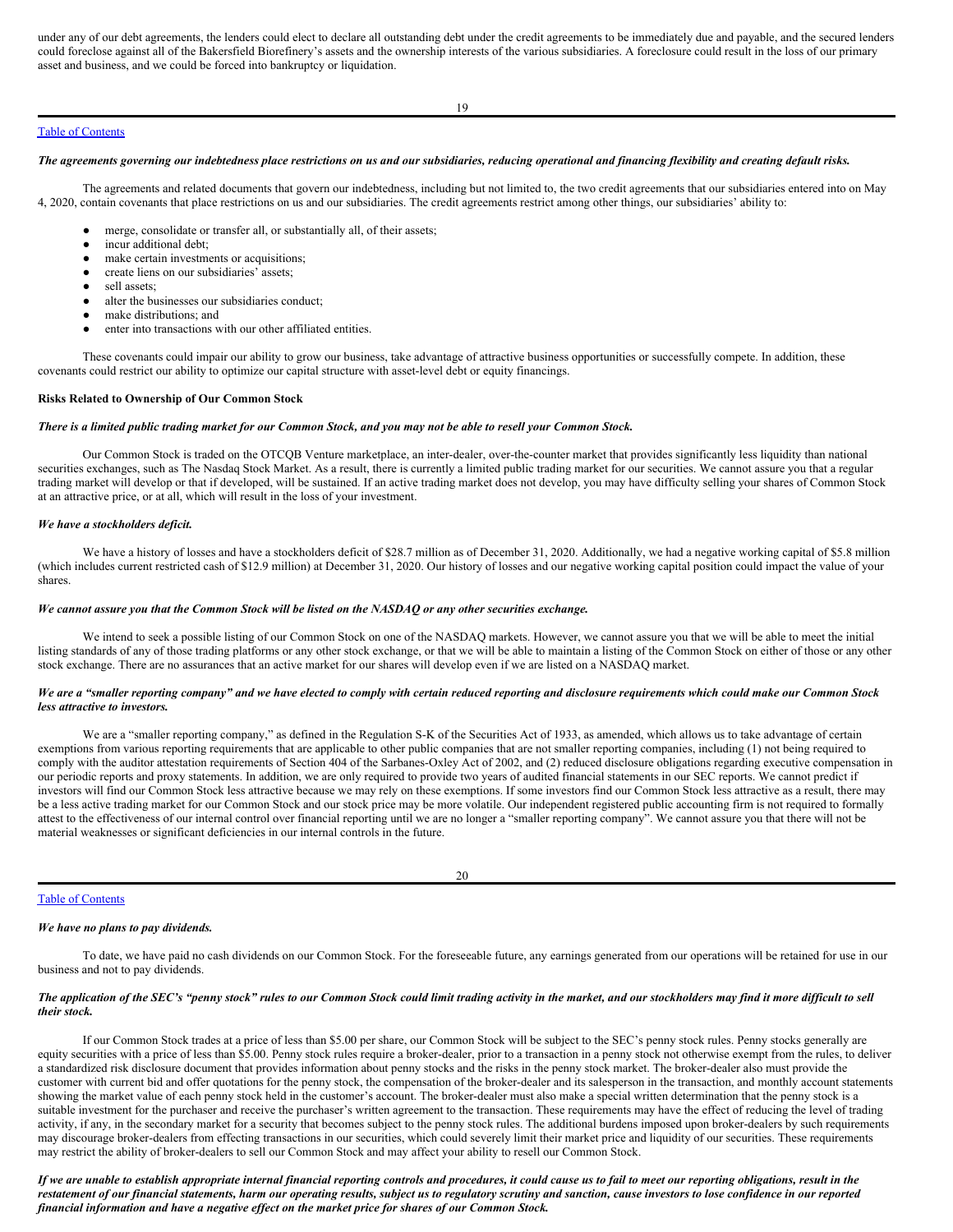under any of our debt agreements, the lenders could elect to declare all outstanding debt under the credit agreements to be immediately due and payable, and the secured lenders could foreclose against all of the Bakersfield Biorefinery's assets and the ownership interests of the various subsidiaries. A foreclosure could result in the loss of our primary asset and business, and we could be forced into bankruptcy or liquidation.

***The agreements governing our indebtedness place restrictions on us and our subsidiaries, reducing operational and financing flexibility and creating default risks.***

The agreements and related documents that govern our indebtedness, including but not limited to, the two credit agreements that our subsidiaries entered into on May 4, 2020, contain covenants that place restrictions on us and our subsidiaries. The credit agreements restrict among other things, our subsidiaries' ability to:

- merge, consolidate or transfer all, or substantially all, of their assets;
- incur additional debt;
- make certain investments or acquisitions;
- create liens on our subsidiaries' assets;
- sell assets;
- alter the businesses our subsidiaries conduct;
- make distributions; and
- enter into transactions with our other affiliated entities.

These covenants could impair our ability to grow our business, take advantage of attractive business opportunities or successfully compete. In addition, these covenants could restrict our ability to optimize our capital structure with asset-level debt or equity financings.

**Risks Related to Ownership of Our Common Stock**

***There is a limited public trading market for our Common Stock, and you may not be able to resell your Common Stock.***

Our Common Stock is traded on the OTCQB Venture marketplace, an inter-dealer, over-the-counter market that provides significantly less liquidity than national securities exchanges, such as The Nasdaq Stock Market. As a result, there is currently a limited public trading market for our securities. We cannot assure you that a regular trading market will develop or that if developed, will be sustained. If an active trading market does not develop, you may have difficulty selling your shares of Common Stock at an attractive price, or at all, which will result in the loss of your investment.

***We have a stockholders deficit.***

We have a history of losses and have a stockholders deficit of $28.7 million as of December 31, 2020. Additionally, we had a negative working capital of $5.8 million (which includes current restricted cash of $12.9 million) at December 31, 2020. Our history of losses and our negative working capital position could impact the value of your shares.

***We cannot assure you that the Common Stock will be listed on the NASDAQ or any other securities exchange.***

We intend to seek a possible listing of our Common Stock on one of the NASDAQ markets. However, we cannot assure you that we will be able to meet the initial listing standards of any of those trading platforms or any other stock exchange, or that we will be able to maintain a listing of the Common Stock on either of those or any other stock exchange. There are no assurances that an active market for our shares will develop even if we are listed on a NASDAQ market.

***We are a "smaller reporting company" and we have elected to comply with certain reduced reporting and disclosure requirements which could make our Common Stock less attractive to investors.***

We are a "smaller reporting company," as defined in the Regulation S-K of the Securities Act of 1933, as amended, which allows us to take advantage of certain exemptions from various reporting requirements that are applicable to other public companies that are not smaller reporting companies, including (1) not being required to comply with the auditor attestation requirements of Section 404 of the Sarbanes-Oxley Act of 2002, and (2) reduced disclosure obligations regarding executive compensation in our periodic reports and proxy statements. In addition, we are only required to provide two years of audited financial statements in our SEC reports. We cannot predict if investors will find our Common Stock less attractive because we may rely on these exemptions. If some investors find our Common Stock less attractive as a result, there may be a less active trading market for our Common Stock and our stock price may be more volatile. Our independent registered public accounting firm is not required to formally attest to the effectiveness of our internal control over financial reporting until we are no longer a "smaller reporting company". We cannot assure you that there will not be material weaknesses or significant deficiencies in our internal controls in the future.

***We have no plans to pay dividends.***

To date, we have paid no cash dividends on our Common Stock. For the foreseeable future, any earnings generated from our operations will be retained for use in our business and not to pay dividends.

***The application of the SEC's "penny stock" rules to our Common Stock could limit trading activity in the market, and our stockholders may find it more difficult to sell their stock.***

If our Common Stock trades at a price of less than $5.00 per share, our Common Stock will be subject to the SEC's penny stock rules. Penny stocks generally are equity securities with a price of less than $5.00. Penny stock rules require a broker-dealer, prior to a transaction in a penny stock not otherwise exempt from the rules, to deliver a standardized risk disclosure document that provides information about penny stocks and the risks in the penny stock market. The broker-dealer also must provide the customer with current bid and offer quotations for the penny stock, the compensation of the broker-dealer and its salesperson in the transaction, and monthly account statements showing the market value of each penny stock held in the customer's account. The broker-dealer must also make a special written determination that the penny stock is a suitable investment for the purchaser and receive the purchaser's written agreement to the transaction. These requirements may have the effect of reducing the level of trading activity, if any, in the secondary market for a security that becomes subject to the penny stock rules. The additional burdens imposed upon broker-dealers by such requirements may discourage broker-dealers from effecting transactions in our securities, which could severely limit their market price and liquidity of our securities. These requirements may restrict the ability of broker-dealers to sell our Common Stock and may affect your ability to resell our Common Stock.

***If we are unable to establish appropriate internal financial reporting controls and procedures, it could cause us to fail to meet our reporting obligations, result in the restatement of our financial statements, harm our operating results, subject us to regulatory scrutiny and sanction, cause investors to lose confidence in our reported financial information and have a negative effect on the market price for shares of our Common Stock.***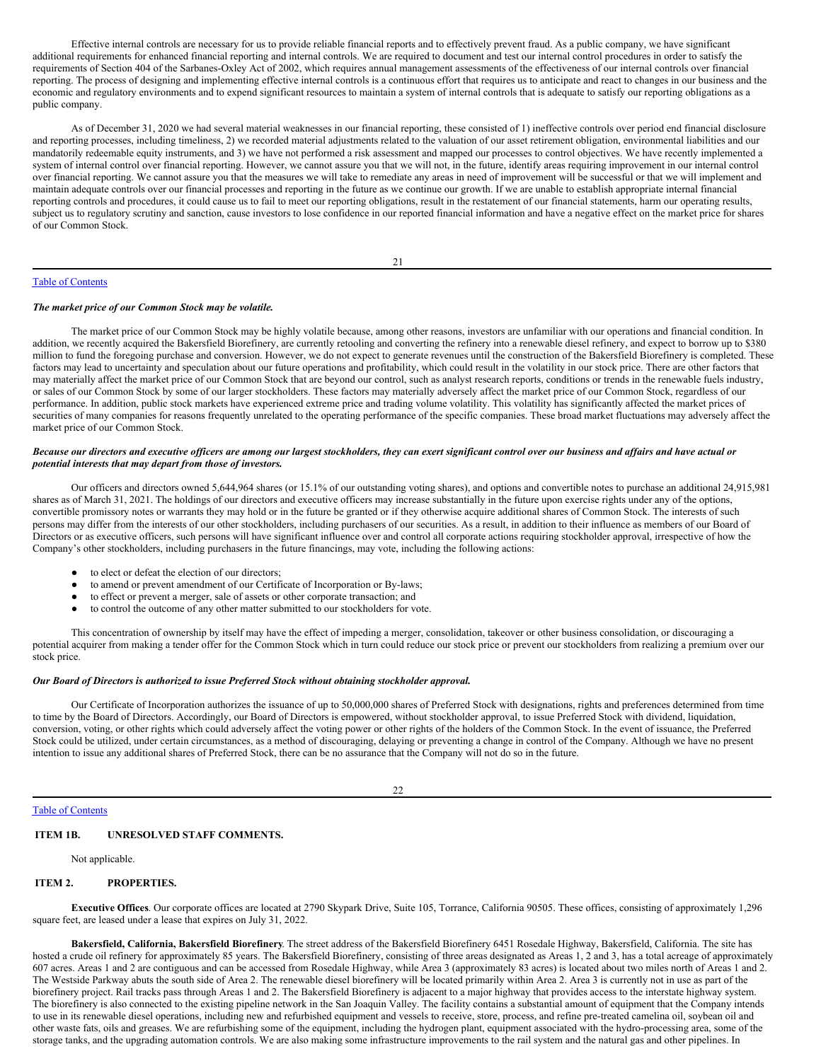Effective internal controls are necessary for us to provide reliable financial reports and to effectively prevent fraud. As a public company, we have significant additional requirements for enhanced financial reporting and internal controls. We are required to document and test our internal control procedures in order to satisfy the requirements of Section 404 of the Sarbanes-Oxley Act of 2002, which requires annual management assessments of the effectiveness of our internal controls over financial reporting. The process of designing and implementing effective internal controls is a continuous effort that requires us to anticipate and react to changes in our business and the economic and regulatory environments and to expend significant resources to maintain a system of internal controls that is adequate to satisfy our reporting obligations as a public company.

As of December 31, 2020 we had several material weaknesses in our financial reporting, these consisted of 1) ineffective controls over period end financial disclosure and reporting processes, including timeliness, 2) we recorded material adjustments related to the valuation of our asset retirement obligation, environmental liabilities and our mandatorily redeemable equity instruments, and 3) we have not performed a risk assessment and mapped our processes to control objectives. We have recently implemented a system of internal control over financial reporting. However, we cannot assure you that we will not, in the future, identify areas requiring improvement in our internal control over financial reporting. We cannot assure you that the measures we will take to remediate any areas in need of improvement will be successful or that we will implement and maintain adequate controls over our financial processes and reporting in the future as we continue our growth. If we are unable to establish appropriate internal financial reporting controls and procedures, it could cause us to fail to meet our reporting obligations, result in the restatement of our financial statements, harm our operating results, subject us to regulatory scrutiny and sanction, cause investors to lose confidence in our reported financial information and have a negative effect on the market price for shares of our Common Stock.

***The market price of our Common Stock may be volatile.***

The market price of our Common Stock may be highly volatile because, among other reasons, investors are unfamiliar with our operations and financial condition. In addition, we recently acquired the Bakersfield Biorefinery, are currently retooling and converting the refinery into a renewable diesel refinery, and expect to borrow up to $380 million to fund the foregoing purchase and conversion. However, we do not expect to generate revenues until the construction of the Bakersfield Biorefinery is completed. These factors may lead to uncertainty and speculation about our future operations and profitability, which could result in the volatility in our stock price. There are other factors that may materially affect the market price of our Common Stock that are beyond our control, such as analyst research reports, conditions or trends in the renewable fuels industry, or sales of our Common Stock by some of our larger stockholders. These factors may materially adversely affect the market price of our Common Stock, regardless of our performance. In addition, public stock markets have experienced extreme price and trading volume volatility. This volatility has significantly affected the market prices of securities of many companies for reasons frequently unrelated to the operating performance of the specific companies. These broad market fluctuations may adversely affect the market price of our Common Stock.

***Because our directors and executive officers are among our largest stockholders, they can exert significant control over our business and affairs and have actual or potential interests that may depart from those of investors.***

Our officers and directors owned 5,644,964 shares (or 15.1% of our outstanding voting shares), and options and convertible notes to purchase an additional 24,915,981 shares as of March 31, 2021. The holdings of our directors and executive officers may increase substantially in the future upon exercise rights under any of the options, convertible promissory notes or warrants they may hold or in the future be granted or if they otherwise acquire additional shares of Common Stock. The interests of such persons may differ from the interests of our other stockholders, including purchasers of our securities. As a result, in addition to their influence as members of our Board of Directors or as executive officers, such persons will have significant influence over and control all corporate actions requiring stockholder approval, irrespective of how the Company's other stockholders, including purchasers in the future financings, may vote, including the following actions:

- to elect or defeat the election of our directors;
- to amend or prevent amendment of our Certificate of Incorporation or By-laws;
- to effect or prevent a merger, sale of assets or other corporate transaction; and
- to control the outcome of any other matter submitted to our stockholders for vote.

This concentration of ownership by itself may have the effect of impeding a merger, consolidation, takeover or other business consolidation, or discouraging a potential acquirer from making a tender offer for the Common Stock which in turn could reduce our stock price or prevent our stockholders from realizing a premium over our stock price.

***Our Board of Directors is authorized to issue Preferred Stock without obtaining stockholder approval.***

Our Certificate of Incorporation authorizes the issuance of up to 50,000,000 shares of Preferred Stock with designations, rights and preferences determined from time to time by the Board of Directors. Accordingly, our Board of Directors is empowered, without stockholder approval, to issue Preferred Stock with dividend, liquidation, conversion, voting, or other rights which could adversely affect the voting power or other rights of the holders of the Common Stock. In the event of issuance, the Preferred Stock could be utilized, under certain circumstances, as a method of discouraging, delaying or preventing a change in control of the Company. Although we have no present intention to issue any additional shares of Preferred Stock, there can be no assurance that the Company will not do so in the future.

## ITEM 1B. UNRESOLVED STAFF COMMENTS.

Not applicable.

## ITEM 2. PROPERTIES.

**Executive Offices**. Our corporate offices are located at 2790 Skypark Drive, Suite 105, Torrance, California 90505. These offices, consisting of approximately 1,296 square feet, are leased under a lease that expires on July 31, 2022.

**Bakersfield, California, Bakersfield Biorefinery**. The street address of the Bakersfield Biorefinery 6451 Rosedale Highway, Bakersfield, California. The site has hosted a crude oil refinery for approximately 85 years. The Bakersfield Biorefinery, consisting of three areas designated as Areas 1, 2 and 3, has a total acreage of approximately 607 acres. Areas 1 and 2 are contiguous and can be accessed from Rosedale Highway, while Area 3 (approximately 83 acres) is located about two miles north of Areas 1 and 2. The Westside Parkway abuts the south side of Area 2. The renewable diesel biorefinery will be located primarily within Area 2. Area 3 is currently not in use as part of the biorefinery project. Rail tracks pass through Areas 1 and 2. The Bakersfield Biorefinery is adjacent to a major highway that provides access to the interstate highway system. The biorefinery is also connected to the existing pipeline network in the San Joaquin Valley. The facility contains a substantial amount of equipment that the Company intends to use in its renewable diesel operations, including new and refurbished equipment and vessels to receive, store, process, and refine pre-treated camelina oil, soybean oil and other waste fats, oils and greases. We are refurbishing some of the equipment, including the hydrogen plant, equipment associated with the hydro-processing area, some of the storage tanks, and the upgrading automation controls. We are also making some infrastructure improvements to the rail system and the natural gas and other pipelines. In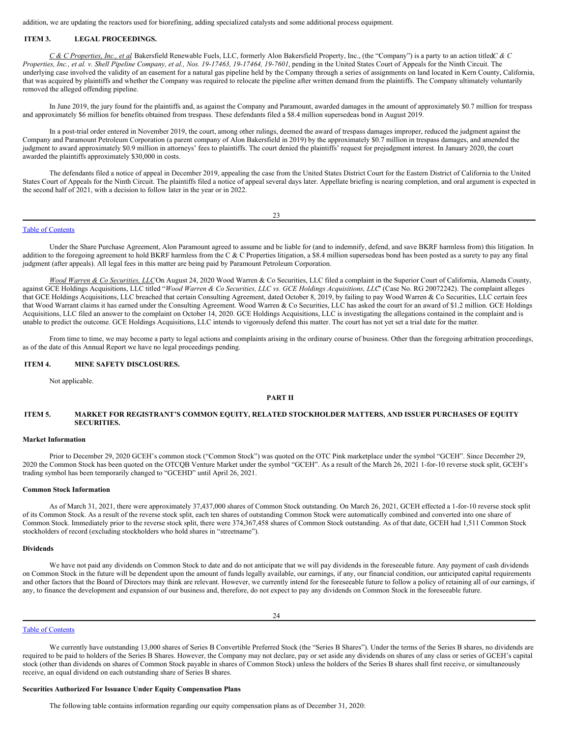addition, we are updating the reactors used for biorefining, adding specialized catalysts and some additional process equipment.

## ITEM 3. LEGAL PROCEEDINGS.

*C & C Properties, Inc., et al.* Bakersfield Renewable Fuels, LLC, formerly Alon Bakersfield Property, Inc., (the "Company") is a party to an action titled *C & C Properties, Inc., et al. v. Shell Pipeline Company, et al., Nos. 19-17463, 19-17464, 19-7601*, pending in the United States Court of Appeals for the Ninth Circuit. The underlying case involved the validity of an easement for a natural gas pipeline held by the Company through a series of assignments on land located in Kern County, California, that was acquired by plaintiffs and whether the Company was required to relocate the pipeline after written demand from the plaintiffs. The Company ultimately voluntarily removed the alleged offending pipeline.

In June 2019, the jury found for the plaintiffs and, as against the Company and Paramount, awarded damages in the amount of approximately $0.7 million for trespass and approximately $6 million for benefits obtained from trespass. These defendants filed a $8.4 million supersedeas bond in August 2019.

In a post-trial order entered in November 2019, the court, among other rulings, deemed the award of trespass damages improper, reduced the judgment against the Company and Paramount Petroleum Corporation (a parent company of Alon Bakersfield in 2019) by the approximately $0.7 million in trespass damages, and amended the judgment to award approximately $0.9 million in attorneys' fees to plaintiffs. The court denied the plaintiffs' request for prejudgment interest. In January 2020, the court awarded the plaintiffs approximately $30,000 in costs.

The defendants filed a notice of appeal in December 2019, appealing the case from the United States District Court for the Eastern District of California to the United States Court of Appeals for the Ninth Circuit. The plaintiffs filed a notice of appeal several days later. Appellate briefing is nearing completion, and oral argument is expected in the second half of 2021, with a decision to follow later in the year or in 2022.

Under the Share Purchase Agreement, Alon Paramount agreed to assume and be liable for (and to indemnify, defend, and save BKRF harmless from) this litigation. In addition to the foregoing agreement to hold BKRF harmless from the C & C Properties litigation, a $8.4 million supersedeas bond has been posted as a surety to pay any final judgment (after appeals). All legal fees in this matter are being paid by Paramount Petroleum Corporation.

*Wood Warren & Co Securities, LLC* On August 24, 2020 Wood Warren & Co Securities, LLC filed a complaint in the Superior Court of California, Alameda County, against GCE Holdings Acquisitions, LLC titled "*Wood Warren & Co Securities, LLC vs. GCE Holdings Acquisitions, LLC*" (Case No. RG 20072242). The complaint alleges that GCE Holdings Acquisitions, LLC breached that certain Consulting Agreement, dated October 8, 2019, by failing to pay Wood Warren & Co Securities, LLC certain fees that Wood Warrant claims it has earned under the Consulting Agreement. Wood Warren & Co Securities, LLC has asked the court for an award of $1.2 million. GCE Holdings Acquisitions, LLC filed an answer to the complaint on October 14, 2020. GCE Holdings Acquisitions, LLC is investigating the allegations contained in the complaint and is unable to predict the outcome. GCE Holdings Acquisitions, LLC intends to vigorously defend this matter. The court has not yet set a trial date for the matter.

From time to time, we may become a party to legal actions and complaints arising in the ordinary course of business. Other than the foregoing arbitration proceedings, as of the date of this Annual Report we have no legal proceedings pending.

## ITEM 4. MINE SAFETY DISCLOSURES.

Not applicable.

# PART II

## ITEM 5. MARKET FOR REGISTRANT'S COMMON EQUITY, RELATED STOCKHOLDER MATTERS, AND ISSUER PURCHASES OF EQUITY SECURITIES.

### Market Information

Prior to December 29, 2020 GCEH's common stock ("Common Stock") was quoted on the OTC Pink marketplace under the symbol "GCEH". Since December 29, 2020 the Common Stock has been quoted on the OTCQB Venture Market under the symbol "GCEH". As a result of the March 26, 2021 1-for-10 reverse stock split, GCEH's trading symbol has been temporarily changed to "GCEHD" until April 26, 2021.

### Common Stock Information

As of March 31, 2021, there were approximately 37,437,000 shares of Common Stock outstanding. On March 26, 2021, GCEH effected a 1-for-10 reverse stock split of its Common Stock. As a result of the reverse stock split, each ten shares of outstanding Common Stock were automatically combined and converted into one share of Common Stock. Immediately prior to the reverse stock split, there were 374,367,458 shares of Common Stock outstanding. As of that date, GCEH had 1,511 Common Stock stockholders of record (excluding stockholders who hold shares in "streetname").

### Dividends

We have not paid any dividends on Common Stock to date and do not anticipate that we will pay dividends in the foreseeable future. Any payment of cash dividends on Common Stock in the future will be dependent upon the amount of funds legally available, our earnings, if any, our financial condition, our anticipated capital requirements and other factors that the Board of Directors may think are relevant. However, we currently intend for the foreseeable future to follow a policy of retaining all of our earnings, if any, to finance the development and expansion of our business and, therefore, do not expect to pay any dividends on Common Stock in the foreseeable future.

We currently have outstanding 13,000 shares of Series B Convertible Preferred Stock (the "Series B Shares"). Under the terms of the Series B shares, no dividends are required to be paid to holders of the Series B Shares. However, the Company may not declare, pay or set aside any dividends on shares of any class or series of GCEH's capital stock (other than dividends on shares of Common Stock payable in shares of Common Stock) unless the holders of the Series B shares shall first receive, or simultaneously receive, an equal dividend on each outstanding share of Series B shares.

### Securities Authorized For Issuance Under Equity Compensation Plans

The following table contains information regarding our equity compensation plans as of December 31, 2020: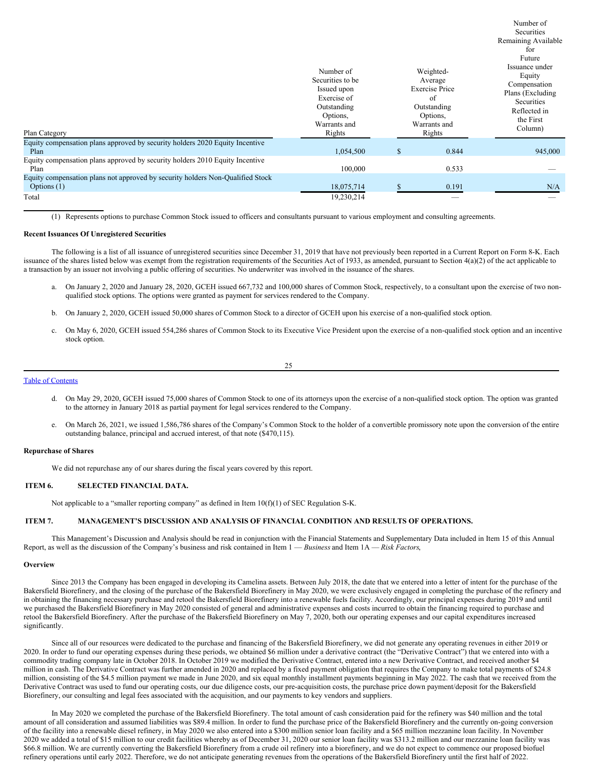| Plan Category | Number of Securities to be Issued upon Exercise of Outstanding Options, Warrants and Rights | Weighted-Average Exercise Price of Outstanding Options, Warrants and Rights | Number of Securities Remaining Available for Future Issuance under Equity Compensation Plans (Excluding Securities Reflected in the First Column) |
|---|---|---|---|
| Equity compensation plans approved by security holders 2020 Equity Incentive Plan | 1,054,500 | $ 0.844 | 945,000 |
| Equity compensation plans approved by security holders 2010 Equity Incentive Plan | 100,000 | 0.533 | — |
| Equity compensation plans not approved by security holders Non-Qualified Stock Options (1) | 18,075,714 | $ 0.191 | N/A |
| Total | 19,230,214 | — | — |

(1) Represents options to purchase Common Stock issued to officers and consultants pursuant to various employment and consulting agreements.

**Recent Issuances Of Unregistered Securities**

The following is a list of all issuance of unregistered securities since December 31, 2019 that have not previously been reported in a Current Report on Form 8-K. Each issuance of the shares listed below was exempt from the registration requirements of the Securities Act of 1933, as amended, pursuant to Section 4(a)(2) of the act applicable to a transaction by an issuer not involving a public offering of securities. No underwriter was involved in the issuance of the shares.

a. On January 2, 2020 and January 28, 2020, GCEH issued 667,732 and 100,000 shares of Common Stock, respectively, to a consultant upon the exercise of two non-qualified stock options. The options were granted as payment for services rendered to the Company.

b. On January 2, 2020, GCEH issued 50,000 shares of Common Stock to a director of GCEH upon his exercise of a non-qualified stock option.

c. On May 6, 2020, GCEH issued 554,286 shares of Common Stock to its Executive Vice President upon the exercise of a non-qualified stock option and an incentive stock option.

d. On May 29, 2020, GCEH issued 75,000 shares of Common Stock to one of its attorneys upon the exercise of a non-qualified stock option. The option was granted to the attorney in January 2018 as partial payment for legal services rendered to the Company.

e. On March 26, 2021, we issued 1,586,786 shares of the Company's Common Stock to the holder of a convertible promissory note upon the conversion of the entire outstanding balance, principal and accrued interest, of that note ($470,115).

**Repurchase of Shares**

We did not repurchase any of our shares during the fiscal years covered by this report.

## ITEM 6. SELECTED FINANCIAL DATA.

Not applicable to a "smaller reporting company" as defined in Item 10(f)(1) of SEC Regulation S-K.

## ITEM 7. MANAGEMENT'S DISCUSSION AND ANALYSIS OF FINANCIAL CONDITION AND RESULTS OF OPERATIONS.

This Management's Discussion and Analysis should be read in conjunction with the Financial Statements and Supplementary Data included in Item 15 of this Annual Report, as well as the discussion of the Company's business and risk contained in Item 1 — *Business* and Item 1A — *Risk Factors*,

**Overview**

Since 2013 the Company has been engaged in developing its Camelina assets. Between July 2018, the date that we entered into a letter of intent for the purchase of the Bakersfield Biorefinery, and the closing of the purchase of the Bakersfield Biorefinery in May 2020, we were exclusively engaged in completing the purchase of the refinery and in obtaining the financing necessary purchase and retool the Bakersfield Biorefinery into a renewable fuels facility. Accordingly, our principal expenses during 2019 and until we purchased the Bakersfield Biorefinery in May 2020 consisted of general and administrative expenses and costs incurred to obtain the financing required to purchase and retool the Bakersfield Biorefinery. After the purchase of the Bakersfield Biorefinery on May 7, 2020, both our operating expenses and our capital expenditures increased significantly.

Since all of our resources were dedicated to the purchase and financing of the Bakersfield Biorefinery, we did not generate any operating revenues in either 2019 or 2020. In order to fund our operating expenses during these periods, we obtained $6 million under a derivative contract (the "Derivative Contract") that we entered into with a commodity trading company late in October 2018. In October 2019 we modified the Derivative Contract, entered into a new Derivative Contract, and received another $4 million in cash. The Derivative Contract was further amended in 2020 and replaced by a fixed payment obligation that requires the Company to make total payments of $24.8 million, consisting of the $4.5 million payment we made in June 2020, and six equal monthly installment payments beginning in May 2022. The cash that we received from the Derivative Contract was used to fund our operating costs, our due diligence costs, our pre-acquisition costs, the purchase price down payment/deposit for the Bakersfield Biorefinery, our consulting and legal fees associated with the acquisition, and our payments to key vendors and suppliers.

In May 2020 we completed the purchase of the Bakersfield Biorefinery. The total amount of cash consideration paid for the refinery was $40 million and the total amount of all consideration and assumed liabilities was $89.4 million. In order to fund the purchase price of the Bakersfield Biorefinery and the currently on-going conversion of the facility into a renewable diesel refinery, in May 2020 we also entered into a $300 million senior loan facility and a $65 million mezzanine loan facility. In November 2020 we added a total of $15 million to our credit facilities whereby as of December 31, 2020 our senior loan facility was $313.2 million and our mezzanine loan facility was $66.8 million. We are currently converting the Bakersfield Biorefinery from a crude oil refinery into a biorefinery, and we do not expect to commence our proposed biofuel refinery operations until early 2022. Therefore, we do not anticipate generating revenues from the operations of the Bakersfield Biorefinery until the first half of 2022.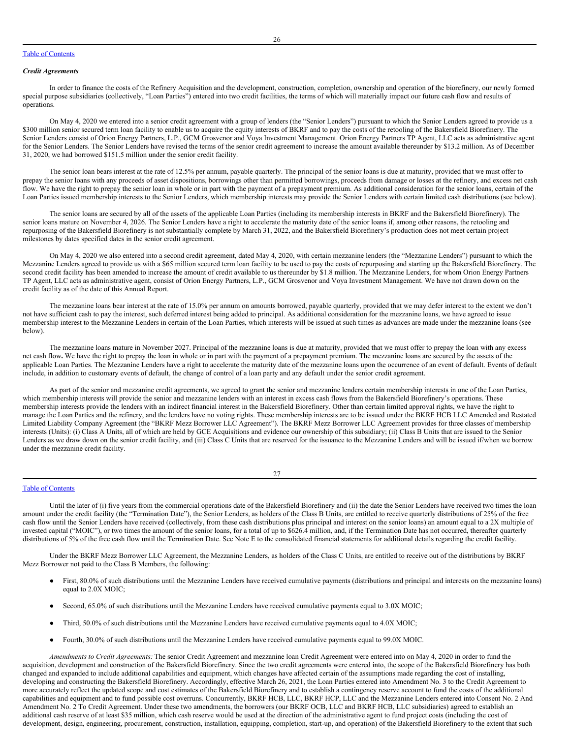***Credit Agreements***

In order to finance the costs of the Refinery Acquisition and the development, construction, completion, ownership and operation of the biorefinery, our newly formed special purpose subsidiaries (collectively, "Loan Parties") entered into two credit facilities, the terms of which will materially impact our future cash flow and results of operations.

On May 4, 2020 we entered into a senior credit agreement with a group of lenders (the "Senior Lenders") pursuant to which the Senior Lenders agreed to provide us a $300 million senior secured term loan facility to enable us to acquire the equity interests of BKRF and to pay the costs of the retooling of the Bakersfield Biorefinery. The Senior Lenders consist of Orion Energy Partners, L.P., GCM Grosvenor and Voya Investment Management. Orion Energy Partners TP Agent, LLC acts as administrative agent for the Senior Lenders. The Senior Lenders have revised the terms of the senior credit agreement to increase the amount available thereunder by $13.2 million. As of December 31, 2020, we had borrowed $151.5 million under the senior credit facility.

The senior loan bears interest at the rate of 12.5% per annum, payable quarterly. The principal of the senior loans is due at maturity, provided that we must offer to prepay the senior loans with any proceeds of asset dispositions, borrowings other than permitted borrowings, proceeds from damage or losses at the refinery, and excess net cash flow. We have the right to prepay the senior loan in whole or in part with the payment of a prepayment premium. As additional consideration for the senior loans, certain of the Loan Parties issued membership interests to the Senior Lenders, which membership interests may provide the Senior Lenders with certain limited cash distributions (see below).

The senior loans are secured by all of the assets of the applicable Loan Parties (including its membership interests in BKRF and the Bakersfield Biorefinery). The senior loans mature on November 4, 2026. The Senior Lenders have a right to accelerate the maturity date of the senior loans if, among other reasons, the retooling and repurposing of the Bakersfield Biorefinery is not substantially complete by March 31, 2022, and the Bakersfield Biorefinery's production does not meet certain project milestones by dates specified dates in the senior credit agreement.

On May 4, 2020 we also entered into a second credit agreement, dated May 4, 2020, with certain mezzanine lenders (the "Mezzanine Lenders") pursuant to which the Mezzanine Lenders agreed to provide us with a $65 million secured term loan facility to be used to pay the costs of repurposing and starting up the Bakersfield Biorefinery. The second credit facility has been amended to increase the amount of credit available to us thereunder by $1.8 million. The Mezzanine Lenders, for whom Orion Energy Partners TP Agent, LLC acts as administrative agent, consist of Orion Energy Partners, L.P., GCM Grosvenor and Voya Investment Management. We have not drawn down on the credit facility as of the date of this Annual Report.

The mezzanine loans bear interest at the rate of 15.0% per annum on amounts borrowed, payable quarterly, provided that we may defer interest to the extent we don't not have sufficient cash to pay the interest, such deferred interest being added to principal. As additional consideration for the mezzanine loans, we have agreed to issue membership interest to the Mezzanine Lenders in certain of the Loan Parties, which interests will be issued at such times as advances are made under the mezzanine loans (see below).

The mezzanine loans mature in November 2027. Principal of the mezzanine loans is due at maturity, provided that we must offer to prepay the loan with any excess net cash flow**.** We have the right to prepay the loan in whole or in part with the payment of a prepayment premium. The mezzanine loans are secured by the assets of the applicable Loan Parties. The Mezzanine Lenders have a right to accelerate the maturity date of the mezzanine loans upon the occurrence of an event of default. Events of default include, in addition to customary events of default, the change of control of a loan party and any default under the senior credit agreement.

As part of the senior and mezzanine credit agreements, we agreed to grant the senior and mezzanine lenders certain membership interests in one of the Loan Parties, which membership interests will provide the senior and mezzanine lenders with an interest in excess cash flows from the Bakersfield Biorefinery's operations. These membership interests provide the lenders with an indirect financial interest in the Bakersfield Biorefinery. Other than certain limited approval rights, we have the right to manage the Loan Parties and the refinery, and the lenders have no voting rights. These membership interests are to be issued under the BKRF HCB LLC Amended and Restated Limited Liability Company Agreement (the "BKRF Mezz Borrower LLC Agreement"). The BKRF Mezz Borrower LLC Agreement provides for three classes of membership interests (Units): (i) Class A Units, all of which are held by GCE Acquisitions and evidence our ownership of this subsidiary; (ii) Class B Units that are issued to the Senior Lenders as we draw down on the senior credit facility, and (iii) Class C Units that are reserved for the issuance to the Mezzanine Lenders and will be issued if/when we borrow under the mezzanine credit facility.

Until the later of (i) five years from the commercial operations date of the Bakersfield Biorefinery and (ii) the date the Senior Lenders have received two times the loan amount under the credit facility (the "Termination Date"), the Senior Lenders, as holders of the Class B Units, are entitled to receive quarterly distributions of 25% of the free cash flow until the Senior Lenders have received (collectively, from these cash distributions plus principal and interest on the senior loans) an amount equal to a 2X multiple of invested capital ("MOIC"), or two times the amount of the senior loans, for a total of up to $626.4 million, and, if the Termination Date has not occurred, thereafter quarterly distributions of 5% of the free cash flow until the Termination Date. See Note E to the consolidated financial statements for additional details regarding the credit facility.

Under the BKRF Mezz Borrower LLC Agreement, the Mezzanine Lenders, as holders of the Class C Units, are entitled to receive out of the distributions by BKRF Mezz Borrower not paid to the Class B Members, the following:

- First, 80.0% of such distributions until the Mezzanine Lenders have received cumulative payments (distributions and principal and interests on the mezzanine loans) equal to 2.0X MOIC;
- Second, 65.0% of such distributions until the Mezzanine Lenders have received cumulative payments equal to 3.0X MOIC;
- Third, 50.0% of such distributions until the Mezzanine Lenders have received cumulative payments equal to 4.0X MOIC;
- Fourth, 30.0% of such distributions until the Mezzanine Lenders have received cumulative payments equal to 99.0X MOIC.

*Amendments to Credit Agreements:* The senior Credit Agreement and mezzanine loan Credit Agreement were entered into on May 4, 2020 in order to fund the acquisition, development and construction of the Bakersfield Biorefinery. Since the two credit agreements were entered into, the scope of the Bakersfield Biorefinery has both changed and expanded to include additional capabilities and equipment, which changes have affected certain of the assumptions made regarding the cost of installing, developing and constructing the Bakersfield Biorefinery. Accordingly, effective March 26, 2021, the Loan Parties entered into Amendment No. 3 to the Credit Agreement to more accurately reflect the updated scope and cost estimates of the Bakersfield Biorefinery and to establish a contingency reserve account to fund the costs of the additional capabilities and equipment and to fund possible cost overruns. Concurrently, BKRF HCB, LLC, BKRF HCP, LLC and the Mezzanine Lenders entered into Consent No. 2 And Amendment No. 2 To Credit Agreement. Under these two amendments, the borrowers (our BKRF OCB, LLC and BKRF HCB, LLC subsidiaries) agreed to establish an additional cash reserve of at least $35 million, which cash reserve would be used at the direction of the administrative agent to fund project costs (including the cost of development, design, engineering, procurement, construction, installation, equipping, completion, start-up, and operation) of the Bakersfield Biorefinery to the extent that such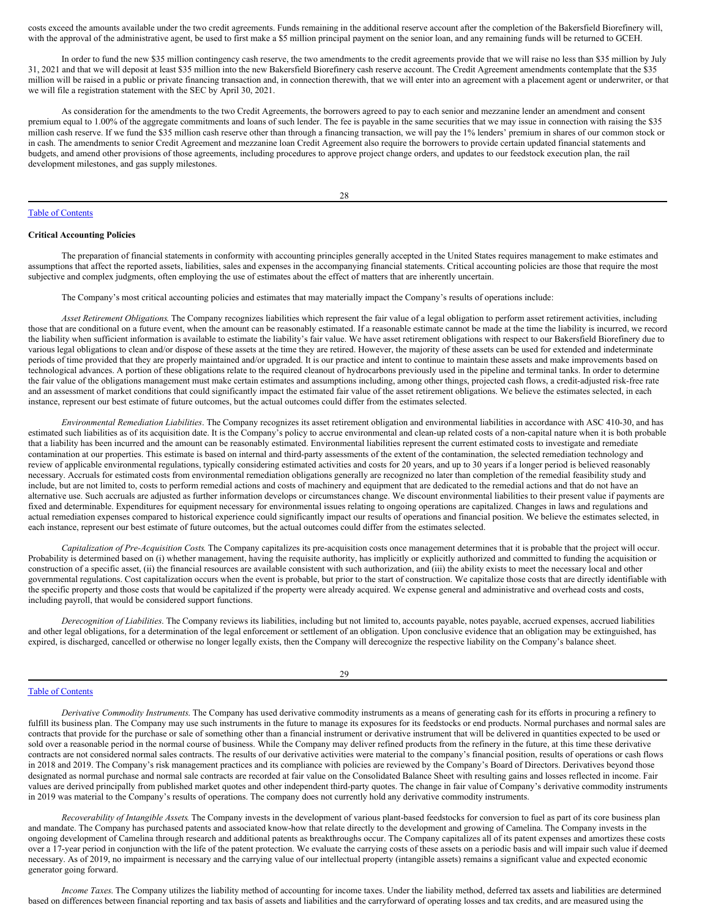costs exceed the amounts available under the two credit agreements. Funds remaining in the additional reserve account after the completion of the Bakersfield Biorefinery will, with the approval of the administrative agent, be used to first make a $5 million principal payment on the senior loan, and any remaining funds will be returned to GCEH.

In order to fund the new $35 million contingency cash reserve, the two amendments to the credit agreements provide that we will raise no less than $35 million by July 31, 2021 and that we will deposit at least $35 million into the new Bakersfield Biorefinery cash reserve account. The Credit Agreement amendments contemplate that the $35 million will be raised in a public or private financing transaction and, in connection therewith, that we will enter into an agreement with a placement agent or underwriter, or that we will file a registration statement with the SEC by April 30, 2021.

As consideration for the amendments to the two Credit Agreements, the borrowers agreed to pay to each senior and mezzanine lender an amendment and consent premium equal to 1.00% of the aggregate commitments and loans of such lender. The fee is payable in the same securities that we may issue in connection with raising the $35 million cash reserve. If we fund the $35 million cash reserve other than through a financing transaction, we will pay the 1% lenders' premium in shares of our common stock or in cash. The amendments to senior Credit Agreement and mezzanine loan Credit Agreement also require the borrowers to provide certain updated financial statements and budgets, and amend other provisions of those agreements, including procedures to approve project change orders, and updates to our feedstock execution plan, the rail development milestones, and gas supply milestones.

**Critical Accounting Policies**

The preparation of financial statements in conformity with accounting principles generally accepted in the United States requires management to make estimates and assumptions that affect the reported assets, liabilities, sales and expenses in the accompanying financial statements. Critical accounting policies are those that require the most subjective and complex judgments, often employing the use of estimates about the effect of matters that are inherently uncertain.

The Company's most critical accounting policies and estimates that may materially impact the Company's results of operations include:

*Asset Retirement Obligations*. The Company recognizes liabilities which represent the fair value of a legal obligation to perform asset retirement activities, including those that are conditional on a future event, when the amount can be reasonably estimated. If a reasonable estimate cannot be made at the time the liability is incurred, we record the liability when sufficient information is available to estimate the liability's fair value. We have asset retirement obligations with respect to our Bakersfield Biorefinery due to various legal obligations to clean and/or dispose of these assets at the time they are retired. However, the majority of these assets can be used for extended and indeterminate periods of time provided that they are properly maintained and/or upgraded. It is our practice and intent to continue to maintain these assets and make improvements based on technological advances. A portion of these obligations relate to the required cleanout of hydrocarbons previously used in the pipeline and terminal tanks. In order to determine the fair value of the obligations management must make certain estimates and assumptions including, among other things, projected cash flows, a credit-adjusted risk-free rate and an assessment of market conditions that could significantly impact the estimated fair value of the asset retirement obligations. We believe the estimates selected, in each instance, represent our best estimate of future outcomes, but the actual outcomes could differ from the estimates selected.

*Environmental Remediation Liabilities*. The Company recognizes its asset retirement obligation and environmental liabilities in accordance with ASC 410-30, and has estimated such liabilities as of its acquisition date. It is the Company's policy to accrue environmental and clean-up related costs of a non-capital nature when it is both probable that a liability has been incurred and the amount can be reasonably estimated. Environmental liabilities represent the current estimated costs to investigate and remediate contamination at our properties. This estimate is based on internal and third-party assessments of the extent of the contamination, the selected remediation technology and review of applicable environmental regulations, typically considering estimated activities and costs for 20 years, and up to 30 years if a longer period is believed reasonably necessary. Accruals for estimated costs from environmental remediation obligations generally are recognized no later than completion of the remedial feasibility study and include, but are not limited to, costs to perform remedial actions and costs of machinery and equipment that are dedicated to the remedial actions and that do not have an alternative use. Such accruals are adjusted as further information develops or circumstances change. We discount environmental liabilities to their present value if payments are fixed and determinable. Expenditures for equipment necessary for environmental issues relating to ongoing operations are capitalized. Changes in laws and regulations and actual remediation expenses compared to historical experience could significantly impact our results of operations and financial position. We believe the estimates selected, in each instance, represent our best estimate of future outcomes, but the actual outcomes could differ from the estimates selected.

*Capitalization of Pre-Acquisition Costs*. The Company capitalizes its pre-acquisition costs once management determines that it is probable that the project will occur. Probability is determined based on (i) whether management, having the requisite authority, has implicitly or explicitly authorized and committed to funding the acquisition or construction of a specific asset, (ii) the financial resources are available consistent with such authorization, and (iii) the ability exists to meet the necessary local and other governmental regulations. Cost capitalization occurs when the event is probable, but prior to the start of construction. We capitalize those costs that are directly identifiable with the specific property and those costs that would be capitalized if the property were already acquired. We expense general and administrative and overhead costs and costs, including payroll, that would be considered support functions.

*Derecognition of Liabilities*. The Company reviews its liabilities, including but not limited to, accounts payable, notes payable, accrued expenses, accrued liabilities and other legal obligations, for a determination of the legal enforcement or settlement of an obligation. Upon conclusive evidence that an obligation may be extinguished, has expired, is discharged, cancelled or otherwise no longer legally exists, then the Company will derecognize the respective liability on the Company's balance sheet.

*Derivative Commodity Instruments*. The Company has used derivative commodity instruments as a means of generating cash for its efforts in procuring a refinery to fulfill its business plan. The Company may use such instruments in the future to manage its exposures for its feedstocks or end products. Normal purchases and normal sales are contracts that provide for the purchase or sale of something other than a financial instrument or derivative instrument that will be delivered in quantities expected to be used or sold over a reasonable period in the normal course of business. While the Company may deliver refined products from the refinery in the future, at this time these derivative contracts are not considered normal sales contracts. The results of our derivative activities were material to the company's financial position, results of operations or cash flows in 2018 and 2019. The Company's risk management practices and its compliance with policies are reviewed by the Company's Board of Directors. Derivatives beyond those designated as normal purchase and normal sale contracts are recorded at fair value on the Consolidated Balance Sheet with resulting gains and losses reflected in income. Fair values are derived principally from published market quotes and other independent third-party quotes. The change in fair value of Company's derivative commodity instruments in 2019 was material to the Company's results of operations. The company does not currently hold any derivative commodity instruments.

*Recoverability of Intangible Assets*. The Company invests in the development of various plant-based feedstocks for conversion to fuel as part of its core business plan and mandate. The Company has purchased patents and associated know-how that relate directly to the development and growing of Camelina. The Company invests in the ongoing development of Camelina through research and additional patents as breakthroughs occur. The Company capitalizes all of its patent expenses and amortizes these costs over a 17-year period in conjunction with the life of the patent protection. We evaluate the carrying costs of these assets on a periodic basis and will impair such value if deemed necessary. As of 2019, no impairment is necessary and the carrying value of our intellectual property (intangible assets) remains a significant value and expected economic generator going forward.

*Income Taxes*. The Company utilizes the liability method of accounting for income taxes. Under the liability method, deferred tax assets and liabilities are determined based on differences between financial reporting and tax basis of assets and liabilities and the carryforward of operating losses and tax credits, and are measured using the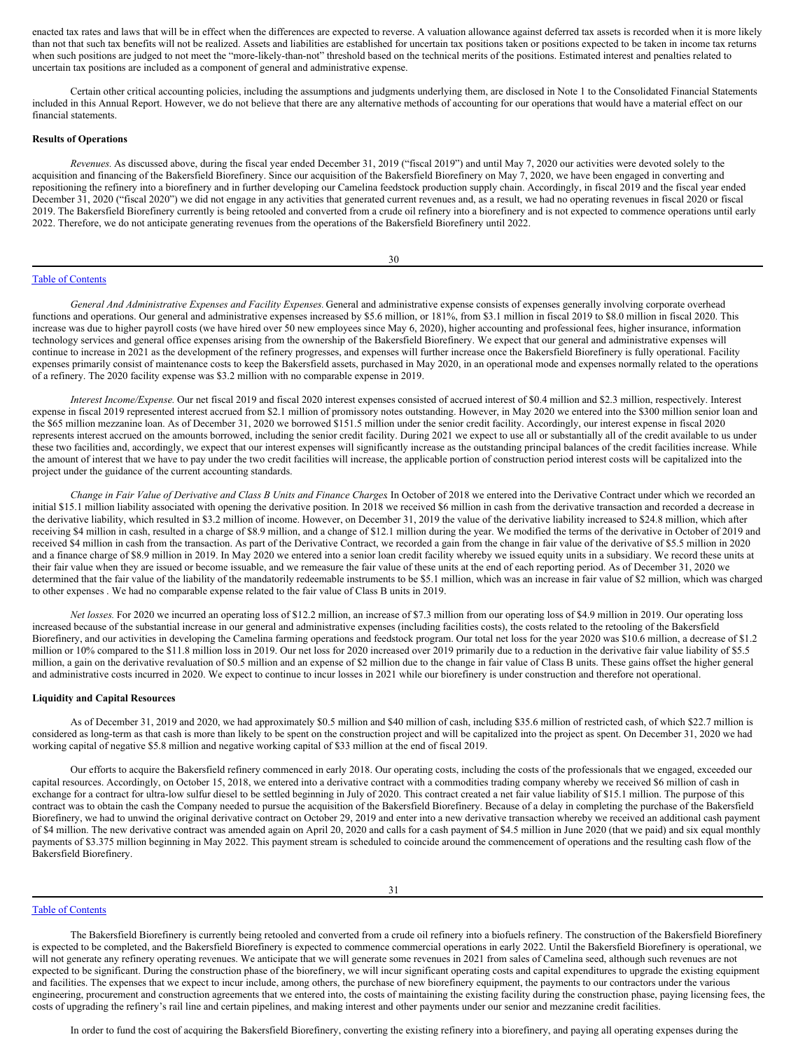enacted tax rates and laws that will be in effect when the differences are expected to reverse. A valuation allowance against deferred tax assets is recorded when it is more likely than not that such tax benefits will not be realized. Assets and liabilities are established for uncertain tax positions taken or positions expected to be taken in income tax returns when such positions are judged to not meet the "more-likely-than-not" threshold based on the technical merits of the positions. Estimated interest and penalties related to uncertain tax positions are included as a component of general and administrative expense.

Certain other critical accounting policies, including the assumptions and judgments underlying them, are disclosed in Note 1 to the Consolidated Financial Statements included in this Annual Report. However, we do not believe that there are any alternative methods of accounting for our operations that would have a material effect on our financial statements.

**Results of Operations**

*Revenues.* As discussed above, during the fiscal year ended December 31, 2019 ("fiscal 2019") and until May 7, 2020 our activities were devoted solely to the acquisition and financing of the Bakersfield Biorefinery. Since our acquisition of the Bakersfield Biorefinery on May 7, 2020, we have been engaged in converting and repositioning the refinery into a biorefinery and in further developing our Camelina feedstock production supply chain. Accordingly, in fiscal 2019 and the fiscal year ended December 31, 2020 ("fiscal 2020") we did not engage in any activities that generated current revenues and, as a result, we had no operating revenues in fiscal 2020 or fiscal 2019. The Bakersfield Biorefinery currently is being retooled and converted from a crude oil refinery into a biorefinery and is not expected to commence operations until early 2022. Therefore, we do not anticipate generating revenues from the operations of the Bakersfield Biorefinery until 2022.

*General And Administrative Expenses and Facility Expenses.* General and administrative expense consists of expenses generally involving corporate overhead functions and operations. Our general and administrative expenses increased by $5.6 million, or 181%, from $3.1 million in fiscal 2019 to $8.0 million in fiscal 2020. This increase was due to higher payroll costs (we have hired over 50 new employees since May 6, 2020), higher accounting and professional fees, higher insurance, information technology services and general office expenses arising from the ownership of the Bakersfield Biorefinery. We expect that our general and administrative expenses will continue to increase in 2021 as the development of the refinery progresses, and expenses will further increase once the Bakersfield Biorefinery is fully operational. Facility expenses primarily consist of maintenance costs to keep the Bakersfield assets, purchased in May 2020, in an operational mode and expenses normally related to the operations of a refinery. The 2020 facility expense was $3.2 million with no comparable expense in 2019.

*Interest Income/Expense.* Our net fiscal 2019 and fiscal 2020 interest expenses consisted of accrued interest of $0.4 million and $2.3 million, respectively. Interest expense in fiscal 2019 represented interest accrued from $2.1 million of promissory notes outstanding. However, in May 2020 we entered into the $300 million senior loan and the $65 million mezzanine loan. As of December 31, 2020 we borrowed $151.5 million under the senior credit facility. Accordingly, our interest expense in fiscal 2020 represents interest accrued on the amounts borrowed, including the senior credit facility. During 2021 we expect to use all or substantially all of the credit available to us under these two facilities and, accordingly, we expect that our interest expenses will significantly increase as the outstanding principal balances of the credit facilities increase. While the amount of interest that we have to pay under the two credit facilities will increase, the applicable portion of construction period interest costs will be capitalized into the project under the guidance of the current accounting standards.

*Change in Fair Value of Derivative and Class B Units and Finance Charges.* In October of 2018 we entered into the Derivative Contract under which we recorded an initial $15.1 million liability associated with opening the derivative position. In 2018 we received $6 million in cash from the derivative transaction and recorded a decrease in the derivative liability, which resulted in $3.2 million of income. However, on December 31, 2019 the value of the derivative liability increased to $24.8 million, which after receiving $4 million in cash, resulted in a charge of $8.9 million, and a change of $12.1 million during the year. We modified the terms of the derivative in October of 2019 and received $4 million in cash from the transaction. As part of the Derivative Contract, we recorded a gain from the change in fair value of the derivative of $5.5 million in 2020 and a finance charge of $8.9 million in 2019. In May 2020 we entered into a senior loan credit facility whereby we issued equity units in a subsidiary. We record these units at their fair value when they are issued or become issuable, and we remeasure the fair value of these units at the end of each reporting period. As of December 31, 2020 we determined that the fair value of the liability of the mandatorily redeemable instruments to be $5.1 million, which was an increase in fair value of $2 million, which was charged to other expenses . We had no comparable expense related to the fair value of Class B units in 2019.

*Net losses.* For 2020 we incurred an operating loss of $12.2 million, an increase of $7.3 million from our operating loss of $4.9 million in 2019. Our operating loss increased because of the substantial increase in our general and administrative expenses (including facilities costs), the costs related to the retooling of the Bakersfield Biorefinery, and our activities in developing the Camelina farming operations and feedstock program. Our total net loss for the year 2020 was $10.6 million, a decrease of $1.2 million or 10% compared to the $11.8 million loss in 2019. Our net loss for 2020 increased over 2019 primarily due to a reduction in the derivative fair value liability of $5.5 million, a gain on the derivative revaluation of $0.5 million and an expense of $2 million due to the change in fair value of Class B units. These gains offset the higher general and administrative costs incurred in 2020. We expect to continue to incur losses in 2021 while our biorefinery is under construction and therefore not operational.

**Liquidity and Capital Resources**

As of December 31, 2019 and 2020, we had approximately $0.5 million and $40 million of cash, including $35.6 million of restricted cash, of which $22.7 million is considered as long-term as that cash is more than likely to be spent on the construction project and will be capitalized into the project as spent. On December 31, 2020 we had working capital of negative $5.8 million and negative working capital of $33 million at the end of fiscal 2019.

Our efforts to acquire the Bakersfield refinery commenced in early 2018. Our operating costs, including the costs of the professionals that we engaged, exceeded our capital resources. Accordingly, on October 15, 2018, we entered into a derivative contract with a commodities trading company whereby we received $6 million of cash in exchange for a contract for ultra-low sulfur diesel to be settled beginning in July of 2020. This contract created a net fair value liability of $15.1 million. The purpose of this contract was to obtain the cash the Company needed to pursue the acquisition of the Bakersfield Biorefinery. Because of a delay in completing the purchase of the Bakersfield Biorefinery, we had to unwind the original derivative contract on October 29, 2019 and enter into a new derivative transaction whereby we received an additional cash payment of $4 million. The new derivative contract was amended again on April 20, 2020 and calls for a cash payment of $4.5 million in June 2020 (that we paid) and six equal monthly payments of $3.375 million beginning in May 2022. This payment stream is scheduled to coincide around the commencement of operations and the resulting cash flow of the Bakersfield Biorefinery.

The Bakersfield Biorefinery is currently being retooled and converted from a crude oil refinery into a biofuels refinery. The construction of the Bakersfield Biorefinery is expected to be completed, and the Bakersfield Biorefinery is expected to commence commercial operations in early 2022. Until the Bakersfield Biorefinery is operational, we will not generate any refinery operating revenues. We anticipate that we will generate some revenues in 2021 from sales of Camelina seed, although such revenues are not expected to be significant. During the construction phase of the biorefinery, we will incur significant operating costs and capital expenditures to upgrade the existing equipment and facilities. The expenses that we expect to incur include, among others, the purchase of new biorefinery equipment, the payments to our contractors under the various engineering, procurement and construction agreements that we entered into, the costs of maintaining the existing facility during the construction phase, paying licensing fees, the costs of upgrading the refinery's rail line and certain pipelines, and making interest and other payments under our senior and mezzanine credit facilities.

In order to fund the cost of acquiring the Bakersfield Biorefinery, converting the existing refinery into a biorefinery, and paying all operating expenses during the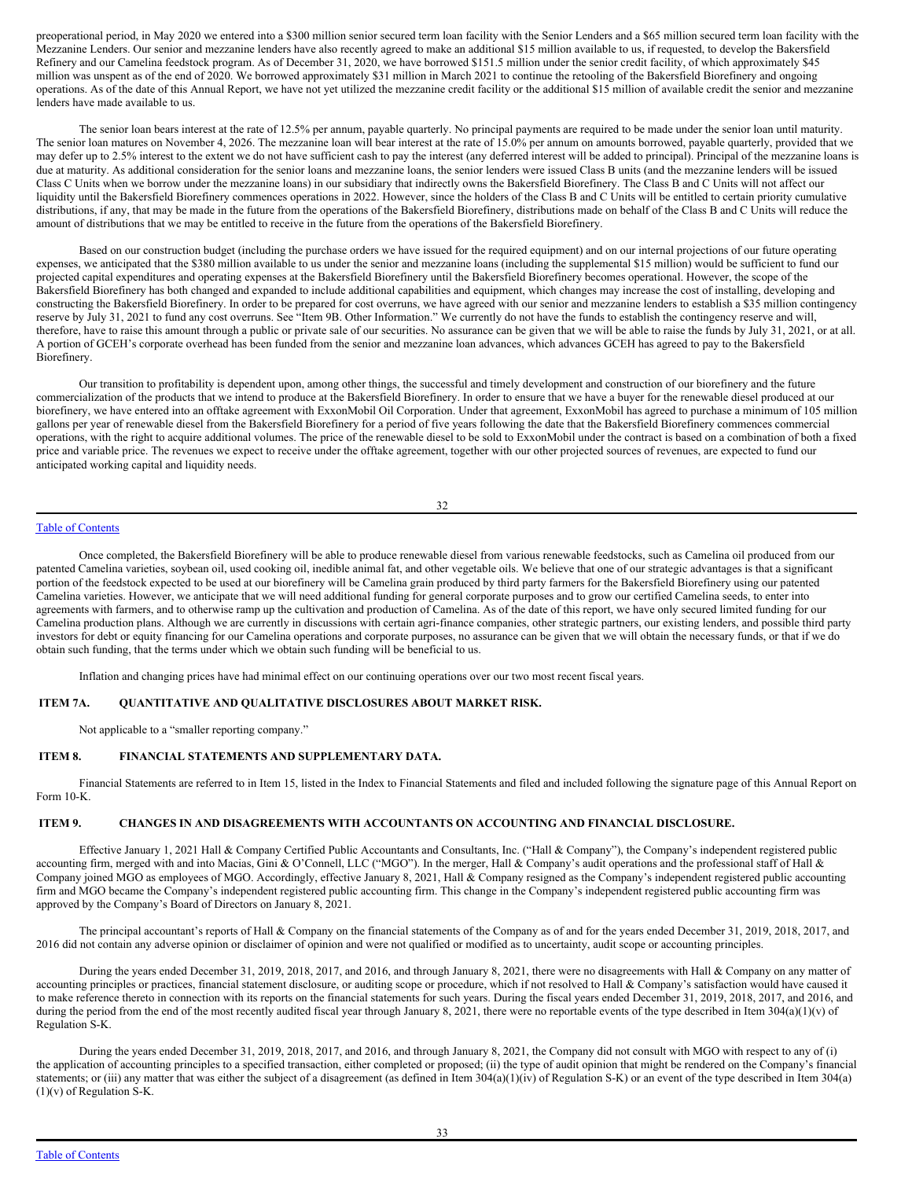preoperational period, in May 2020 we entered into a $300 million senior secured term loan facility with the Senior Lenders and a $65 million secured term loan facility with the Mezzanine Lenders. Our senior and mezzanine lenders have also recently agreed to make an additional $15 million available to us, if requested, to develop the Bakersfield Refinery and our Camelina feedstock program. As of December 31, 2020, we have borrowed $151.5 million under the senior credit facility, of which approximately $45 million was unspent as of the end of 2020. We borrowed approximately $31 million in March 2021 to continue the retooling of the Bakersfield Biorefinery and ongoing operations. As of the date of this Annual Report, we have not yet utilized the mezzanine credit facility or the additional $15 million of available credit the senior and mezzanine lenders have made available to us.

The senior loan bears interest at the rate of 12.5% per annum, payable quarterly. No principal payments are required to be made under the senior loan until maturity. The senior loan matures on November 4, 2026. The mezzanine loan will bear interest at the rate of 15.0% per annum on amounts borrowed, payable quarterly, provided that we may defer up to 2.5% interest to the extent we do not have sufficient cash to pay the interest (any deferred interest will be added to principal). Principal of the mezzanine loans is due at maturity. As additional consideration for the senior loans and mezzanine loans, the senior lenders were issued Class B units (and the mezzanine lenders will be issued Class C Units when we borrow under the mezzanine loans) in our subsidiary that indirectly owns the Bakersfield Biorefinery. The Class B and C Units will not affect our liquidity until the Bakersfield Biorefinery commences operations in 2022. However, since the holders of the Class B and C Units will be entitled to certain priority cumulative distributions, if any, that may be made in the future from the operations of the Bakersfield Biorefinery, distributions made on behalf of the Class B and C Units will reduce the amount of distributions that we may be entitled to receive in the future from the operations of the Bakersfield Biorefinery.

Based on our construction budget (including the purchase orders we have issued for the required equipment) and on our internal projections of our future operating expenses, we anticipated that the $380 million available to us under the senior and mezzanine loans (including the supplemental $15 million) would be sufficient to fund our projected capital expenditures and operating expenses at the Bakersfield Biorefinery until the Bakersfield Biorefinery becomes operational. However, the scope of the Bakersfield Biorefinery has both changed and expanded to include additional capabilities and equipment, which changes may increase the cost of installing, developing and constructing the Bakersfield Biorefinery. In order to be prepared for cost overruns, we have agreed with our senior and mezzanine lenders to establish a $35 million contingency reserve by July 31, 2021 to fund any cost overruns. See "Item 9B. Other Information." We currently do not have the funds to establish the contingency reserve and will, therefore, have to raise this amount through a public or private sale of our securities. No assurance can be given that we will be able to raise the funds by July 31, 2021, or at all. A portion of GCEH's corporate overhead has been funded from the senior and mezzanine loan advances, which advances GCEH has agreed to pay to the Bakersfield Biorefinery.

Our transition to profitability is dependent upon, among other things, the successful and timely development and construction of our biorefinery and the future commercialization of the products that we intend to produce at the Bakersfield Biorefinery. In order to ensure that we have a buyer for the renewable diesel produced at our biorefinery, we have entered into an offtake agreement with ExxonMobil Oil Corporation. Under that agreement, ExxonMobil has agreed to purchase a minimum of 105 million gallons per year of renewable diesel from the Bakersfield Biorefinery for a period of five years following the date that the Bakersfield Biorefinery commences commercial operations, with the right to acquire additional volumes. The price of the renewable diesel to be sold to ExxonMobil under the contract is based on a combination of both a fixed price and variable price. The revenues we expect to receive under the offtake agreement, together with our other projected sources of revenues, are expected to fund our anticipated working capital and liquidity needs.

Once completed, the Bakersfield Biorefinery will be able to produce renewable diesel from various renewable feedstocks, such as Camelina oil produced from our patented Camelina varieties, soybean oil, used cooking oil, inedible animal fat, and other vegetable oils. We believe that one of our strategic advantages is that a significant portion of the feedstock expected to be used at our biorefinery will be Camelina grain produced by third party farmers for the Bakersfield Biorefinery using our patented Camelina varieties. However, we anticipate that we will need additional funding for general corporate purposes and to grow our certified Camelina seeds, to enter into agreements with farmers, and to otherwise ramp up the cultivation and production of Camelina. As of the date of this report, we have only secured limited funding for our Camelina production plans. Although we are currently in discussions with certain agri-finance companies, other strategic partners, our existing lenders, and possible third party investors for debt or equity financing for our Camelina operations and corporate purposes, no assurance can be given that we will obtain the necessary funds, or that if we do obtain such funding, that the terms under which we obtain such funding will be beneficial to us.

Inflation and changing prices have had minimal effect on our continuing operations over our two most recent fiscal years.

## ITEM 7A. QUANTITATIVE AND QUALITATIVE DISCLOSURES ABOUT MARKET RISK.

Not applicable to a "smaller reporting company."

## ITEM 8. FINANCIAL STATEMENTS AND SUPPLEMENTARY DATA.

Financial Statements are referred to in Item 15, listed in the Index to Financial Statements and filed and included following the signature page of this Annual Report on Form 10-K.

## ITEM 9. CHANGES IN AND DISAGREEMENTS WITH ACCOUNTANTS ON ACCOUNTING AND FINANCIAL DISCLOSURE.

Effective January 1, 2021 Hall & Company Certified Public Accountants and Consultants, Inc. ("Hall & Company"), the Company's independent registered public accounting firm, merged with and into Macias, Gini & O'Connell, LLC ("MGO"). In the merger, Hall & Company's audit operations and the professional staff of Hall & Company joined MGO as employees of MGO. Accordingly, effective January 8, 2021, Hall & Company resigned as the Company's independent registered public accounting firm and MGO became the Company's independent registered public accounting firm. This change in the Company's independent registered public accounting firm was approved by the Company's Board of Directors on January 8, 2021.

The principal accountant's reports of Hall & Company on the financial statements of the Company as of and for the years ended December 31, 2019, 2018, 2017, and 2016 did not contain any adverse opinion or disclaimer of opinion and were not qualified or modified as to uncertainty, audit scope or accounting principles.

During the years ended December 31, 2019, 2018, 2017, and 2016, and through January 8, 2021, there were no disagreements with Hall & Company on any matter of accounting principles or practices, financial statement disclosure, or auditing scope or procedure, which if not resolved to Hall & Company's satisfaction would have caused it to make reference thereto in connection with its reports on the financial statements for such years. During the fiscal years ended December 31, 2019, 2018, 2017, and 2016, and during the period from the end of the most recently audited fiscal year through January 8, 2021, there were no reportable events of the type described in Item 304(a)(1)(v) of Regulation S-K.

During the years ended December 31, 2019, 2018, 2017, and 2016, and through January 8, 2021, the Company did not consult with MGO with respect to any of (i) the application of accounting principles to a specified transaction, either completed or proposed; (ii) the type of audit opinion that might be rendered on the Company's financial statements; or (iii) any matter that was either the subject of a disagreement (as defined in Item 304(a)(1)(iv) of Regulation S-K) or an event of the type described in Item 304(a)(1)(v) of Regulation S-K.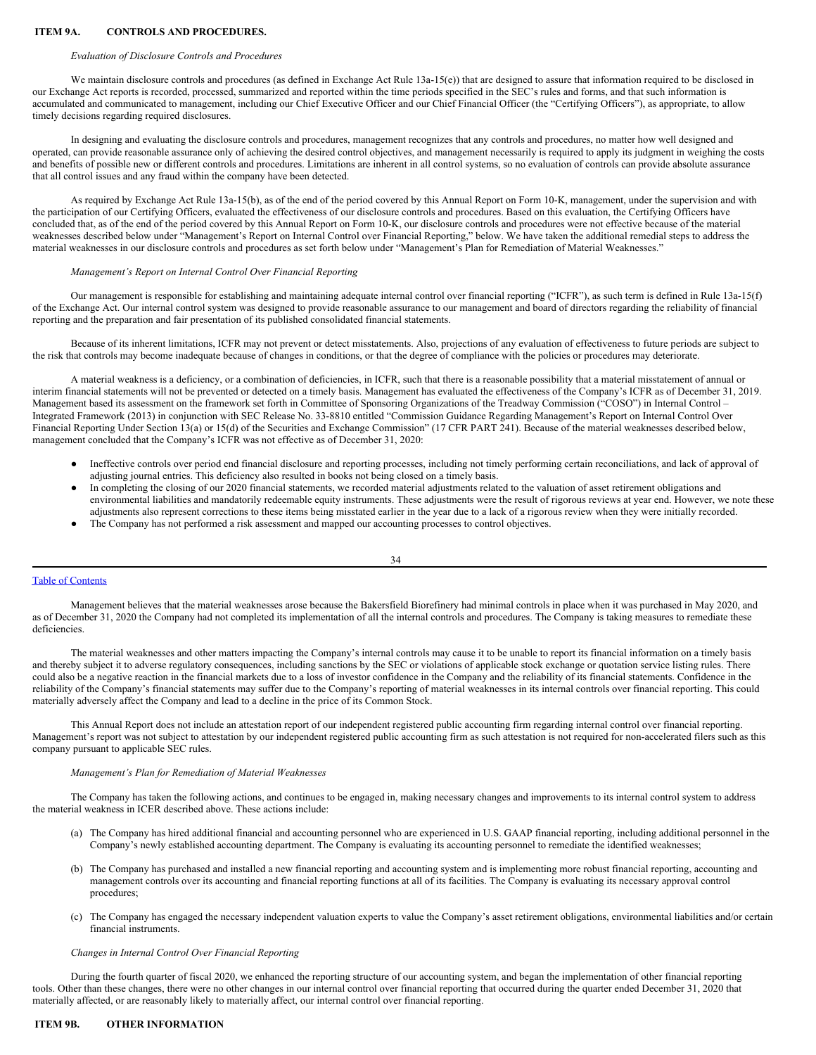## ITEM 9A. CONTROLS AND PROCEDURES.

*Evaluation of Disclosure Controls and Procedures*

We maintain disclosure controls and procedures (as defined in Exchange Act Rule 13a-15(e)) that are designed to assure that information required to be disclosed in our Exchange Act reports is recorded, processed, summarized and reported within the time periods specified in the SEC's rules and forms, and that such information is accumulated and communicated to management, including our Chief Executive Officer and our Chief Financial Officer (the "Certifying Officers"), as appropriate, to allow timely decisions regarding required disclosures.

In designing and evaluating the disclosure controls and procedures, management recognizes that any controls and procedures, no matter how well designed and operated, can provide reasonable assurance only of achieving the desired control objectives, and management necessarily is required to apply its judgment in weighing the costs and benefits of possible new or different controls and procedures. Limitations are inherent in all control systems, so no evaluation of controls can provide absolute assurance that all control issues and any fraud within the company have been detected.

As required by Exchange Act Rule 13a-15(b), as of the end of the period covered by this Annual Report on Form 10-K, management, under the supervision and with the participation of our Certifying Officers, evaluated the effectiveness of our disclosure controls and procedures. Based on this evaluation, the Certifying Officers have concluded that, as of the end of the period covered by this Annual Report on Form 10-K, our disclosure controls and procedures were not effective because of the material weaknesses described below under "Management's Report on Internal Control over Financial Reporting," below. We have taken the additional remedial steps to address the material weaknesses in our disclosure controls and procedures as set forth below under "Management's Plan for Remediation of Material Weaknesses."

*Management's Report on Internal Control Over Financial Reporting*

Our management is responsible for establishing and maintaining adequate internal control over financial reporting ("ICFR"), as such term is defined in Rule 13a-15(f) of the Exchange Act. Our internal control system was designed to provide reasonable assurance to our management and board of directors regarding the reliability of financial reporting and the preparation and fair presentation of its published consolidated financial statements.

Because of its inherent limitations, ICFR may not prevent or detect misstatements. Also, projections of any evaluation of effectiveness to future periods are subject to the risk that controls may become inadequate because of changes in conditions, or that the degree of compliance with the policies or procedures may deteriorate.

A material weakness is a deficiency, or a combination of deficiencies, in ICFR, such that there is a reasonable possibility that a material misstatement of annual or interim financial statements will not be prevented or detected on a timely basis. Management has evaluated the effectiveness of the Company's ICFR as of December 31, 2019. Management based its assessment on the framework set forth in Committee of Sponsoring Organizations of the Treadway Commission ("COSO") in Internal Control – Integrated Framework (2013) in conjunction with SEC Release No. 33-8810 entitled "Commission Guidance Regarding Management's Report on Internal Control Over Financial Reporting Under Section 13(a) or 15(d) of the Securities and Exchange Commission" (17 CFR PART 241). Because of the material weaknesses described below, management concluded that the Company's ICFR was not effective as of December 31, 2020:

- Ineffective controls over period end financial disclosure and reporting processes, including not timely performing certain reconciliations, and lack of approval of adjusting journal entries. This deficiency also resulted in books not being closed on a timely basis.
- In completing the closing of our 2020 financial statements, we recorded material adjustments related to the valuation of asset retirement obligations and environmental liabilities and mandatorily redeemable equity instruments. These adjustments were the result of rigorous reviews at year end. However, we note these adjustments also represent corrections to these items being misstated earlier in the year due to a lack of a rigorous review when they were initially recorded.
- The Company has not performed a risk assessment and mapped our accounting processes to control objectives.

Management believes that the material weaknesses arose because the Bakersfield Biorefinery had minimal controls in place when it was purchased in May 2020, and as of December 31, 2020 the Company had not completed its implementation of all the internal controls and procedures. The Company is taking measures to remediate these deficiencies.

The material weaknesses and other matters impacting the Company's internal controls may cause it to be unable to report its financial information on a timely basis and thereby subject it to adverse regulatory consequences, including sanctions by the SEC or violations of applicable stock exchange or quotation service listing rules. There could also be a negative reaction in the financial markets due to a loss of investor confidence in the Company and the reliability of its financial statements. Confidence in the reliability of the Company's financial statements may suffer due to the Company's reporting of material weaknesses in its internal controls over financial reporting. This could materially adversely affect the Company and lead to a decline in the price of its Common Stock.

This Annual Report does not include an attestation report of our independent registered public accounting firm regarding internal control over financial reporting. Management's report was not subject to attestation by our independent registered public accounting firm as such attestation is not required for non-accelerated filers such as this company pursuant to applicable SEC rules.

*Management's Plan for Remediation of Material Weaknesses*

The Company has taken the following actions, and continues to be engaged in, making necessary changes and improvements to its internal control system to address the material weakness in ICER described above. These actions include:

(a) The Company has hired additional financial and accounting personnel who are experienced in U.S. GAAP financial reporting, including additional personnel in the Company's newly established accounting department. The Company is evaluating its accounting personnel to remediate the identified weaknesses;

(b) The Company has purchased and installed a new financial reporting and accounting system and is implementing more robust financial reporting, accounting and management controls over its accounting and financial reporting functions at all of its facilities. The Company is evaluating its necessary approval control procedures;

(c) The Company has engaged the necessary independent valuation experts to value the Company's asset retirement obligations, environmental liabilities and/or certain financial instruments.

*Changes in Internal Control Over Financial Reporting*

During the fourth quarter of fiscal 2020, we enhanced the reporting structure of our accounting system, and began the implementation of other financial reporting tools. Other than these changes, there were no other changes in our internal control over financial reporting that occurred during the quarter ended December 31, 2020 that materially affected, or are reasonably likely to materially affect, our internal control over financial reporting.

## ITEM 9B. OTHER INFORMATION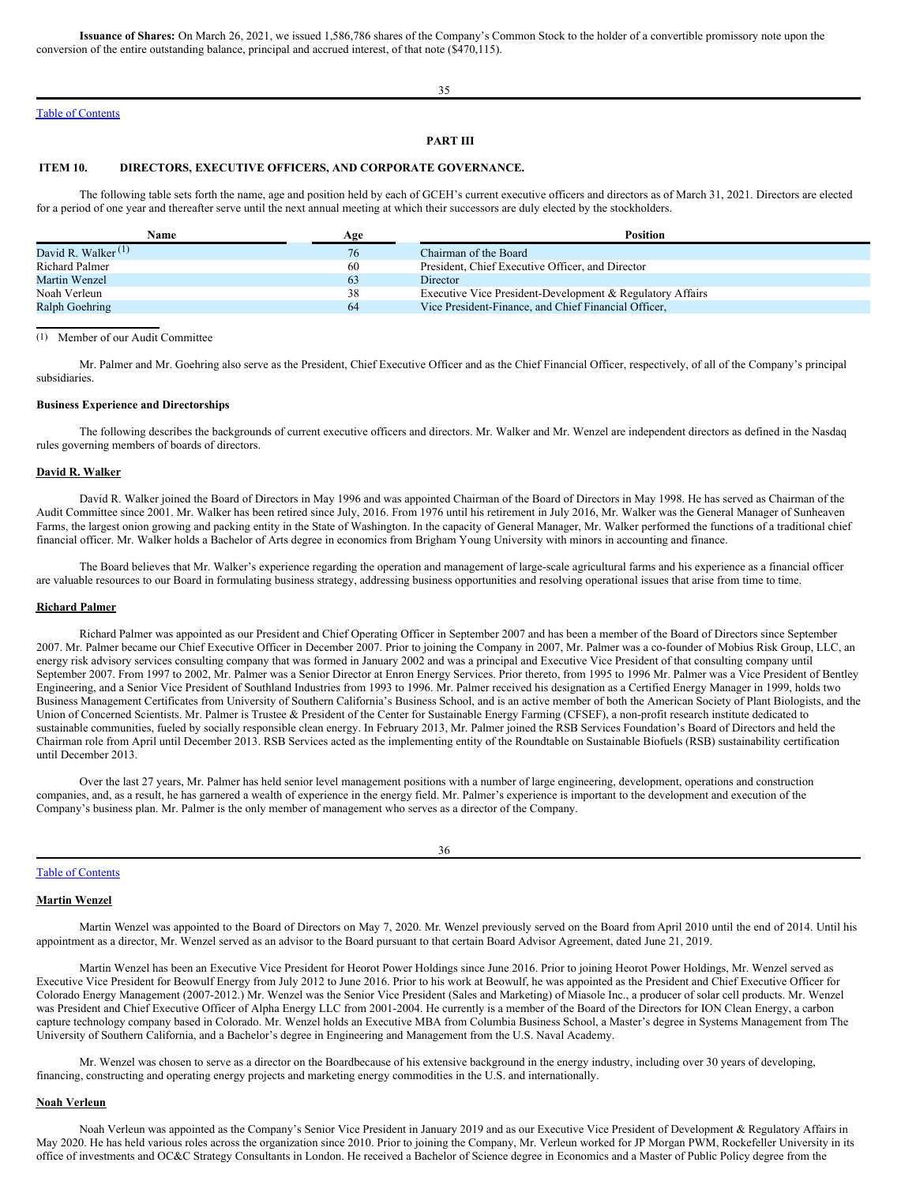**Issuance of Shares:** On March 26, 2021, we issued 1,586,786 shares of the Company's Common Stock to the holder of a convertible promissory note upon the conversion of the entire outstanding balance, principal and accrued interest, of that note ($470,115).

Table of Contents

## PART III

## ITEM 10. DIRECTORS, EXECUTIVE OFFICERS, AND CORPORATE GOVERNANCE.

The following table sets forth the name, age and position held by each of GCEH's current executive officers and directors as of March 31, 2021. Directors are elected for a period of one year and thereafter serve until the next annual meeting at which their successors are duly elected by the stockholders.

| Name | Age | Position |
|---|---|---|
| David R. Walker (1) | 76 | Chairman of the Board |
| Richard Palmer | 60 | President, Chief Executive Officer, and Director |
| Martin Wenzel | 63 | Director |
| Noah Verleun | 38 | Executive Vice President-Development & Regulatory Affairs |
| Ralph Goehring | 64 | Vice President-Finance, and Chief Financial Officer, |

(1) Member of our Audit Committee

Mr. Palmer and Mr. Goehring also serve as the President, Chief Executive Officer and as the Chief Financial Officer, respectively, of all of the Company's principal subsidiaries.

**Business Experience and Directorships**

The following describes the backgrounds of current executive officers and directors. Mr. Walker and Mr. Wenzel are independent directors as defined in the Nasdaq rules governing members of boards of directors.

**David R. Walker**

David R. Walker joined the Board of Directors in May 1996 and was appointed Chairman of the Board of Directors in May 1998. He has served as Chairman of the Audit Committee since 2001. Mr. Walker has been retired since July, 2016. From 1976 until his retirement in July 2016, Mr. Walker was the General Manager of Sunheaven Farms, the largest onion growing and packing entity in the State of Washington. In the capacity of General Manager, Mr. Walker performed the functions of a traditional chief financial officer. Mr. Walker holds a Bachelor of Arts degree in economics from Brigham Young University with minors in accounting and finance.

The Board believes that Mr. Walker's experience regarding the operation and management of large-scale agricultural farms and his experience as a financial officer are valuable resources to our Board in formulating business strategy, addressing business opportunities and resolving operational issues that arise from time to time.

**Richard Palmer**

Richard Palmer was appointed as our President and Chief Operating Officer in September 2007 and has been a member of the Board of Directors since September 2007. Mr. Palmer became our Chief Executive Officer in December 2007. Prior to joining the Company in 2007, Mr. Palmer was a co-founder of Mobius Risk Group, LLC, an energy risk advisory services consulting company that was formed in January 2002 and was a principal and Executive Vice President of that consulting company until September 2007. From 1997 to 2002, Mr. Palmer was a Senior Director at Enron Energy Services. Prior thereto, from 1995 to 1996 Mr. Palmer was a Vice President of Bentley Engineering, and a Senior Vice President of Southland Industries from 1993 to 1996. Mr. Palmer received his designation as a Certified Energy Manager in 1999, holds two Business Management Certificates from University of Southern California's Business School, and is an active member of both the American Society of Plant Biologists, and the Union of Concerned Scientists. Mr. Palmer is Trustee & President of the Center for Sustainable Energy Farming (CFSEF), a non-profit research institute dedicated to sustainable communities, fueled by socially responsible clean energy. In February 2013, Mr. Palmer joined the RSB Services Foundation's Board of Directors and held the Chairman role from April until December 2013. RSB Services acted as the implementing entity of the Roundtable on Sustainable Biofuels (RSB) sustainability certification until December 2013.

Over the last 27 years, Mr. Palmer has held senior level management positions with a number of large engineering, development, operations and construction companies, and, as a result, he has garnered a wealth of experience in the energy field. Mr. Palmer's experience is important to the development and execution of the Company's business plan. Mr. Palmer is the only member of management who serves as a director of the Company.

Table of Contents

**Martin Wenzel**

Martin Wenzel was appointed to the Board of Directors on May 7, 2020. Mr. Wenzel previously served on the Board from April 2010 until the end of 2014. Until his appointment as a director, Mr. Wenzel served as an advisor to the Board pursuant to that certain Board Advisor Agreement, dated June 21, 2019.

Martin Wenzel has been an Executive Vice President for Heorot Power Holdings since June 2016. Prior to joining Heorot Power Holdings, Mr. Wenzel served as Executive Vice President for Beowulf Energy from July 2012 to June 2016. Prior to his work at Beowulf, he was appointed as the President and Chief Executive Officer for Colorado Energy Management (2007-2012.) Mr. Wenzel was the Senior Vice President (Sales and Marketing) of Miasole Inc., a producer of solar cell products. Mr. Wenzel was President and Chief Executive Officer of Alpha Energy LLC from 2001-2004. He currently is a member of the Board of the Directors for ION Clean Energy, a carbon capture technology company based in Colorado. Mr. Wenzel holds an Executive MBA from Columbia Business School, a Master's degree in Systems Management from The University of Southern California, and a Bachelor's degree in Engineering and Management from the U.S. Naval Academy.

Mr. Wenzel was chosen to serve as a director on the Boardbecause of his extensive background in the energy industry, including over 30 years of developing, financing, constructing and operating energy projects and marketing energy commodities in the U.S. and internationally.

**Noah Verleun**

Noah Verleun was appointed as the Company's Senior Vice President in January 2019 and as our Executive Vice President of Development & Regulatory Affairs in May 2020. He has held various roles across the organization since 2010. Prior to joining the Company, Mr. Verleun worked for JP Morgan PWM, Rockefeller University in its office of investments and OC&C Strategy Consultants in London. He received a Bachelor of Science degree in Economics and a Master of Public Policy degree from the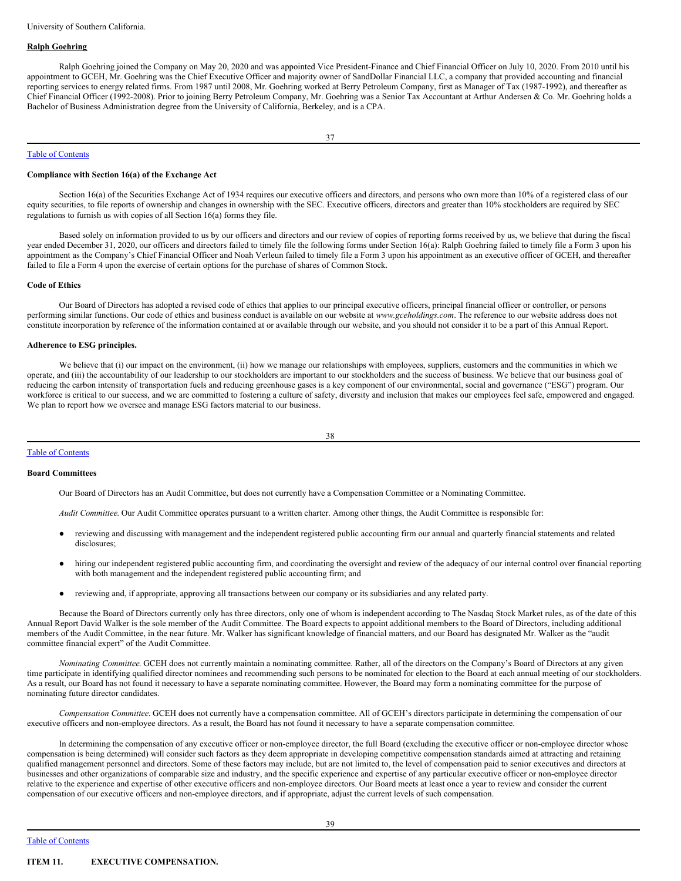University of Southern California.

**Ralph Goehring**

Ralph Goehring joined the Company on May 20, 2020 and was appointed Vice President-Finance and Chief Financial Officer on July 10, 2020. From 2010 until his appointment to GCEH, Mr. Goehring was the Chief Executive Officer and majority owner of SandDollar Financial LLC, a company that provided accounting and financial reporting services to energy related firms. From 1987 until 2008, Mr. Goehring worked at Berry Petroleum Company, first as Manager of Tax (1987-1992), and thereafter as Chief Financial Officer (1992-2008). Prior to joining Berry Petroleum Company, Mr. Goehring was a Senior Tax Accountant at Arthur Andersen & Co. Mr. Goehring holds a Bachelor of Business Administration degree from the University of California, Berkeley, and is a CPA.

**Compliance with Section 16(a) of the Exchange Act**

Section 16(a) of the Securities Exchange Act of 1934 requires our executive officers and directors, and persons who own more than 10% of a registered class of our equity securities, to file reports of ownership and changes in ownership with the SEC. Executive officers, directors and greater than 10% stockholders are required by SEC regulations to furnish us with copies of all Section 16(a) forms they file.

Based solely on information provided to us by our officers and directors and our review of copies of reporting forms received by us, we believe that during the fiscal year ended December 31, 2020, our officers and directors failed to timely file the following forms under Section 16(a): Ralph Goehring failed to timely file a Form 3 upon his appointment as the Company's Chief Financial Officer and Noah Verleun failed to timely file a Form 3 upon his appointment as an executive officer of GCEH, and thereafter failed to file a Form 4 upon the exercise of certain options for the purchase of shares of Common Stock.

**Code of Ethics**

Our Board of Directors has adopted a revised code of ethics that applies to our principal executive officers, principal financial officer or controller, or persons performing similar functions. Our code of ethics and business conduct is available on our website at *www.gceholdings.com*. The reference to our website address does not constitute incorporation by reference of the information contained at or available through our website, and you should not consider it to be a part of this Annual Report.

**Adherence to ESG principles.**

We believe that (i) our impact on the environment, (ii) how we manage our relationships with employees, suppliers, customers and the communities in which we operate, and (iii) the accountability of our leadership to our stockholders are important to our stockholders and the success of business. We believe that our business goal of reducing the carbon intensity of transportation fuels and reducing greenhouse gases is a key component of our environmental, social and governance ("ESG") program. Our workforce is critical to our success, and we are committed to fostering a culture of safety, diversity and inclusion that makes our employees feel safe, empowered and engaged. We plan to report how we oversee and manage ESG factors material to our business.

**Board Committees**

Our Board of Directors has an Audit Committee, but does not currently have a Compensation Committee or a Nominating Committee.

*Audit Committee.* Our Audit Committee operates pursuant to a written charter. Among other things, the Audit Committee is responsible for:

- reviewing and discussing with management and the independent registered public accounting firm our annual and quarterly financial statements and related disclosures;
- hiring our independent registered public accounting firm, and coordinating the oversight and review of the adequacy of our internal control over financial reporting with both management and the independent registered public accounting firm; and
- reviewing and, if appropriate, approving all transactions between our company or its subsidiaries and any related party.

Because the Board of Directors currently only has three directors, only one of whom is independent according to The Nasdaq Stock Market rules, as of the date of this Annual Report David Walker is the sole member of the Audit Committee. The Board expects to appoint additional members to the Board of Directors, including additional members of the Audit Committee, in the near future. Mr. Walker has significant knowledge of financial matters, and our Board has designated Mr. Walker as the "audit committee financial expert" of the Audit Committee.

*Nominating Committee.* GCEH does not currently maintain a nominating committee. Rather, all of the directors on the Company's Board of Directors at any given time participate in identifying qualified director nominees and recommending such persons to be nominated for election to the Board at each annual meeting of our stockholders. As a result, our Board has not found it necessary to have a separate nominating committee. However, the Board may form a nominating committee for the purpose of nominating future director candidates.

*Compensation Committee.* GCEH does not currently have a compensation committee. All of GCEH's directors participate in determining the compensation of our executive officers and non-employee directors. As a result, the Board has not found it necessary to have a separate compensation committee.

In determining the compensation of any executive officer or non-employee director, the full Board (excluding the executive officer or non-employee director whose compensation is being determined) will consider such factors as they deem appropriate in developing competitive compensation standards aimed at attracting and retaining qualified management personnel and directors. Some of these factors may include, but are not limited to, the level of compensation paid to senior executives and directors at businesses and other organizations of comparable size and industry, and the specific experience and expertise of any particular executive officer or non-employee director relative to the experience and expertise of other executive officers and non-employee directors. Our Board meets at least once a year to review and consider the current compensation of our executive officers and non-employee directors, and if appropriate, adjust the current levels of such compensation.

**ITEM 11. EXECUTIVE COMPENSATION.**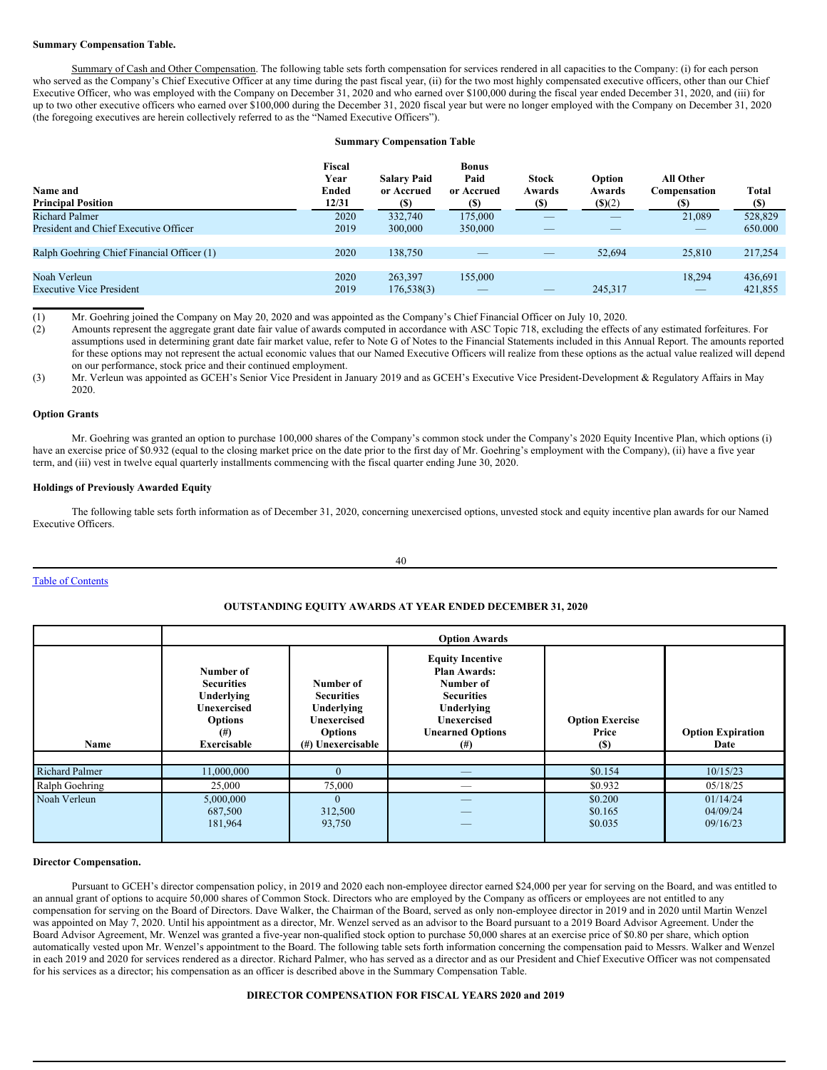**Summary Compensation Table.**

Summary of Cash and Other Compensation. The following table sets forth compensation for services rendered in all capacities to the Company: (i) for each person who served as the Company's Chief Executive Officer at any time during the past fiscal year, (ii) for the two most highly compensated executive officers, other than our Chief Executive Officer, who was employed with the Company on December 31, 2020 and who earned over $100,000 during the fiscal year ended December 31, 2020, and (iii) for up to two other executive officers who earned over $100,000 during the December 31, 2020 fiscal year but were no longer employed with the Company on December 31, 2020 (the foregoing executives are herein collectively referred to as the "Named Executive Officers").

**Summary Compensation Table**

| Name and Principal Position | Fiscal Year Ended 12/31 | Salary Paid or Accrued ($) | Bonus Paid or Accrued ($) | Stock Awards ($) | Option Awards ($)(2) | All Other Compensation ($) | Total ($) |
|---|---|---|---|---|---|---|---|
| Richard Palmer | 2020 | 332,740 | 175,000 | — | — | 21,089 | 528,829 |
| President and Chief Executive Officer | 2019 | 300,000 | 350,000 | — | — | — | 650.000 |
| | | | | | | | |
| Ralph Goehring Chief Financial Officer (1) | 2020 | 138,750 | — | — | 52,694 | 25,810 | 217,254 |
| | | | | | | | |
| Noah Verleun | 2020 | 263,397 | 155,000 | | | 18,294 | 436,691 |
| Executive Vice President | 2019 | 176,538(3) | — | — | 245,317 | — | 421,855 |

(1) Mr. Goehring joined the Company on May 20, 2020 and was appointed as the Company's Chief Financial Officer on July 10, 2020.

(2) Amounts represent the aggregate grant date fair value of awards computed in accordance with ASC Topic 718, excluding the effects of any estimated forfeitures. For assumptions used in determining grant date fair market value, refer to Note G of Notes to the Financial Statements included in this Annual Report. The amounts reported for these options may not represent the actual economic values that our Named Executive Officers will realize from these options as the actual value realized will depend on our performance, stock price and their continued employment.

(3) Mr. Verleun was appointed as GCEH's Senior Vice President in January 2019 and as GCEH's Executive Vice President-Development & Regulatory Affairs in May 2020.

**Option Grants**

Mr. Goehring was granted an option to purchase 100,000 shares of the Company's common stock under the Company's 2020 Equity Incentive Plan, which options (i) have an exercise price of $0.932 (equal to the closing market price on the date prior to the first day of Mr. Goehring's employment with the Company), (ii) have a five year term, and (iii) vest in twelve equal quarterly installments commencing with the fiscal quarter ending June 30, 2020.

**Holdings of Previously Awarded Equity**

The following table sets forth information as of December 31, 2020, concerning unexercised options, unvested stock and equity incentive plan awards for our Named Executive Officers.

**OUTSTANDING EQUITY AWARDS AT YEAR ENDED DECEMBER 31, 2020**

| | Option Awards | | | | |
|---|---|---|---|---|---|
| Name | Number of Securities Underlying Unexercised Options (#) Exercisable | Number of Securities Underlying Unexercised Options (#) Unexercisable | Equity Incentive Plan Awards: Number of Securities Underlying Unexercised Unearned Options (#) | Option Exercise Price ($) | Option Expiration Date |
| Richard Palmer | 11,000,000 | 0 | — | $0.154 | 10/15/23 |
| Ralph Goehring | 25,000 | 75,000 | — | $0.932 | 05/18/25 |
| Noah Verleun | 5,000,000 | 0 | — | $0.200 | 01/14/24 |
| | 687,500 | 312,500 | — | $0.165 | 04/09/24 |
| | 181,964 | 93,750 | — | $0.035 | 09/16/23 |

**Director Compensation.**

Pursuant to GCEH's director compensation policy, in 2019 and 2020 each non-employee director earned $24,000 per year for serving on the Board, and was entitled to an annual grant of options to acquire 50,000 shares of Common Stock. Directors who are employed by the Company as officers or employees are not entitled to any compensation for serving on the Board of Directors. Dave Walker, the Chairman of the Board, served as only non-employee director in 2019 and in 2020 until Martin Wenzel was appointed on May 7, 2020. Until his appointment as a director, Mr. Wenzel served as an advisor to the Board pursuant to a 2019 Board Advisor Agreement. Under the Board Advisor Agreement, Mr. Wenzel was granted a five-year non-qualified stock option to purchase 50,000 shares at an exercise price of $0.80 per share, which option automatically vested upon Mr. Wenzel's appointment to the Board. The following table sets forth information concerning the compensation paid to Messrs. Walker and Wenzel in each 2019 and 2020 for services rendered as a director. Richard Palmer, who has served as a director and as our President and Chief Executive Officer was not compensated for his services as a director; his compensation as an officer is described above in the Summary Compensation Table.

**DIRECTOR COMPENSATION FOR FISCAL YEARS 2020 and 2019**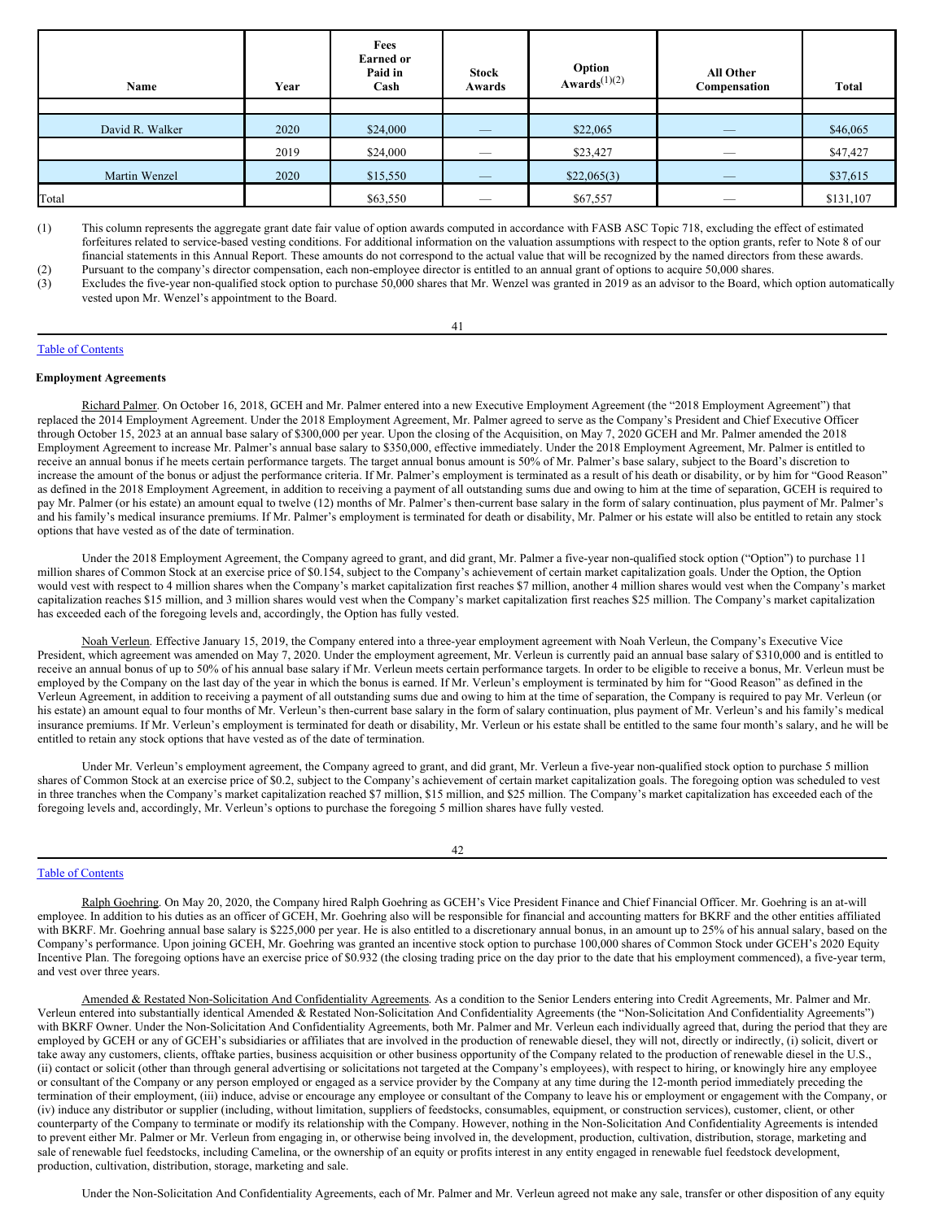| Name | Year | Fees Earned or Paid in Cash | Stock Awards | Option Awards[(1)(2)] | All Other Compensation | Total |
|---|---|---|---|---|---|---|
| | | | | | | |
| David R. Walker | 2020 | $24,000 | — | $22,065 | — | $46,065 |
| | 2019 | $24,000 | — | $23,427 | — | $47,427 |
| Martin Wenzel | 2020 | $15,550 | — | $22,065(3) | — | $37,615 |
| Total | | $63,550 | — | $67,557 | — | $131,107 |

(1) This column represents the aggregate grant date fair value of option awards computed in accordance with FASB ASC Topic 718, excluding the effect of estimated forfeitures related to service-based vesting conditions. For additional information on the valuation assumptions with respect to the option grants, refer to Note 8 of our financial statements in this Annual Report. These amounts do not correspond to the actual value that will be recognized by the named directors from these awards.

(2) Pursuant to the company's director compensation, each non-employee director is entitled to an annual grant of options to acquire 50,000 shares.

(3) Excludes the five-year non-qualified stock option to purchase 50,000 shares that Mr. Wenzel was granted in 2019 as an advisor to the Board, which option automatically vested upon Mr. Wenzel's appointment to the Board.

**Employment Agreements**

Richard Palmer. On October 16, 2018, GCEH and Mr. Palmer entered into a new Executive Employment Agreement (the "2018 Employment Agreement") that replaced the 2014 Employment Agreement. Under the 2018 Employment Agreement, Mr. Palmer agreed to serve as the Company's President and Chief Executive Officer through October 15, 2023 at an annual base salary of $300,000 per year. Upon the closing of the Acquisition, on May 7, 2020 GCEH and Mr. Palmer amended the 2018 Employment Agreement to increase Mr. Palmer's annual base salary to $350,000, effective immediately. Under the 2018 Employment Agreement, Mr. Palmer is entitled to receive an annual bonus if he meets certain performance targets. The target annual bonus amount is 50% of Mr. Palmer's base salary, subject to the Board's discretion to increase the amount of the bonus or adjust the performance criteria. If Mr. Palmer's employment is terminated as a result of his death or disability, or by him for "Good Reason" as defined in the 2018 Employment Agreement, in addition to receiving a payment of all outstanding sums due and owing to him at the time of separation, GCEH is required to pay Mr. Palmer (or his estate) an amount equal to twelve (12) months of Mr. Palmer's then-current base salary in the form of salary continuation, plus payment of Mr. Palmer's and his family's medical insurance premiums. If Mr. Palmer's employment is terminated for death or disability, Mr. Palmer or his estate will also be entitled to retain any stock options that have vested as of the date of termination.

Under the 2018 Employment Agreement, the Company agreed to grant, and did grant, Mr. Palmer a five-year non-qualified stock option ("Option") to purchase 11 million shares of Common Stock at an exercise price of $0.154, subject to the Company's achievement of certain market capitalization goals. Under the Option, the Option would vest with respect to 4 million shares when the Company's market capitalization first reaches $7 million, another 4 million shares would vest when the Company's market capitalization reaches $15 million, and 3 million shares would vest when the Company's market capitalization first reaches $25 million. The Company's market capitalization has exceeded each of the foregoing levels and, accordingly, the Option has fully vested.

Noah Verleun. Effective January 15, 2019, the Company entered into a three-year employment agreement with Noah Verleun, the Company's Executive Vice President, which agreement was amended on May 7, 2020. Under the employment agreement, Mr. Verleun is currently paid an annual base salary of $310,000 and is entitled to receive an annual bonus of up to 50% of his annual base salary if Mr. Verleun meets certain performance targets. In order to be eligible to receive a bonus, Mr. Verleun must be employed by the Company on the last day of the year in which the bonus is earned. If Mr. Verleun's employment is terminated by him for "Good Reason" as defined in the Verleun Agreement, in addition to receiving a payment of all outstanding sums due and owing to him at the time of separation, the Company is required to pay Mr. Verleun (or his estate) an amount equal to four months of Mr. Verleun's then-current base salary in the form of salary continuation, plus payment of Mr. Verleun's and his family's medical insurance premiums. If Mr. Verleun's employment is terminated for death or disability, Mr. Verleun or his estate shall be entitled to the same four month's salary, and he will be entitled to retain any stock options that have vested as of the date of termination.

Under Mr. Verleun's employment agreement, the Company agreed to grant, and did grant, Mr. Verleun a five-year non-qualified stock option to purchase 5 million shares of Common Stock at an exercise price of $0.2, subject to the Company's achievement of certain market capitalization goals. The foregoing option was scheduled to vest in three tranches when the Company's market capitalization reached $7 million, $15 million, and $25 million. The Company's market capitalization has exceeded each of the foregoing levels and, accordingly, Mr. Verleun's options to purchase the foregoing 5 million shares have fully vested.

Ralph Goehring. On May 20, 2020, the Company hired Ralph Goehring as GCEH's Vice President Finance and Chief Financial Officer. Mr. Goehring is an at-will employee. In addition to his duties as an officer of GCEH, Mr. Goehring also will be responsible for financial and accounting matters for BKRF and the other entities affiliated with BKRF. Mr. Goehring annual base salary is $225,000 per year. He is also entitled to a discretionary annual bonus, in an amount up to 25% of his annual salary, based on the Company's performance. Upon joining GCEH, Mr. Goehring was granted an incentive stock option to purchase 100,000 shares of Common Stock under GCEH's 2020 Equity Incentive Plan. The foregoing options have an exercise price of $0.932 (the closing trading price on the day prior to the date that his employment commenced), a five-year term, and vest over three years.

Amended & Restated Non-Solicitation And Confidentiality Agreements. As a condition to the Senior Lenders entering into Credit Agreements, Mr. Palmer and Mr. Verleun entered into substantially identical Amended & Restated Non-Solicitation And Confidentiality Agreements (the "Non-Solicitation And Confidentiality Agreements") with BKRF Owner. Under the Non-Solicitation And Confidentiality Agreements, both Mr. Palmer and Mr. Verleun each individually agreed that, during the period that they are employed by GCEH or any of GCEH's subsidiaries or affiliates that are involved in the production of renewable diesel, they will not, directly or indirectly, (i) solicit, divert or take away any customers, clients, offtake parties, business acquisition or other business opportunity of the Company related to the production of renewable diesel in the U.S., (ii) contact or solicit (other than through general advertising or solicitations not targeted at the Company's employees), with respect to hiring, or knowingly hire any employee or consultant of the Company or any person employed or engaged as a service provider by the Company at any time during the 12-month period immediately preceding the termination of their employment, (iii) induce, advise or encourage any employee or consultant of the Company to leave his or employment or engagement with the Company, or (iv) induce any distributor or supplier (including, without limitation, suppliers of feedstocks, consumables, equipment, or construction services), customer, client, or other counterparty of the Company to terminate or modify its relationship with the Company. However, nothing in the Non-Solicitation And Confidentiality Agreements is intended to prevent either Mr. Palmer or Mr. Verleun from engaging in, or otherwise being involved in, the development, production, cultivation, distribution, storage, marketing and sale of renewable fuel feedstocks, including Camelina, or the ownership of an equity or profits interest in any entity engaged in renewable fuel feedstock development, production, cultivation, distribution, storage, marketing and sale.

Under the Non-Solicitation And Confidentiality Agreements, each of Mr. Palmer and Mr. Verleun agreed not make any sale, transfer or other disposition of any equity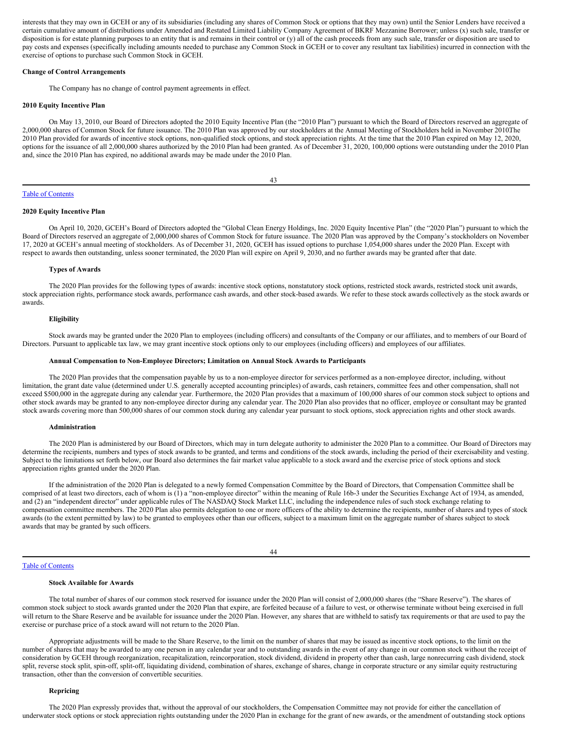interests that they may own in GCEH or any of its subsidiaries (including any shares of Common Stock or options that they may own) until the Senior Lenders have received a certain cumulative amount of distributions under Amended and Restated Limited Liability Company Agreement of BKRF Mezzanine Borrower; unless (x) such sale, transfer or disposition is for estate planning purposes to an entity that is and remains in their control or (y) all of the cash proceeds from any such sale, transfer or disposition are used to pay costs and expenses (specifically including amounts needed to purchase any Common Stock in GCEH or to cover any resultant tax liabilities) incurred in connection with the exercise of options to purchase such Common Stock in GCEH.

**Change of Control Arrangements**

The Company has no change of control payment agreements in effect.

**2010 Equity Incentive Plan**

On May 13, 2010, our Board of Directors adopted the 2010 Equity Incentive Plan (the "2010 Plan") pursuant to which the Board of Directors reserved an aggregate of 2,000,000 shares of Common Stock for future issuance. The 2010 Plan was approved by our stockholders at the Annual Meeting of Stockholders held in November 2010The 2010 Plan provided for awards of incentive stock options, non-qualified stock options, and stock appreciation rights. At the time that the 2010 Plan expired on May 12, 2020, options for the issuance of all 2,000,000 shares authorized by the 2010 Plan had been granted. As of December 31, 2020, 100,000 options were outstanding under the 2010 Plan and, since the 2010 Plan has expired, no additional awards may be made under the 2010 Plan.

**2020 Equity Incentive Plan**

On April 10, 2020, GCEH's Board of Directors adopted the "Global Clean Energy Holdings, Inc. 2020 Equity Incentive Plan" (the "2020 Plan") pursuant to which the Board of Directors reserved an aggregate of 2,000,000 shares of Common Stock for future issuance. The 2020 Plan was approved by the Company's stockholders on November 17, 2020 at GCEH's annual meeting of stockholders. As of December 31, 2020, GCEH has issued options to purchase 1,054,000 shares under the 2020 Plan. Except with respect to awards then outstanding, unless sooner terminated, the 2020 Plan will expire on April 9, 2030, and no further awards may be granted after that date.

**Types of Awards**

The 2020 Plan provides for the following types of awards: incentive stock options, nonstatutory stock options, restricted stock awards, restricted stock unit awards, stock appreciation rights, performance stock awards, performance cash awards, and other stock-based awards. We refer to these stock awards collectively as the stock awards or awards.

**Eligibility**

Stock awards may be granted under the 2020 Plan to employees (including officers) and consultants of the Company or our affiliates, and to members of our Board of Directors. Pursuant to applicable tax law, we may grant incentive stock options only to our employees (including officers) and employees of our affiliates.

**Annual Compensation to Non-Employee Directors; Limitation on Annual Stock Awards to Participants**

The 2020 Plan provides that the compensation payable by us to a non-employee director for services performed as a non-employee director, including, without limitation, the grant date value (determined under U.S. generally accepted accounting principles) of awards, cash retainers, committee fees and other compensation, shall not exceed $500,000 in the aggregate during any calendar year. Furthermore, the 2020 Plan provides that a maximum of 100,000 shares of our common stock subject to options and other stock awards may be granted to any non-employee director during any calendar year. The 2020 Plan also provides that no officer, employee or consultant may be granted stock awards covering more than 500,000 shares of our common stock during any calendar year pursuant to stock options, stock appreciation rights and other stock awards.

**Administration**

The 2020 Plan is administered by our Board of Directors, which may in turn delegate authority to administer the 2020 Plan to a committee. Our Board of Directors may determine the recipients, numbers and types of stock awards to be granted, and terms and conditions of the stock awards, including the period of their exercisability and vesting. Subject to the limitations set forth below, our Board also determines the fair market value applicable to a stock award and the exercise price of stock options and stock appreciation rights granted under the 2020 Plan.

If the administration of the 2020 Plan is delegated to a newly formed Compensation Committee by the Board of Directors, that Compensation Committee shall be comprised of at least two directors, each of whom is (1) a "non-employee director" within the meaning of Rule 16b-3 under the Securities Exchange Act of 1934, as amended, and (2) an "independent director" under applicable rules of The NASDAQ Stock Market LLC, including the independence rules of such stock exchange relating to compensation committee members. The 2020 Plan also permits delegation to one or more officers of the ability to determine the recipients, number of shares and types of stock awards (to the extent permitted by law) to be granted to employees other than our officers, subject to a maximum limit on the aggregate number of shares subject to stock awards that may be granted by such officers.

**Stock Available for Awards**

The total number of shares of our common stock reserved for issuance under the 2020 Plan will consist of 2,000,000 shares (the "Share Reserve"). The shares of common stock subject to stock awards granted under the 2020 Plan that expire, are forfeited because of a failure to vest, or otherwise terminate without being exercised in full will return to the Share Reserve and be available for issuance under the 2020 Plan. However, any shares that are withheld to satisfy tax requirements or that are used to pay the exercise or purchase price of a stock award will not return to the 2020 Plan.

Appropriate adjustments will be made to the Share Reserve, to the limit on the number of shares that may be issued as incentive stock options, to the limit on the number of shares that may be awarded to any one person in any calendar year and to outstanding awards in the event of any change in our common stock without the receipt of consideration by GCEH through reorganization, recapitalization, reincorporation, stock dividend, dividend in property other than cash, large nonrecurring cash dividend, stock split, reverse stock split, spin-off, split-off, liquidating dividend, combination of shares, exchange of shares, change in corporate structure or any similar equity restructuring transaction, other than the conversion of convertible securities.

**Repricing**

The 2020 Plan expressly provides that, without the approval of our stockholders, the Compensation Committee may not provide for either the cancellation of underwater stock options or stock appreciation rights outstanding under the 2020 Plan in exchange for the grant of new awards, or the amendment of outstanding stock options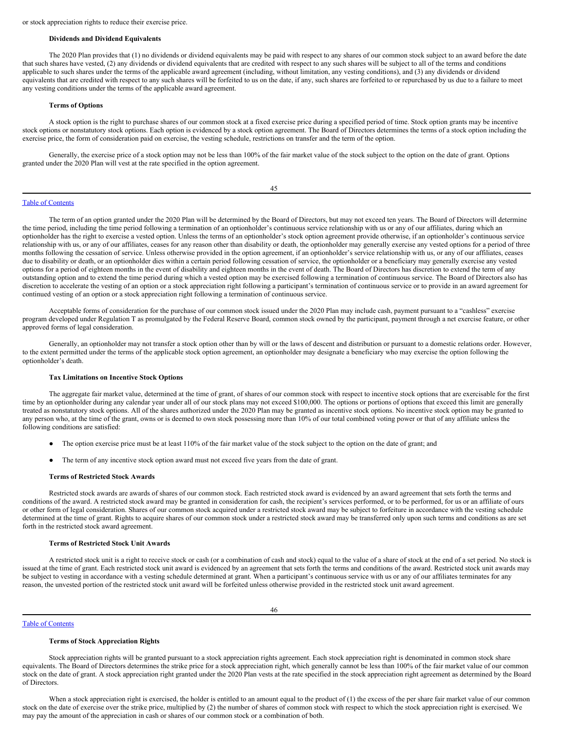or stock appreciation rights to reduce their exercise price.

### Dividends and Dividend Equivalents

The 2020 Plan provides that (1) no dividends or dividend equivalents may be paid with respect to any shares of our common stock subject to an award before the date that such shares have vested, (2) any dividends or dividend equivalents that are credited with respect to any such shares will be subject to all of the terms and conditions applicable to such shares under the terms of the applicable award agreement (including, without limitation, any vesting conditions), and (3) any dividends or dividend equivalents that are credited with respect to any such shares will be forfeited to us on the date, if any, such shares are forfeited to or repurchased by us due to a failure to meet any vesting conditions under the terms of the applicable award agreement.

### Terms of Options

A stock option is the right to purchase shares of our common stock at a fixed exercise price during a specified period of time. Stock option grants may be incentive stock options or nonstatutory stock options. Each option is evidenced by a stock option agreement. The Board of Directors determines the terms of a stock option including the exercise price, the form of consideration paid on exercise, the vesting schedule, restrictions on transfer and the term of the option.

Generally, the exercise price of a stock option may not be less than 100% of the fair market value of the stock subject to the option on the date of grant. Options granted under the 2020 Plan will vest at the rate specified in the option agreement.

The term of an option granted under the 2020 Plan will be determined by the Board of Directors, but may not exceed ten years. The Board of Directors will determine the time period, including the time period following a termination of an optionholder's continuous service relationship with us or any of our affiliates, during which an optionholder has the right to exercise a vested option. Unless the terms of an optionholder's stock option agreement provide otherwise, if an optionholder's continuous service relationship with us, or any of our affiliates, ceases for any reason other than disability or death, the optionholder may generally exercise any vested options for a period of three months following the cessation of service. Unless otherwise provided in the option agreement, if an optionholder's service relationship with us, or any of our affiliates, ceases due to disability or death, or an optionholder dies within a certain period following cessation of service, the optionholder or a beneficiary may generally exercise any vested options for a period of eighteen months in the event of disability and eighteen months in the event of death. The Board of Directors has discretion to extend the term of any outstanding option and to extend the time period during which a vested option may be exercised following a termination of continuous service. The Board of Directors also has discretion to accelerate the vesting of an option or a stock appreciation right following a participant's termination of continuous service or to provide in an award agreement for continued vesting of an option or a stock appreciation right following a termination of continuous service.

Acceptable forms of consideration for the purchase of our common stock issued under the 2020 Plan may include cash, payment pursuant to a "cashless" exercise program developed under Regulation T as promulgated by the Federal Reserve Board, common stock owned by the participant, payment through a net exercise feature, or other approved forms of legal consideration.

Generally, an optionholder may not transfer a stock option other than by will or the laws of descent and distribution or pursuant to a domestic relations order. However, to the extent permitted under the terms of the applicable stock option agreement, an optionholder may designate a beneficiary who may exercise the option following the optionholder's death.

### Tax Limitations on Incentive Stock Options

The aggregate fair market value, determined at the time of grant, of shares of our common stock with respect to incentive stock options that are exercisable for the first time by an optionholder during any calendar year under all of our stock plans may not exceed $100,000. The options or portions of options that exceed this limit are generally treated as nonstatutory stock options. All of the shares authorized under the 2020 Plan may be granted as incentive stock options. No incentive stock option may be granted to any person who, at the time of the grant, owns or is deemed to own stock possessing more than 10% of our total combined voting power or that of any affiliate unless the following conditions are satisfied:

- The option exercise price must be at least 110% of the fair market value of the stock subject to the option on the date of grant; and
- The term of any incentive stock option award must not exceed five years from the date of grant.

### Terms of Restricted Stock Awards

Restricted stock awards are awards of shares of our common stock. Each restricted stock award is evidenced by an award agreement that sets forth the terms and conditions of the award. A restricted stock award may be granted in consideration for cash, the recipient's services performed, or to be performed, for us or an affiliate of ours or other form of legal consideration. Shares of our common stock acquired under a restricted stock award may be subject to forfeiture in accordance with the vesting schedule determined at the time of grant. Rights to acquire shares of our common stock under a restricted stock award may be transferred only upon such terms and conditions as are set forth in the restricted stock award agreement.

### Terms of Restricted Stock Unit Awards

A restricted stock unit is a right to receive stock or cash (or a combination of cash and stock) equal to the value of a share of stock at the end of a set period. No stock is issued at the time of grant. Each restricted stock unit award is evidenced by an agreement that sets forth the terms and conditions of the award. Restricted stock unit awards may be subject to vesting in accordance with a vesting schedule determined at grant. When a participant's continuous service with us or any of our affiliates terminates for any reason, the unvested portion of the restricted stock unit award will be forfeited unless otherwise provided in the restricted stock unit award agreement.

### Terms of Stock Appreciation Rights

Stock appreciation rights will be granted pursuant to a stock appreciation rights agreement. Each stock appreciation right is denominated in common stock share equivalents. The Board of Directors determines the strike price for a stock appreciation right, which generally cannot be less than 100% of the fair market value of our common stock on the date of grant. A stock appreciation right granted under the 2020 Plan vests at the rate specified in the stock appreciation right agreement as determined by the Board of Directors.

When a stock appreciation right is exercised, the holder is entitled to an amount equal to the product of (1) the excess of the per share fair market value of our common stock on the date of exercise over the strike price, multiplied by (2) the number of shares of common stock with respect to which the stock appreciation right is exercised. We may pay the amount of the appreciation in cash or shares of our common stock or a combination of both.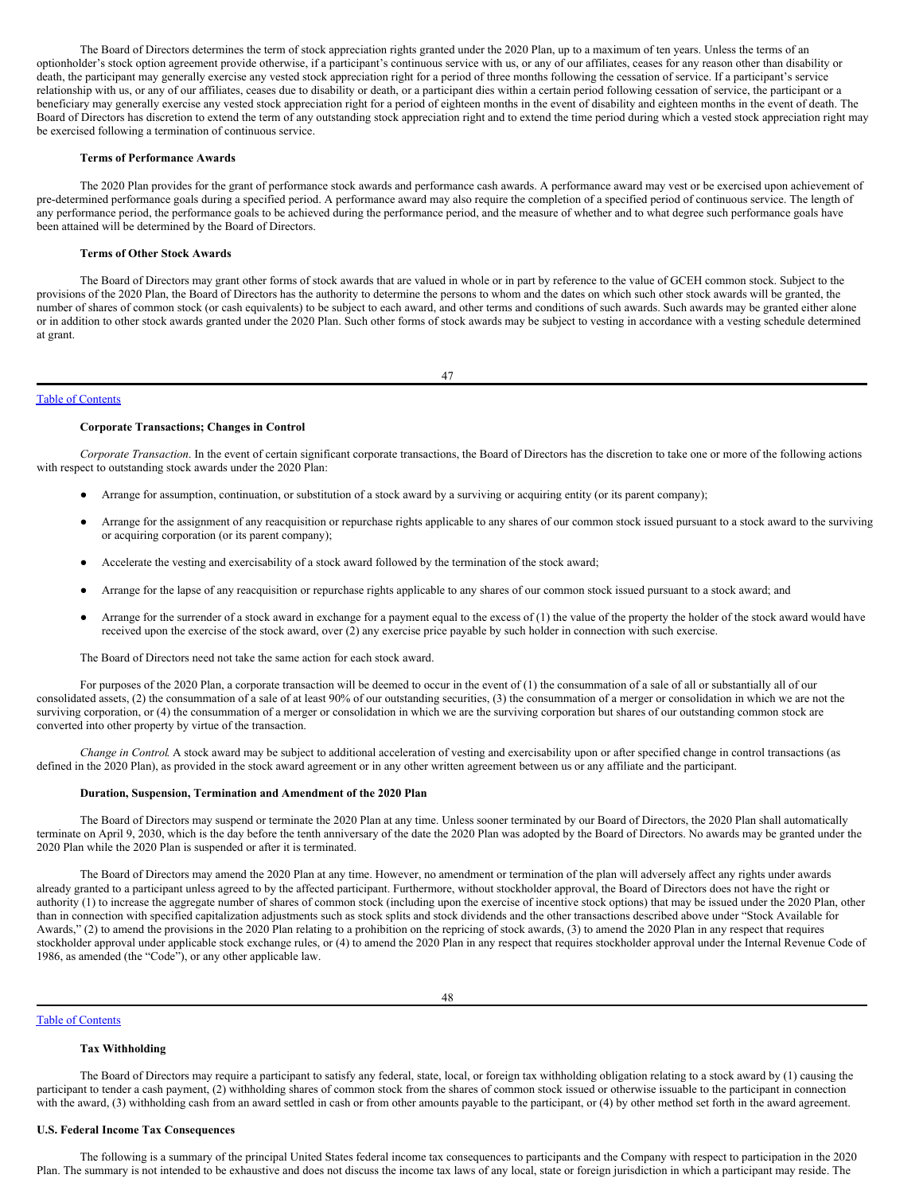The Board of Directors determines the term of stock appreciation rights granted under the 2020 Plan, up to a maximum of ten years. Unless the terms of an optionholder's stock option agreement provide otherwise, if a participant's continuous service with us, or any of our affiliates, ceases for any reason other than disability or death, the participant may generally exercise any vested stock appreciation right for a period of three months following the cessation of service. If a participant's service relationship with us, or any of our affiliates, ceases due to disability or death, or a participant dies within a certain period following cessation of service, the participant or a beneficiary may generally exercise any vested stock appreciation right for a period of eighteen months in the event of disability and eighteen months in the event of death. The Board of Directors has discretion to extend the term of any outstanding stock appreciation right and to extend the time period during which a vested stock appreciation right may be exercised following a termination of continuous service.

**Terms of Performance Awards**

The 2020 Plan provides for the grant of performance stock awards and performance cash awards. A performance award may vest or be exercised upon achievement of pre-determined performance goals during a specified period. A performance award may also require the completion of a specified period of continuous service. The length of any performance period, the performance goals to be achieved during the performance period, and the measure of whether and to what degree such performance goals have been attained will be determined by the Board of Directors.

**Terms of Other Stock Awards**

The Board of Directors may grant other forms of stock awards that are valued in whole or in part by reference to the value of GCEH common stock. Subject to the provisions of the 2020 Plan, the Board of Directors has the authority to determine the persons to whom and the dates on which such other stock awards will be granted, the number of shares of common stock (or cash equivalents) to be subject to each award, and other terms and conditions of such awards. Such awards may be granted either alone or in addition to other stock awards granted under the 2020 Plan. Such other forms of stock awards may be subject to vesting in accordance with a vesting schedule determined at grant.

**Corporate Transactions; Changes in Control**

*Corporate Transaction*. In the event of certain significant corporate transactions, the Board of Directors has the discretion to take one or more of the following actions with respect to outstanding stock awards under the 2020 Plan:

- Arrange for assumption, continuation, or substitution of a stock award by a surviving or acquiring entity (or its parent company);
- Arrange for the assignment of any reacquisition or repurchase rights applicable to any shares of our common stock issued pursuant to a stock award to the surviving or acquiring corporation (or its parent company);
- Accelerate the vesting and exercisability of a stock award followed by the termination of the stock award;
- Arrange for the lapse of any reacquisition or repurchase rights applicable to any shares of our common stock issued pursuant to a stock award; and
- Arrange for the surrender of a stock award in exchange for a payment equal to the excess of (1) the value of the property the holder of the stock award would have received upon the exercise of the stock award, over (2) any exercise price payable by such holder in connection with such exercise.

The Board of Directors need not take the same action for each stock award.

For purposes of the 2020 Plan, a corporate transaction will be deemed to occur in the event of (1) the consummation of a sale of all or substantially all of our consolidated assets, (2) the consummation of a sale of at least 90% of our outstanding securities, (3) the consummation of a merger or consolidation in which we are not the surviving corporation, or (4) the consummation of a merger or consolidation in which we are the surviving corporation but shares of our outstanding common stock are converted into other property by virtue of the transaction.

*Change in Control*. A stock award may be subject to additional acceleration of vesting and exercisability upon or after specified change in control transactions (as defined in the 2020 Plan), as provided in the stock award agreement or in any other written agreement between us or any affiliate and the participant.

**Duration, Suspension, Termination and Amendment of the 2020 Plan**

The Board of Directors may suspend or terminate the 2020 Plan at any time. Unless sooner terminated by our Board of Directors, the 2020 Plan shall automatically terminate on April 9, 2030, which is the day before the tenth anniversary of the date the 2020 Plan was adopted by the Board of Directors. No awards may be granted under the 2020 Plan while the 2020 Plan is suspended or after it is terminated.

The Board of Directors may amend the 2020 Plan at any time. However, no amendment or termination of the plan will adversely affect any rights under awards already granted to a participant unless agreed to by the affected participant. Furthermore, without stockholder approval, the Board of Directors does not have the right or authority (1) to increase the aggregate number of shares of common stock (including upon the exercise of incentive stock options) that may be issued under the 2020 Plan, other than in connection with specified capitalization adjustments such as stock splits and stock dividends and the other transactions described above under "Stock Available for Awards," (2) to amend the provisions in the 2020 Plan relating to a prohibition on the repricing of stock awards, (3) to amend the 2020 Plan in any respect that requires stockholder approval under applicable stock exchange rules, or (4) to amend the 2020 Plan in any respect that requires stockholder approval under the Internal Revenue Code of 1986, as amended (the "Code"), or any other applicable law.

**Tax Withholding**

The Board of Directors may require a participant to satisfy any federal, state, local, or foreign tax withholding obligation relating to a stock award by (1) causing the participant to tender a cash payment, (2) withholding shares of common stock from the shares of common stock issued or otherwise issuable to the participant in connection with the award, (3) withholding cash from an award settled in cash or from other amounts payable to the participant, or (4) by other method set forth in the award agreement.

**U.S. Federal Income Tax Consequences**

The following is a summary of the principal United States federal income tax consequences to participants and the Company with respect to participation in the 2020 Plan. The summary is not intended to be exhaustive and does not discuss the income tax laws of any local, state or foreign jurisdiction in which a participant may reside. The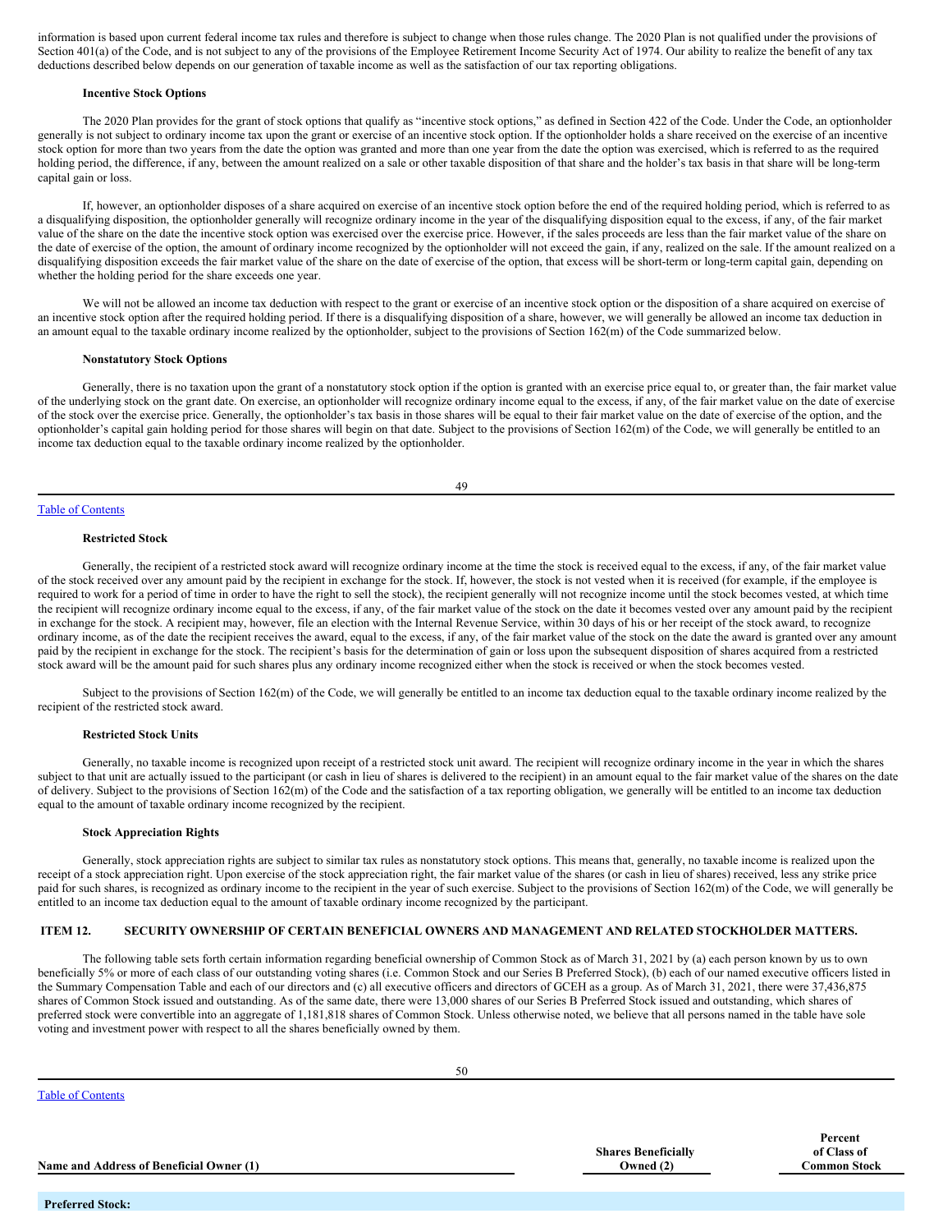information is based upon current federal income tax rules and therefore is subject to change when those rules change. The 2020 Plan is not qualified under the provisions of Section 401(a) of the Code, and is not subject to any of the provisions of the Employee Retirement Income Security Act of 1974. Our ability to realize the benefit of any tax deductions described below depends on our generation of taxable income as well as the satisfaction of our tax reporting obligations.

**Incentive Stock Options**

The 2020 Plan provides for the grant of stock options that qualify as "incentive stock options," as defined in Section 422 of the Code. Under the Code, an optionholder generally is not subject to ordinary income tax upon the grant or exercise of an incentive stock option. If the optionholder holds a share received on the exercise of an incentive stock option for more than two years from the date the option was granted and more than one year from the date the option was exercised, which is referred to as the required holding period, the difference, if any, between the amount realized on a sale or other taxable disposition of that share and the holder's tax basis in that share will be long-term capital gain or loss.

If, however, an optionholder disposes of a share acquired on exercise of an incentive stock option before the end of the required holding period, which is referred to as a disqualifying disposition, the optionholder generally will recognize ordinary income in the year of the disqualifying disposition equal to the excess, if any, of the fair market value of the share on the date the incentive stock option was exercised over the exercise price. However, if the sales proceeds are less than the fair market value of the share on the date of exercise of the option, the amount of ordinary income recognized by the optionholder will not exceed the gain, if any, realized on the sale. If the amount realized on a disqualifying disposition exceeds the fair market value of the share on the date of exercise of the option, that excess will be short-term or long-term capital gain, depending on whether the holding period for the share exceeds one year.

We will not be allowed an income tax deduction with respect to the grant or exercise of an incentive stock option or the disposition of a share acquired on exercise of an incentive stock option after the required holding period. If there is a disqualifying disposition of a share, however, we will generally be allowed an income tax deduction in an amount equal to the taxable ordinary income realized by the optionholder, subject to the provisions of Section 162(m) of the Code summarized below.

**Nonstatutory Stock Options**

Generally, there is no taxation upon the grant of a nonstatutory stock option if the option is granted with an exercise price equal to, or greater than, the fair market value of the underlying stock on the grant date. On exercise, an optionholder will recognize ordinary income equal to the excess, if any, of the fair market value on the date of exercise of the stock over the exercise price. Generally, the optionholder's tax basis in those shares will be equal to their fair market value on the date of exercise of the option, and the optionholder's capital gain holding period for those shares will begin on that date. Subject to the provisions of Section 162(m) of the Code, we will generally be entitled to an income tax deduction equal to the taxable ordinary income realized by the optionholder.

**Restricted Stock**

Generally, the recipient of a restricted stock award will recognize ordinary income at the time the stock is received equal to the excess, if any, of the fair market value of the stock received over any amount paid by the recipient in exchange for the stock. If, however, the stock is not vested when it is received (for example, if the employee is required to work for a period of time in order to have the right to sell the stock), the recipient generally will not recognize income until the stock becomes vested, at which time the recipient will recognize ordinary income equal to the excess, if any, of the fair market value of the stock on the date it becomes vested over any amount paid by the recipient in exchange for the stock. A recipient may, however, file an election with the Internal Revenue Service, within 30 days of his or her receipt of the stock award, to recognize ordinary income, as of the date the recipient receives the award, equal to the excess, if any, of the fair market value of the stock on the date the award is granted over any amount paid by the recipient in exchange for the stock. The recipient's basis for the determination of gain or loss upon the subsequent disposition of shares acquired from a restricted stock award will be the amount paid for such shares plus any ordinary income recognized either when the stock is received or when the stock becomes vested.

Subject to the provisions of Section 162(m) of the Code, we will generally be entitled to an income tax deduction equal to the taxable ordinary income realized by the recipient of the restricted stock award.

**Restricted Stock Units**

Generally, no taxable income is recognized upon receipt of a restricted stock unit award. The recipient will recognize ordinary income in the year in which the shares subject to that unit are actually issued to the participant (or cash in lieu of shares is delivered to the recipient) in an amount equal to the fair market value of the shares on the date of delivery. Subject to the provisions of Section 162(m) of the Code and the satisfaction of a tax reporting obligation, we generally will be entitled to an income tax deduction equal to the amount of taxable ordinary income recognized by the recipient.

**Stock Appreciation Rights**

Generally, stock appreciation rights are subject to similar tax rules as nonstatutory stock options. This means that, generally, no taxable income is realized upon the receipt of a stock appreciation right. Upon exercise of the stock appreciation right, the fair market value of the shares (or cash in lieu of shares) received, less any strike price paid for such shares, is recognized as ordinary income to the recipient in the year of such exercise. Subject to the provisions of Section 162(m) of the Code, we will generally be entitled to an income tax deduction equal to the amount of taxable ordinary income recognized by the participant.

## ITEM 12. SECURITY OWNERSHIP OF CERTAIN BENEFICIAL OWNERS AND MANAGEMENT AND RELATED STOCKHOLDER MATTERS.

The following table sets forth certain information regarding beneficial ownership of Common Stock as of March 31, 2021 by (a) each person known by us to own beneficially 5% or more of each class of our outstanding voting shares (i.e. Common Stock and our Series B Preferred Stock), (b) each of our named executive officers listed in the Summary Compensation Table and each of our directors and (c) all executive officers and directors of GCEH as a group. As of March 31, 2021, there were 37,436,875 shares of Common Stock issued and outstanding. As of the same date, there were 13,000 shares of our Series B Preferred Stock issued and outstanding, which shares of preferred stock were convertible into an aggregate of 1,181,818 shares of Common Stock. Unless otherwise noted, we believe that all persons named in the table have sole voting and investment power with respect to all the shares beneficially owned by them.

| Name and Address of Beneficial Owner (1) | Shares Beneficially Owned (2) | Percent of Class of Common Stock |
|---|---|---|
| **Preferred Stock:** | | |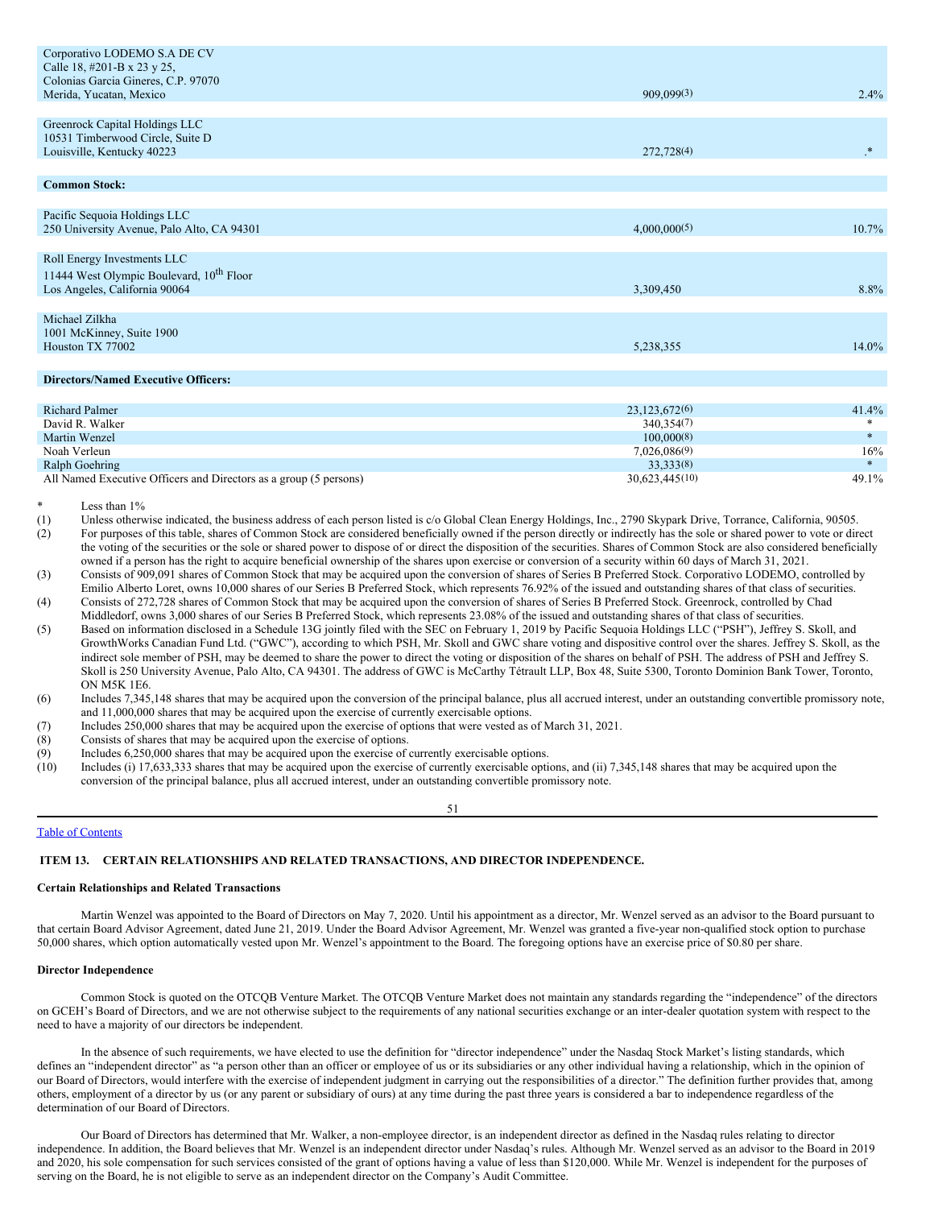| | | |
|---|---|---|
| Corporativo LODEMO S.A DE CV<br>Calle 18, #201-B x 23 y 25,<br>Colonias Garcia Gineres, C.P. 97070<br>Merida, Yucatan, Mexico | 909,099(3) | 2.4% |
| Greenrock Capital Holdings LLC<br>10531 Timberwood Circle, Suite D<br>Louisville, Kentucky 40223 | 272,728(4) | .* |
| **Common Stock:** | | |
| Pacific Sequoia Holdings LLC<br>250 University Avenue, Palo Alto, CA 94301 | 4,000,000(5) | 10.7% |
| Roll Energy Investments LLC<br>11444 West Olympic Boulevard, 10th Floor<br>Los Angeles, California 90064 | 3,309,450 | 8.8% |
| Michael Zilkha<br>1001 McKinney, Suite 1900<br>Houston TX 77002 | 5,238,355 | 14.0% |
| **Directors/Named Executive Officers:** | | |
| Richard Palmer | 23,123,672(6) | 41.4% |
| David R. Walker | 340,354(7) | * |
| Martin Wenzel | 100,000(8) | * |
| Noah Verleun | 7,026,086(9) | 16% |
| Ralph Goehring | 33,333(8) | * |
| All Named Executive Officers and Directors as a group (5 persons) | 30,623,445(10) | 49.1% |

\* Less than 1%

(1) Unless otherwise indicated, the business address of each person listed is c/o Global Clean Energy Holdings, Inc., 2790 Skypark Drive, Torrance, California, 90505.

(2) For purposes of this table, shares of Common Stock are considered beneficially owned if the person directly or indirectly has the sole or shared power to vote or direct the voting of the securities or the sole or shared power to dispose of or direct the disposition of the securities. Shares of Common Stock are also considered beneficially owned if a person has the right to acquire beneficial ownership of the shares upon exercise or conversion of a security within 60 days of March 31, 2021.

(3) Consists of 909,091 shares of Common Stock that may be acquired upon the conversion of shares of Series B Preferred Stock. Corporativo LODEMO, controlled by Emilio Alberto Loret, owns 10,000 shares of our Series B Preferred Stock, which represents 76.92% of the issued and outstanding shares of that class of securities.

(4) Consists of 272,728 shares of Common Stock that may be acquired upon the conversion of shares of Series B Preferred Stock. Greenrock, controlled by Chad Middledorf, owns 3,000 shares of our Series B Preferred Stock, which represents 23.08% of the issued and outstanding shares of that class of securities.

(5) Based on information disclosed in a Schedule 13G jointly filed with the SEC on February 1, 2019 by Pacific Sequoia Holdings LLC ("PSH"), Jeffrey S. Skoll, and GrowthWorks Canadian Fund Ltd. ("GWC"), according to which PSH, Mr. Skoll and GWC share voting and dispositive control over the shares. Jeffrey S. Skoll, as the indirect sole member of PSH, may be deemed to share the power to direct the voting or disposition of the shares on behalf of PSH. The address of PSH and Jeffrey S. Skoll is 250 University Avenue, Palo Alto, CA 94301. The address of GWC is McCarthy Tétrault LLP, Box 48, Suite 5300, Toronto Dominion Bank Tower, Toronto, ON M5K 1E6.

(6) Includes 7,345,148 shares that may be acquired upon the conversion of the principal balance, plus all accrued interest, under an outstanding convertible promissory note, and 11,000,000 shares that may be acquired upon the exercise of currently exercisable options.

(7) Includes 250,000 shares that may be acquired upon the exercise of options that were vested as of March 31, 2021.

(8) Consists of shares that may be acquired upon the exercise of options.

(9) Includes 6,250,000 shares that may be acquired upon the exercise of currently exercisable options.

(10) Includes (i) 17,633,333 shares that may be acquired upon the exercise of currently exercisable options, and (ii) 7,345,148 shares that may be acquired upon the conversion of the principal balance, plus all accrued interest, under an outstanding convertible promissory note.

Table of Contents

## ITEM 13. CERTAIN RELATIONSHIPS AND RELATED TRANSACTIONS, AND DIRECTOR INDEPENDENCE.

**Certain Relationships and Related Transactions**

Martin Wenzel was appointed to the Board of Directors on May 7, 2020. Until his appointment as a director, Mr. Wenzel served as an advisor to the Board pursuant to that certain Board Advisor Agreement, dated June 21, 2019. Under the Board Advisor Agreement, Mr. Wenzel was granted a five-year non-qualified stock option to purchase 50,000 shares, which option automatically vested upon Mr. Wenzel's appointment to the Board. The foregoing options have an exercise price of $0.80 per share.

**Director Independence**

Common Stock is quoted on the OTCQB Venture Market. The OTCQB Venture Market does not maintain any standards regarding the "independence" of the directors on GCEH's Board of Directors, and we are not otherwise subject to the requirements of any national securities exchange or an inter-dealer quotation system with respect to the need to have a majority of our directors be independent.

In the absence of such requirements, we have elected to use the definition for "director independence" under the Nasdaq Stock Market's listing standards, which defines an "independent director" as "a person other than an officer or employee of us or its subsidiaries or any other individual having a relationship, which in the opinion of our Board of Directors, would interfere with the exercise of independent judgment in carrying out the responsibilities of a director." The definition further provides that, among others, employment of a director by us (or any parent or subsidiary of ours) at any time during the past three years is considered a bar to independence regardless of the determination of our Board of Directors.

Our Board of Directors has determined that Mr. Walker, a non-employee director, is an independent director as defined in the Nasdaq rules relating to director independence. In addition, the Board believes that Mr. Wenzel is an independent director under Nasdaq's rules. Although Mr. Wenzel served as an advisor to the Board in 2019 and 2020, his sole compensation for such services consisted of the grant of options having a value of less than $120,000. While Mr. Wenzel is independent for the purposes of serving on the Board, he is not eligible to serve as an independent director on the Company's Audit Committee.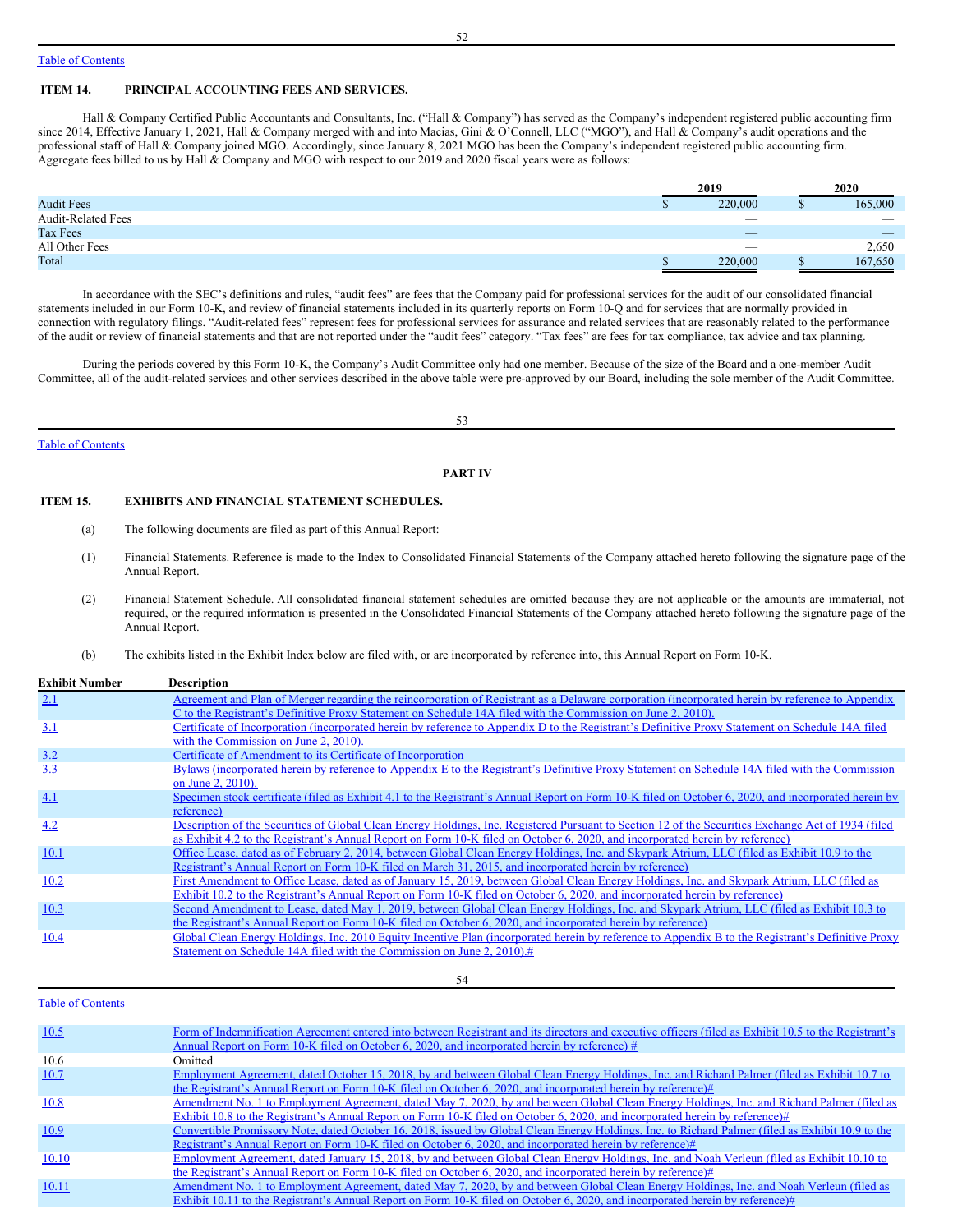Table of Contents

## ITEM 14. PRINCIPAL ACCOUNTING FEES AND SERVICES.

Hall & Company Certified Public Accountants and Consultants, Inc. ("Hall & Company") has served as the Company's independent registered public accounting firm since 2014, Effective January 1, 2021, Hall & Company merged with and into Macias, Gini & O'Connell, LLC ("MGO"), and Hall & Company's audit operations and the professional staff of Hall & Company joined MGO. Accordingly, since January 8, 2021 MGO has been the Company's independent registered public accounting firm. Aggregate fees billed to us by Hall & Company and MGO with respect to our 2019 and 2020 fiscal years were as follows:

| | 2019 | 2020 |
|---|---|---|
| Audit Fees | $ 220,000 | $ 165,000 |
| Audit-Related Fees | — | — |
| Tax Fees | — | — |
| All Other Fees | — | 2,650 |
| Total | $ 220,000 | $ 167,650 |

In accordance with the SEC's definitions and rules, "audit fees" are fees that the Company paid for professional services for the audit of our consolidated financial statements included in our Form 10-K, and review of financial statements included in its quarterly reports on Form 10-Q and for services that are normally provided in connection with regulatory filings. "Audit-related fees" represent fees for professional services for assurance and related services that are reasonably related to the performance of the audit or review of financial statements and that are not reported under the "audit fees" category. "Tax fees" are fees for tax compliance, tax advice and tax planning.

During the periods covered by this Form 10-K, the Company's Audit Committee only had one member. Because of the size of the Board and a one-member Audit Committee, all of the audit-related services and other services described in the above table were pre-approved by our Board, including the sole member of the Audit Committee.

Table of Contents

# PART IV

## ITEM 15. EXHIBITS AND FINANCIAL STATEMENT SCHEDULES.

(a) The following documents are filed as part of this Annual Report:

(1) Financial Statements. Reference is made to the Index to Consolidated Financial Statements of the Company attached hereto following the signature page of the Annual Report.

(2) Financial Statement Schedule. All consolidated financial statement schedules are omitted because they are not applicable or the amounts are immaterial, not required, or the required information is presented in the Consolidated Financial Statements of the Company attached hereto following the signature page of the Annual Report.

(b) The exhibits listed in the Exhibit Index below are filed with, or are incorporated by reference into, this Annual Report on Form 10-K.

| Exhibit Number | Description |
|---|---|
| 2.1 | Agreement and Plan of Merger regarding the reincorporation of Registrant as a Delaware corporation (incorporated herein by reference to Appendix C to the Registrant's Definitive Proxy Statement on Schedule 14A filed with the Commission on June 2, 2010). |
| 3.1 | Certificate of Incorporation (incorporated herein by reference to Appendix D to the Registrant's Definitive Proxy Statement on Schedule 14A filed with the Commission on June 2, 2010). |
| 3.2 | Certificate of Amendment to its Certificate of Incorporation |
| 3.3 | Bylaws (incorporated herein by reference to Appendix E to the Registrant's Definitive Proxy Statement on Schedule 14A filed with the Commission on June 2, 2010). |
| 4.1 | Specimen stock certificate (filed as Exhibit 4.1 to the Registrant's Annual Report on Form 10-K filed on October 6, 2020, and incorporated herein by reference) |
| 4.2 | Description of the Securities of Global Clean Energy Holdings, Inc. Registered Pursuant to Section 12 of the Securities Exchange Act of 1934 (filed as Exhibit 4.2 to the Registrant's Annual Report on Form 10-K filed on October 6, 2020, and incorporated herein by reference) |
| 10.1 | Office Lease, dated as of February 2, 2014, between Global Clean Energy Holdings, Inc. and Skypark Atrium, LLC (filed as Exhibit 10.9 to the Registrant's Annual Report on Form 10-K filed on March 31, 2015, and incorporated herein by reference) |
| 10.2 | First Amendment to Office Lease, dated as of January 15, 2019, between Global Clean Energy Holdings, Inc. and Skypark Atrium, LLC (filed as Exhibit 10.2 to the Registrant's Annual Report on Form 10-K filed on October 6, 2020, and incorporated herein by reference) |
| 10.3 | Second Amendment to Lease, dated May 1, 2019, between Global Clean Energy Holdings, Inc. and Skypark Atrium, LLC (filed as Exhibit 10.3 to the Registrant's Annual Report on Form 10-K filed on October 6, 2020, and incorporated herein by reference) |
| 10.4 | Global Clean Energy Holdings, Inc. 2010 Equity Incentive Plan (incorporated herein by reference to Appendix B to the Registrant's Definitive Proxy Statement on Schedule 14A filed with the Commission on June 2, 2010).# |
| 10.5 | Form of Indemnification Agreement entered into between Registrant and its directors and executive officers (filed as Exhibit 10.5 to the Registrant's Annual Report on Form 10-K filed on October 6, 2020, and incorporated herein by reference) # |
| 10.6 | Omitted |
| 10.7 | Employment Agreement, dated October 15, 2018, by and between Global Clean Energy Holdings, Inc. and Richard Palmer (filed as Exhibit 10.7 to the Registrant's Annual Report on Form 10-K filed on October 6, 2020, and incorporated herein by reference)# |
| 10.8 | Amendment No. 1 to Employment Agreement, dated May 7, 2020, by and between Global Clean Energy Holdings, Inc. and Richard Palmer (filed as Exhibit 10.8 to the Registrant's Annual Report on Form 10-K filed on October 6, 2020, and incorporated herein by reference)# |
| 10.9 | Convertible Promissory Note, dated October 16, 2018, issued by Global Clean Energy Holdings, Inc. to Richard Palmer (filed as Exhibit 10.9 to the Registrant's Annual Report on Form 10-K filed on October 6, 2020, and incorporated herein by reference)# |
| 10.10 | Employment Agreement, dated January 15, 2018, by and between Global Clean Energy Holdings, Inc. and Noah Verleun (filed as Exhibit 10.10 to the Registrant's Annual Report on Form 10-K filed on October 6, 2020, and incorporated herein by reference)# |
| 10.11 | Amendment No. 1 to Employment Agreement, dated May 7, 2020, by and between Global Clean Energy Holdings, Inc. and Noah Verleun (filed as Exhibit 10.11 to the Registrant's Annual Report on Form 10-K filed on October 6, 2020, and incorporated herein by reference)# |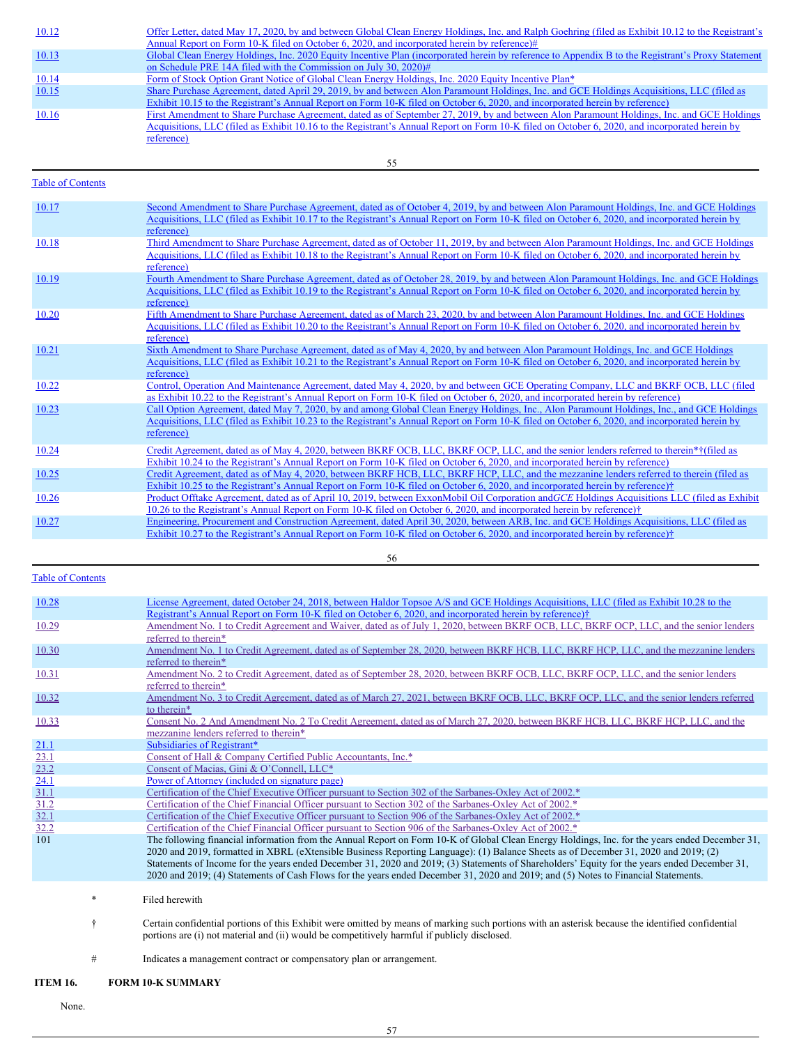| | |
|---|---|
| 10.12 | Offer Letter, dated May 17, 2020, by and between Global Clean Energy Holdings, Inc. and Ralph Goehring (filed as Exhibit 10.12 to the Registrant's Annual Report on Form 10-K filed on October 6, 2020, and incorporated herein by reference)# |
| 10.13 | Global Clean Energy Holdings, Inc. 2020 Equity Incentive Plan (incorporated herein by reference to Appendix B to the Registrant's Proxy Statement on Schedule PRE 14A filed with the Commission on July 30, 2020)# |
| 10.14 | Form of Stock Option Grant Notice of Global Clean Energy Holdings, Inc. 2020 Equity Incentive Plan* |
| 10.15 | Share Purchase Agreement, dated April 29, 2019, by and between Alon Paramount Holdings, Inc. and GCE Holdings Acquisitions, LLC (filed as Exhibit 10.15 to the Registrant's Annual Report on Form 10-K filed on October 6, 2020, and incorporated herein by reference) |
| 10.16 | First Amendment to Share Purchase Agreement, dated as of September 27, 2019, by and between Alon Paramount Holdings, Inc. and GCE Holdings Acquisitions, LLC (filed as Exhibit 10.16 to the Registrant's Annual Report on Form 10-K filed on October 6, 2020, and incorporated herein by reference) |
| 10.17 | Second Amendment to Share Purchase Agreement, dated as of October 4, 2019, by and between Alon Paramount Holdings, Inc. and GCE Holdings Acquisitions, LLC (filed as Exhibit 10.17 to the Registrant's Annual Report on Form 10-K filed on October 6, 2020, and incorporated herein by reference) |
| 10.18 | Third Amendment to Share Purchase Agreement, dated as of October 11, 2019, by and between Alon Paramount Holdings, Inc. and GCE Holdings Acquisitions, LLC (filed as Exhibit 10.18 to the Registrant's Annual Report on Form 10-K filed on October 6, 2020, and incorporated herein by reference) |
| 10.19 | Fourth Amendment to Share Purchase Agreement, dated as of October 28, 2019, by and between Alon Paramount Holdings, Inc. and GCE Holdings Acquisitions, LLC (filed as Exhibit 10.19 to the Registrant's Annual Report on Form 10-K filed on October 6, 2020, and incorporated herein by reference) |
| 10.20 | Fifth Amendment to Share Purchase Agreement, dated as of March 23, 2020, by and between Alon Paramount Holdings, Inc. and GCE Holdings Acquisitions, LLC (filed as Exhibit 10.20 to the Registrant's Annual Report on Form 10-K filed on October 6, 2020, and incorporated herein by reference) |
| 10.21 | Sixth Amendment to Share Purchase Agreement, dated as of May 4, 2020, by and between Alon Paramount Holdings, Inc. and GCE Holdings Acquisitions, LLC (filed as Exhibit 10.21 to the Registrant's Annual Report on Form 10-K filed on October 6, 2020, and incorporated herein by reference) |
| 10.22 | Control, Operation And Maintenance Agreement, dated May 4, 2020, by and between GCE Operating Company, LLC and BKRF OCB, LLC (filed as Exhibit 10.22 to the Registrant's Annual Report on Form 10-K filed on October 6, 2020, and incorporated herein by reference) |
| 10.23 | Call Option Agreement, dated May 7, 2020, by and among Global Clean Energy Holdings, Inc., Alon Paramount Holdings, Inc., and GCE Holdings Acquisitions, LLC (filed as Exhibit 10.23 to the Registrant's Annual Report on Form 10-K filed on October 6, 2020, and incorporated herein by reference) |
| 10.24 | Credit Agreement, dated as of May 4, 2020, between BKRF OCB, LLC, BKRF OCP, LLC, and the senior lenders referred to therein*†(filed as Exhibit 10.24 to the Registrant's Annual Report on Form 10-K filed on October 6, 2020, and incorporated herein by reference) |
| 10.25 | Credit Agreement, dated as of May 4, 2020, between BKRF HCB, LLC, BKRF HCP, LLC, and the mezzanine lenders referred to therein (filed as Exhibit 10.25 to the Registrant's Annual Report on Form 10-K filed on October 6, 2020, and incorporated herein by reference)† |
| 10.26 | Product Offtake Agreement, dated as of April 10, 2019, between ExxonMobil Oil Corporation and *GCE* Holdings Acquisitions LLC (filed as Exhibit 10.26 to the Registrant's Annual Report on Form 10-K filed on October 6, 2020, and incorporated herein by reference)† |
| 10.27 | Engineering, Procurement and Construction Agreement, dated April 30, 2020, between ARB, Inc. and GCE Holdings Acquisitions, LLC (filed as Exhibit 10.27 to the Registrant's Annual Report on Form 10-K filed on October 6, 2020, and incorporated herein by reference)† |
| 10.28 | License Agreement, dated October 24, 2018, between Haldor Topsoe A/S and GCE Holdings Acquisitions, LLC (filed as Exhibit 10.28 to the Registrant's Annual Report on Form 10-K filed on October 6, 2020, and incorporated herein by reference)† |
| 10.29 | Amendment No. 1 to Credit Agreement and Waiver, dated as of July 1, 2020, between BKRF OCB, LLC, BKRF OCP, LLC, and the senior lenders referred to therein* |
| 10.30 | Amendment No. 1 to Credit Agreement, dated as of September 28, 2020, between BKRF HCB, LLC, BKRF HCP, LLC, and the mezzanine lenders referred to therein* |
| 10.31 | Amendment No. 2 to Credit Agreement, dated as of September 28, 2020, between BKRF OCB, LLC, BKRF OCP, LLC, and the senior lenders referred to therein* |
| 10.32 | Amendment No. 3 to Credit Agreement, dated as of March 27, 2021, between BKRF OCB, LLC, BKRF OCP, LLC, and the senior lenders referred to therein* |
| 10.33 | Consent No. 2 And Amendment No. 2 To Credit Agreement, dated as of March 27, 2020, between BKRF HCB, LLC, BKRF HCP, LLC, and the mezzanine lenders referred to therein* |
| 21.1 | Subsidiaries of Registrant* |
| 23.1 | Consent of Hall & Company Certified Public Accountants, Inc.* |
| 23.2 | Consent of Macias, Gini & O'Connell, LLC* |
| 24.1 | Power of Attorney (included on signature page) |
| 31.1 | Certification of the Chief Executive Officer pursuant to Section 302 of the Sarbanes-Oxley Act of 2002.* |
| 31.2 | Certification of the Chief Financial Officer pursuant to Section 302 of the Sarbanes-Oxley Act of 2002.* |
| 32.1 | Certification of the Chief Executive Officer pursuant to Section 906 of the Sarbanes-Oxley Act of 2002.* |
| 32.2 | Certification of the Chief Financial Officer pursuant to Section 906 of the Sarbanes-Oxley Act of 2002.* |
| 101 | The following financial information from the Annual Report on Form 10-K of Global Clean Energy Holdings, Inc. for the years ended December 31, 2020 and 2019, formatted in XBRL (eXtensible Business Reporting Language): (1) Balance Sheets as of December 31, 2020 and 2019; (2) Statements of Income for the years ended December 31, 2020 and 2019; (3) Statements of Shareholders' Equity for the years ended December 31, 2020 and 2019; (4) Statements of Cash Flows for the years ended December 31, 2020 and 2019; and (5) Notes to Financial Statements. |

\* Filed herewith

† Certain confidential portions of this Exhibit were omitted by means of marking such portions with an asterisk because the identified confidential portions are (i) not material and (ii) would be competitively harmful if publicly disclosed.

\# Indicates a management contract or compensatory plan or arrangement.

**ITEM 16. FORM 10-K SUMMARY**

None.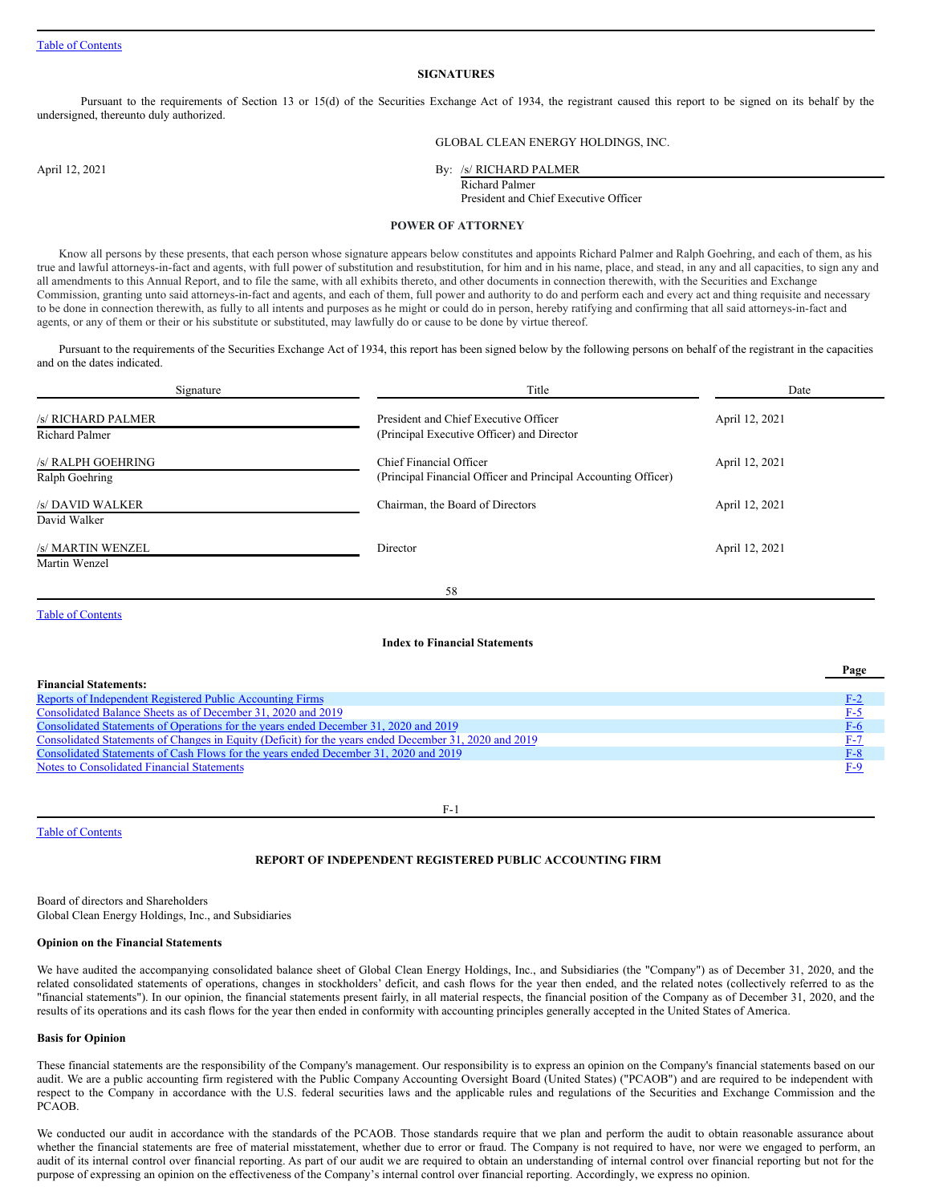## SIGNATURES

Pursuant to the requirements of Section 13 or 15(d) of the Securities Exchange Act of 1934, the registrant caused this report to be signed on its behalf by the undersigned, thereunto duly authorized.

GLOBAL CLEAN ENERGY HOLDINGS, INC.

April 12, 2021

By: /s/ RICHARD PALMER
Richard Palmer
President and Chief Executive Officer

## POWER OF ATTORNEY

Know all persons by these presents, that each person whose signature appears below constitutes and appoints Richard Palmer and Ralph Goehring, and each of them, as his true and lawful attorneys-in-fact and agents, with full power of substitution and resubstitution, for him and in his name, place, and stead, in any and all capacities, to sign any and all amendments to this Annual Report, and to file the same, with all exhibits thereto, and other documents in connection therewith, with the Securities and Exchange Commission, granting unto said attorneys-in-fact and agents, and each of them, full power and authority to do and perform each and every act and thing requisite and necessary to be done in connection therewith, as fully to all intents and purposes as he might or could do in person, hereby ratifying and confirming that all said attorneys-in-fact and agents, or any of them or their or his substitute or substituted, may lawfully do or cause to be done by virtue thereof.

Pursuant to the requirements of the Securities Exchange Act of 1934, this report has been signed below by the following persons on behalf of the registrant in the capacities and on the dates indicated.

| Signature | Title | Date |
|---|---|---|
| /s/ RICHARD PALMER<br>Richard Palmer | President and Chief Executive Officer<br>(Principal Executive Officer) and Director | April 12, 2021 |
| /s/ RALPH GOEHRING<br>Ralph Goehring | Chief Financial Officer<br>(Principal Financial Officer and Principal Accounting Officer) | April 12, 2021 |
| /s/ DAVID WALKER<br>David Walker | Chairman, the Board of Directors | April 12, 2021 |
| /s/ MARTIN WENZEL<br>Martin Wenzel | Director | April 12, 2021 |

## Index to Financial Statements

| Financial Statements: | Page |
|---|---|
| Reports of Independent Registered Public Accounting Firms | F-2 |
| Consolidated Balance Sheets as of December 31, 2020 and 2019 | F-5 |
| Consolidated Statements of Operations for the years ended December 31, 2020 and 2019 | F-6 |
| Consolidated Statements of Changes in Equity (Deficit) for the years ended December 31, 2020 and 2019 | F-7 |
| Consolidated Statements of Cash Flows for the years ended December 31, 2020 and 2019 | F-8 |
| Notes to Consolidated Financial Statements | F-9 |

## REPORT OF INDEPENDENT REGISTERED PUBLIC ACCOUNTING FIRM

Board of directors and Shareholders
Global Clean Energy Holdings, Inc., and Subsidiaries

**Opinion on the Financial Statements**

We have audited the accompanying consolidated balance sheet of Global Clean Energy Holdings, Inc., and Subsidiaries (the "Company") as of December 31, 2020, and the related consolidated statements of operations, changes in stockholders' deficit, and cash flows for the year then ended, and the related notes (collectively referred to as the "financial statements"). In our opinion, the financial statements present fairly, in all material respects, the financial position of the Company as of December 31, 2020, and the results of its operations and its cash flows for the year then ended in conformity with accounting principles generally accepted in the United States of America.

**Basis for Opinion**

These financial statements are the responsibility of the Company's management. Our responsibility is to express an opinion on the Company's financial statements based on our audit. We are a public accounting firm registered with the Public Company Accounting Oversight Board (United States) ("PCAOB") and are required to be independent with respect to the Company in accordance with the U.S. federal securities laws and the applicable rules and regulations of the Securities and Exchange Commission and the PCAOB.

We conducted our audit in accordance with the standards of the PCAOB. Those standards require that we plan and perform the audit to obtain reasonable assurance about whether the financial statements are free of material misstatement, whether due to error or fraud. The Company is not required to have, nor were we engaged to perform, an audit of its internal control over financial reporting. As part of our audit we are required to obtain an understanding of internal control over financial reporting but not for the purpose of expressing an opinion on the effectiveness of the Company's internal control over financial reporting. Accordingly, we express no opinion.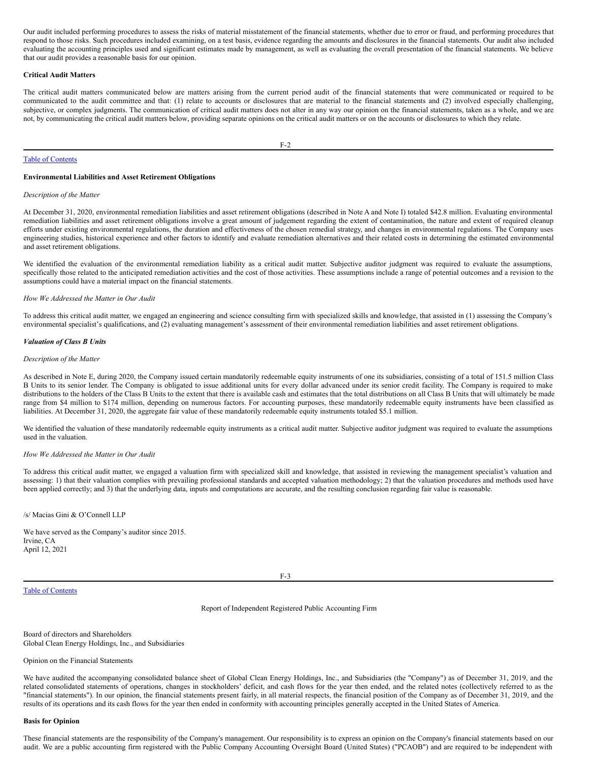Our audit included performing procedures to assess the risks of material misstatement of the financial statements, whether due to error or fraud, and performing procedures that respond to those risks. Such procedures included examining, on a test basis, evidence regarding the amounts and disclosures in the financial statements. Our audit also included evaluating the accounting principles used and significant estimates made by management, as well as evaluating the overall presentation of the financial statements. We believe that our audit provides a reasonable basis for our opinion.

**Critical Audit Matters**

The critical audit matters communicated below are matters arising from the current period audit of the financial statements that were communicated or required to be communicated to the audit committee and that: (1) relate to accounts or disclosures that are material to the financial statements and (2) involved especially challenging, subjective, or complex judgments. The communication of critical audit matters does not alter in any way our opinion on the financial statements, taken as a whole, and we are not, by communicating the critical audit matters below, providing separate opinions on the critical audit matters or on the accounts or disclosures to which they relate.

**Environmental Liabilities and Asset Retirement Obligations**

*Description of the Matter*

At December 31, 2020, environmental remediation liabilities and asset retirement obligations (described in Note A and Note I) totaled $42.8 million. Evaluating environmental remediation liabilities and asset retirement obligations involve a great amount of judgement regarding the extent of contamination, the nature and extent of required cleanup efforts under existing environmental regulations, the duration and effectiveness of the chosen remedial strategy, and changes in environmental regulations. The Company uses engineering studies, historical experience and other factors to identify and evaluate remediation alternatives and their related costs in determining the estimated environmental and asset retirement obligations.

We identified the evaluation of the environmental remediation liability as a critical audit matter. Subjective auditor judgment was required to evaluate the assumptions, specifically those related to the anticipated remediation activities and the cost of those activities. These assumptions include a range of potential outcomes and a revision to the assumptions could have a material impact on the financial statements.

*How We Addressed the Matter in Our Audit*

To address this critical audit matter, we engaged an engineering and science consulting firm with specialized skills and knowledge, that assisted in (1) assessing the Company's environmental specialist's qualifications, and (2) evaluating management's assessment of their environmental remediation liabilities and asset retirement obligations.

***Valuation of Class B Units***

*Description of the Matter*

As described in Note E, during 2020, the Company issued certain mandatorily redeemable equity instruments of one its subsidiaries, consisting of a total of 151.5 million Class B Units to its senior lender. The Company is obligated to issue additional units for every dollar advanced under its senior credit facility. The Company is required to make distributions to the holders of the Class B Units to the extent that there is available cash and estimates that the total distributions on all Class B Units that will ultimately be made range from $4 million to $174 million, depending on numerous factors. For accounting purposes, these mandatorily redeemable equity instruments have been classified as liabilities. At December 31, 2020, the aggregate fair value of these mandatorily redeemable equity instruments totaled $5.1 million.

We identified the valuation of these mandatorily redeemable equity instruments as a critical audit matter. Subjective auditor judgment was required to evaluate the assumptions used in the valuation.

*How We Addressed the Matter in Our Audit*

To address this critical audit matter, we engaged a valuation firm with specialized skill and knowledge, that assisted in reviewing the management specialist's valuation and assessing: 1) that their valuation complies with prevailing professional standards and accepted valuation methodology; 2) that the valuation procedures and methods used have been applied correctly; and 3) that the underlying data, inputs and computations are accurate, and the resulting conclusion regarding fair value is reasonable.

/s/ Macias Gini & O'Connell LLP

We have served as the Company's auditor since 2015.
Irvine, CA
April 12, 2021

Report of Independent Registered Public Accounting Firm

Board of directors and Shareholders
Global Clean Energy Holdings, Inc., and Subsidiaries

Opinion on the Financial Statements

We have audited the accompanying consolidated balance sheet of Global Clean Energy Holdings, Inc., and Subsidiaries (the "Company") as of December 31, 2019, and the related consolidated statements of operations, changes in stockholders' deficit, and cash flows for the year then ended, and the related notes (collectively referred to as the "financial statements"). In our opinion, the financial statements present fairly, in all material respects, the financial position of the Company as of December 31, 2019, and the results of its operations and its cash flows for the year then ended in conformity with accounting principles generally accepted in the United States of America.

**Basis for Opinion**

These financial statements are the responsibility of the Company's management. Our responsibility is to express an opinion on the Company's financial statements based on our audit. We are a public accounting firm registered with the Public Company Accounting Oversight Board (United States) ("PCAOB") and are required to be independent with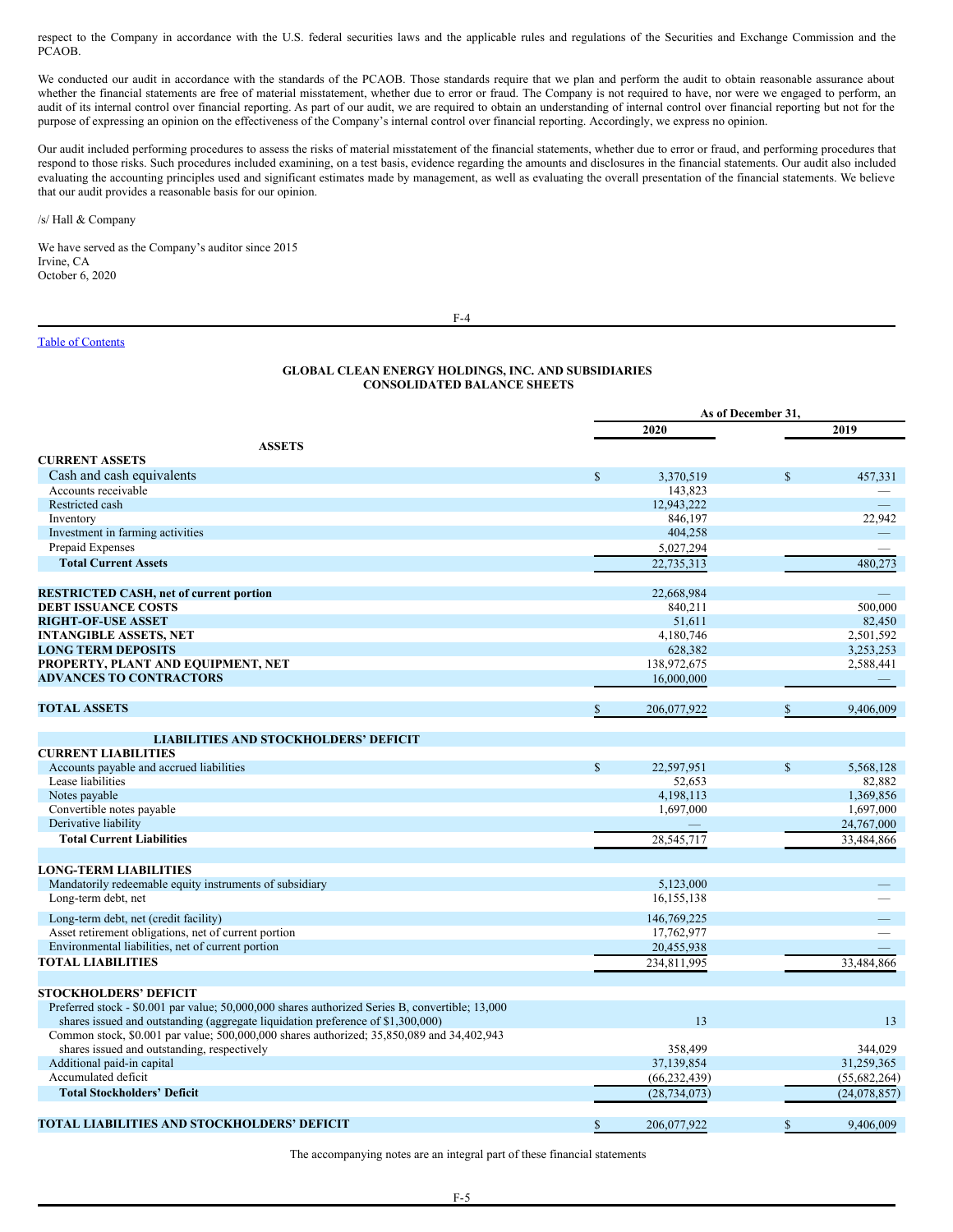respect to the Company in accordance with the U.S. federal securities laws and the applicable rules and regulations of the Securities and Exchange Commission and the PCAOB.

We conducted our audit in accordance with the standards of the PCAOB. Those standards require that we plan and perform the audit to obtain reasonable assurance about whether the financial statements are free of material misstatement, whether due to error or fraud. The Company is not required to have, nor were we engaged to perform, an audit of its internal control over financial reporting. As part of our audit, we are required to obtain an understanding of internal control over financial reporting but not for the purpose of expressing an opinion on the effectiveness of the Company's internal control over financial reporting. Accordingly, we express no opinion.

Our audit included performing procedures to assess the risks of material misstatement of the financial statements, whether due to error or fraud, and performing procedures that respond to those risks. Such procedures included examining, on a test basis, evidence regarding the amounts and disclosures in the financial statements. Our audit also included evaluating the accounting principles used and significant estimates made by management, as well as evaluating the overall presentation of the financial statements. We believe that our audit provides a reasonable basis for our opinion.

/s/ Hall & Company

We have served as the Company's auditor since 2015
Irvine, CA
October 6, 2020

Table of Contents

## GLOBAL CLEAN ENERGY HOLDINGS, INC. AND SUBSIDIARIES
## CONSOLIDATED BALANCE SHEETS

| | As of December 31, | |
|---|---|---|
| | 2020 | 2019 |
| **ASSETS** | | |
| **CURRENT ASSETS** | | |
| Cash and cash equivalents | $ 3,370,519 | $ 457,331 |
| Accounts receivable | 143,823 | — |
| Restricted cash | 12,943,222 | — |
| Inventory | 846,197 | 22,942 |
| Investment in farming activities | 404,258 | — |
| Prepaid Expenses | 5,027,294 | — |
| **Total Current Assets** | 22,735,313 | 480,273 |
| | | |
| **RESTRICTED CASH, net of current portion** | 22,668,984 | — |
| **DEBT ISSUANCE COSTS** | 840,211 | 500,000 |
| **RIGHT-OF-USE ASSET** | 51,611 | 82,450 |
| **INTANGIBLE ASSETS, NET** | 4,180,746 | 2,501,592 |
| **LONG TERM DEPOSITS** | 628,382 | 3,253,253 |
| **PROPERTY, PLANT AND EQUIPMENT, NET** | 138,972,675 | 2,588,441 |
| **ADVANCES TO CONTRACTORS** | 16,000,000 | — |
| | | |
| **TOTAL ASSETS** | $ 206,077,922 | $ 9,406,009 |
| | | |
| **LIABILITIES AND STOCKHOLDERS' DEFICIT** | | |
| **CURRENT LIABILITIES** | | |
| Accounts payable and accrued liabilities | $ 22,597,951 | $ 5,568,128 |
| Lease liabilities | 52,653 | 82,882 |
| Notes payable | 4,198,113 | 1,369,856 |
| Convertible notes payable | 1,697,000 | 1,697,000 |
| Derivative liability | — | 24,767,000 |
| **Total Current Liabilities** | 28,545,717 | 33,484,866 |
| | | |
| **LONG-TERM LIABILITIES** | | |
| Mandatorily redeemable equity instruments of subsidiary | 5,123,000 | — |
| Long-term debt, net | 16,155,138 | — |
| Long-term debt, net (credit facility) | 146,769,225 | — |
| Asset retirement obligations, net of current portion | 17,762,977 | — |
| Environmental liabilities, net of current portion | 20,455,938 | — |
| **TOTAL LIABILITIES** | 234,811,995 | 33,484,866 |
| | | |
| **STOCKHOLDERS' DEFICIT** | | |
| Preferred stock - $0.001 par value; 50,000,000 shares authorized Series B, convertible; 13,000 shares issued and outstanding (aggregate liquidation preference of $1,300,000) | 13 | 13 |
| Common stock, $0.001 par value; 500,000,000 shares authorized; 35,850,089 and 34,402,943 shares issued and outstanding, respectively | 358,499 | 344,029 |
| Additional paid-in capital | 37,139,854 | 31,259,365 |
| Accumulated deficit | (66,232,439) | (55,682,264) |
| **Total Stockholders' Deficit** | (28,734,073) | (24,078,857) |
| | | |
| **TOTAL LIABILITIES AND STOCKHOLDERS' DEFICIT** | $ 206,077,922 | $ 9,406,009 |

The accompanying notes are an integral part of these financial statements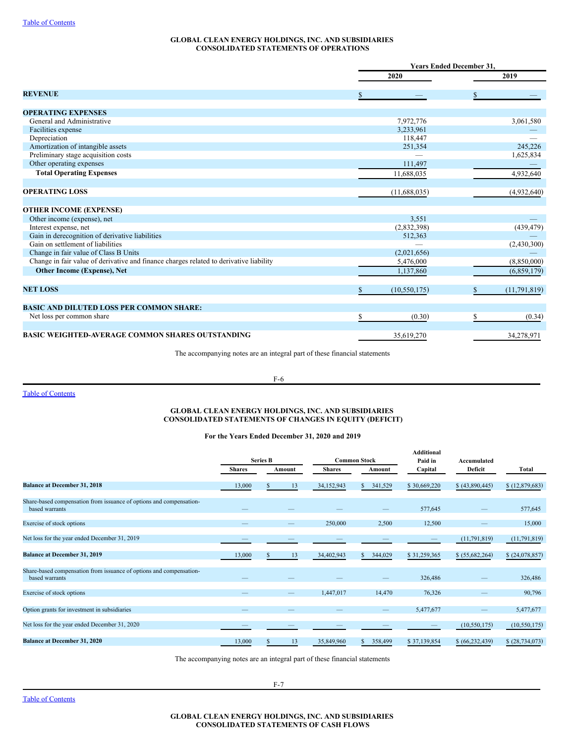# GLOBAL CLEAN ENERGY HOLDINGS, INC. AND SUBSIDIARIES
## CONSOLIDATED STATEMENTS OF OPERATIONS

| | Years Ended December 31, | |
|---|---|---|
| | 2020 | 2019 |
| **REVENUE** | $ — | $ — |
| **OPERATING EXPENSES** | | |
| General and Administrative | 7,972,776 | 3,061,580 |
| Facilities expense | 3,233,961 | — |
| Depreciation | 118,447 | — |
| Amortization of intangible assets | 251,354 | 245,226 |
| Preliminary stage acquisition costs | — | 1,625,834 |
| Other operating expenses | 111,497 | — |
| **Total Operating Expenses** | 11,688,035 | 4,932,640 |
| **OPERATING LOSS** | (11,688,035) | (4,932,640) |
| **OTHER INCOME (EXPENSE)** | | |
| Other income (expense), net | 3,551 | — |
| Interest expense, net | (2,832,398) | (439,479) |
| Gain in derecognition of derivative liabilities | 512,363 | — |
| Gain on settlement of liabilities | — | (2,430,300) |
| Change in fair value of Class B Units | (2,021,656) | — |
| Change in fair value of derivative and finance charges related to derivative liability | 5,476,000 | (8,850,000) |
| **Other Income (Expense), Net** | 1,137,860 | (6,859,179) |
| **NET LOSS** | $ (10,550,175) | $ (11,791,819) |
| **BASIC AND DILUTED LOSS PER COMMON SHARE:** | | |
| Net loss per common share | $ (0.30) | $ (0.34) |
| **BASIC WEIGHTED-AVERAGE COMMON SHARES OUTSTANDING** | 35,619,270 | 34,278,971 |

The accompanying notes are an integral part of these financial statements

# GLOBAL CLEAN ENERGY HOLDINGS, INC. AND SUBSIDIARIES
## CONSOLIDATED STATEMENTS OF CHANGES IN EQUITY (DEFICIT)

### For the Years Ended December 31, 2020 and 2019

| | Series B | | Common Stock | | Additional Paid in | Accumulated | |
|---|---|---|---|---|---|---|---|
| | Shares | Amount | Shares | Amount | Capital | Deficit | Total |
| **Balance at December 31, 2018** | 13,000 | $ 13 | 34,152,943 | $ 341,529 | $ 30,669,220 | $ (43,890,445) | $ (12,879,683) |
| Share-based compensation from issuance of options and compensation-based warrants | — | — | — | — | 577,645 | — | 577,645 |
| Exercise of stock options | — | — | 250,000 | 2,500 | 12,500 | — | 15,000 |
| Net loss for the year ended December 31, 2019 | — | — | — | — | — | (11,791,819) | (11,791,819) |
| **Balance at December 31, 2019** | 13,000 | $ 13 | 34,402,943 | $ 344,029 | $ 31,259,365 | $ (55,682,264) | $ (24,078,857) |
| Share-based compensation from issuance of options and compensation-based warrants | — | — | — | — | 326,486 | — | 326,486 |
| Exercise of stock options | — | — | 1,447,017 | 14,470 | 76,326 | — | 90,796 |
| Option grants for investment in subsidiaries | — | — | — | — | 5,477,677 | — | 5,477,677 |
| Net loss for the year ended December 31, 2020 | — | — | — | — | — | (10,550,175) | (10,550,175) |
| **Balance at December 31, 2020** | 13,000 | $ 13 | 35,849,960 | $ 358,499 | $ 37,139,854 | $ (66,232,439) | $ (28,734,073) |

The accompanying notes are an integral part of these financial statements

# GLOBAL CLEAN ENERGY HOLDINGS, INC. AND SUBSIDIARIES
## CONSOLIDATED STATEMENTS OF CASH FLOWS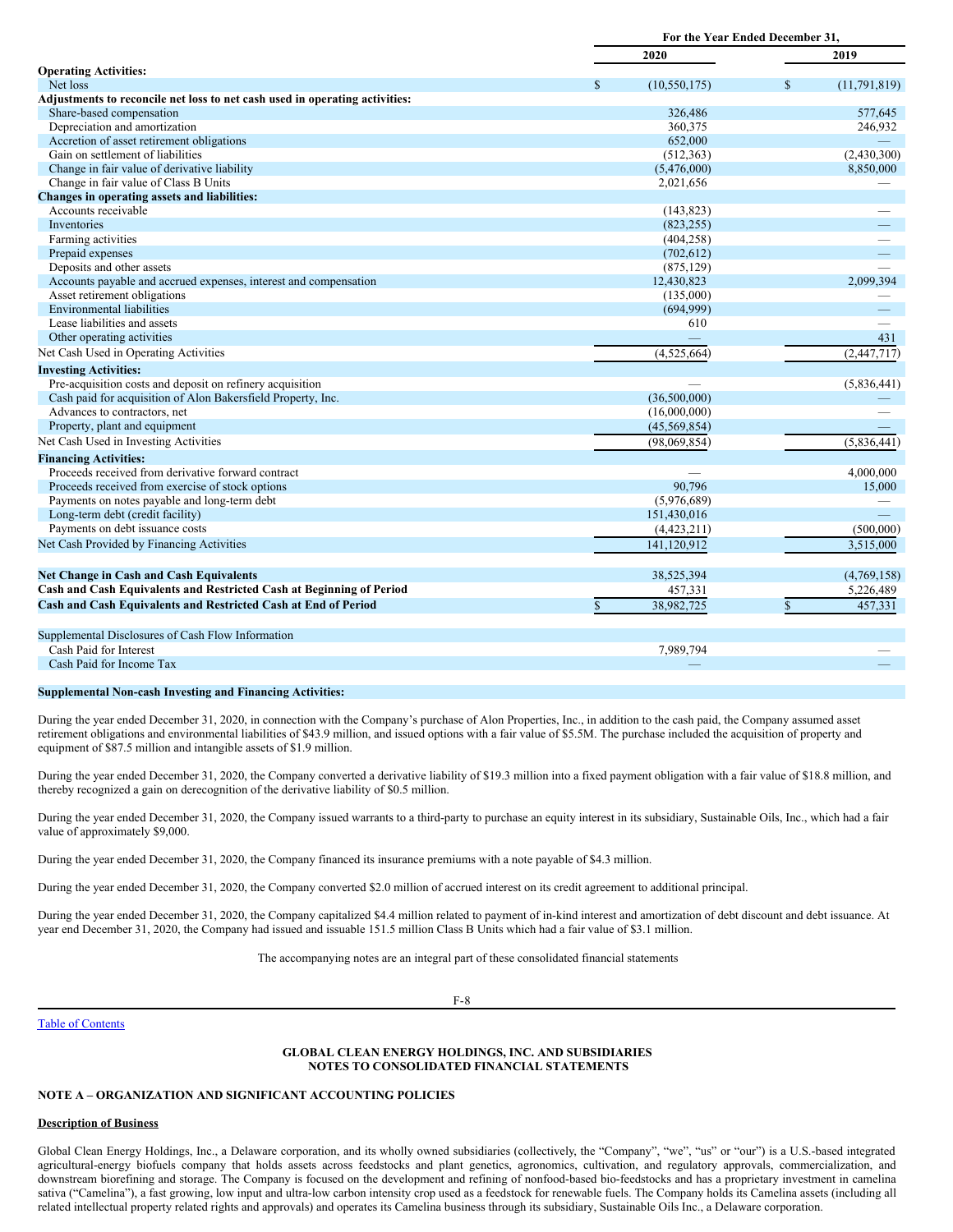| | For the Year Ended December 31, | |
|---|---|---|
| | 2020 | 2019 |
| **Operating Activities:** | | |
| Net loss | $ (10,550,175) | $ (11,791,819) |
| **Adjustments to reconcile net loss to net cash used in operating activities:** | | |
| Share-based compensation | 326,486 | 577,645 |
| Depreciation and amortization | 360,375 | 246,932 |
| Accretion of asset retirement obligations | 652,000 | — |
| Gain on settlement of liabilities | (512,363) | (2,430,300) |
| Change in fair value of derivative liability | (5,476,000) | 8,850,000 |
| Change in fair value of Class B Units | 2,021,656 | — |
| **Changes in operating assets and liabilities:** | | |
| Accounts receivable | (143,823) | — |
| Inventories | (823,255) | — |
| Farming activities | (404,258) | — |
| Prepaid expenses | (702,612) | — |
| Deposits and other assets | (875,129) | — |
| Accounts payable and accrued expenses, interest and compensation | 12,430,823 | 2,099,394 |
| Asset retirement obligations | (135,000) | — |
| Environmental liabilities | (694,999) | — |
| Lease liabilities and assets | 610 | — |
| Other operating activities | — | 431 |
| Net Cash Used in Operating Activities | (4,525,664) | (2,447,717) |
| **Investing Activities:** | | |
| Pre-acquisition costs and deposit on refinery acquisition | — | (5,836,441) |
| Cash paid for acquisition of Alon Bakersfield Property, Inc. | (36,500,000) | — |
| Advances to contractors, net | (16,000,000) | — |
| Property, plant and equipment | (45,569,854) | — |
| Net Cash Used in Investing Activities | (98,069,854) | (5,836,441) |
| **Financing Activities:** | | |
| Proceeds received from derivative forward contract | — | 4,000,000 |
| Proceeds received from exercise of stock options | 90,796 | 15,000 |
| Payments on notes payable and long-term debt | (5,976,689) | — |
| Long-term debt (credit facility) | 151,430,016 | — |
| Payments on debt issuance costs | (4,423,211) | (500,000) |
| Net Cash Provided by Financing Activities | 141,120,912 | 3,515,000 |
| | | |
| **Net Change in Cash and Cash Equivalents** | 38,525,394 | (4,769,158) |
| **Cash and Cash Equivalents and Restricted Cash at Beginning of Period** | 457,331 | 5,226,489 |
| **Cash and Cash Equivalents and Restricted Cash at End of Period** | $ 38,982,725 | $ 457,331 |
| | | |
| Supplemental Disclosures of Cash Flow Information | | |
| Cash Paid for Interest | 7,989,794 | — |
| Cash Paid for Income Tax | — | — |

**Supplemental Non-cash Investing and Financing Activities:**

During the year ended December 31, 2020, in connection with the Company's purchase of Alon Properties, Inc., in addition to the cash paid, the Company assumed asset retirement obligations and environmental liabilities of $43.9 million, and issued options with a fair value of $5.5M. The purchase included the acquisition of property and equipment of $87.5 million and intangible assets of $1.9 million.

During the year ended December 31, 2020, the Company converted a derivative liability of $19.3 million into a fixed payment obligation with a fair value of $18.8 million, and thereby recognized a gain on derecognition of the derivative liability of $0.5 million.

During the year ended December 31, 2020, the Company issued warrants to a third-party to purchase an equity interest in its subsidiary, Sustainable Oils, Inc., which had a fair value of approximately $9,000.

During the year ended December 31, 2020, the Company financed its insurance premiums with a note payable of $4.3 million.

During the year ended December 31, 2020, the Company converted $2.0 million of accrued interest on its credit agreement to additional principal.

During the year ended December 31, 2020, the Company capitalized $4.4 million related to payment of in-kind interest and amortization of debt discount and debt issuance. At year end December 31, 2020, the Company had issued and issuable 151.5 million Class B Units which had a fair value of $3.1 million.

The accompanying notes are an integral part of these consolidated financial statements

**GLOBAL CLEAN ENERGY HOLDINGS, INC. AND SUBSIDIARIES**
**NOTES TO CONSOLIDATED FINANCIAL STATEMENTS**

## NOTE A – ORGANIZATION AND SIGNIFICANT ACCOUNTING POLICIES

### Description of Business

Global Clean Energy Holdings, Inc., a Delaware corporation, and its wholly owned subsidiaries (collectively, the "Company", "we", "us" or "our") is a U.S.-based integrated agricultural-energy biofuels company that holds assets across feedstocks and plant genetics, agronomics, cultivation, and regulatory approvals, commercialization, and downstream biorefining and storage. The Company is focused on the development and refining of nonfood-based bio-feedstocks and has a proprietary investment in camelina sativa ("Camelina"), a fast growing, low input and ultra-low carbon intensity crop used as a feedstock for renewable fuels. The Company holds its Camelina assets (including all related intellectual property related rights and approvals) and operates its Camelina business through its subsidiary, Sustainable Oils Inc., a Delaware corporation.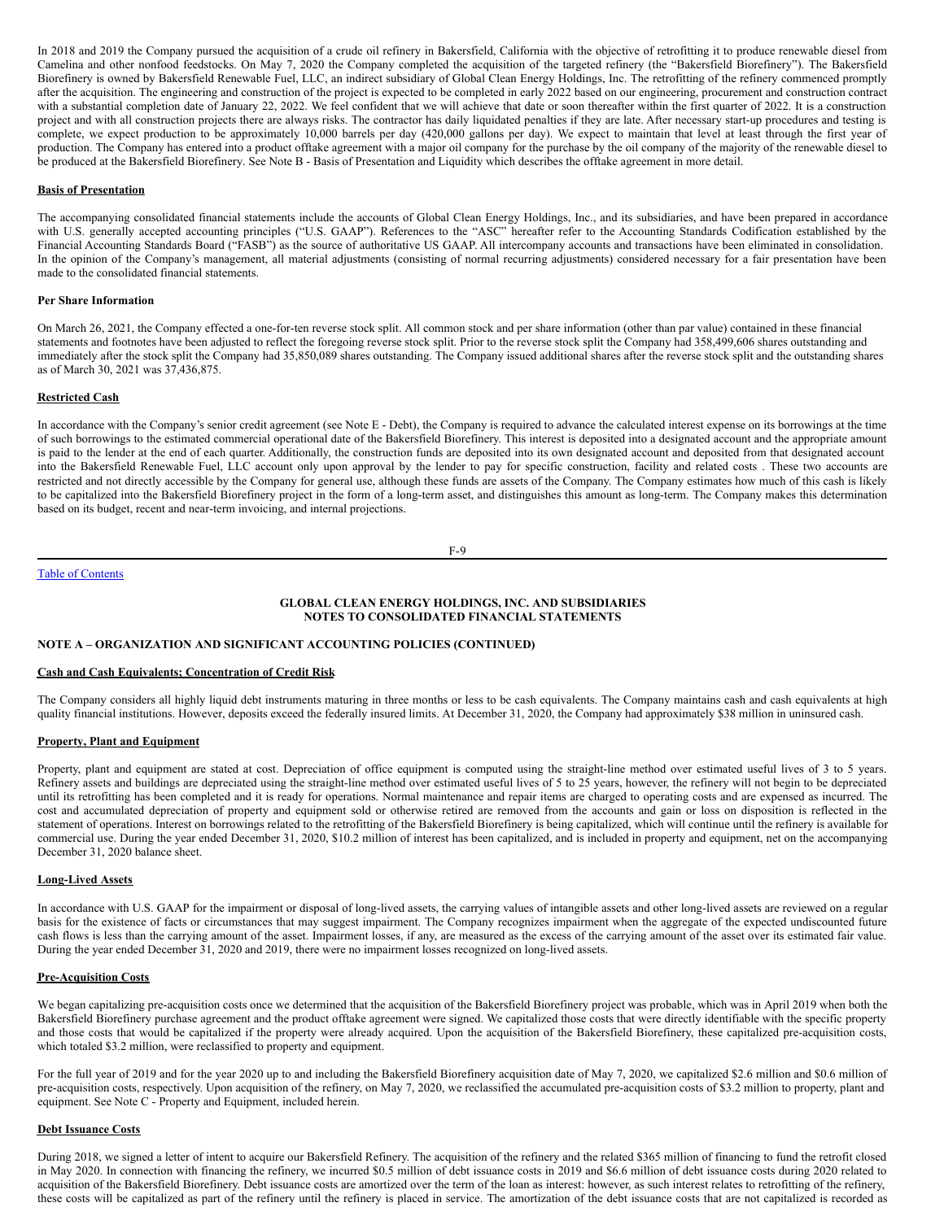In 2018 and 2019 the Company pursued the acquisition of a crude oil refinery in Bakersfield, California with the objective of retrofitting it to produce renewable diesel from Camelina and other nonfood feedstocks. On May 7, 2020 the Company completed the acquisition of the targeted refinery (the "Bakersfield Biorefinery"). The Bakersfield Biorefinery is owned by Bakersfield Renewable Fuel, LLC, an indirect subsidiary of Global Clean Energy Holdings, Inc. The retrofitting of the refinery commenced promptly after the acquisition. The engineering and construction of the project is expected to be completed in early 2022 based on our engineering, procurement and construction contract with a substantial completion date of January 22, 2022. We feel confident that we will achieve that date or soon thereafter within the first quarter of 2022. It is a construction project and with all construction projects there are always risks. The contractor has daily liquidated penalties if they are late. After necessary start-up procedures and testing is complete, we expect production to be approximately 10,000 barrels per day (420,000 gallons per day). We expect to maintain that level at least through the first year of production. The Company has entered into a product offtake agreement with a major oil company for the purchase by the oil company of the majority of the renewable diesel to be produced at the Bakersfield Biorefinery. See Note B - Basis of Presentation and Liquidity which describes the offtake agreement in more detail.

**Basis of Presentation**

The accompanying consolidated financial statements include the accounts of Global Clean Energy Holdings, Inc., and its subsidiaries, and have been prepared in accordance with U.S. generally accepted accounting principles ("U.S. GAAP"). References to the "ASC" hereafter refer to the Accounting Standards Codification established by the Financial Accounting Standards Board ("FASB") as the source of authoritative US GAAP. All intercompany accounts and transactions have been eliminated in consolidation. In the opinion of the Company's management, all material adjustments (consisting of normal recurring adjustments) considered necessary for a fair presentation have been made to the consolidated financial statements.

**Per Share Information**

On March 26, 2021, the Company effected a one-for-ten reverse stock split. All common stock and per share information (other than par value) contained in these financial statements and footnotes have been adjusted to reflect the foregoing reverse stock split. Prior to the reverse stock split the Company had 358,499,606 shares outstanding and immediately after the stock split the Company had 35,850,089 shares outstanding. The Company issued additional shares after the reverse stock split and the outstanding shares as of March 30, 2021 was 37,436,875.

**Restricted Cash**

In accordance with the Company's senior credit agreement (see Note E - Debt), the Company is required to advance the calculated interest expense on its borrowings at the time of such borrowings to the estimated commercial operational date of the Bakersfield Biorefinery. This interest is deposited into a designated account and the appropriate amount is paid to the lender at the end of each quarter. Additionally, the construction funds are deposited into its own designated account and deposited from that designated account into the Bakersfield Renewable Fuel, LLC account only upon approval by the lender to pay for specific construction, facility and related costs . These two accounts are restricted and not directly accessible by the Company for general use, although these funds are assets of the Company. The Company estimates how much of this cash is likely to be capitalized into the Bakersfield Biorefinery project in the form of a long-term asset, and distinguishes this amount as long-term. The Company makes this determination based on its budget, recent and near-term invoicing, and internal projections.

**NOTE A – ORGANIZATION AND SIGNIFICANT ACCOUNTING POLICIES (CONTINUED)**

**Cash and Cash Equivalents; Concentration of Credit Risk**

The Company considers all highly liquid debt instruments maturing in three months or less to be cash equivalents. The Company maintains cash and cash equivalents at high quality financial institutions. However, deposits exceed the federally insured limits. At December 31, 2020, the Company had approximately $38 million in uninsured cash.

**Property, Plant and Equipment**

Property, plant and equipment are stated at cost. Depreciation of office equipment is computed using the straight-line method over estimated useful lives of 3 to 5 years. Refinery assets and buildings are depreciated using the straight-line method over estimated useful lives of 5 to 25 years, however, the refinery will not begin to be depreciated until its retrofitting has been completed and it is ready for operations. Normal maintenance and repair items are charged to operating costs and are expensed as incurred. The cost and accumulated depreciation of property and equipment sold or otherwise retired are removed from the accounts and gain or loss on disposition is reflected in the statement of operations. Interest on borrowings related to the retrofitting of the Bakersfield Biorefinery is being capitalized, which will continue until the refinery is available for commercial use. During the year ended December 31, 2020, $10.2 million of interest has been capitalized, and is included in property and equipment, net on the accompanying December 31, 2020 balance sheet.

**Long-Lived Assets**

In accordance with U.S. GAAP for the impairment or disposal of long-lived assets, the carrying values of intangible assets and other long-lived assets are reviewed on a regular basis for the existence of facts or circumstances that may suggest impairment. The Company recognizes impairment when the aggregate of the expected undiscounted future cash flows is less than the carrying amount of the asset. Impairment losses, if any, are measured as the excess of the carrying amount of the asset over its estimated fair value. During the year ended December 31, 2020 and 2019, there were no impairment losses recognized on long-lived assets.

**Pre-Acquisition Costs**

We began capitalizing pre-acquisition costs once we determined that the acquisition of the Bakersfield Biorefinery project was probable, which was in April 2019 when both the Bakersfield Biorefinery purchase agreement and the product offtake agreement were signed. We capitalized those costs that were directly identifiable with the specific property and those costs that would be capitalized if the property were already acquired. Upon the acquisition of the Bakersfield Biorefinery, these capitalized pre-acquisition costs, which totaled $3.2 million, were reclassified to property and equipment.

For the full year of 2019 and for the year 2020 up to and including the Bakersfield Biorefinery acquisition date of May 7, 2020, we capitalized $2.6 million and $0.6 million of pre-acquisition costs, respectively. Upon acquisition of the refinery, on May 7, 2020, we reclassified the accumulated pre-acquisition costs of $3.2 million to property, plant and equipment. See Note C - Property and Equipment, included herein.

**Debt Issuance Costs**

During 2018, we signed a letter of intent to acquire our Bakersfield Refinery. The acquisition of the refinery and the related $365 million of financing to fund the retrofit closed in May 2020. In connection with financing the refinery, we incurred $0.5 million of debt issuance costs in 2019 and $6.6 million of debt issuance costs during 2020 related to acquisition of the Bakersfield Biorefinery. Debt issuance costs are amortized over the term of the loan as interest: however, as such interest relates to retrofitting of the refinery, these costs will be capitalized as part of the refinery until the refinery is placed in service. The amortization of the debt issuance costs that are not capitalized is recorded as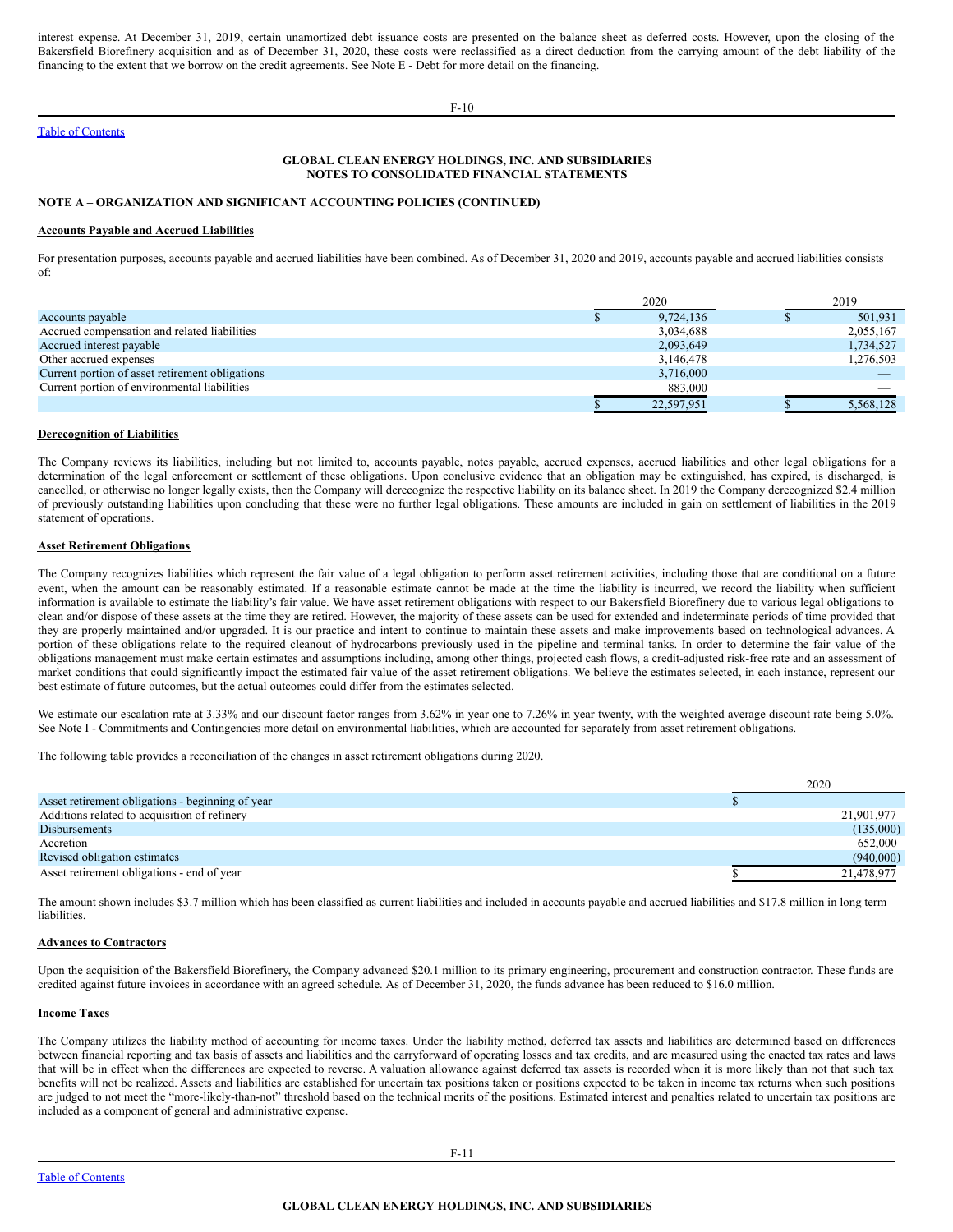interest expense. At December 31, 2019, certain unamortized debt issuance costs are presented on the balance sheet as deferred costs. However, upon the closing of the Bakersfield Biorefinery acquisition and as of December 31, 2020, these costs were reclassified as a direct deduction from the carrying amount of the debt liability of the financing to the extent that we borrow on the credit agreements. See Note E - Debt for more detail on the financing.

**GLOBAL CLEAN ENERGY HOLDINGS, INC. AND SUBSIDIARIES**
**NOTES TO CONSOLIDATED FINANCIAL STATEMENTS**

**NOTE A – ORGANIZATION AND SIGNIFICANT ACCOUNTING POLICIES (CONTINUED)**

**Accounts Payable and Accrued Liabilities**

For presentation purposes, accounts payable and accrued liabilities have been combined. As of December 31, 2020 and 2019, accounts payable and accrued liabilities consists of:

| | 2020 | 2019 |
|---|---|---|
| Accounts payable | $ 9,724,136 | $ 501,931 |
| Accrued compensation and related liabilities | 3,034,688 | 2,055,167 |
| Accrued interest payable | 2,093,649 | 1,734,527 |
| Other accrued expenses | 3,146,478 | 1,276,503 |
| Current portion of asset retirement obligations | 3,716,000 | — |
| Current portion of environmental liabilities | 883,000 | — |
| | $ 22,597,951 | $ 5,568,128 |

**Derecognition of Liabilities**

The Company reviews its liabilities, including but not limited to, accounts payable, notes payable, accrued expenses, accrued liabilities and other legal obligations for a determination of the legal enforcement or settlement of these obligations. Upon conclusive evidence that an obligation may be extinguished, has expired, is discharged, is cancelled, or otherwise no longer legally exists, then the Company will derecognize the respective liability on its balance sheet. In 2019 the Company derecognized $2.4 million of previously outstanding liabilities upon concluding that these were no further legal obligations. These amounts are included in gain on settlement of liabilities in the 2019 statement of operations.

**Asset Retirement Obligations**

The Company recognizes liabilities which represent the fair value of a legal obligation to perform asset retirement activities, including those that are conditional on a future event, when the amount can be reasonably estimated. If a reasonable estimate cannot be made at the time the liability is incurred, we record the liability when sufficient information is available to estimate the liability's fair value. We have asset retirement obligations with respect to our Bakersfield Biorefinery due to various legal obligations to clean and/or dispose of these assets at the time they are retired. However, the majority of these assets can be used for extended and indeterminate periods of time provided that they are properly maintained and/or upgraded. It is our practice and intent to continue to maintain these assets and make improvements based on technological advances. A portion of these obligations relate to the required cleanout of hydrocarbons previously used in the pipeline and terminal tanks. In order to determine the fair value of the obligations management must make certain estimates and assumptions including, among other things, projected cash flows, a credit-adjusted risk-free rate and an assessment of market conditions that could significantly impact the estimated fair value of the asset retirement obligations. We believe the estimates selected, in each instance, represent our best estimate of future outcomes, but the actual outcomes could differ from the estimates selected.

We estimate our escalation rate at 3.33% and our discount factor ranges from 3.62% in year one to 7.26% in year twenty, with the weighted average discount rate being 5.0%. See Note I - Commitments and Contingencies more detail on environmental liabilities, which are accounted for separately from asset retirement obligations.

The following table provides a reconciliation of the changes in asset retirement obligations during 2020.

| | 2020 |
|---|---|
| Asset retirement obligations - beginning of year | $ — |
| Additions related to acquisition of refinery | 21,901,977 |
| Disbursements | (135,000) |
| Accretion | 652,000 |
| Revised obligation estimates | (940,000) |
| Asset retirement obligations - end of year | $ 21,478,977 |

The amount shown includes $3.7 million which has been classified as current liabilities and included in accounts payable and accrued liabilities and $17.8 million in long term liabilities.

**Advances to Contractors**

Upon the acquisition of the Bakersfield Biorefinery, the Company advanced $20.1 million to its primary engineering, procurement and construction contractor. These funds are credited against future invoices in accordance with an agreed schedule. As of December 31, 2020, the funds advance has been reduced to $16.0 million.

**Income Taxes**

The Company utilizes the liability method of accounting for income taxes. Under the liability method, deferred tax assets and liabilities are determined based on differences between financial reporting and tax basis of assets and liabilities and the carryforward of operating losses and tax credits, and are measured using the enacted tax rates and laws that will be in effect when the differences are expected to reverse. A valuation allowance against deferred tax assets is recorded when it is more likely than not that such tax benefits will not be realized. Assets and liabilities are established for uncertain tax positions taken or positions expected to be taken in income tax returns when such positions are judged to not meet the "more-likely-than-not" threshold based on the technical merits of the positions. Estimated interest and penalties related to uncertain tax positions are included as a component of general and administrative expense.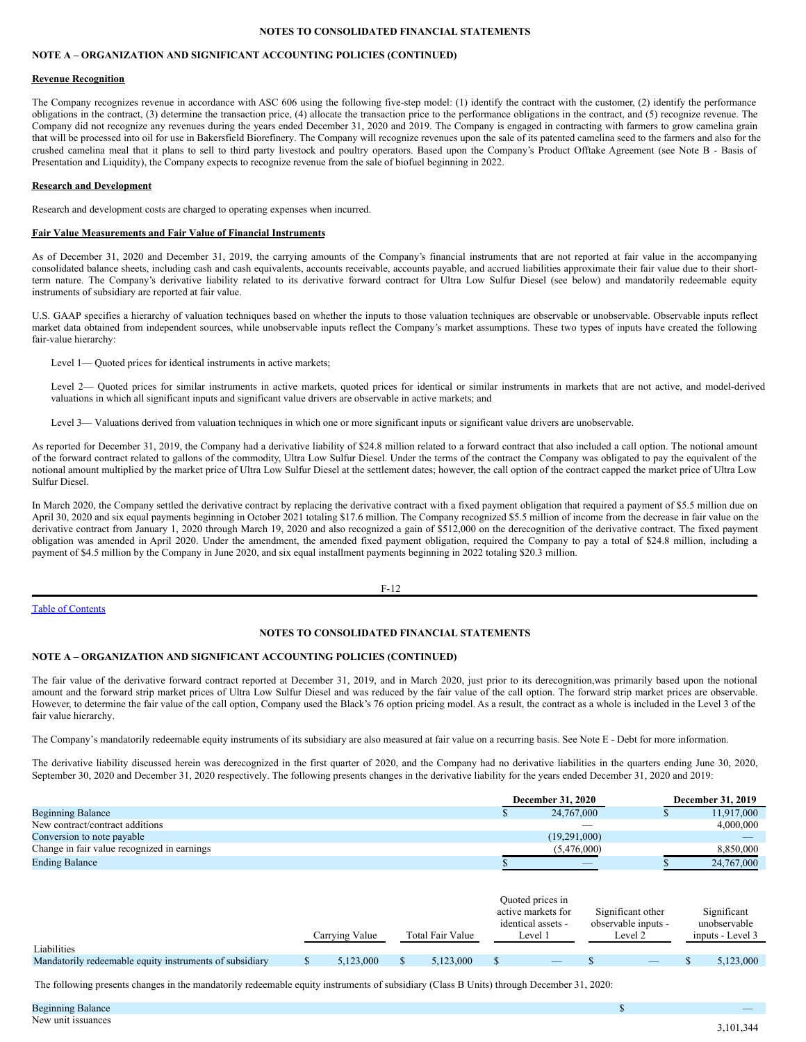## NOTES TO CONSOLIDATED FINANCIAL STATEMENTS

### NOTE A – ORGANIZATION AND SIGNIFICANT ACCOUNTING POLICIES (CONTINUED)

**Revenue Recognition**

The Company recognizes revenue in accordance with ASC 606 using the following five-step model: (1) identify the contract with the customer, (2) identify the performance obligations in the contract, (3) determine the transaction price, (4) allocate the transaction price to the performance obligations in the contract, and (5) recognize revenue. The Company did not recognize any revenues during the years ended December 31, 2020 and 2019. The Company is engaged in contracting with farmers to grow camelina grain that will be processed into oil for use in Bakersfield Biorefinery. The Company will recognize revenues upon the sale of its patented camelina seed to the farmers and also for the crushed camelina meal that it plans to sell to third party livestock and poultry operators. Based upon the Company's Product Offtake Agreement (see Note B - Basis of Presentation and Liquidity), the Company expects to recognize revenue from the sale of biofuel beginning in 2022.

**Research and Development**

Research and development costs are charged to operating expenses when incurred.

**Fair Value Measurements and Fair Value of Financial Instruments**

As of December 31, 2020 and December 31, 2019, the carrying amounts of the Company's financial instruments that are not reported at fair value in the accompanying consolidated balance sheets, including cash and cash equivalents, accounts receivable, accounts payable, and accrued liabilities approximate their fair value due to their short-term nature. The Company's derivative liability related to its derivative forward contract for Ultra Low Sulfur Diesel (see below) and mandatorily redeemable equity instruments of subsidiary are reported at fair value.

U.S. GAAP specifies a hierarchy of valuation techniques based on whether the inputs to those valuation techniques are observable or unobservable. Observable inputs reflect market data obtained from independent sources, while unobservable inputs reflect the Company's market assumptions. These two types of inputs have created the following fair-value hierarchy:

Level 1— Quoted prices for identical instruments in active markets;

Level 2— Quoted prices for similar instruments in active markets, quoted prices for identical or similar instruments in markets that are not active, and model-derived valuations in which all significant inputs and significant value drivers are observable in active markets; and

Level 3— Valuations derived from valuation techniques in which one or more significant inputs or significant value drivers are unobservable.

As reported for December 31, 2019, the Company had a derivative liability of $24.8 million related to a forward contract that also included a call option. The notional amount of the forward contract related to gallons of the commodity, Ultra Low Sulfur Diesel. Under the terms of the contract the Company was obligated to pay the equivalent of the notional amount multiplied by the market price of Ultra Low Sulfur Diesel at the settlement dates; however, the call option of the contract capped the market price of Ultra Low Sulfur Diesel.

In March 2020, the Company settled the derivative contract by replacing the derivative contract with a fixed payment obligation that required a payment of $5.5 million due on April 30, 2020 and six equal payments beginning in October 2021 totaling $17.6 million. The Company recognized $5.5 million of income from the decrease in fair value on the derivative contract from January 1, 2020 through March 19, 2020 and also recognized a gain of $512,000 on the derecognition of the derivative contract. The fixed payment obligation was amended in April 2020. Under the amendment, the amended fixed payment obligation, required the Company to pay a total of $24.8 million, including a payment of $4.5 million by the Company in June 2020, and six equal installment payments beginning in 2022 totaling $20.3 million.

## NOTES TO CONSOLIDATED FINANCIAL STATEMENTS

### NOTE A – ORGANIZATION AND SIGNIFICANT ACCOUNTING POLICIES (CONTINUED)

The fair value of the derivative forward contract reported at December 31, 2019, and in March 2020, just prior to its derecognition,was primarily based upon the notional amount and the forward strip market prices of Ultra Low Sulfur Diesel and was reduced by the fair value of the call option. The forward strip market prices are observable. However, to determine the fair value of the call option, Company used the Black's 76 option pricing model. As a result, the contract as a whole is included in the Level 3 of the fair value hierarchy.

The Company's mandatorily redeemable equity instruments of its subsidiary are also measured at fair value on a recurring basis. See Note E - Debt for more information.

The derivative liability discussed herein was derecognized in the first quarter of 2020, and the Company had no derivative liabilities in the quarters ending June 30, 2020, September 30, 2020 and December 31, 2020 respectively. The following presents changes in the derivative liability for the years ended December 31, 2020 and 2019:

| | December 31, 2020 | December 31, 2019 |
|---|---|---|
| Beginning Balance | $ 24,767,000 | $ 11,917,000 |
| New contract/contract additions | — | 4,000,000 |
| Conversion to note payable | (19,291,000) | — |
| Change in fair value recognized in earnings | (5,476,000) | 8,850,000 |
| Ending Balance | $ — | $ 24,767,000 |

| | Carrying Value | Total Fair Value | Quoted prices in active markets for identical assets - Level 1 | Significant other observable inputs - Level 2 | Significant unobservable inputs - Level 3 |
|---|---|---|---|---|---|
| Liabilities | | | | | |
| Mandatorily redeemable equity instruments of subsidiary | $ 5,123,000 | $ 5,123,000 | $ — | $ — | $ 5,123,000 |

The following presents changes in the mandatorily redeemable equity instruments of subsidiary (Class B Units) through December 31, 2020:

| | |
|---|---|
| Beginning Balance | $ — |
| New unit issuances | 3,101,344 |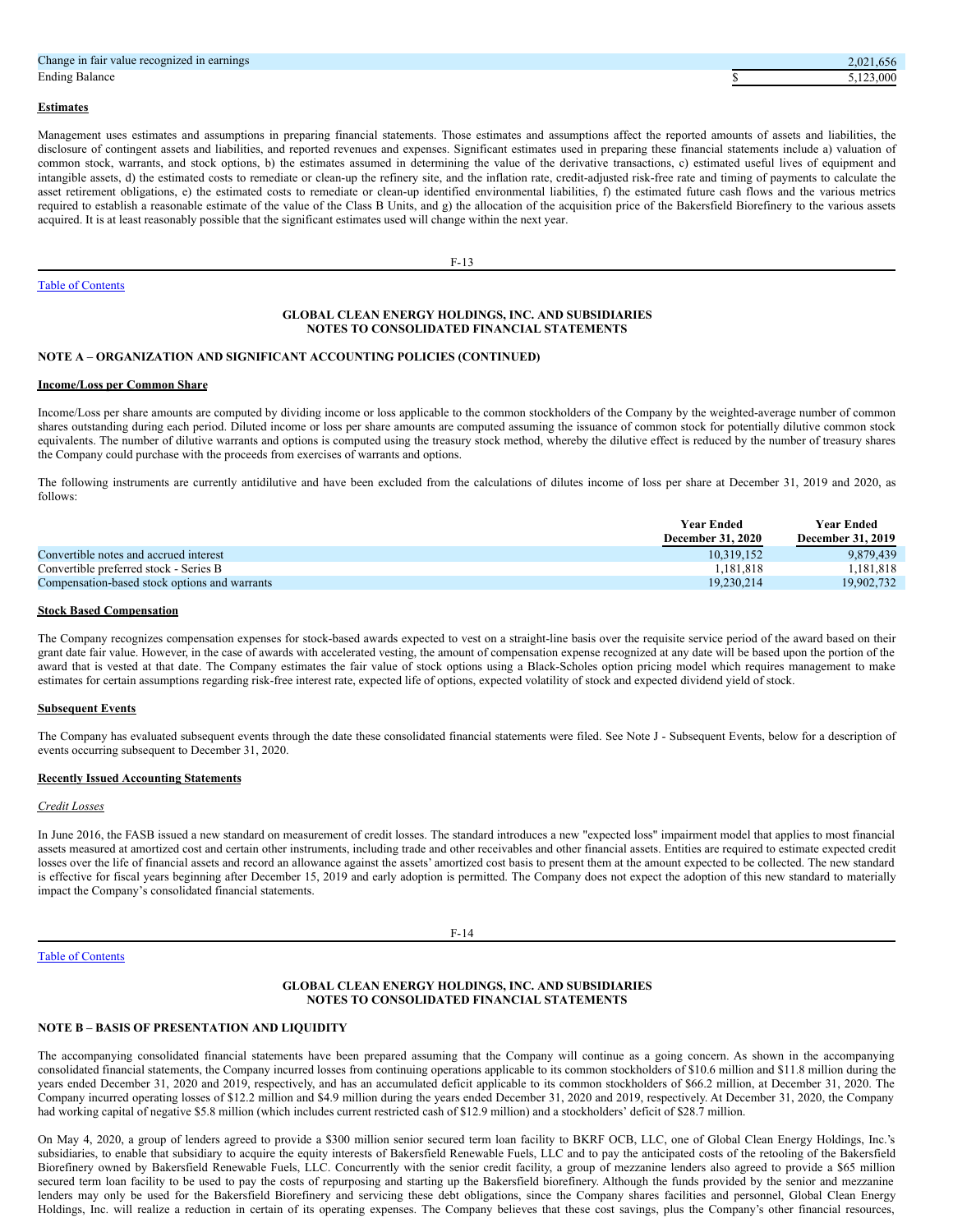| | |
|---|---|
| Change in fair value recognized in earnings | 2,021,656 |
| Ending Balance | $ 5,123,000 |

**Estimates**

Management uses estimates and assumptions in preparing financial statements. Those estimates and assumptions affect the reported amounts of assets and liabilities, the disclosure of contingent assets and liabilities, and reported revenues and expenses. Significant estimates used in preparing these financial statements include a) valuation of common stock, warrants, and stock options, b) the estimates assumed in determining the value of the derivative transactions, c) estimated useful lives of equipment and intangible assets, d) the estimated costs to remediate or clean-up the refinery site, and the inflation rate, credit-adjusted risk-free rate and timing of payments to calculate the asset retirement obligations, e) the estimated costs to remediate or clean-up identified environmental liabilities, f) the estimated future cash flows and the various metrics required to establish a reasonable estimate of the value of the Class B Units, and g) the allocation of the acquisition price of the Bakersfield Biorefinery to the various assets acquired. It is at least reasonably possible that the significant estimates used will change within the next year.

**GLOBAL CLEAN ENERGY HOLDINGS, INC. AND SUBSIDIARIES**
**NOTES TO CONSOLIDATED FINANCIAL STATEMENTS**

**NOTE A – ORGANIZATION AND SIGNIFICANT ACCOUNTING POLICIES (CONTINUED)**

**Income/Loss per Common Share**

Income/Loss per share amounts are computed by dividing income or loss applicable to the common stockholders of the Company by the weighted-average number of common shares outstanding during each period. Diluted income or loss per share amounts are computed assuming the issuance of common stock for potentially dilutive common stock equivalents. The number of dilutive warrants and options is computed using the treasury stock method, whereby the dilutive effect is reduced by the number of treasury shares the Company could purchase with the proceeds from exercises of warrants and options.

The following instruments are currently antidilutive and have been excluded from the calculations of dilutes income of loss per share at December 31, 2019 and 2020, as follows:

| | Year Ended December 31, 2020 | Year Ended December 31, 2019 |
|---|---|---|
| Convertible notes and accrued interest | 10,319,152 | 9,879,439 |
| Convertible preferred stock - Series B | 1,181,818 | 1,181,818 |
| Compensation-based stock options and warrants | 19,230,214 | 19,902,732 |

**Stock Based Compensation**

The Company recognizes compensation expenses for stock-based awards expected to vest on a straight-line basis over the requisite service period of the award based on their grant date fair value. However, in the case of awards with accelerated vesting, the amount of compensation expense recognized at any date will be based upon the portion of the award that is vested at that date. The Company estimates the fair value of stock options using a Black-Scholes option pricing model which requires management to make estimates for certain assumptions regarding risk-free interest rate, expected life of options, expected volatility of stock and expected dividend yield of stock.

**Subsequent Events**

The Company has evaluated subsequent events through the date these consolidated financial statements were filed. See Note J - Subsequent Events, below for a description of events occurring subsequent to December 31, 2020.

**Recently Issued Accounting Statements**

*Credit Losses*

In June 2016, the FASB issued a new standard on measurement of credit losses. The standard introduces a new "expected loss" impairment model that applies to most financial assets measured at amortized cost and certain other instruments, including trade and other receivables and other financial assets. Entities are required to estimate expected credit losses over the life of financial assets and record an allowance against the assets' amortized cost basis to present them at the amount expected to be collected. The new standard is effective for fiscal years beginning after December 15, 2019 and early adoption is permitted. The Company does not expect the adoption of this new standard to materially impact the Company's consolidated financial statements.

**GLOBAL CLEAN ENERGY HOLDINGS, INC. AND SUBSIDIARIES**
**NOTES TO CONSOLIDATED FINANCIAL STATEMENTS**

**NOTE B – BASIS OF PRESENTATION AND LIQUIDITY**

The accompanying consolidated financial statements have been prepared assuming that the Company will continue as a going concern. As shown in the accompanying consolidated financial statements, the Company incurred losses from continuing operations applicable to its common stockholders of $10.6 million and $11.8 million during the years ended December 31, 2020 and 2019, respectively, and has an accumulated deficit applicable to its common stockholders of $66.2 million, at December 31, 2020. The Company incurred operating losses of $12.2 million and $4.9 million during the years ended December 31, 2020 and 2019, respectively. At December 31, 2020, the Company had working capital of negative $5.8 million (which includes current restricted cash of $12.9 million) and a stockholders' deficit of $28.7 million.

On May 4, 2020, a group of lenders agreed to provide a $300 million senior secured term loan facility to BKRF OCB, LLC, one of Global Clean Energy Holdings, Inc.'s subsidiaries, to enable that subsidiary to acquire the equity interests of Bakersfield Renewable Fuels, LLC and to pay the anticipated costs of the retooling of the Bakersfield Biorefinery owned by Bakersfield Renewable Fuels, LLC. Concurrently with the senior credit facility, a group of mezzanine lenders also agreed to provide a $65 million secured term loan facility to be used to pay the costs of repurposing and starting up the Bakersfield biorefinery. Although the funds provided by the senior and mezzanine lenders may only be used for the Bakersfield Biorefinery and servicing these debt obligations, since the Company shares facilities and personnel, Global Clean Energy Holdings, Inc. will realize a reduction in certain of its operating expenses. The Company believes that these cost savings, plus the Company's other financial resources,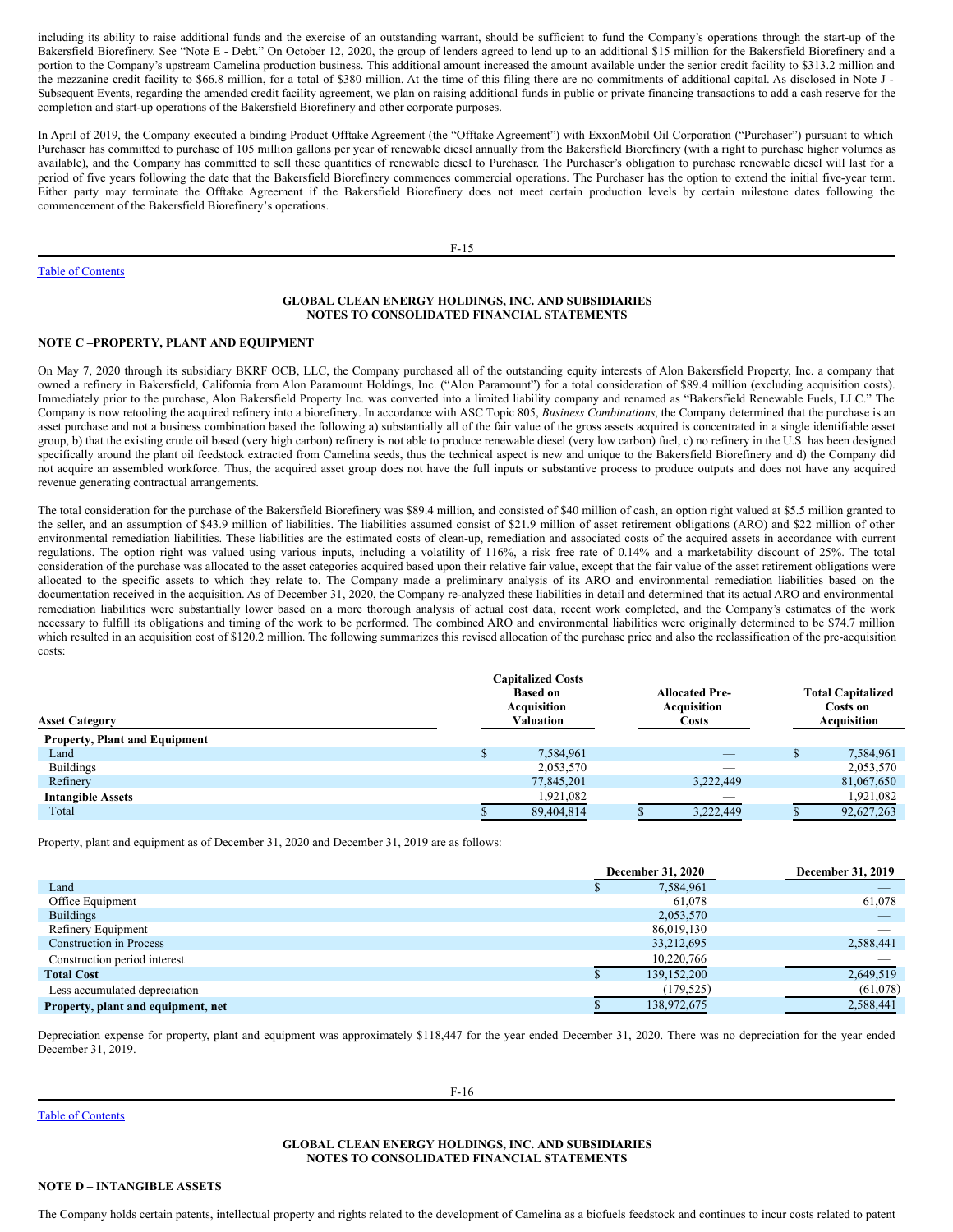including its ability to raise additional funds and the exercise of an outstanding warrant, should be sufficient to fund the Company's operations through the start-up of the Bakersfield Biorefinery. See "Note E - Debt." On October 12, 2020, the group of lenders agreed to lend up to an additional $15 million for the Bakersfield Biorefinery and a portion to the Company's upstream Camelina production business. This additional amount increased the amount available under the senior credit facility to $313.2 million and the mezzanine credit facility to $66.8 million, for a total of $380 million. At the time of this filing there are no commitments of additional capital. As disclosed in Note J - Subsequent Events, regarding the amended credit facility agreement, we plan on raising additional funds in public or private financing transactions to add a cash reserve for the completion and start-up operations of the Bakersfield Biorefinery and other corporate purposes.

In April of 2019, the Company executed a binding Product Offtake Agreement (the "Offtake Agreement") with ExxonMobil Oil Corporation ("Purchaser") pursuant to which Purchaser has committed to purchase of 105 million gallons per year of renewable diesel annually from the Bakersfield Biorefinery (with a right to purchase higher volumes as available), and the Company has committed to sell these quantities of renewable diesel to Purchaser. The Purchaser's obligation to purchase renewable diesel will last for a period of five years following the date that the Bakersfield Biorefinery commences commercial operations. The Purchaser has the option to extend the initial five-year term. Either party may terminate the Offtake Agreement if the Bakersfield Biorefinery does not meet certain production levels by certain milestone dates following the commencement of the Bakersfield Biorefinery's operations.

**GLOBAL CLEAN ENERGY HOLDINGS, INC. AND SUBSIDIARIES**
**NOTES TO CONSOLIDATED FINANCIAL STATEMENTS**

## NOTE C –PROPERTY, PLANT AND EQUIPMENT

On May 7, 2020 through its subsidiary BKRF OCB, LLC, the Company purchased all of the outstanding equity interests of Alon Bakersfield Property, Inc. a company that owned a refinery in Bakersfield, California from Alon Paramount Holdings, Inc. ("Alon Paramount") for a total consideration of $89.4 million (excluding acquisition costs). Immediately prior to the purchase, Alon Bakersfield Property Inc. was converted into a limited liability company and renamed as "Bakersfield Renewable Fuels, LLC." The Company is now retooling the acquired refinery into a biorefinery. In accordance with ASC Topic 805, *Business Combinations*, the Company determined that the purchase is an asset purchase and not a business combination based the following a) substantially all of the fair value of the gross assets acquired is concentrated in a single identifiable asset group, b) that the existing crude oil based (very high carbon) refinery is not able to produce renewable diesel (very low carbon) fuel, c) no refinery in the U.S. has been designed specifically around the plant oil feedstock extracted from Camelina seeds, thus the technical aspect is new and unique to the Bakersfield Biorefinery and d) the Company did not acquire an assembled workforce. Thus, the acquired asset group does not have the full inputs or substantive process to produce outputs and does not have any acquired revenue generating contractual arrangements.

The total consideration for the purchase of the Bakersfield Biorefinery was $89.4 million, and consisted of $40 million of cash, an option right valued at $5.5 million granted to the seller, and an assumption of $43.9 million of liabilities. The liabilities assumed consist of $21.9 million of asset retirement obligations (ARO) and $22 million of other environmental remediation liabilities. These liabilities are the estimated costs of clean-up, remediation and associated costs of the acquired assets in accordance with current regulations. The option right was valued using various inputs, including a volatility of 116%, a risk free rate of 0.14% and a marketability discount of 25%. The total consideration of the purchase was allocated to the asset categories acquired based upon their relative fair value, except that the fair value of the asset retirement obligations were allocated to the specific assets to which they relate to. The Company made a preliminary analysis of its ARO and environmental remediation liabilities based on the documentation received in the acquisition. As of December 31, 2020, the Company re-analyzed these liabilities in detail and determined that its actual ARO and environmental remediation liabilities were substantially lower based on a more thorough analysis of actual cost data, recent work completed, and the Company's estimates of the work necessary to fulfill its obligations and timing of the work to be performed. The combined ARO and environmental liabilities were originally determined to be $74.7 million which resulted in an acquisition cost of $120.2 million. The following summarizes this revised allocation of the purchase price and also the reclassification of the pre-acquisition costs:

| Asset Category | Capitalized Costs Based on Acquisition Valuation | Allocated Pre-Acquisition Costs | Total Capitalized Costs on Acquisition |
|---|---|---|---|
| **Property, Plant and Equipment** | | | |
| Land | $ 7,584,961 | — | $ 7,584,961 |
| Buildings | 2,053,570 | — | 2,053,570 |
| Refinery | 77,845,201 | 3,222,449 | 81,067,650 |
| **Intangible Assets** | 1,921,082 | — | 1,921,082 |
| Total | $ 89,404,814 | $ 3,222,449 | $ 92,627,263 |

Property, plant and equipment as of December 31, 2020 and December 31, 2019 are as follows:

| | December 31, 2020 | December 31, 2019 |
|---|---|---|
| Land | $ 7,584,961 | — |
| Office Equipment | 61,078 | 61,078 |
| Buildings | 2,053,570 | — |
| Refinery Equipment | 86,019,130 | — |
| Construction in Process | 33,212,695 | 2,588,441 |
| Construction period interest | 10,220,766 | — |
| **Total Cost** | $ 139,152,200 | 2,649,519 |
| Less accumulated depreciation | (179,525) | (61,078) |
| **Property, plant and equipment, net** | $ 138,972,675 | 2,588,441 |

Depreciation expense for property, plant and equipment was approximately $118,447 for the year ended December 31, 2020. There was no depreciation for the year ended December 31, 2019.

**GLOBAL CLEAN ENERGY HOLDINGS, INC. AND SUBSIDIARIES**
**NOTES TO CONSOLIDATED FINANCIAL STATEMENTS**

## NOTE D – INTANGIBLE ASSETS

The Company holds certain patents, intellectual property and rights related to the development of Camelina as a biofuels feedstock and continues to incur costs related to patent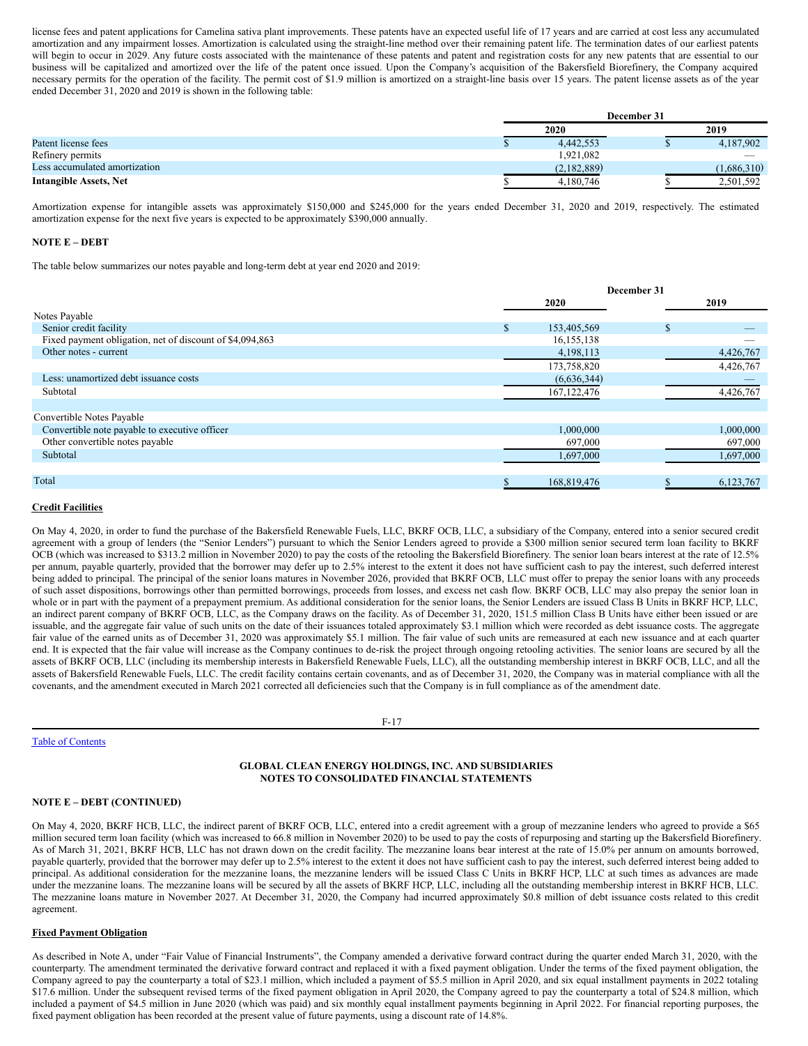license fees and patent applications for Camelina sativa plant improvements. These patents have an expected useful life of 17 years and are carried at cost less any accumulated amortization and any impairment losses. Amortization is calculated using the straight-line method over their remaining patent life. The termination dates of our earliest patents will begin to occur in 2029. Any future costs associated with the maintenance of these patents and patent and registration costs for any new patents that are essential to our business will be capitalized and amortized over the life of the patent once issued. Upon the Company's acquisition of the Bakersfield Biorefinery, the Company acquired necessary permits for the operation of the facility. The permit cost of $1.9 million is amortized on a straight-line basis over 15 years. The patent license assets as of the year ended December 31, 2020 and 2019 is shown in the following table:

| | December 31 | |
|---|---|---|
| | 2020 | 2019 |
| Patent license fees | $ 4,442,553 | $ 4,187,902 |
| Refinery permits | 1,921,082 | — |
| Less accumulated amortization | (2,182,889) | (1,686,310) |
| **Intangible Assets, Net** | $ 4,180,746 | $ 2,501,592 |

Amortization expense for intangible assets was approximately $150,000 and $245,000 for the years ended December 31, 2020 and 2019, respectively. The estimated amortization expense for the next five years is expected to be approximately $390,000 annually.

**NOTE E – DEBT**

The table below summarizes our notes payable and long-term debt at year end 2020 and 2019:

| | December 31 | |
|---|---|---|
| | 2020 | 2019 |
| Notes Payable | | |
| Senior credit facility | $ 153,405,569 | $ — |
| Fixed payment obligation, net of discount of $4,094,863 | 16,155,138 | — |
| Other notes - current | 4,198,113 | 4,426,767 |
| | 173,758,820 | 4,426,767 |
| Less: unamortized debt issuance costs | (6,636,344) | — |
| Subtotal | 167,122,476 | 4,426,767 |
| | | |
| Convertible Notes Payable | | |
| Convertible note payable to executive officer | 1,000,000 | 1,000,000 |
| Other convertible notes payable | 697,000 | 697,000 |
| Subtotal | 1,697,000 | 1,697,000 |
| | | |
| Total | $ 168,819,476 | $ 6,123,767 |

**Credit Facilities**

On May 4, 2020, in order to fund the purchase of the Bakersfield Renewable Fuels, LLC, BKRF OCB, LLC, a subsidiary of the Company, entered into a senior secured credit agreement with a group of lenders (the "Senior Lenders") pursuant to which the Senior Lenders agreed to provide a $300 million senior secured term loan facility to BKRF OCB (which was increased to $313.2 million in November 2020) to pay the costs of the retooling the Bakersfield Biorefinery. The senior loan bears interest at the rate of 12.5% per annum, payable quarterly, provided that the borrower may defer up to 2.5% interest to the extent it does not have sufficient cash to pay the interest, such deferred interest being added to principal. The principal of the senior loans matures in November 2026, provided that BKRF OCB, LLC must offer to prepay the senior loans with any proceeds of such asset dispositions, borrowings other than permitted borrowings, proceeds from losses, and excess net cash flow. BKRF OCB, LLC may also prepay the senior loan in whole or in part with the payment of a prepayment premium. As additional consideration for the senior loans, the Senior Lenders are issued Class B Units in BKRF HCP, LLC, an indirect parent company of BKRF OCB, LLC, as the Company draws on the facility. As of December 31, 2020, 151.5 million Class B Units have either been issued or are issuable, and the aggregate fair value of such units on the date of their issuances totaled approximately $3.1 million which were recorded as debt issuance costs. The aggregate fair value of the earned units as of December 31, 2020 was approximately $5.1 million. The fair value of such units are remeasured at each new issuance and at each quarter end. It is expected that the fair value will increase as the Company continues to de-risk the project through ongoing retooling activities. The senior loans are secured by all the assets of BKRF OCB, LLC (including its membership interests in Bakersfield Renewable Fuels, LLC), all the outstanding membership interest in BKRF OCB, LLC, and all the assets of Bakersfield Renewable Fuels, LLC. The credit facility contains certain covenants, and as of December 31, 2020, the Company was in material compliance with all the covenants, and the amendment executed in March 2021 corrected all deficiencies such that the Company is in full compliance as of the amendment date.

**GLOBAL CLEAN ENERGY HOLDINGS, INC. AND SUBSIDIARIES**
**NOTES TO CONSOLIDATED FINANCIAL STATEMENTS**

**NOTE E – DEBT (CONTINUED)**

On May 4, 2020, BKRF HCB, LLC, the indirect parent of BKRF OCB, LLC, entered into a credit agreement with a group of mezzanine lenders who agreed to provide a $65 million secured term loan facility (which was increased to 66.8 million in November 2020) to be used to pay the costs of repurposing and starting up the Bakersfield Biorefinery. As of March 31, 2021, BKRF HCB, LLC has not drawn down on the credit facility. The mezzanine loans bear interest at the rate of 15.0% per annum on amounts borrowed, payable quarterly, provided that the borrower may defer up to 2.5% interest to the extent it does not have sufficient cash to pay the interest, such deferred interest being added to principal. As additional consideration for the mezzanine loans, the mezzanine lenders will be issued Class C Units in BKRF HCP, LLC at such times as advances are made under the mezzanine loans. The mezzanine loans will be secured by all the assets of BKRF HCP, LLC, including all the outstanding membership interest in BKRF HCB, LLC. The mezzanine loans mature in November 2027. At December 31, 2020, the Company had incurred approximately $0.8 million of debt issuance costs related to this credit agreement.

**Fixed Payment Obligation**

As described in Note A, under "Fair Value of Financial Instruments", the Company amended a derivative forward contract during the quarter ended March 31, 2020, with the counterparty. The amendment terminated the derivative forward contract and replaced it with a fixed payment obligation. Under the terms of the fixed payment obligation, the Company agreed to pay the counterparty a total of $23.1 million, which included a payment of $5.5 million in April 2020, and six equal installment payments in 2022 totaling $17.6 million. Under the subsequent revised terms of the fixed payment obligation in April 2020, the Company agreed to pay the counterparty a total of $24.8 million, which included a payment of $4.5 million in June 2020 (which was paid) and six monthly equal installment payments beginning in April 2022. For financial reporting purposes, the fixed payment obligation has been recorded at the present value of future payments, using a discount rate of 14.8%.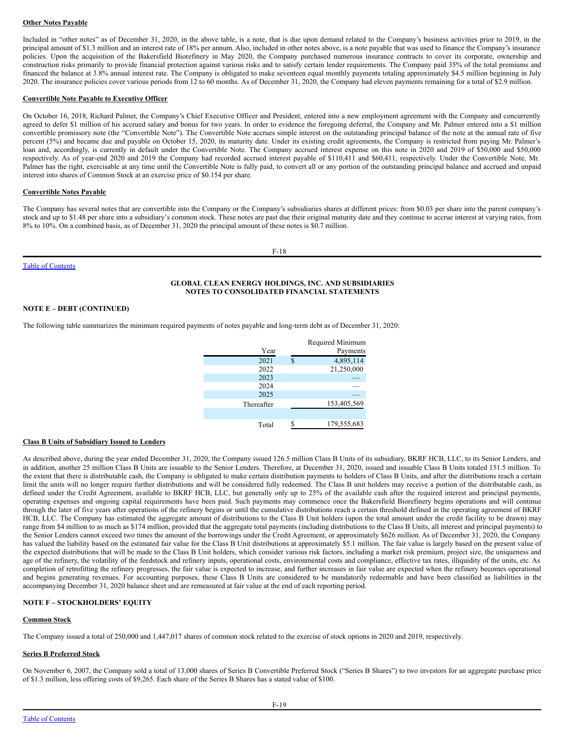**Other Notes Payable**

Included in "other notes" as of December 31, 2020, in the above table, is a note, that is due upon demand related to the Company's business activities prior to 2019, in the principal amount of $1.3 million and an interest rate of 18% per annum. Also, included in other notes above, is a note payable that was used to finance the Company's insurance policies. Upon the acquisition of the Bakersfield Biorefinery in May 2020, the Company purchased numerous insurance contracts to cover its corporate, ownership and construction risks primarily to provide financial protection against various risks and to satisfy certain lender requirements. The Company paid 35% of the total premiums and financed the balance at 3.8% annual interest rate. The Company is obligated to make seventeen equal monthly payments totaling approximately $4.5 million beginning in July 2020. The insurance policies cover various periods from 12 to 60 months. As of December 31, 2020, the Company had eleven payments remaining for a total of $2.9 million.

**Convertible Note Payable to Executive Officer**

On October 16, 2018, Richard Palmer, the Company's Chief Executive Officer and President, entered into a new employment agreement with the Company and concurrently agreed to defer $1 million of his accrued salary and bonus for two years. In order to evidence the foregoing deferral, the Company and Mr. Palmer entered into a $1 million convertible promissory note (the "Convertible Note"). The Convertible Note accrues simple interest on the outstanding principal balance of the note at the annual rate of five percent (5%) and became due and payable on October 15, 2020, its maturity date. Under its existing credit agreements, the Company is restricted from paying Mr. Palmer's loan and, accordingly, is currently in default under the Convertible Note. The Company accrued interest expense on this note in 2020 and 2019 of $50,000 and $50,000 respectively. As of year-end 2020 and 2019 the Company had recorded accrued interest payable of $110,411 and $60,411, respectively. Under the Convertible Note, Mr. Palmer has the right, exercisable at any time until the Convertible Note is fully paid, to convert all or any portion of the outstanding principal balance and accrued and unpaid interest into shares of Common Stock at an exercise price of $0.154 per share.

**Convertible Notes Payable**

The Company has several notes that are convertible into the Company or the Company's subsidiaries shares at different prices: from $0.03 per share into the parent company's stock and up to $1.48 per share into a subsidiary's common stock. These notes are past due their original maturity date and they continue to accrue interest at varying rates, from 8% to 10%. On a combined basis, as of December 31, 2020 the principal amount of these notes is $0.7 million.

**GLOBAL CLEAN ENERGY HOLDINGS, INC. AND SUBSIDIARIES**
**NOTES TO CONSOLIDATED FINANCIAL STATEMENTS**

**NOTE E – DEBT (CONTINUED)**

The following table summarizes the minimum required payments of notes payable and long-term debt as of December 31, 2020:

| Year | Required Minimum Payments |
|---|---|
| 2021 | $ 4,895,114 |
| 2022 | 21,250,000 |
| 2023 | — |
| 2024 | — |
| 2025 | — |
| Thereafter | 153,405,569 |
| Total | $ 179,555,683 |

**Class B Units of Subsidiary Issued to Lenders**

As described above, during the year ended December 31, 2020, the Company issued 126.5 million Class B Units of its subsidiary, BKRF HCB, LLC, to its Senior Lenders, and in addition, another 25 million Class B Units are issuable to the Senior Lenders. Therefore, at December 31, 2020, issued and issuable Class B Units totaled 151.5 million. To the extent that there is distributable cash, the Company is obligated to make certain distribution payments to holders of Class B Units, and after the distributions reach a certain limit the units will no longer require further distributions and will be considered fully redeemed. The Class B unit holders may receive a portion of the distributable cash, as defined under the Credit Agreement, available to BKRF HCB, LLC, but generally only up to 25% of the available cash after the required interest and principal payments, operating expenses and ongoing capital requirements have been paid. Such payments may commence once the Bakersfield Biorefinery begins operations and will continue through the later of five years after operations of the refinery begins or until the cumulative distributions reach a certain threshold defined in the operating agreement of BKRF HCB, LLC. The Company has estimated the aggregate amount of distributions to the Class B Unit holders (upon the total amount under the credit facility to be drawn) may range from $4 million to as much as $174 million, provided that the aggregate total payments (including distributions to the Class B Units, all interest and principal payments) to the Senior Lenders cannot exceed two times the amount of the borrowings under the Credit Agreement, or approximately $626 million. As of December 31, 2020, the Company has valued the liability based on the estimated fair value for the Class B Unit distributions at approximately $5.1 million. The fair value is largely based on the present value of the expected distributions that will be made to the Class B Unit holders, which consider various risk factors, including a market risk premium, project size, the uniqueness and age of the refinery, the volatility of the feedstock and refinery inputs, operational costs, environmental costs and compliance, effective tax rates, illiquidity of the units, etc. As completion of retrofitting the refinery progresses, the fair value is expected to increase, and further increases in fair value are expected when the refinery becomes operational and begins generating revenues. For accounting purposes, these Class B Units are considered to be mandatorily redeemable and have been classified as liabilities in the accompanying December 31, 2020 balance sheet and are remeasured at fair value at the end of each reporting period.

**NOTE F – STOCKHOLDERS' EQUITY**

**Common Stock**

The Company issued a total of 250,000 and 1,447,017 shares of common stock related to the exercise of stock options in 2020 and 2019, respectively.

**Series B Preferred Stock**

On November 6, 2007, the Company sold a total of 13,000 shares of Series B Convertible Preferred Stock ("Series B Shares") to two investors for an aggregate purchase price of $1.3 million, less offering costs of $9,265. Each share of the Series B Shares has a stated value of $100.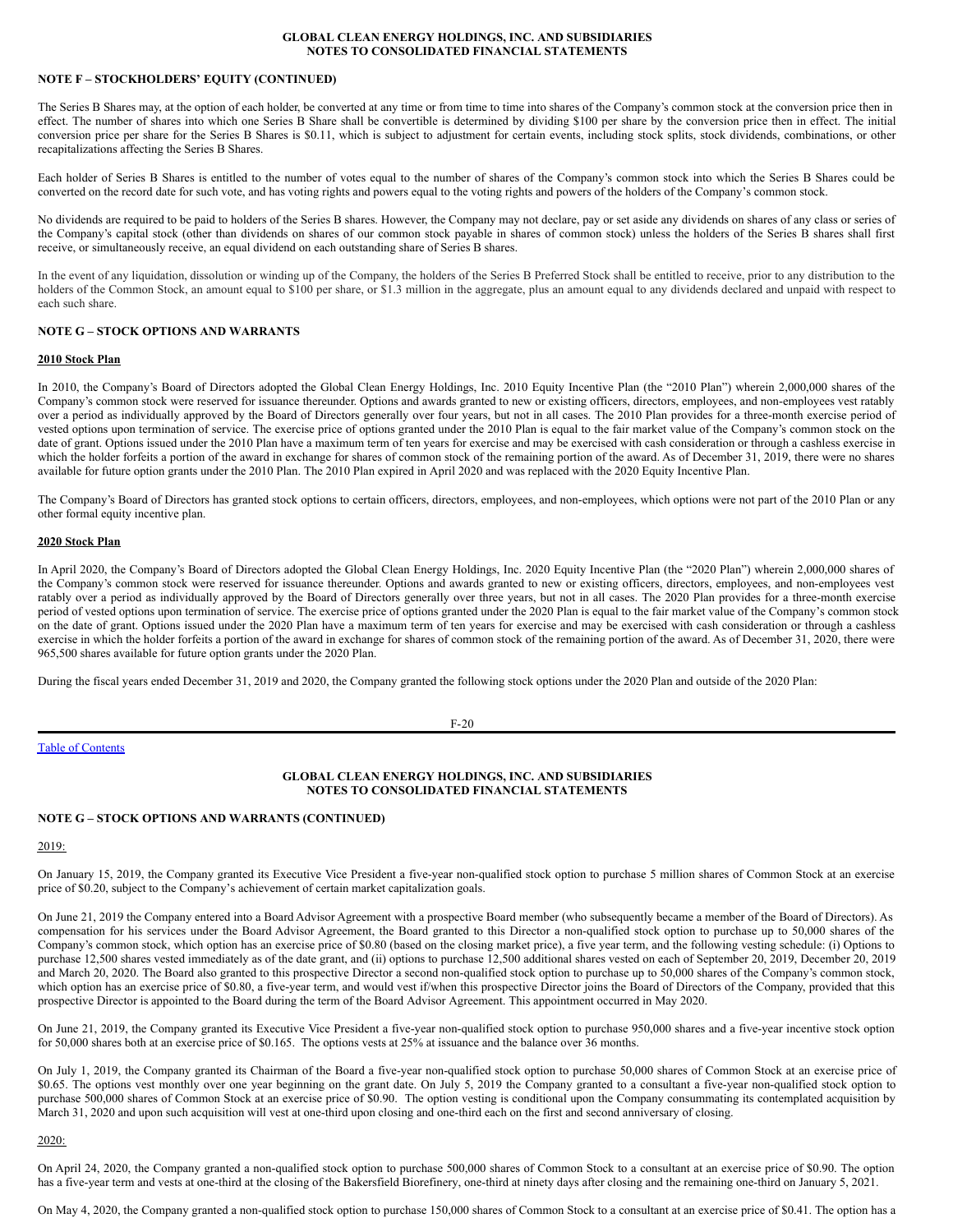## NOTE F – STOCKHOLDERS' EQUITY (CONTINUED)

The Series B Shares may, at the option of each holder, be converted at any time or from time to time into shares of the Company's common stock at the conversion price then in effect. The number of shares into which one Series B Share shall be convertible is determined by dividing $100 per share by the conversion price then in effect. The initial conversion price per share for the Series B Shares is $0.11, which is subject to adjustment for certain events, including stock splits, stock dividends, combinations, or other recapitalizations affecting the Series B Shares.

Each holder of Series B Shares is entitled to the number of votes equal to the number of shares of the Company's common stock into which the Series B Shares could be converted on the record date for such vote, and has voting rights and powers equal to the voting rights and powers of the holders of the Company's common stock.

No dividends are required to be paid to holders of the Series B shares. However, the Company may not declare, pay or set aside any dividends on shares of any class or series of the Company's capital stock (other than dividends on shares of our common stock payable in shares of common stock) unless the holders of the Series B shares shall first receive, or simultaneously receive, an equal dividend on each outstanding share of Series B shares.

In the event of any liquidation, dissolution or winding up of the Company, the holders of the Series B Preferred Stock shall be entitled to receive, prior to any distribution to the holders of the Common Stock, an amount equal to $100 per share, or $1.3 million in the aggregate, plus an amount equal to any dividends declared and unpaid with respect to each such share.

## NOTE G – STOCK OPTIONS AND WARRANTS

### 2010 Stock Plan

In 2010, the Company's Board of Directors adopted the Global Clean Energy Holdings, Inc. 2010 Equity Incentive Plan (the "2010 Plan") wherein 2,000,000 shares of the Company's common stock were reserved for issuance thereunder. Options and awards granted to new or existing officers, directors, employees, and non-employees vest ratably over a period as individually approved by the Board of Directors generally over four years, but not in all cases. The 2010 Plan provides for a three-month exercise period of vested options upon termination of service. The exercise price of options granted under the 2010 Plan is equal to the fair market value of the Company's common stock on the date of grant. Options issued under the 2010 Plan have a maximum term of ten years for exercise and may be exercised with cash consideration or through a cashless exercise in which the holder forfeits a portion of the award in exchange for shares of common stock of the remaining portion of the award. As of December 31, 2019, there were no shares available for future option grants under the 2010 Plan. The 2010 Plan expired in April 2020 and was replaced with the 2020 Equity Incentive Plan.

The Company's Board of Directors has granted stock options to certain officers, directors, employees, and non-employees, which options were not part of the 2010 Plan or any other formal equity incentive plan.

### 2020 Stock Plan

In April 2020, the Company's Board of Directors adopted the Global Clean Energy Holdings, Inc. 2020 Equity Incentive Plan (the "2020 Plan") wherein 2,000,000 shares of the Company's common stock were reserved for issuance thereunder. Options and awards granted to new or existing officers, directors, employees, and non-employees vest ratably over a period as individually approved by the Board of Directors generally over three years, but not in all cases. The 2020 Plan provides for a three-month exercise period of vested options upon termination of service. The exercise price of options granted under the 2020 Plan is equal to the fair market value of the Company's common stock on the date of grant. Options issued under the 2020 Plan have a maximum term of ten years for exercise and may be exercised with cash consideration or through a cashless exercise in which the holder forfeits a portion of the award in exchange for shares of common stock of the remaining portion of the award. As of December 31, 2020, there were 965,500 shares available for future option grants under the 2020 Plan.

During the fiscal years ended December 31, 2019 and 2020, the Company granted the following stock options under the 2020 Plan and outside of the 2020 Plan:

## NOTE G – STOCK OPTIONS AND WARRANTS (CONTINUED)

2019:

On January 15, 2019, the Company granted its Executive Vice President a five-year non-qualified stock option to purchase 5 million shares of Common Stock at an exercise price of $0.20, subject to the Company's achievement of certain market capitalization goals.

On June 21, 2019 the Company entered into a Board Advisor Agreement with a prospective Board member (who subsequently became a member of the Board of Directors). As compensation for his services under the Board Advisor Agreement, the Board granted to this Director a non-qualified stock option to purchase up to 50,000 shares of the Company's common stock, which option has an exercise price of $0.80 (based on the closing market price), a five year term, and the following vesting schedule: (i) Options to purchase 12,500 shares vested immediately as of the date grant, and (ii) options to purchase 12,500 additional shares vested on each of September 20, 2019, December 20, 2019 and March 20, 2020. The Board also granted to this prospective Director a second non-qualified stock option to purchase up to 50,000 shares of the Company's common stock, which option has an exercise price of $0.80, a five-year term, and would vest if/when this prospective Director joins the Board of Directors of the Company, provided that this prospective Director is appointed to the Board during the term of the Board Advisor Agreement. This appointment occurred in May 2020.

On June 21, 2019, the Company granted its Executive Vice President a five-year non-qualified stock option to purchase 950,000 shares and a five-year incentive stock option for 50,000 shares both at an exercise price of $0.165. The options vests at 25% at issuance and the balance over 36 months.

On July 1, 2019, the Company granted its Chairman of the Board a five-year non-qualified stock option to purchase 50,000 shares of Common Stock at an exercise price of $0.65. The options vest monthly over one year beginning on the grant date. On July 5, 2019 the Company granted to a consultant a five-year non-qualified stock option to purchase 500,000 shares of Common Stock at an exercise price of $0.90. The option vesting is conditional upon the Company consummating its contemplated acquisition by March 31, 2020 and upon such acquisition will vest at one-third upon closing and one-third each on the first and second anniversary of closing.

2020:

On April 24, 2020, the Company granted a non-qualified stock option to purchase 500,000 shares of Common Stock to a consultant at an exercise price of $0.90. The option has a five-year term and vests at one-third at the closing of the Bakersfield Biorefinery, one-third at ninety days after closing and the remaining one-third on January 5, 2021.

On May 4, 2020, the Company granted a non-qualified stock option to purchase 150,000 shares of Common Stock to a consultant at an exercise price of $0.41. The option has a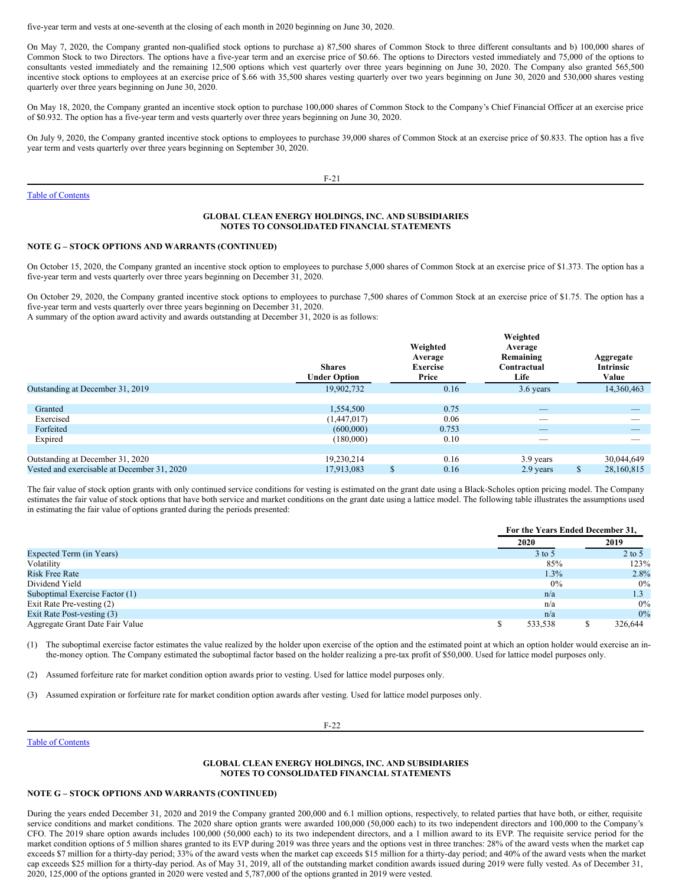five-year term and vests at one-seventh at the closing of each month in 2020 beginning on June 30, 2020.

On May 7, 2020, the Company granted non-qualified stock options to purchase a) 87,500 shares of Common Stock to three different consultants and b) 100,000 shares of Common Stock to two Directors. The options have a five-year term and an exercise price of $0.66. The options to Directors vested immediately and 75,000 of the options to consultants vested immediately and the remaining 12,500 options which vest quarterly over three years beginning on June 30, 2020. The Company also granted 565,500 incentive stock options to employees at an exercise price of $.66 with 35,500 shares vesting quarterly over two years beginning on June 30, 2020 and 530,000 shares vesting quarterly over three years beginning on June 30, 2020.

On May 18, 2020, the Company granted an incentive stock option to purchase 100,000 shares of Common Stock to the Company's Chief Financial Officer at an exercise price of $0.932. The option has a five-year term and vests quarterly over three years beginning on June 30, 2020.

On July 9, 2020, the Company granted incentive stock options to employees to purchase 39,000 shares of Common Stock at an exercise price of $0.833. The option has a five year term and vests quarterly over three years beginning on September 30, 2020.

Table of Contents

**GLOBAL CLEAN ENERGY HOLDINGS, INC. AND SUBSIDIARIES**
**NOTES TO CONSOLIDATED FINANCIAL STATEMENTS**

**NOTE G – STOCK OPTIONS AND WARRANTS (CONTINUED)**

On October 15, 2020, the Company granted an incentive stock option to employees to purchase 5,000 shares of Common Stock at an exercise price of $1.373. The option has a five-year term and vests quarterly over three years beginning on December 31, 2020.

On October 29, 2020, the Company granted incentive stock options to employees to purchase 7,500 shares of Common Stock at an exercise price of $1.75. The option has a five-year term and vests quarterly over three years beginning on December 31, 2020.
A summary of the option award activity and awards outstanding at December 31, 2020 is as follows:

| | Shares Under Option | Weighted Average Exercise Price | Weighted Average Remaining Contractual Life | Aggregate Intrinsic Value |
|---|---|---|---|---|
| Outstanding at December 31, 2019 | 19,902,732 | 0.16 | 3.6 years | 14,360,463 |
| Granted | 1,554,500 | 0.75 | — | — |
| Exercised | (1,447,017) | 0.06 | — | — |
| Forfeited | (600,000) | 0.753 | — | — |
| Expired | (180,000) | 0.10 | — | — |
| Outstanding at December 31, 2020 | 19,230,214 | 0.16 | 3.9 years | 30,044,649 |
| Vested and exercisable at December 31, 2020 | 17,913,083 | $ 0.16 | 2.9 years | $ 28,160,815 |

The fair value of stock option grants with only continued service conditions for vesting is estimated on the grant date using a Black-Scholes option pricing model. The Company estimates the fair value of stock options that have both service and market conditions on the grant date using a lattice model. The following table illustrates the assumptions used in estimating the fair value of options granted during the periods presented:

| | For the Years Ended December 31, | |
|---|---|---|
| | 2020 | 2019 |
| Expected Term (in Years) | 3 to 5 | 2 to 5 |
| Volatility | 85% | 123% |
| Risk Free Rate | 1.3% | 2.8% |
| Dividend Yield | 0% | 0% |
| Suboptimal Exercise Factor (1) | n/a | 1.3 |
| Exit Rate Pre-vesting (2) | n/a | 0% |
| Exit Rate Post-vesting (3) | n/a | 0% |
| Aggregate Grant Date Fair Value | $ 533,538 | $ 326,644 |

(1) The suboptimal exercise factor estimates the value realized by the holder upon exercise of the option and the estimated point at which an option holder would exercise an in-the-money option. The Company estimated the suboptimal factor based on the holder realizing a pre-tax profit of $50,000. Used for lattice model purposes only.

(2) Assumed forfeiture rate for market condition option awards prior to vesting. Used for lattice model purposes only.

(3) Assumed expiration or forfeiture rate for market condition option awards after vesting. Used for lattice model purposes only.

Table of Contents

**GLOBAL CLEAN ENERGY HOLDINGS, INC. AND SUBSIDIARIES**
**NOTES TO CONSOLIDATED FINANCIAL STATEMENTS**

**NOTE G – STOCK OPTIONS AND WARRANTS (CONTINUED)**

During the years ended December 31, 2020 and 2019 the Company granted 200,000 and 6.1 million options, respectively, to related parties that have both, or either, requisite service conditions and market conditions. The 2020 share option grants were awarded 100,000 (50,000 each) to its two independent directors and 100,000 to the Company's CFO. The 2019 share option awards includes 100,000 (50,000 each) to its two independent directors, and a 1 million award to its EVP. The requisite service period for the market condition options of 5 million shares granted to its EVP during 2019 was three years and the options vest in three tranches: 28% of the award vests when the market cap exceeds $7 million for a thirty-day period; 33% of the award vests when the market cap exceeds $15 million for a thirty-day period; and 40% of the award vests when the market cap exceeds $25 million for a thirty-day period. As of May 31, 2019, all of the outstanding market condition awards issued during 2019 were fully vested. As of December 31, 2020, 125,000 of the options granted in 2020 were vested and 5,787,000 of the options granted in 2019 were vested.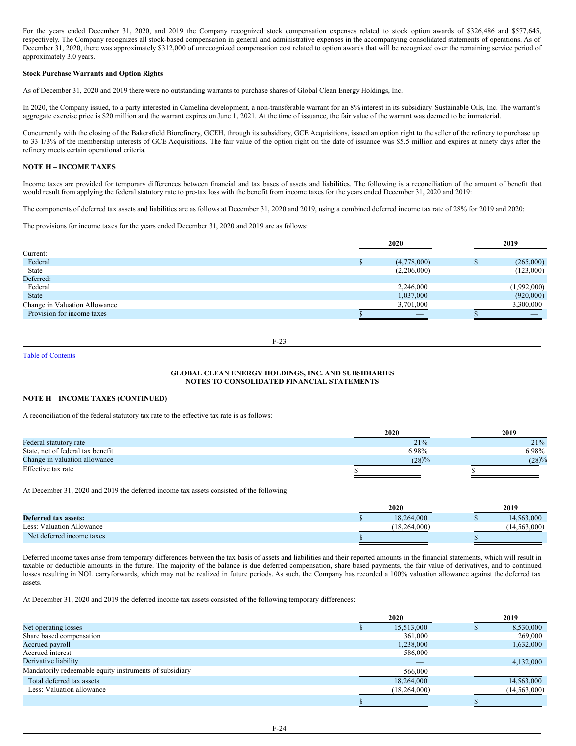For the years ended December 31, 2020, and 2019 the Company recognized stock compensation expenses related to stock option awards of $326,486 and $577,645, respectively. The Company recognizes all stock-based compensation in general and administrative expenses in the accompanying consolidated statements of operations. As of December 31, 2020, there was approximately $312,000 of unrecognized compensation cost related to option awards that will be recognized over the remaining service period of approximately 3.0 years.

**Stock Purchase Warrants and Option Rights**

As of December 31, 2020 and 2019 there were no outstanding warrants to purchase shares of Global Clean Energy Holdings, Inc.

In 2020, the Company issued, to a party interested in Camelina development, a non-transferable warrant for an 8% interest in its subsidiary, Sustainable Oils, Inc. The warrant's aggregate exercise price is $20 million and the warrant expires on June 1, 2021. At the time of issuance, the fair value of the warrant was deemed to be immaterial.

Concurrently with the closing of the Bakersfield Biorefinery, GCEH, through its subsidiary, GCE Acquisitions, issued an option right to the seller of the refinery to purchase up to 33 1/3% of the membership interests of GCE Acquisitions. The fair value of the option right on the date of issuance was $5.5 million and expires at ninety days after the refinery meets certain operational criteria.

## NOTE H – INCOME TAXES

Income taxes are provided for temporary differences between financial and tax bases of assets and liabilities. The following is a reconciliation of the amount of benefit that would result from applying the federal statutory rate to pre-tax loss with the benefit from income taxes for the years ended December 31, 2020 and 2019:

The components of deferred tax assets and liabilities are as follows at December 31, 2020 and 2019, using a combined deferred income tax rate of 28% for 2019 and 2020:

The provisions for income taxes for the years ended December 31, 2020 and 2019 are as follows:

| | 2020 | 2019 |
|---|---|---|
| Current: | | |
| Federal | $ (4,778,000) | $ (265,000) |
| State | (2,206,000) | (123,000) |
| Deferred: | | |
| Federal | 2,246,000 | (1,992,000) |
| State | 1,037,000 | (920,000) |
| Change in Valuation Allowance | 3,701,000 | 3,300,000 |
| Provision for income taxes | $ — | $ — |

**GLOBAL CLEAN ENERGY HOLDINGS, INC. AND SUBSIDIARIES**
**NOTES TO CONSOLIDATED FINANCIAL STATEMENTS**

## NOTE H – INCOME TAXES (CONTINUED)

A reconciliation of the federal statutory tax rate to the effective tax rate is as follows:

| | 2020 | 2019 |
|---|---|---|
| Federal statutory rate | 21% | 21% |
| State, net of federal tax benefit | 6.98% | 6.98% |
| Change in valuation allowance | (28)% | (28)% |
| Effective tax rate | $ — | $ — |

At December 31, 2020 and 2019 the deferred income tax assets consisted of the following:

| | 2020 | 2019 |
|---|---|---|
| **Deferred tax assets:** | $ 18,264,000 | $ 14,563,000 |
| Less: Valuation Allowance | (18,264,000) | (14,563,000) |
| Net deferred income taxes | $ — | $ — |

Deferred income taxes arise from temporary differences between the tax basis of assets and liabilities and their reported amounts in the financial statements, which will result in taxable or deductible amounts in the future. The majority of the balance is due deferred compensation, share based payments, the fair value of derivatives, and to continued losses resulting in NOL carryforwards, which may not be realized in future periods. As such, the Company has recorded a 100% valuation allowance against the deferred tax assets.

At December 31, 2020 and 2019 the deferred income tax assets consisted of the following temporary differences:

| | 2020 | 2019 |
|---|---|---|
| Net operating losses | $ 15,513,000 | $ 8,530,000 |
| Share based compensation | 361,000 | 269,000 |
| Accrued payroll | 1,238,000 | 1,632,000 |
| Accrued interest | 586,000 | — |
| Derivative liability | — | 4,132,000 |
| Mandatorily redeemable equity instruments of subsidiary | 566,000 | — |
| Total deferred tax assets | 18,264,000 | 14,563,000 |
| Less: Valuation allowance | (18,264,000) | (14,563,000) |
| | $ — | $ — |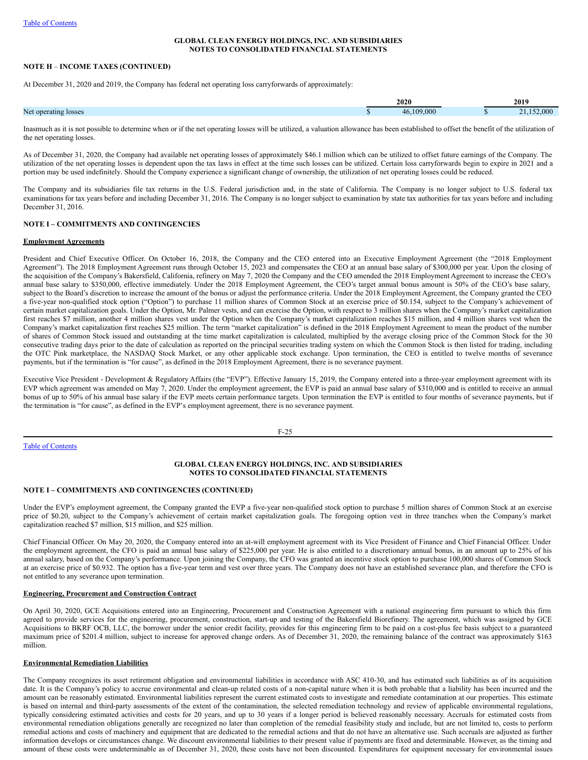### NOTE H – INCOME TAXES (CONTINUED)

At December 31, 2020 and 2019, the Company has federal net operating loss carryforwards of approximately:

| | 2020 | 2019 |
|---|---|---|
| Net operating losses | $ 46,109,000 | $ 21,152,000 |

Inasmuch as it is not possible to determine when or if the net operating losses will be utilized, a valuation allowance has been established to offset the benefit of the utilization of the net operating losses.

As of December 31, 2020, the Company had available net operating losses of approximately $46.1 million which can be utilized to offset future earnings of the Company. The utilization of the net operating losses is dependent upon the tax laws in effect at the time such losses can be utilized. Certain loss carryforwards begin to expire in 2021 and a portion may be used indefinitely. Should the Company experience a significant change of ownership, the utilization of net operating losses could be reduced.

The Company and its subsidiaries file tax returns in the U.S. Federal jurisdiction and, in the state of California. The Company is no longer subject to U.S. federal tax examinations for tax years before and including December 31, 2016. The Company is no longer subject to examination by state tax authorities for tax years before and including December 31, 2016.

### NOTE I – COMMITMENTS AND CONTINGENCIES

**Employment Agreements**

President and Chief Executive Officer. On October 16, 2018, the Company and the CEO entered into an Executive Employment Agreement (the "2018 Employment Agreement"). The 2018 Employment Agreement runs through October 15, 2023 and compensates the CEO at an annual base salary of $300,000 per year. Upon the closing of the acquisition of the Company's Bakersfield, California, refinery on May 7, 2020 the Company and the CEO amended the 2018 Employment Agreement to increase the CEO's annual base salary to $350,000, effective immediately. Under the 2018 Employment Agreement, the CEO's target annual bonus amount is 50% of the CEO's base salary, subject to the Board's discretion to increase the amount of the bonus or adjust the performance criteria. Under the 2018 Employment Agreement, the Company granted the CEO a five-year non-qualified stock option ("Option") to purchase 11 million shares of Common Stock at an exercise price of $0.154, subject to the Company's achievement of certain market capitalization goals. Under the Option, Mr. Palmer vests, and can exercise the Option, with respect to 3 million shares when the Company's market capitalization first reaches $7 million, another 4 million shares vest under the Option when the Company's market capitalization reaches $15 million, and 4 million shares vest when the Company's market capitalization first reaches $25 million. The term "market capitalization" is defined in the 2018 Employment Agreement to mean the product of the number of shares of Common Stock issued and outstanding at the time market capitalization is calculated, multiplied by the average closing price of the Common Stock for the 30 consecutive trading days prior to the date of calculation as reported on the principal securities trading system on which the Common Stock is then listed for trading, including the OTC Pink marketplace, the NASDAQ Stock Market, or any other applicable stock exchange. Upon termination, the CEO is entitled to twelve months of severance payments, but if the termination is "for cause", as defined in the 2018 Employment Agreement, there is no severance payment.

Executive Vice President - Development & Regulatory Affairs (the "EVP"). Effective January 15, 2019, the Company entered into a three-year employment agreement with its EVP which agreement was amended on May 7, 2020. Under the employment agreement, the EVP is paid an annual base salary of $310,000 and is entitled to receive an annual bonus of up to 50% of his annual base salary if the EVP meets certain performance targets. Upon termination the EVP is entitled to four months of severance payments, but if the termination is "for cause", as defined in the EVP's employment agreement, there is no severance payment.

### NOTE I – COMMITMENTS AND CONTINGENCIES (CONTINUED)

Under the EVP's employment agreement, the Company granted the EVP a five-year non-qualified stock option to purchase 5 million shares of Common Stock at an exercise price of $0.20, subject to the Company's achievement of certain market capitalization goals. The foregoing option vest in three tranches when the Company's market capitalization reached $7 million, $15 million, and $25 million.

Chief Financial Officer. On May 20, 2020, the Company entered into an at-will employment agreement with its Vice President of Finance and Chief Financial Officer. Under the employment agreement, the CFO is paid an annual base salary of $225,000 per year. He is also entitled to a discretionary annual bonus, in an amount up to 25% of his annual salary, based on the Company's performance. Upon joining the Company, the CFO was granted an incentive stock option to purchase 100,000 shares of Common Stock at an exercise price of $0.932. The option has a five-year term and vest over three years. The Company does not have an established severance plan, and therefore the CFO is not entitled to any severance upon termination.

**Engineering, Procurement and Construction Contract**

On April 30, 2020, GCE Acquisitions entered into an Engineering, Procurement and Construction Agreement with a national engineering firm pursuant to which this firm agreed to provide services for the engineering, procurement, construction, start-up and testing of the Bakersfield Biorefinery. The agreement, which was assigned by GCE Acquisitions to BKRF OCB, LLC, the borrower under the senior credit facility, provides for this engineering firm to be paid on a cost-plus fee basis subject to a guaranteed maximum price of $201.4 million, subject to increase for approved change orders. As of December 31, 2020, the remaining balance of the contract was approximately $163 million.

**Environmental Remediation Liabilities**

The Company recognizes its asset retirement obligation and environmental liabilities in accordance with ASC 410-30, and has estimated such liabilities as of its acquisition date. It is the Company's policy to accrue environmental and clean-up related costs of a non-capital nature when it is both probable that a liability has been incurred and the amount can be reasonably estimated. Environmental liabilities represent the current estimated costs to investigate and remediate contamination at our properties. This estimate is based on internal and third-party assessments of the extent of the contamination, the selected remediation technology and review of applicable environmental regulations, typically considering estimated activities and costs for 20 years, and up to 30 years if a longer period is believed reasonably necessary. Accruals for estimated costs from environmental remediation obligations generally are recognized no later than completion of the remedial feasibility study and include, but are not limited to, costs to perform remedial actions and costs of machinery and equipment that are dedicated to the remedial actions and that do not have an alternative use. Such accruals are adjusted as further information develops or circumstances change. We discount environmental liabilities to their present value if payments are fixed and determinable. However, as the timing and amount of these costs were undeterminable as of December 31, 2020, these costs have not been discounted. Expenditures for equipment necessary for environmental issues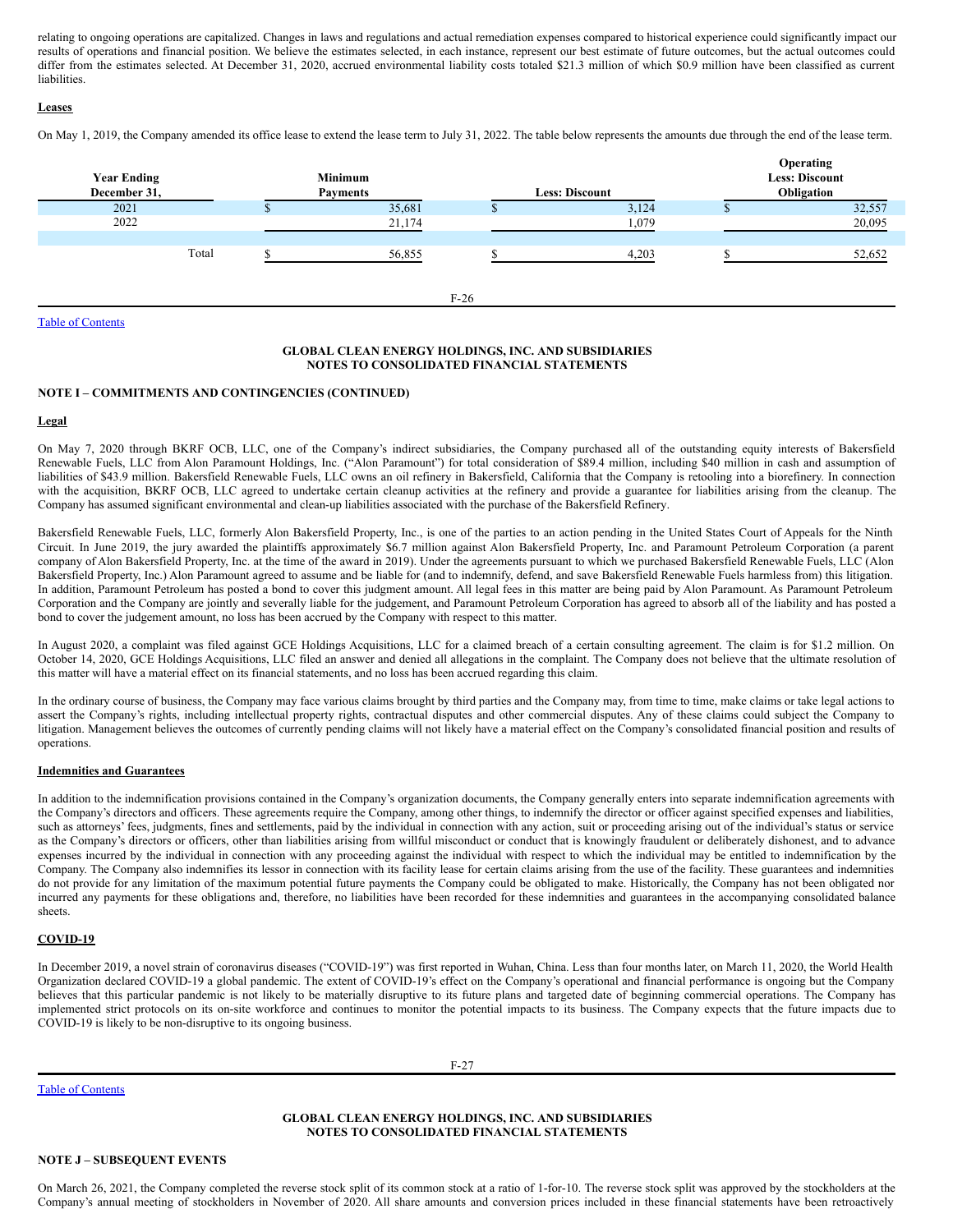relating to ongoing operations are capitalized. Changes in laws and regulations and actual remediation expenses compared to historical experience could significantly impact our results of operations and financial position. We believe the estimates selected, in each instance, represent our best estimate of future outcomes, but the actual outcomes could differ from the estimates selected. At December 31, 2020, accrued environmental liability costs totaled $21.3 million of which $0.9 million have been classified as current liabilities.

**Leases**

On May 1, 2019, the Company amended its office lease to extend the lease term to July 31, 2022. The table below represents the amounts due through the end of the lease term.

| Year Ending December 31, | Minimum Payments | Less: Discount | Operating Less: Discount Obligation |
|---|---|---|---|
| 2021 | $ 35,681 | $ 3,124 | $ 32,557 |
| 2022 | 21,174 | 1,079 | 20,095 |
| Total | $ 56,855 | $ 4,203 | $ 52,652 |

Table of Contents

**GLOBAL CLEAN ENERGY HOLDINGS, INC. AND SUBSIDIARIES**
**NOTES TO CONSOLIDATED FINANCIAL STATEMENTS**

**NOTE I – COMMITMENTS AND CONTINGENCIES (CONTINUED)**

**Legal**

On May 7, 2020 through BKRF OCB, LLC, one of the Company's indirect subsidiaries, the Company purchased all of the outstanding equity interests of Bakersfield Renewable Fuels, LLC from Alon Paramount Holdings, Inc. ("Alon Paramount") for total consideration of $89.4 million, including $40 million in cash and assumption of liabilities of $43.9 million. Bakersfield Renewable Fuels, LLC owns an oil refinery in Bakersfield, California that the Company is retooling into a biorefinery. In connection with the acquisition, BKRF OCB, LLC agreed to undertake certain cleanup activities at the refinery and provide a guarantee for liabilities arising from the cleanup. The Company has assumed significant environmental and clean-up liabilities associated with the purchase of the Bakersfield Refinery.

Bakersfield Renewable Fuels, LLC, formerly Alon Bakersfield Property, Inc., is one of the parties to an action pending in the United States Court of Appeals for the Ninth Circuit. In June 2019, the jury awarded the plaintiffs approximately $6.7 million against Alon Bakersfield Property, Inc. and Paramount Petroleum Corporation (a parent company of Alon Bakersfield Property, Inc. at the time of the award in 2019). Under the agreements pursuant to which we purchased Bakersfield Renewable Fuels, LLC (Alon Bakersfield Property, Inc.) Alon Paramount agreed to assume and be liable for (and to indemnify, defend, and save Bakersfield Renewable Fuels harmless from) this litigation. In addition, Paramount Petroleum has posted a bond to cover this judgment amount. All legal fees in this matter are being paid by Alon Paramount. As Paramount Petroleum Corporation and the Company are jointly and severally liable for the judgement, and Paramount Petroleum Corporation has agreed to absorb all of the liability and has posted a bond to cover the judgement amount, no loss has been accrued by the Company with respect to this matter.

In August 2020, a complaint was filed against GCE Holdings Acquisitions, LLC for a claimed breach of a certain consulting agreement. The claim is for $1.2 million. On October 14, 2020, GCE Holdings Acquisitions, LLC filed an answer and denied all allegations in the complaint. The Company does not believe that the ultimate resolution of this matter will have a material effect on its financial statements, and no loss has been accrued regarding this claim.

In the ordinary course of business, the Company may face various claims brought by third parties and the Company may, from time to time, make claims or take legal actions to assert the Company's rights, including intellectual property rights, contractual disputes and other commercial disputes. Any of these claims could subject the Company to litigation. Management believes the outcomes of currently pending claims will not likely have a material effect on the Company's consolidated financial position and results of operations.

**Indemnities and Guarantees**

In addition to the indemnification provisions contained in the Company's organization documents, the Company generally enters into separate indemnification agreements with the Company's directors and officers. These agreements require the Company, among other things, to indemnify the director or officer against specified expenses and liabilities, such as attorneys' fees, judgments, fines and settlements, paid by the individual in connection with any action, suit or proceeding arising out of the individual's status or service as the Company's directors or officers, other than liabilities arising from willful misconduct or conduct that is knowingly fraudulent or deliberately dishonest, and to advance expenses incurred by the individual in connection with any proceeding against the individual with respect to which the individual may be entitled to indemnification by the Company. The Company also indemnifies its lessor in connection with its facility lease for certain claims arising from the use of the facility. These guarantees and indemnities do not provide for any limitation of the maximum potential future payments the Company could be obligated to make. Historically, the Company has not been obligated nor incurred any payments for these obligations and, therefore, no liabilities have been recorded for these indemnities and guarantees in the accompanying consolidated balance sheets.

**COVID-19**

In December 2019, a novel strain of coronavirus diseases ("COVID-19") was first reported in Wuhan, China. Less than four months later, on March 11, 2020, the World Health Organization declared COVID-19 a global pandemic. The extent of COVID-19's effect on the Company's operational and financial performance is ongoing but the Company believes that this particular pandemic is not likely to be materially disruptive to its future plans and targeted date of beginning commercial operations. The Company has implemented strict protocols on its on-site workforce and continues to monitor the potential impacts to its business. The Company expects that the future impacts due to COVID-19 is likely to be non-disruptive to its ongoing business.

Table of Contents

**GLOBAL CLEAN ENERGY HOLDINGS, INC. AND SUBSIDIARIES**
**NOTES TO CONSOLIDATED FINANCIAL STATEMENTS**

**NOTE J – SUBSEQUENT EVENTS**

On March 26, 2021, the Company completed the reverse stock split of its common stock at a ratio of 1-for-10. The reverse stock split was approved by the stockholders at the Company's annual meeting of stockholders in November of 2020. All share amounts and conversion prices included in these financial statements have been retroactively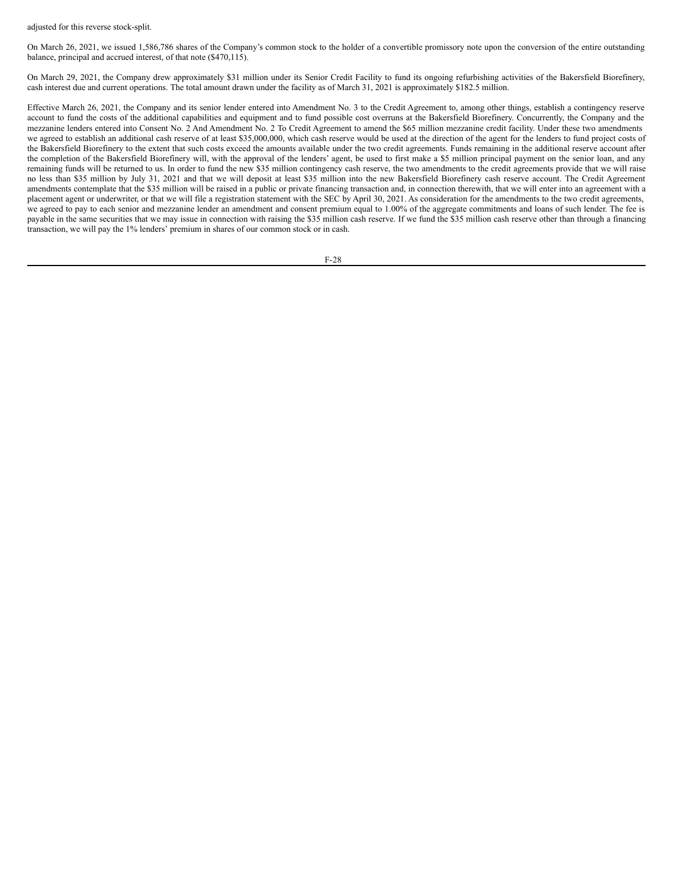adjusted for this reverse stock-split.

On March 26, 2021, we issued 1,586,786 shares of the Company's common stock to the holder of a convertible promissory note upon the conversion of the entire outstanding balance, principal and accrued interest, of that note ($470,115).

On March 29, 2021, the Company drew approximately $31 million under its Senior Credit Facility to fund its ongoing refurbishing activities of the Bakersfield Biorefinery, cash interest due and current operations. The total amount drawn under the facility as of March 31, 2021 is approximately $182.5 million.

Effective March 26, 2021, the Company and its senior lender entered into Amendment No. 3 to the Credit Agreement to, among other things, establish a contingency reserve account to fund the costs of the additional capabilities and equipment and to fund possible cost overruns at the Bakersfield Biorefinery. Concurrently, the Company and the mezzanine lenders entered into Consent No. 2 And Amendment No. 2 To Credit Agreement to amend the $65 million mezzanine credit facility. Under these two amendments we agreed to establish an additional cash reserve of at least $35,000,000, which cash reserve would be used at the direction of the agent for the lenders to fund project costs of the Bakersfield Biorefinery to the extent that such costs exceed the amounts available under the two credit agreements. Funds remaining in the additional reserve account after the completion of the Bakersfield Biorefinery will, with the approval of the lenders' agent, be used to first make a $5 million principal payment on the senior loan, and any remaining funds will be returned to us. In order to fund the new $35 million contingency cash reserve, the two amendments to the credit agreements provide that we will raise no less than $35 million by July 31, 2021 and that we will deposit at least $35 million into the new Bakersfield Biorefinery cash reserve account. The Credit Agreement amendments contemplate that the $35 million will be raised in a public or private financing transaction and, in connection therewith, that we will enter into an agreement with a placement agent or underwriter, or that we will file a registration statement with the SEC by April 30, 2021. As consideration for the amendments to the two credit agreements, we agreed to pay to each senior and mezzanine lender an amendment and consent premium equal to 1.00% of the aggregate commitments and loans of such lender. The fee is payable in the same securities that we may issue in connection with raising the $35 million cash reserve. If we fund the $35 million cash reserve other than through a financing transaction, we will pay the 1% lenders' premium in shares of our common stock or in cash.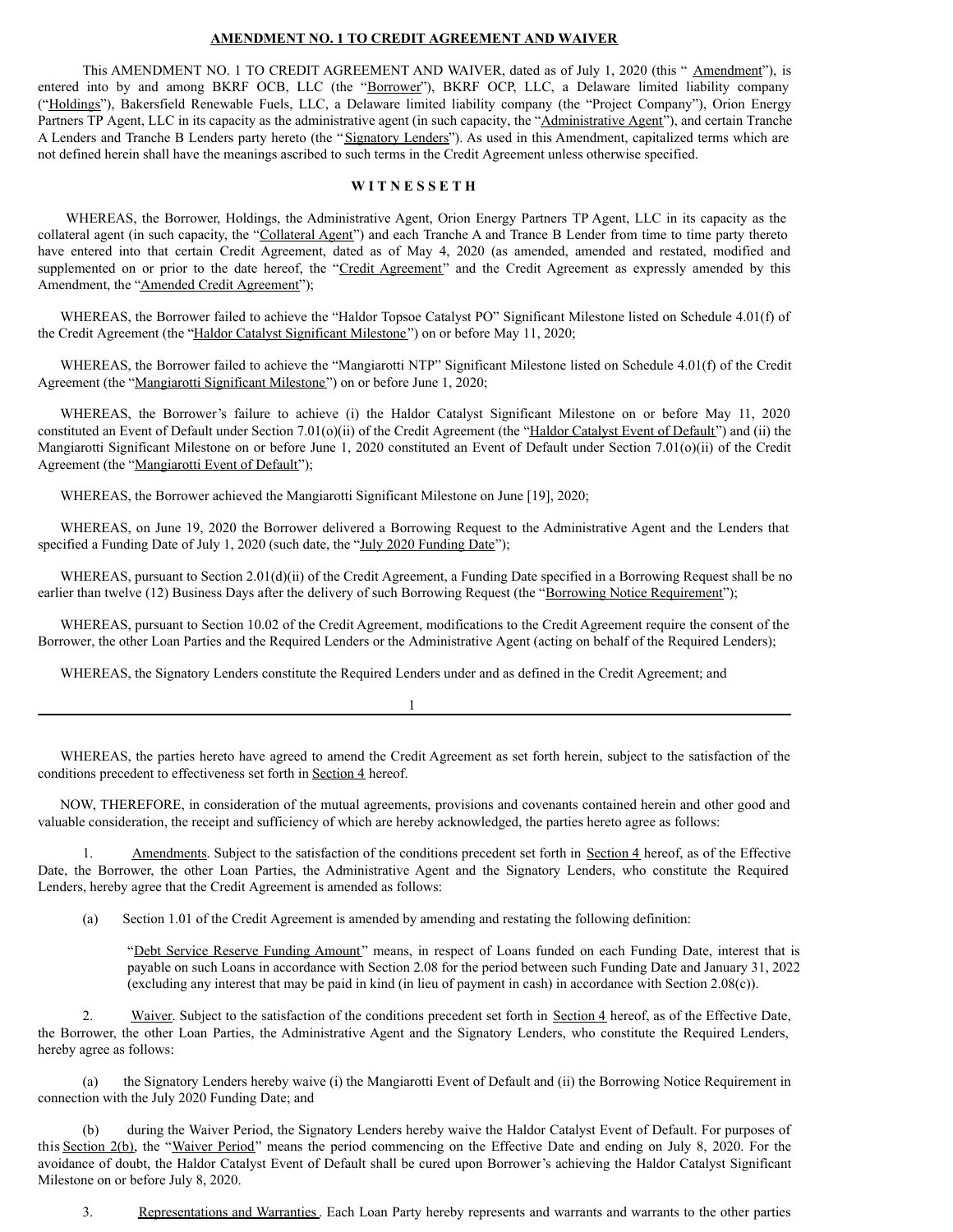**AMENDMENT NO. 1 TO CREDIT AGREEMENT AND WAIVER**

This AMENDMENT NO. 1 TO CREDIT AGREEMENT AND WAIVER, dated as of July 1, 2020 (this " Amendment"), is entered into by and among BKRF OCB, LLC (the "Borrower"), BKRF OCP, LLC, a Delaware limited liability company ("Holdings"), Bakersfield Renewable Fuels, LLC, a Delaware limited liability company (the "Project Company"), Orion Energy Partners TP Agent, LLC in its capacity as the administrative agent (in such capacity, the "Administrative Agent"), and certain Tranche A Lenders and Tranche B Lenders party hereto (the "Signatory Lenders"). As used in this Amendment, capitalized terms which are not defined herein shall have the meanings ascribed to such terms in the Credit Agreement unless otherwise specified.

**W I T N E S S E T H**

WHEREAS, the Borrower, Holdings, the Administrative Agent, Orion Energy Partners TP Agent, LLC in its capacity as the collateral agent (in such capacity, the "Collateral Agent") and each Tranche A and Trance B Lender from time to time party thereto have entered into that certain Credit Agreement, dated as of May 4, 2020 (as amended, amended and restated, modified and supplemented on or prior to the date hereof, the "Credit Agreement" and the Credit Agreement as expressly amended by this Amendment, the "Amended Credit Agreement");

WHEREAS, the Borrower failed to achieve the "Haldor Topsoe Catalyst PO" Significant Milestone listed on Schedule 4.01(f) of the Credit Agreement (the "Haldor Catalyst Significant Milestone") on or before May 11, 2020;

WHEREAS, the Borrower failed to achieve the "Mangiarotti NTP" Significant Milestone listed on Schedule 4.01(f) of the Credit Agreement (the "Mangiarotti Significant Milestone") on or before June 1, 2020;

WHEREAS, the Borrower's failure to achieve (i) the Haldor Catalyst Significant Milestone on or before May 11, 2020 constituted an Event of Default under Section 7.01(o)(ii) of the Credit Agreement (the "Haldor Catalyst Event of Default") and (ii) the Mangiarotti Significant Milestone on or before June 1, 2020 constituted an Event of Default under Section 7.01(o)(ii) of the Credit Agreement (the "Mangiarotti Event of Default");

WHEREAS, the Borrower achieved the Mangiarotti Significant Milestone on June [19], 2020;

WHEREAS, on June 19, 2020 the Borrower delivered a Borrowing Request to the Administrative Agent and the Lenders that specified a Funding Date of July 1, 2020 (such date, the "July 2020 Funding Date");

WHEREAS, pursuant to Section 2.01(d)(ii) of the Credit Agreement, a Funding Date specified in a Borrowing Request shall be no earlier than twelve (12) Business Days after the delivery of such Borrowing Request (the "Borrowing Notice Requirement");

WHEREAS, pursuant to Section 10.02 of the Credit Agreement, modifications to the Credit Agreement require the consent of the Borrower, the other Loan Parties and the Required Lenders or the Administrative Agent (acting on behalf of the Required Lenders);

WHEREAS, the Signatory Lenders constitute the Required Lenders under and as defined in the Credit Agreement; and

WHEREAS, the parties hereto have agreed to amend the Credit Agreement as set forth herein, subject to the satisfaction of the conditions precedent to effectiveness set forth in Section 4 hereof.

NOW, THEREFORE, in consideration of the mutual agreements, provisions and covenants contained herein and other good and valuable consideration, the receipt and sufficiency of which are hereby acknowledged, the parties hereto agree as follows:

1. Amendments. Subject to the satisfaction of the conditions precedent set forth in Section 4 hereof, as of the Effective Date, the Borrower, the other Loan Parties, the Administrative Agent and the Signatory Lenders, who constitute the Required Lenders, hereby agree that the Credit Agreement is amended as follows:

(a) Section 1.01 of the Credit Agreement is amended by amending and restating the following definition:

> "Debt Service Reserve Funding Amount" means, in respect of Loans funded on each Funding Date, interest that is payable on such Loans in accordance with Section 2.08 for the period between such Funding Date and January 31, 2022 (excluding any interest that may be paid in kind (in lieu of payment in cash) in accordance with Section 2.08(c)).

2. Waiver. Subject to the satisfaction of the conditions precedent set forth in Section 4 hereof, as of the Effective Date, the Borrower, the other Loan Parties, the Administrative Agent and the Signatory Lenders, who constitute the Required Lenders, hereby agree as follows:

(a) the Signatory Lenders hereby waive (i) the Mangiarotti Event of Default and (ii) the Borrowing Notice Requirement in connection with the July 2020 Funding Date; and

(b) during the Waiver Period, the Signatory Lenders hereby waive the Haldor Catalyst Event of Default. For purposes of this Section 2(b), the "Waiver Period" means the period commencing on the Effective Date and ending on July 8, 2020. For the avoidance of doubt, the Haldor Catalyst Event of Default shall be cured upon Borrower's achieving the Haldor Catalyst Significant Milestone on or before July 8, 2020.

3. Representations and Warranties. Each Loan Party hereby represents and warrants and warrants to the other parties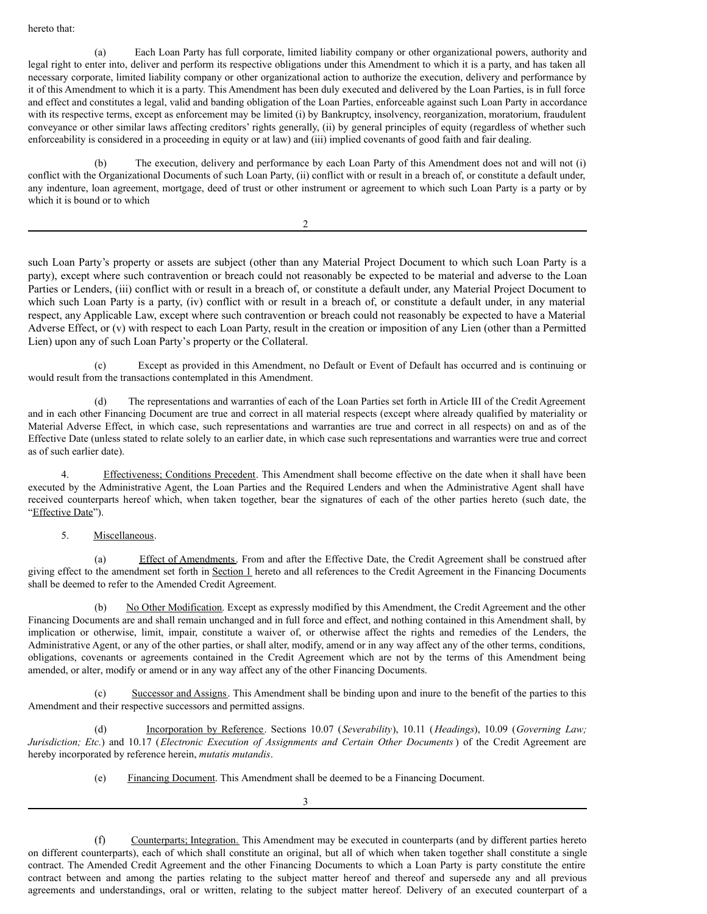hereto that:

(a) Each Loan Party has full corporate, limited liability company or other organizational powers, authority and legal right to enter into, deliver and perform its respective obligations under this Amendment to which it is a party, and has taken all necessary corporate, limited liability company or other organizational action to authorize the execution, delivery and performance by it of this Amendment to which it is a party. This Amendment has been duly executed and delivered by the Loan Parties, is in full force and effect and constitutes a legal, valid and banding obligation of the Loan Parties, enforceable against such Loan Party in accordance with its respective terms, except as enforcement may be limited (i) by Bankruptcy, insolvency, reorganization, moratorium, fraudulent conveyance or other similar laws affecting creditors' rights generally, (ii) by general principles of equity (regardless of whether such enforceability is considered in a proceeding in equity or at law) and (iii) implied covenants of good faith and fair dealing.

(b) The execution, delivery and performance by each Loan Party of this Amendment does not and will not (i) conflict with the Organizational Documents of such Loan Party, (ii) conflict with or result in a breach of, or constitute a default under, any indenture, loan agreement, mortgage, deed of trust or other instrument or agreement to which such Loan Party is a party or by which it is bound or to which such Loan Party's property or assets are subject (other than any Material Project Document to which such Loan Party is a party), except where such contravention or breach could not reasonably be expected to be material and adverse to the Loan Parties or Lenders, (iii) conflict with or result in a breach of, or constitute a default under, any Material Project Document to which such Loan Party is a party, (iv) conflict with or result in a breach of, or constitute a default under, in any material respect, any Applicable Law, except where such contravention or breach could not reasonably be expected to have a Material Adverse Effect, or (v) with respect to each Loan Party, result in the creation or imposition of any Lien (other than a Permitted Lien) upon any of such Loan Party's property or the Collateral.

(c) Except as provided in this Amendment, no Default or Event of Default has occurred and is continuing or would result from the transactions contemplated in this Amendment.

(d) The representations and warranties of each of the Loan Parties set forth in Article III of the Credit Agreement and in each other Financing Document are true and correct in all material respects (except where already qualified by materiality or Material Adverse Effect, in which case, such representations and warranties are true and correct in all respects) on and as of the Effective Date (unless stated to relate solely to an earlier date, in which case such representations and warranties were true and correct as of such earlier date).

4. Effectiveness; Conditions Precedent. This Amendment shall become effective on the date when it shall have been executed by the Administrative Agent, the Loan Parties and the Required Lenders and when the Administrative Agent shall have received counterparts hereof which, when taken together, bear the signatures of each of the other parties hereto (such date, the "Effective Date").

5. Miscellaneous.

(a) Effect of Amendments. From and after the Effective Date, the Credit Agreement shall be construed after giving effect to the amendment set forth in Section 1 hereto and all references to the Credit Agreement in the Financing Documents shall be deemed to refer to the Amended Credit Agreement.

(b) No Other Modification. Except as expressly modified by this Amendment, the Credit Agreement and the other Financing Documents are and shall remain unchanged and in full force and effect, and nothing contained in this Amendment shall, by implication or otherwise, limit, impair, constitute a waiver of, or otherwise affect the rights and remedies of the Lenders, the Administrative Agent, or any of the other parties, or shall alter, modify, amend or in any way affect any of the other terms, conditions, obligations, covenants or agreements contained in the Credit Agreement which are not by the terms of this Amendment being amended, or alter, modify or amend or in any way affect any of the other Financing Documents.

(c) Successor and Assigns. This Amendment shall be binding upon and inure to the benefit of the parties to this Amendment and their respective successors and permitted assigns.

(d) Incorporation by Reference. Sections 10.07 (*Severability*), 10.11 (*Headings*), 10.09 (*Governing Law; Jurisdiction; Etc.*) and 10.17 (*Electronic Execution of Assignments and Certain Other Documents*) of the Credit Agreement are hereby incorporated by reference herein, *mutatis mutandis*.

(e) Financing Document. This Amendment shall be deemed to be a Financing Document.

(f) Counterparts; Integration. This Amendment may be executed in counterparts (and by different parties hereto on different counterparts), each of which shall constitute an original, but all of which when taken together shall constitute a single contract. The Amended Credit Agreement and the other Financing Documents to which a Loan Party is party constitute the entire contract between and among the parties relating to the subject matter hereof and thereof and supersede any and all previous agreements and understandings, oral or written, relating to the subject matter hereof. Delivery of an executed counterpart of a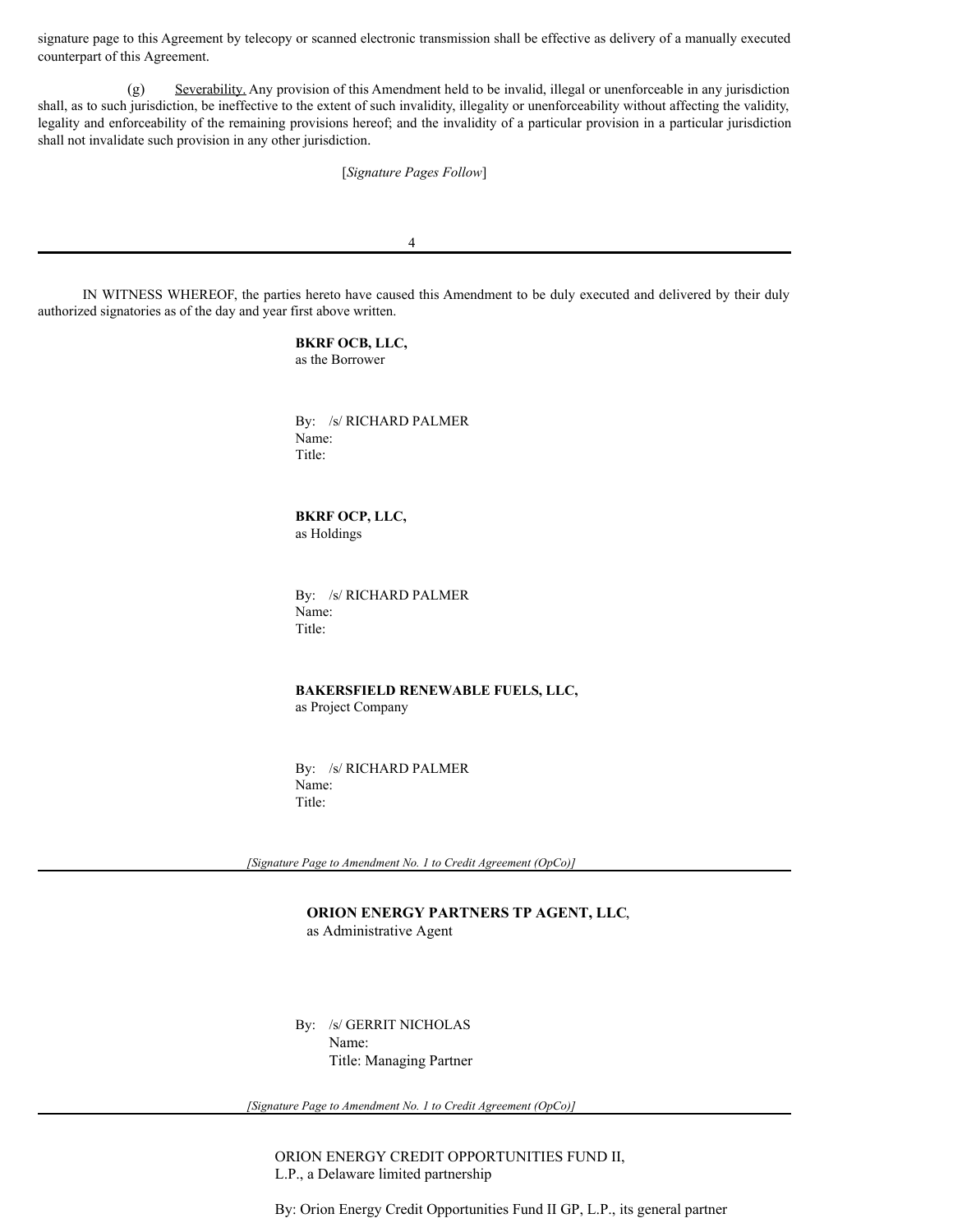signature page to this Agreement by telecopy or scanned electronic transmission shall be effective as delivery of a manually executed counterpart of this Agreement.

(g) Severability. Any provision of this Amendment held to be invalid, illegal or unenforceable in any jurisdiction shall, as to such jurisdiction, be ineffective to the extent of such invalidity, illegality or unenforceability without affecting the validity, legality and enforceability of the remaining provisions hereof; and the invalidity of a particular provision in a particular jurisdiction shall not invalidate such provision in any other jurisdiction.

[*Signature Pages Follow*]

IN WITNESS WHEREOF, the parties hereto have caused this Amendment to be duly executed and delivered by their duly authorized signatories as of the day and year first above written.

**BKRF OCB, LLC,**
as the Borrower

By: /s/ RICHARD PALMER
Name:
Title:

**BKRF OCP, LLC,**
as Holdings

By: /s/ RICHARD PALMER
Name:
Title:

**BAKERSFIELD RENEWABLE FUELS, LLC,**
as Project Company

By: /s/ RICHARD PALMER
Name:
Title:

*[Signature Page to Amendment No. 1 to Credit Agreement (OpCo)]*

**ORION ENERGY PARTNERS TP AGENT, LLC**,
as Administrative Agent

By: /s/ GERRIT NICHOLAS
Name:
Title: Managing Partner

*[Signature Page to Amendment No. 1 to Credit Agreement (OpCo)]*

ORION ENERGY CREDIT OPPORTUNITIES FUND II, L.P., a Delaware limited partnership

By: Orion Energy Credit Opportunities Fund II GP, L.P., its general partner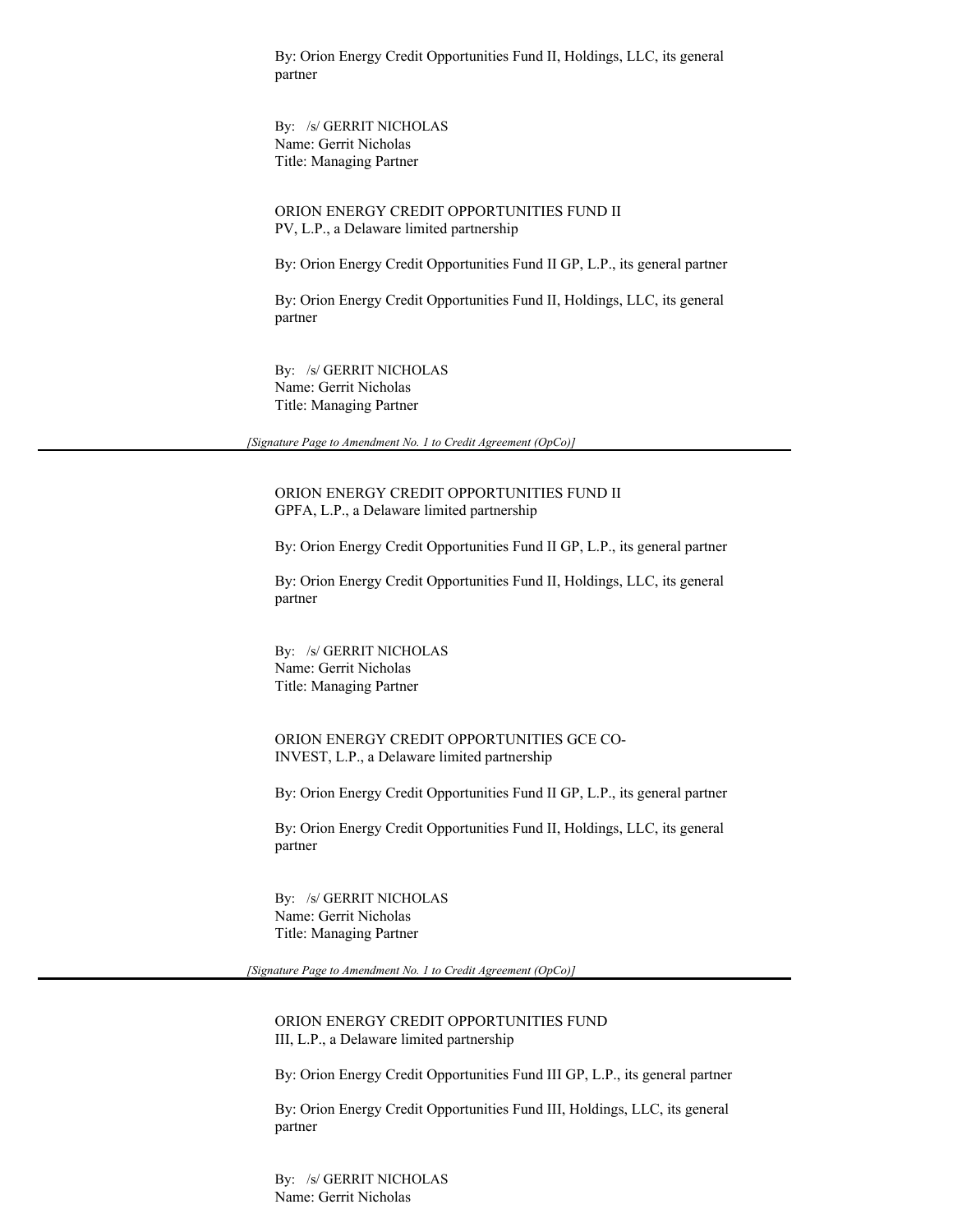By: Orion Energy Credit Opportunities Fund II, Holdings, LLC, its general partner

By: /s/ GERRIT NICHOLAS
Name: Gerrit Nicholas
Title: Managing Partner

ORION ENERGY CREDIT OPPORTUNITIES FUND II PV, L.P., a Delaware limited partnership

By: Orion Energy Credit Opportunities Fund II GP, L.P., its general partner

By: Orion Energy Credit Opportunities Fund II, Holdings, LLC, its general partner

By: /s/ GERRIT NICHOLAS
Name: Gerrit Nicholas
Title: Managing Partner

*[Signature Page to Amendment No. 1 to Credit Agreement (OpCo)]*

---

ORION ENERGY CREDIT OPPORTUNITIES FUND II GPFA, L.P., a Delaware limited partnership

By: Orion Energy Credit Opportunities Fund II GP, L.P., its general partner

By: Orion Energy Credit Opportunities Fund II, Holdings, LLC, its general partner

By: /s/ GERRIT NICHOLAS
Name: Gerrit Nicholas
Title: Managing Partner

ORION ENERGY CREDIT OPPORTUNITIES GCE CO-INVEST, L.P., a Delaware limited partnership

By: Orion Energy Credit Opportunities Fund II GP, L.P., its general partner

By: Orion Energy Credit Opportunities Fund II, Holdings, LLC, its general partner

By: /s/ GERRIT NICHOLAS
Name: Gerrit Nicholas
Title: Managing Partner

*[Signature Page to Amendment No. 1 to Credit Agreement (OpCo)]*

---

ORION ENERGY CREDIT OPPORTUNITIES FUND III, L.P., a Delaware limited partnership

By: Orion Energy Credit Opportunities Fund III GP, L.P., its general partner

By: Orion Energy Credit Opportunities Fund III, Holdings, LLC, its general partner

By: /s/ GERRIT NICHOLAS
Name: Gerrit Nicholas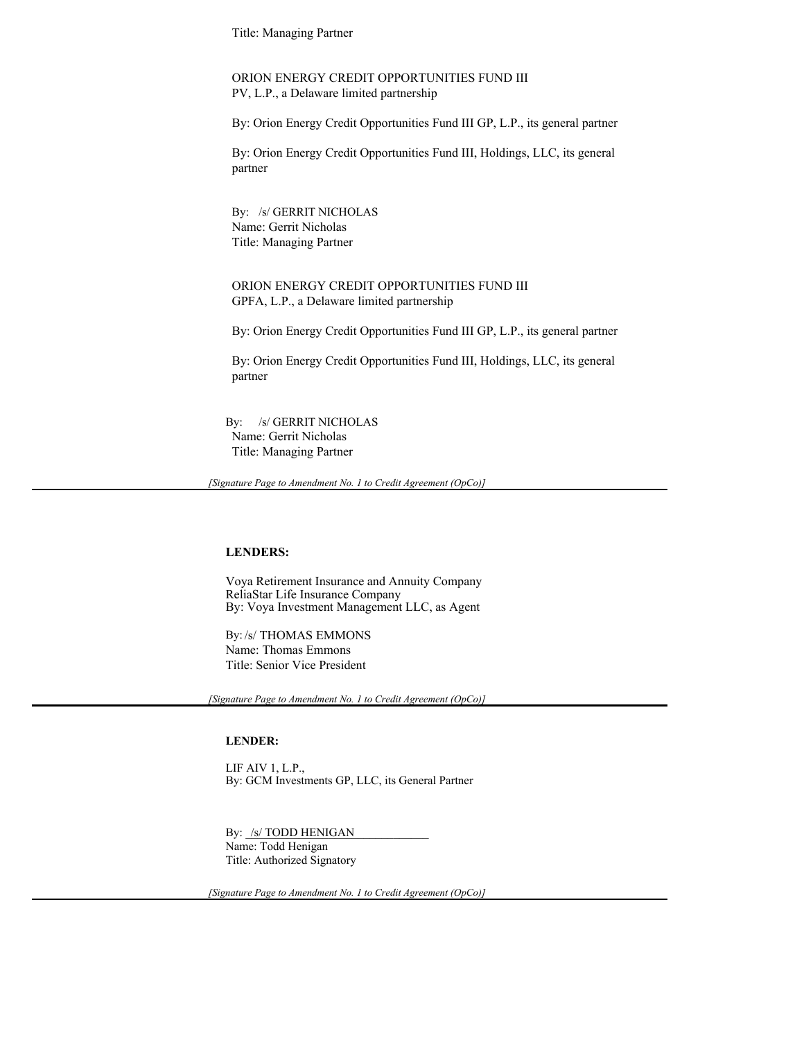Title: Managing Partner

ORION ENERGY CREDIT OPPORTUNITIES FUND III PV, L.P., a Delaware limited partnership

By: Orion Energy Credit Opportunities Fund III GP, L.P., its general partner

By: Orion Energy Credit Opportunities Fund III, Holdings, LLC, its general partner

By: /s/ GERRIT NICHOLAS
Name: Gerrit Nicholas
Title: Managing Partner

ORION ENERGY CREDIT OPPORTUNITIES FUND III GPFA, L.P., a Delaware limited partnership

By: Orion Energy Credit Opportunities Fund III GP, L.P., its general partner

By: Orion Energy Credit Opportunities Fund III, Holdings, LLC, its general partner

By: /s/ GERRIT NICHOLAS
Name: Gerrit Nicholas
Title: Managing Partner

*[Signature Page to Amendment No. 1 to Credit Agreement (OpCo)]*

**LENDERS:**

Voya Retirement Insurance and Annuity Company
ReliaStar Life Insurance Company
By: Voya Investment Management LLC, as Agent

By: /s/ THOMAS EMMONS
Name: Thomas Emmons
Title: Senior Vice President

*[Signature Page to Amendment No. 1 to Credit Agreement (OpCo)]*

**LENDER:**

LIF AIV 1, L.P.,
By: GCM Investments GP, LLC, its General Partner

By: /s/ TODD HENIGAN
Name: Todd Henigan
Title: Authorized Signatory

*[Signature Page to Amendment No. 1 to Credit Agreement (OpCo)]*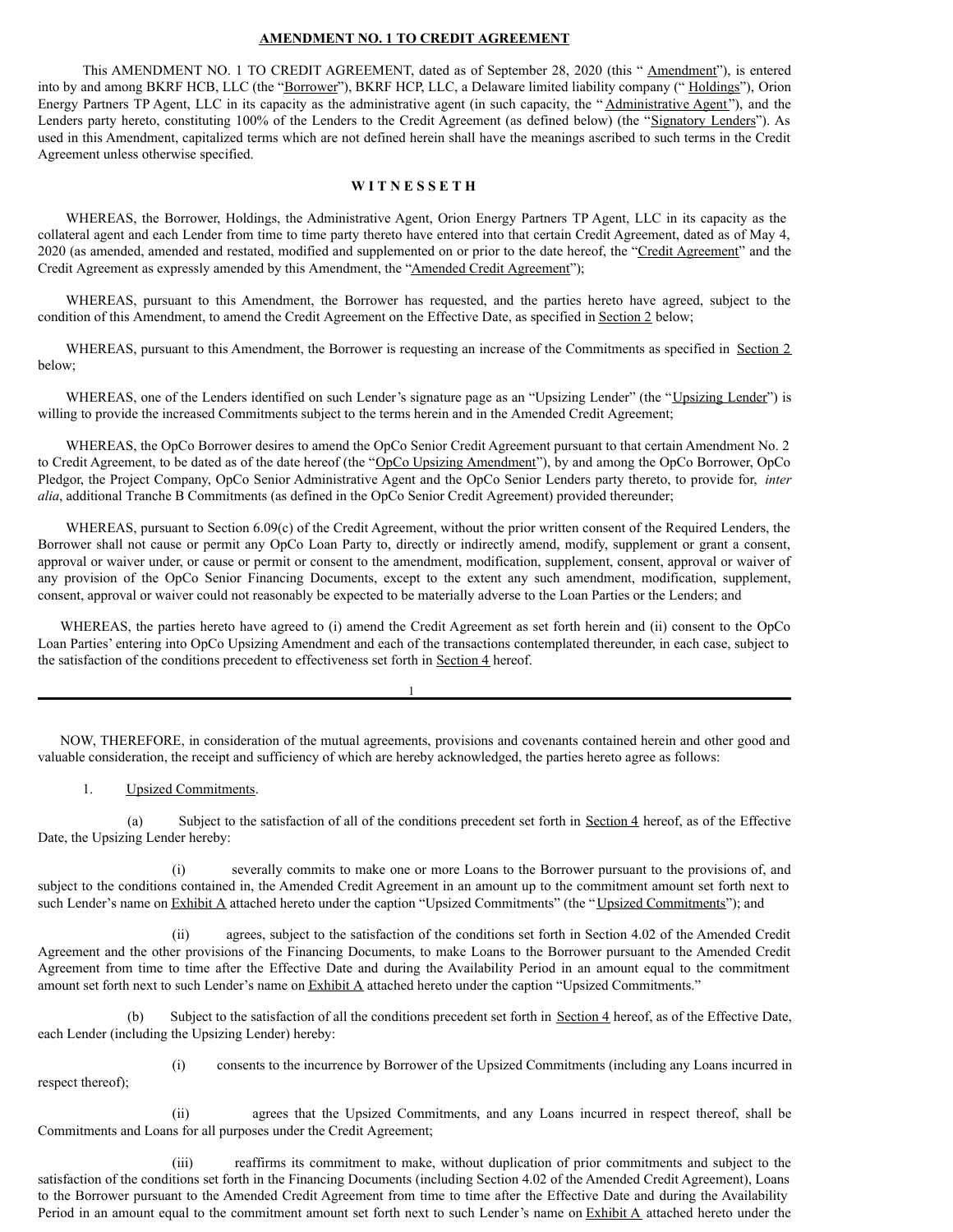**AMENDMENT NO. 1 TO CREDIT AGREEMENT**

This AMENDMENT NO. 1 TO CREDIT AGREEMENT, dated as of September 28, 2020 (this " Amendment"), is entered into by and among BKRF HCB, LLC (the "Borrower"), BKRF HCP, LLC, a Delaware limited liability company (" Holdings"), Orion Energy Partners TP Agent, LLC in its capacity as the administrative agent (in such capacity, the " Administrative Agent"), and the Lenders party hereto, constituting 100% of the Lenders to the Credit Agreement (as defined below) (the "Signatory Lenders"). As used in this Amendment, capitalized terms which are not defined herein shall have the meanings ascribed to such terms in the Credit Agreement unless otherwise specified.

**W I T N E S S E T H**

WHEREAS, the Borrower, Holdings, the Administrative Agent, Orion Energy Partners TP Agent, LLC in its capacity as the collateral agent and each Lender from time to time party thereto have entered into that certain Credit Agreement, dated as of May 4, 2020 (as amended, amended and restated, modified and supplemented on or prior to the date hereof, the "Credit Agreement" and the Credit Agreement as expressly amended by this Amendment, the "Amended Credit Agreement");

WHEREAS, pursuant to this Amendment, the Borrower has requested, and the parties hereto have agreed, subject to the condition of this Amendment, to amend the Credit Agreement on the Effective Date, as specified in Section 2 below;

WHEREAS, pursuant to this Amendment, the Borrower is requesting an increase of the Commitments as specified in Section 2 below;

WHEREAS, one of the Lenders identified on such Lender's signature page as an "Upsizing Lender" (the "Upsizing Lender") is willing to provide the increased Commitments subject to the terms herein and in the Amended Credit Agreement;

WHEREAS, the OpCo Borrower desires to amend the OpCo Senior Credit Agreement pursuant to that certain Amendment No. 2 to Credit Agreement, to be dated as of the date hereof (the "OpCo Upsizing Amendment"), by and among the OpCo Borrower, OpCo Pledgor, the Project Company, OpCo Senior Administrative Agent and the OpCo Senior Lenders party thereto, to provide for, *inter alia*, additional Tranche B Commitments (as defined in the OpCo Senior Credit Agreement) provided thereunder;

WHEREAS, pursuant to Section 6.09(c) of the Credit Agreement, without the prior written consent of the Required Lenders, the Borrower shall not cause or permit any OpCo Loan Party to, directly or indirectly amend, modify, supplement or grant a consent, approval or waiver under, or cause or permit or consent to the amendment, modification, supplement, consent, approval or waiver of any provision of the OpCo Senior Financing Documents, except to the extent any such amendment, modification, supplement, consent, approval or waiver could not reasonably be expected to be materially adverse to the Loan Parties or the Lenders; and

WHEREAS, the parties hereto have agreed to (i) amend the Credit Agreement as set forth herein and (ii) consent to the OpCo Loan Parties' entering into OpCo Upsizing Amendment and each of the transactions contemplated thereunder, in each case, subject to the satisfaction of the conditions precedent to effectiveness set forth in Section 4 hereof.

NOW, THEREFORE, in consideration of the mutual agreements, provisions and covenants contained herein and other good and valuable consideration, the receipt and sufficiency of which are hereby acknowledged, the parties hereto agree as follows:

1. Upsized Commitments.

(a) Subject to the satisfaction of all of the conditions precedent set forth in Section 4 hereof, as of the Effective Date, the Upsizing Lender hereby:

(i) severally commits to make one or more Loans to the Borrower pursuant to the provisions of, and subject to the conditions contained in, the Amended Credit Agreement in an amount up to the commitment amount set forth next to such Lender's name on Exhibit A attached hereto under the caption "Upsized Commitments" (the "Upsized Commitments"); and

(ii) agrees, subject to the satisfaction of the conditions set forth in Section 4.02 of the Amended Credit Agreement and the other provisions of the Financing Documents, to make Loans to the Borrower pursuant to the Amended Credit Agreement from time to time after the Effective Date and during the Availability Period in an amount equal to the commitment amount set forth next to such Lender's name on Exhibit A attached hereto under the caption "Upsized Commitments."

(b) Subject to the satisfaction of all the conditions precedent set forth in Section 4 hereof, as of the Effective Date, each Lender (including the Upsizing Lender) hereby:

(i) consents to the incurrence by Borrower of the Upsized Commitments (including any Loans incurred in respect thereof);

(ii) agrees that the Upsized Commitments, and any Loans incurred in respect thereof, shall be Commitments and Loans for all purposes under the Credit Agreement;

(iii) reaffirms its commitment to make, without duplication of prior commitments and subject to the satisfaction of the conditions set forth in the Financing Documents (including Section 4.02 of the Amended Credit Agreement), Loans to the Borrower pursuant to the Amended Credit Agreement from time to time after the Effective Date and during the Availability Period in an amount equal to the commitment amount set forth next to such Lender's name on Exhibit A attached hereto under the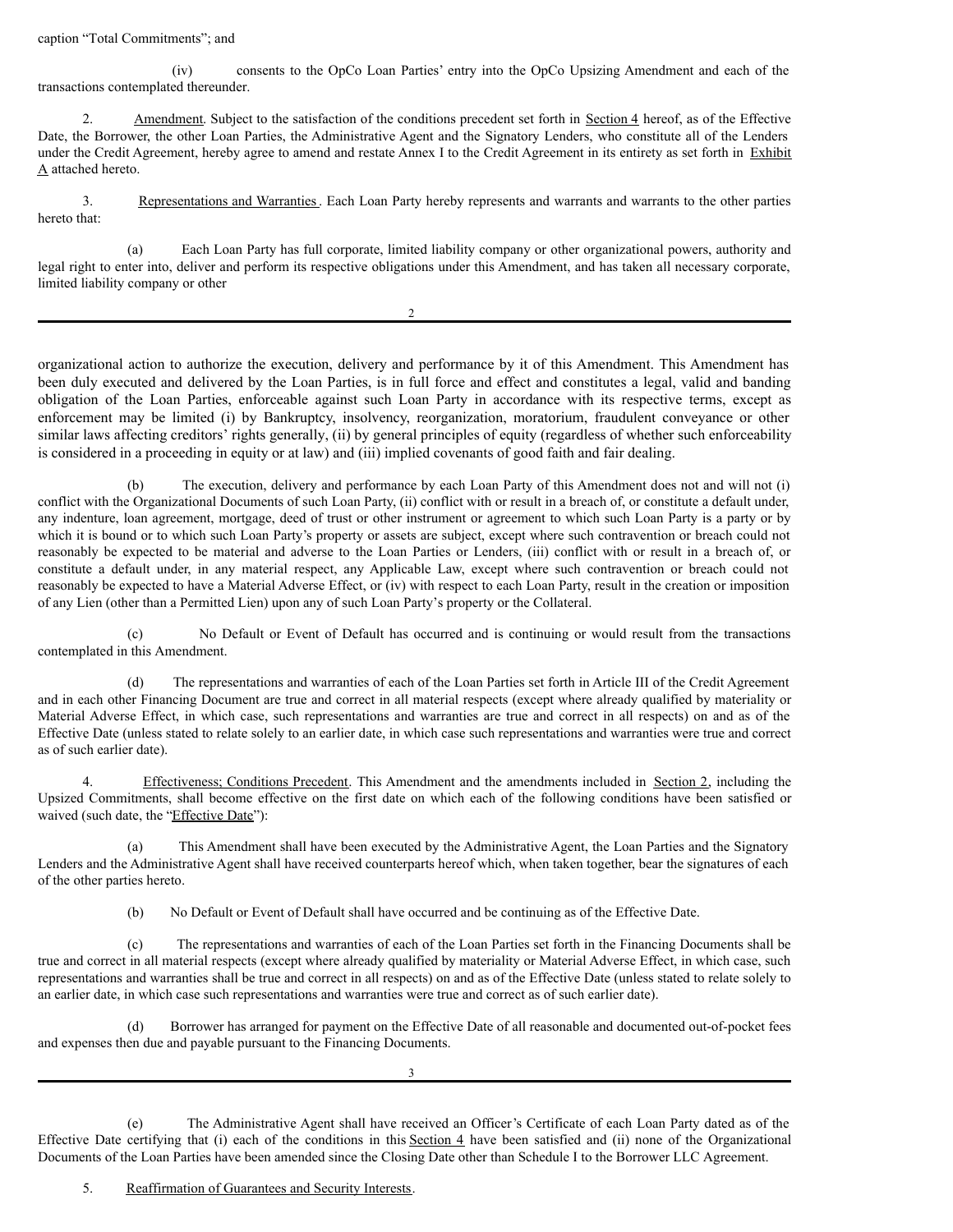caption "Total Commitments"; and

(iv) consents to the OpCo Loan Parties' entry into the OpCo Upsizing Amendment and each of the transactions contemplated thereunder.

2. Amendment. Subject to the satisfaction of the conditions precedent set forth in Section 4 hereof, as of the Effective Date, the Borrower, the other Loan Parties, the Administrative Agent and the Signatory Lenders, who constitute all of the Lenders under the Credit Agreement, hereby agree to amend and restate Annex I to the Credit Agreement in its entirety as set forth in Exhibit A attached hereto.

3. Representations and Warranties. Each Loan Party hereby represents and warrants and warrants to the other parties hereto that:

(a) Each Loan Party has full corporate, limited liability company or other organizational powers, authority and legal right to enter into, deliver and perform its respective obligations under this Amendment, and has taken all necessary corporate, limited liability company or other organizational action to authorize the execution, delivery and performance by it of this Amendment. This Amendment has been duly executed and delivered by the Loan Parties, is in full force and effect and constitutes a legal, valid and banding obligation of the Loan Parties, enforceable against such Loan Party in accordance with its respective terms, except as enforcement may be limited (i) by Bankruptcy, insolvency, reorganization, moratorium, fraudulent conveyance or other similar laws affecting creditors' rights generally, (ii) by general principles of equity (regardless of whether such enforceability is considered in a proceeding in equity or at law) and (iii) implied covenants of good faith and fair dealing.

(b) The execution, delivery and performance by each Loan Party of this Amendment does not and will not (i) conflict with the Organizational Documents of such Loan Party, (ii) conflict with or result in a breach of, or constitute a default under, any indenture, loan agreement, mortgage, deed of trust or other instrument or agreement to which such Loan Party is a party or by which it is bound or to which such Loan Party's property or assets are subject, except where such contravention or breach could not reasonably be expected to be material and adverse to the Loan Parties or Lenders, (iii) conflict with or result in a breach of, or constitute a default under, in any material respect, any Applicable Law, except where such contravention or breach could not reasonably be expected to have a Material Adverse Effect, or (iv) with respect to each Loan Party, result in the creation or imposition of any Lien (other than a Permitted Lien) upon any of such Loan Party's property or the Collateral.

(c) No Default or Event of Default has occurred and is continuing or would result from the transactions contemplated in this Amendment.

(d) The representations and warranties of each of the Loan Parties set forth in Article III of the Credit Agreement and in each other Financing Document are true and correct in all material respects (except where already qualified by materiality or Material Adverse Effect, in which case, such representations and warranties are true and correct in all respects) on and as of the Effective Date (unless stated to relate solely to an earlier date, in which case such representations and warranties were true and correct as of such earlier date).

4. Effectiveness; Conditions Precedent. This Amendment and the amendments included in Section 2, including the Upsized Commitments, shall become effective on the first date on which each of the following conditions have been satisfied or waived (such date, the "Effective Date"):

(a) This Amendment shall have been executed by the Administrative Agent, the Loan Parties and the Signatory Lenders and the Administrative Agent shall have received counterparts hereof which, when taken together, bear the signatures of each of the other parties hereto.

(b) No Default or Event of Default shall have occurred and be continuing as of the Effective Date.

(c) The representations and warranties of each of the Loan Parties set forth in the Financing Documents shall be true and correct in all material respects (except where already qualified by materiality or Material Adverse Effect, in which case, such representations and warranties shall be true and correct in all respects) on and as of the Effective Date (unless stated to relate solely to an earlier date, in which case such representations and warranties were true and correct as of such earlier date).

(d) Borrower has arranged for payment on the Effective Date of all reasonable and documented out-of-pocket fees and expenses then due and payable pursuant to the Financing Documents.

(e) The Administrative Agent shall have received an Officer's Certificate of each Loan Party dated as of the Effective Date certifying that (i) each of the conditions in this Section 4 have been satisfied and (ii) none of the Organizational Documents of the Loan Parties have been amended since the Closing Date other than Schedule I to the Borrower LLC Agreement.

5. Reaffirmation of Guarantees and Security Interests.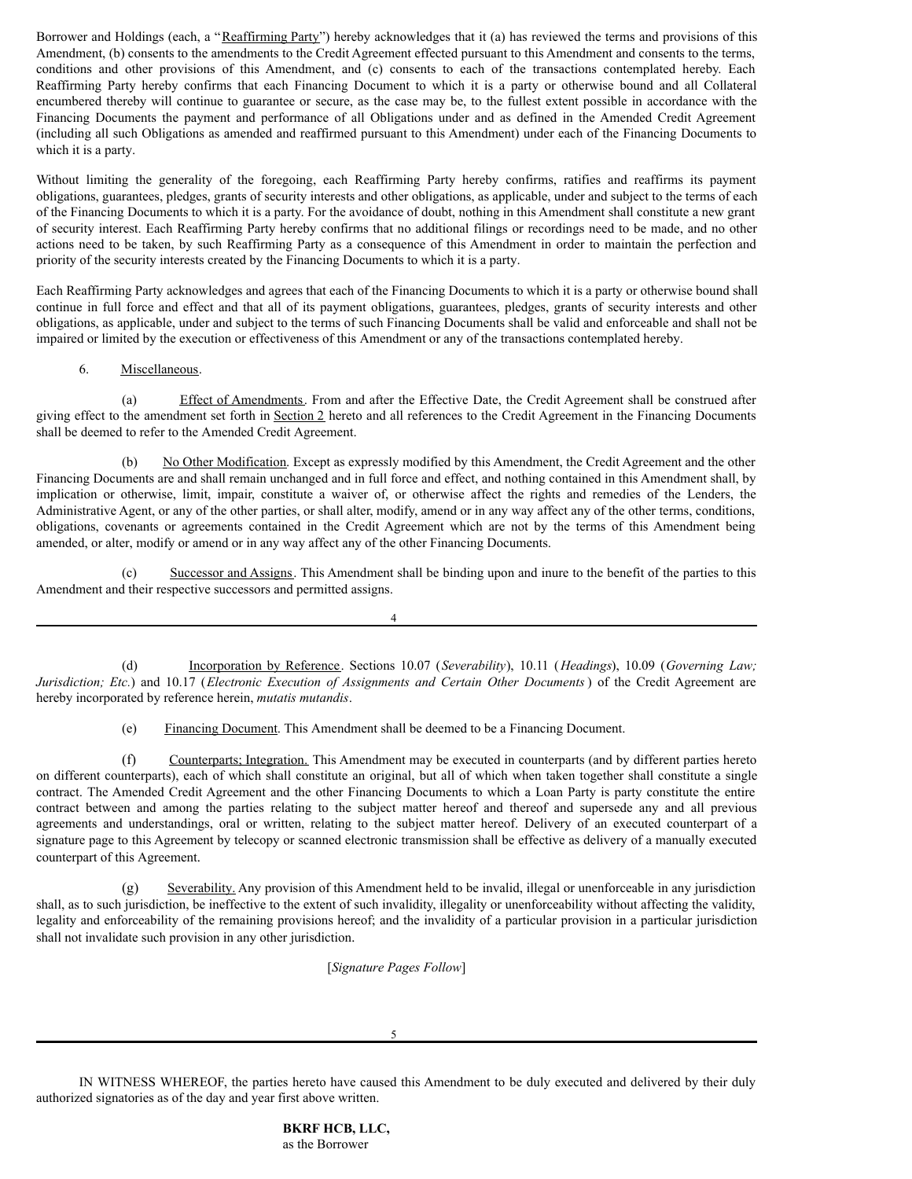Borrower and Holdings (each, a "Reaffirming Party") hereby acknowledges that it (a) has reviewed the terms and provisions of this Amendment, (b) consents to the amendments to the Credit Agreement effected pursuant to this Amendment and consents to the terms, conditions and other provisions of this Amendment, and (c) consents to each of the transactions contemplated hereby. Each Reaffirming Party hereby confirms that each Financing Document to which it is a party or otherwise bound and all Collateral encumbered thereby will continue to guarantee or secure, as the case may be, to the fullest extent possible in accordance with the Financing Documents the payment and performance of all Obligations under and as defined in the Amended Credit Agreement (including all such Obligations as amended and reaffirmed pursuant to this Amendment) under each of the Financing Documents to which it is a party.

Without limiting the generality of the foregoing, each Reaffirming Party hereby confirms, ratifies and reaffirms its payment obligations, guarantees, pledges, grants of security interests and other obligations, as applicable, under and subject to the terms of each of the Financing Documents to which it is a party. For the avoidance of doubt, nothing in this Amendment shall constitute a new grant of security interest. Each Reaffirming Party hereby confirms that no additional filings or recordings need to be made, and no other actions need to be taken, by such Reaffirming Party as a consequence of this Amendment in order to maintain the perfection and priority of the security interests created by the Financing Documents to which it is a party.

Each Reaffirming Party acknowledges and agrees that each of the Financing Documents to which it is a party or otherwise bound shall continue in full force and effect and that all of its payment obligations, guarantees, pledges, grants of security interests and other obligations, as applicable, under and subject to the terms of such Financing Documents shall be valid and enforceable and shall not be impaired or limited by the execution or effectiveness of this Amendment or any of the transactions contemplated hereby.

6. Miscellaneous.

(a) Effect of Amendments. From and after the Effective Date, the Credit Agreement shall be construed after giving effect to the amendment set forth in Section 2 hereto and all references to the Credit Agreement in the Financing Documents shall be deemed to refer to the Amended Credit Agreement.

(b) No Other Modification. Except as expressly modified by this Amendment, the Credit Agreement and the other Financing Documents are and shall remain unchanged and in full force and effect, and nothing contained in this Amendment shall, by implication or otherwise, limit, impair, constitute a waiver of, or otherwise affect the rights and remedies of the Lenders, the Administrative Agent, or any of the other parties, or shall alter, modify, amend or in any way affect any of the other terms, conditions, obligations, covenants or agreements contained in the Credit Agreement which are not by the terms of this Amendment being amended, or alter, modify or amend or in any way affect any of the other Financing Documents.

(c) Successor and Assigns. This Amendment shall be binding upon and inure to the benefit of the parties to this Amendment and their respective successors and permitted assigns.

(d) Incorporation by Reference. Sections 10.07 (*Severability*), 10.11 (*Headings*), 10.09 (*Governing Law; Jurisdiction; Etc.*) and 10.17 (*Electronic Execution of Assignments and Certain Other Documents*) of the Credit Agreement are hereby incorporated by reference herein, *mutatis mutandis*.

(e) Financing Document. This Amendment shall be deemed to be a Financing Document.

(f) Counterparts; Integration. This Amendment may be executed in counterparts (and by different parties hereto on different counterparts), each of which shall constitute an original, but all of which when taken together shall constitute a single contract. The Amended Credit Agreement and the other Financing Documents to which a Loan Party is party constitute the entire contract between and among the parties relating to the subject matter hereof and thereof and supersede any and all previous agreements and understandings, oral or written, relating to the subject matter hereof. Delivery of an executed counterpart of a signature page to this Agreement by telecopy or scanned electronic transmission shall be effective as delivery of a manually executed counterpart of this Agreement.

(g) Severability. Any provision of this Amendment held to be invalid, illegal or unenforceable in any jurisdiction shall, as to such jurisdiction, be ineffective to the extent of such invalidity, illegality or unenforceability without affecting the validity, legality and enforceability of the remaining provisions hereof; and the invalidity of a particular provision in a particular jurisdiction shall not invalidate such provision in any other jurisdiction.

[*Signature Pages Follow*]

IN WITNESS WHEREOF, the parties hereto have caused this Amendment to be duly executed and delivered by their duly authorized signatories as of the day and year first above written.

**BKRF HCB, LLC,**
as the Borrower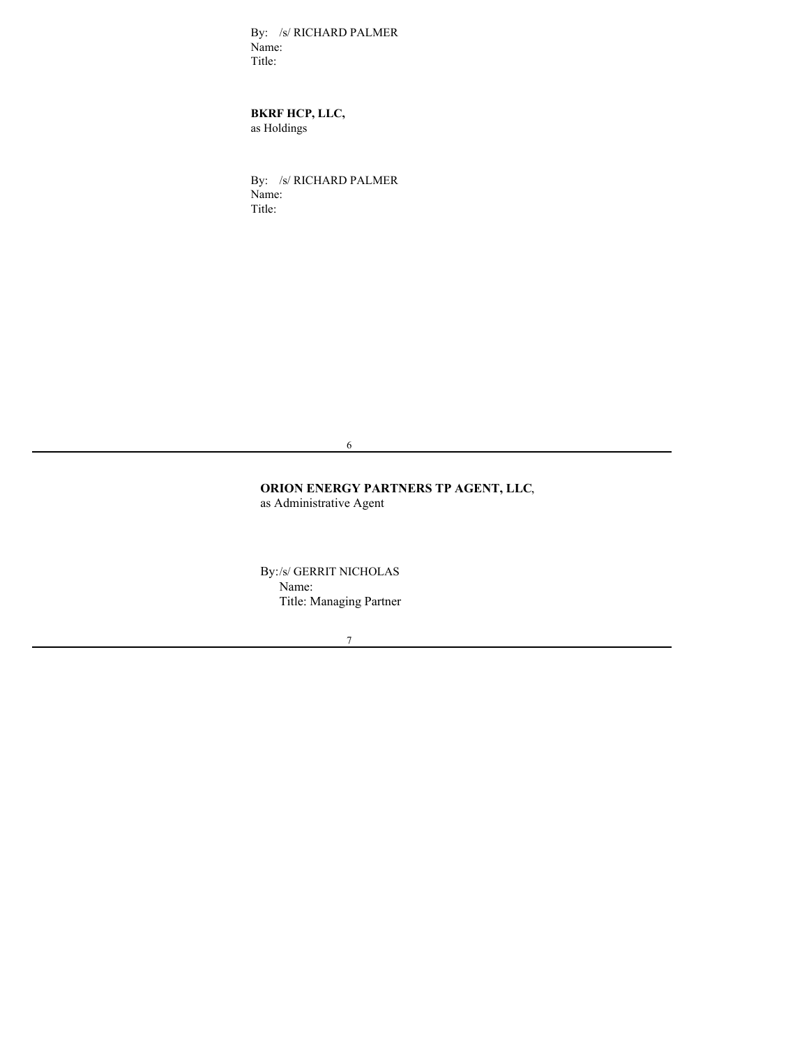By: /s/ RICHARD PALMER
Name:
Title:

**BKRF HCP, LLC,**
as Holdings

By: /s/ RICHARD PALMER
Name:
Title:

**ORION ENERGY PARTNERS TP AGENT, LLC**,
as Administrative Agent

By: /s/ GERRIT NICHOLAS
Name:
Title: Managing Partner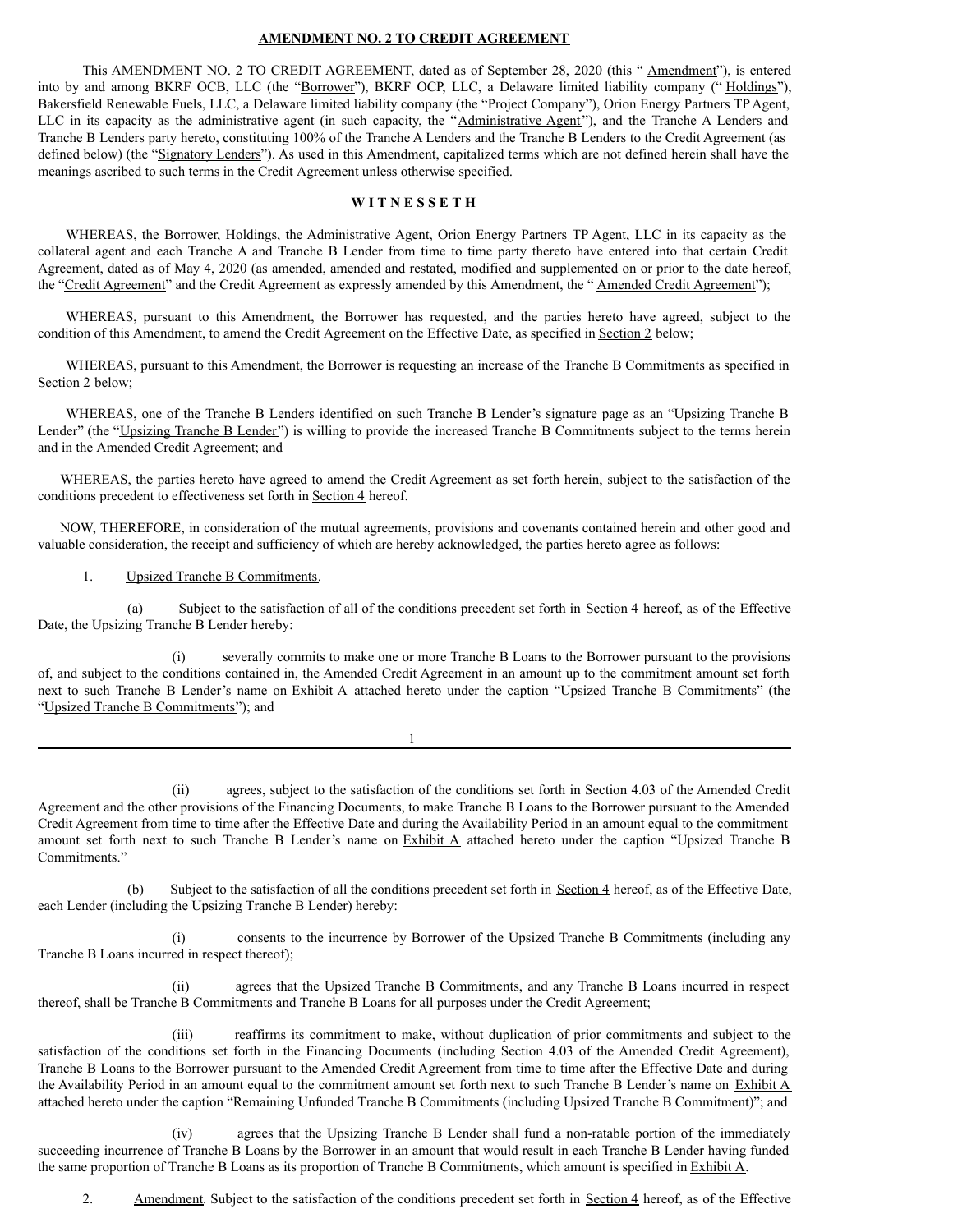**AMENDMENT NO. 2 TO CREDIT AGREEMENT**

This AMENDMENT NO. 2 TO CREDIT AGREEMENT, dated as of September 28, 2020 (this "Amendment"), is entered into by and among BKRF OCB, LLC (the "Borrower"), BKRF OCP, LLC, a Delaware limited liability company ("Holdings"), Bakersfield Renewable Fuels, LLC, a Delaware limited liability company (the "Project Company"), Orion Energy Partners TP Agent, LLC in its capacity as the administrative agent (in such capacity, the "Administrative Agent"), and the Tranche A Lenders and Tranche B Lenders party hereto, constituting 100% of the Tranche A Lenders and the Tranche B Lenders to the Credit Agreement (as defined below) (the "Signatory Lenders"). As used in this Amendment, capitalized terms which are not defined herein shall have the meanings ascribed to such terms in the Credit Agreement unless otherwise specified.

**W I T N E S S E T H**

WHEREAS, the Borrower, Holdings, the Administrative Agent, Orion Energy Partners TP Agent, LLC in its capacity as the collateral agent and each Tranche A and Tranche B Lender from time to time party thereto have entered into that certain Credit Agreement, dated as of May 4, 2020 (as amended, amended and restated, modified and supplemented on or prior to the date hereof, the "Credit Agreement" and the Credit Agreement as expressly amended by this Amendment, the "Amended Credit Agreement");

WHEREAS, pursuant to this Amendment, the Borrower has requested, and the parties hereto have agreed, subject to the condition of this Amendment, to amend the Credit Agreement on the Effective Date, as specified in Section 2 below;

WHEREAS, pursuant to this Amendment, the Borrower is requesting an increase of the Tranche B Commitments as specified in Section 2 below;

WHEREAS, one of the Tranche B Lenders identified on such Tranche B Lender's signature page as an "Upsizing Tranche B Lender" (the "Upsizing Tranche B Lender") is willing to provide the increased Tranche B Commitments subject to the terms herein and in the Amended Credit Agreement; and

WHEREAS, the parties hereto have agreed to amend the Credit Agreement as set forth herein, subject to the satisfaction of the conditions precedent to effectiveness set forth in Section 4 hereof.

NOW, THEREFORE, in consideration of the mutual agreements, provisions and covenants contained herein and other good and valuable consideration, the receipt and sufficiency of which are hereby acknowledged, the parties hereto agree as follows:

1. Upsized Tranche B Commitments.

(a) Subject to the satisfaction of all of the conditions precedent set forth in Section 4 hereof, as of the Effective Date, the Upsizing Tranche B Lender hereby:

(i) severally commits to make one or more Tranche B Loans to the Borrower pursuant to the provisions of, and subject to the conditions contained in, the Amended Credit Agreement in an amount up to the commitment amount set forth next to such Tranche B Lender's name on Exhibit A attached hereto under the caption "Upsized Tranche B Commitments" (the "Upsized Tranche B Commitments"); and

(ii) agrees, subject to the satisfaction of the conditions set forth in Section 4.03 of the Amended Credit Agreement and the other provisions of the Financing Documents, to make Tranche B Loans to the Borrower pursuant to the Amended Credit Agreement from time to time after the Effective Date and during the Availability Period in an amount equal to the commitment amount set forth next to such Tranche B Lender's name on Exhibit A attached hereto under the caption "Upsized Tranche B Commitments."

(b) Subject to the satisfaction of all the conditions precedent set forth in Section 4 hereof, as of the Effective Date, each Lender (including the Upsizing Tranche B Lender) hereby:

(i) consents to the incurrence by Borrower of the Upsized Tranche B Commitments (including any Tranche B Loans incurred in respect thereof);

(ii) agrees that the Upsized Tranche B Commitments, and any Tranche B Loans incurred in respect thereof, shall be Tranche B Commitments and Tranche B Loans for all purposes under the Credit Agreement;

(iii) reaffirms its commitment to make, without duplication of prior commitments and subject to the satisfaction of the conditions set forth in the Financing Documents (including Section 4.03 of the Amended Credit Agreement), Tranche B Loans to the Borrower pursuant to the Amended Credit Agreement from time to time after the Effective Date and during the Availability Period in an amount equal to the commitment amount set forth next to such Tranche B Lender's name on Exhibit A attached hereto under the caption "Remaining Unfunded Tranche B Commitments (including Upsized Tranche B Commitment)"; and

(iv) agrees that the Upsizing Tranche B Lender shall fund a non-ratable portion of the immediately succeeding incurrence of Tranche B Loans by the Borrower in an amount that would result in each Tranche B Lender having funded the same proportion of Tranche B Loans as its proportion of Tranche B Commitments, which amount is specified in Exhibit A.

2. Amendment. Subject to the satisfaction of the conditions precedent set forth in Section 4 hereof, as of the Effective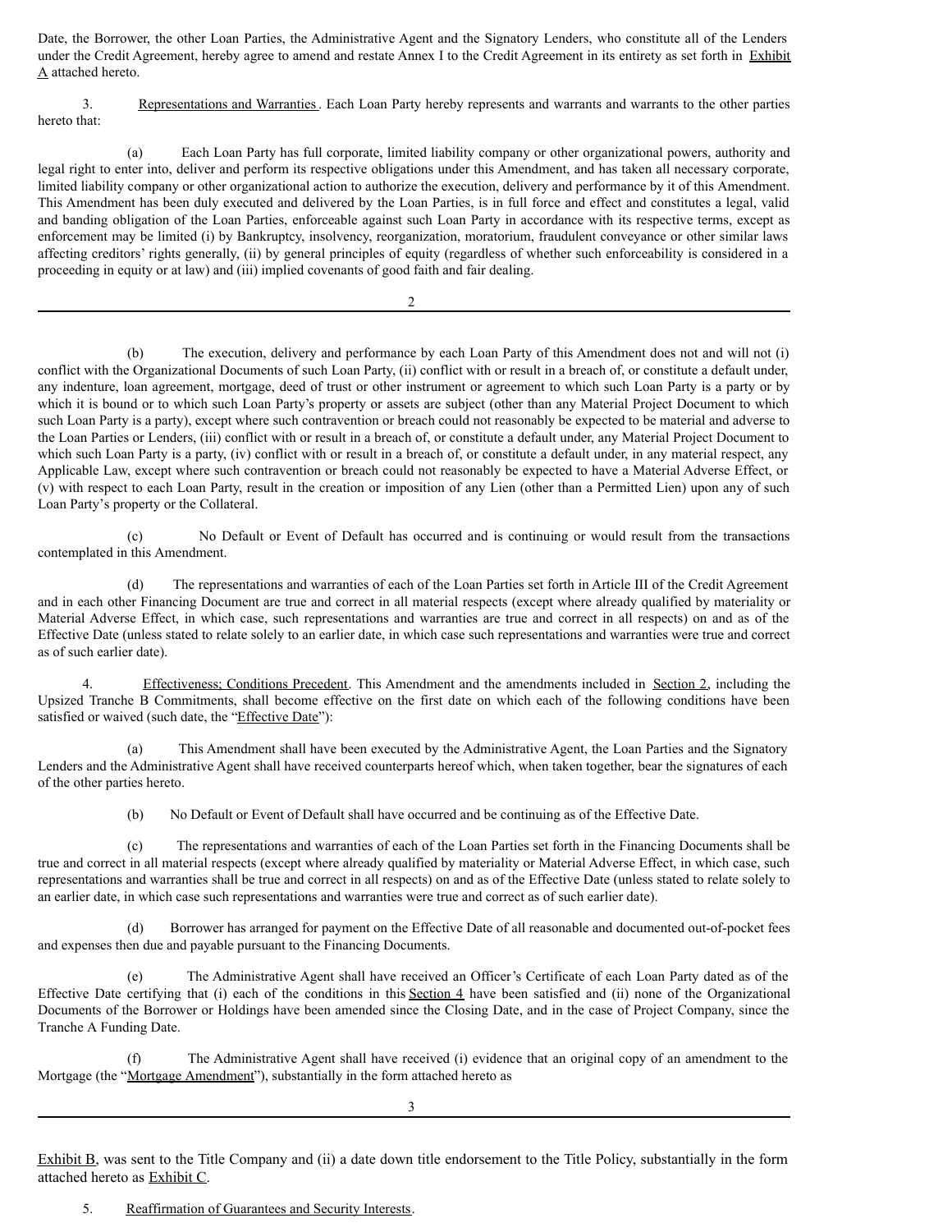Date, the Borrower, the other Loan Parties, the Administrative Agent and the Signatory Lenders, who constitute all of the Lenders under the Credit Agreement, hereby agree to amend and restate Annex I to the Credit Agreement in its entirety as set forth in Exhibit A attached hereto.

3. Representations and Warranties. Each Loan Party hereby represents and warrants and warrants to the other parties hereto that:

(a) Each Loan Party has full corporate, limited liability company or other organizational powers, authority and legal right to enter into, deliver and perform its respective obligations under this Amendment, and has taken all necessary corporate, limited liability company or other organizational action to authorize the execution, delivery and performance by it of this Amendment. This Amendment has been duly executed and delivered by the Loan Parties, is in full force and effect and constitutes a legal, valid and banding obligation of the Loan Parties, enforceable against such Loan Party in accordance with its respective terms, except as enforcement may be limited (i) by Bankruptcy, insolvency, reorganization, moratorium, fraudulent conveyance or other similar laws affecting creditors' rights generally, (ii) by general principles of equity (regardless of whether such enforceability is considered in a proceeding in equity or at law) and (iii) implied covenants of good faith and fair dealing.

(b) The execution, delivery and performance by each Loan Party of this Amendment does not and will not (i) conflict with the Organizational Documents of such Loan Party, (ii) conflict with or result in a breach of, or constitute a default under, any indenture, loan agreement, mortgage, deed of trust or other instrument or agreement to which such Loan Party is a party or by which it is bound or to which such Loan Party's property or assets are subject (other than any Material Project Document to which such Loan Party is a party), except where such contravention or breach could not reasonably be expected to be material and adverse to the Loan Parties or Lenders, (iii) conflict with or result in a breach of, or constitute a default under, any Material Project Document to which such Loan Party is a party, (iv) conflict with or result in a breach of, or constitute a default under, in any material respect, any Applicable Law, except where such contravention or breach could not reasonably be expected to have a Material Adverse Effect, or (v) with respect to each Loan Party, result in the creation or imposition of any Lien (other than a Permitted Lien) upon any of such Loan Party's property or the Collateral.

(c) No Default or Event of Default has occurred and is continuing or would result from the transactions contemplated in this Amendment.

(d) The representations and warranties of each of the Loan Parties set forth in Article III of the Credit Agreement and in each other Financing Document are true and correct in all material respects (except where already qualified by materiality or Material Adverse Effect, in which case, such representations and warranties are true and correct in all respects) on and as of the Effective Date (unless stated to relate solely to an earlier date, in which case such representations and warranties were true and correct as of such earlier date).

4. Effectiveness; Conditions Precedent. This Amendment and the amendments included in Section 2, including the Upsized Tranche B Commitments, shall become effective on the first date on which each of the following conditions have been satisfied or waived (such date, the "Effective Date"):

(a) This Amendment shall have been executed by the Administrative Agent, the Loan Parties and the Signatory Lenders and the Administrative Agent shall have received counterparts hereof which, when taken together, bear the signatures of each of the other parties hereto.

(b) No Default or Event of Default shall have occurred and be continuing as of the Effective Date.

(c) The representations and warranties of each of the Loan Parties set forth in the Financing Documents shall be true and correct in all material respects (except where already qualified by materiality or Material Adverse Effect, in which case, such representations and warranties shall be true and correct in all respects) on and as of the Effective Date (unless stated to relate solely to an earlier date, in which case such representations and warranties were true and correct as of such earlier date).

(d) Borrower has arranged for payment on the Effective Date of all reasonable and documented out-of-pocket fees and expenses then due and payable pursuant to the Financing Documents.

(e) The Administrative Agent shall have received an Officer's Certificate of each Loan Party dated as of the Effective Date certifying that (i) each of the conditions in this Section 4 have been satisfied and (ii) none of the Organizational Documents of the Borrower or Holdings have been amended since the Closing Date, and in the case of Project Company, since the Tranche A Funding Date.

(f) The Administrative Agent shall have received (i) evidence that an original copy of an amendment to the Mortgage (the "Mortgage Amendment"), substantially in the form attached hereto as Exhibit B, was sent to the Title Company and (ii) a date down title endorsement to the Title Policy, substantially in the form attached hereto as Exhibit C.

5. Reaffirmation of Guarantees and Security Interests.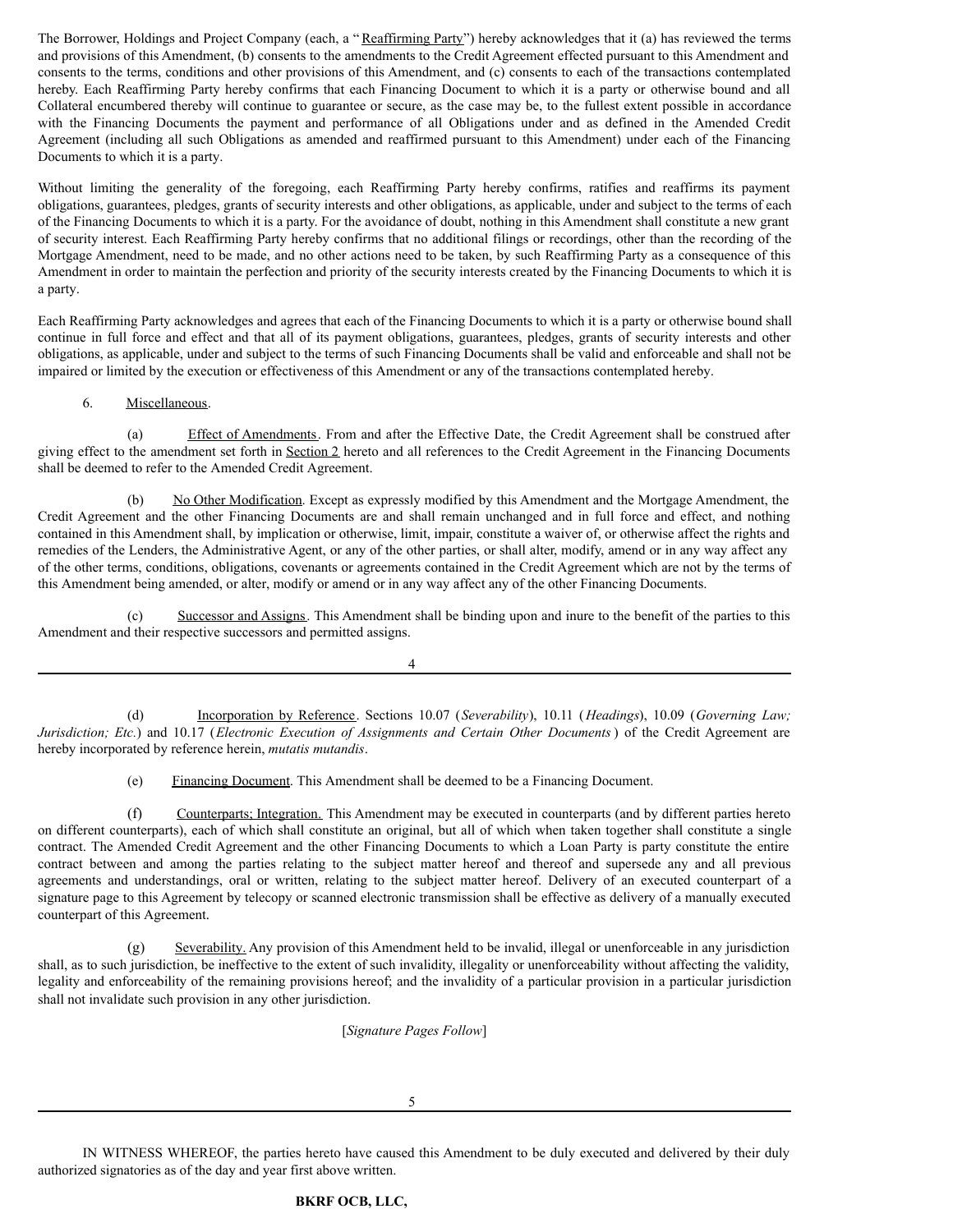The Borrower, Holdings and Project Company (each, a "Reaffirming Party") hereby acknowledges that it (a) has reviewed the terms and provisions of this Amendment, (b) consents to the amendments to the Credit Agreement effected pursuant to this Amendment and consents to the terms, conditions and other provisions of this Amendment, and (c) consents to each of the transactions contemplated hereby. Each Reaffirming Party hereby confirms that each Financing Document to which it is a party or otherwise bound and all Collateral encumbered thereby will continue to guarantee or secure, as the case may be, to the fullest extent possible in accordance with the Financing Documents the payment and performance of all Obligations under and as defined in the Amended Credit Agreement (including all such Obligations as amended and reaffirmed pursuant to this Amendment) under each of the Financing Documents to which it is a party.

Without limiting the generality of the foregoing, each Reaffirming Party hereby confirms, ratifies and reaffirms its payment obligations, guarantees, pledges, grants of security interests and other obligations, as applicable, under and subject to the terms of each of the Financing Documents to which it is a party. For the avoidance of doubt, nothing in this Amendment shall constitute a new grant of security interest. Each Reaffirming Party hereby confirms that no additional filings or recordings, other than the recording of the Mortgage Amendment, need to be made, and no other actions need to be taken, by such Reaffirming Party as a consequence of this Amendment in order to maintain the perfection and priority of the security interests created by the Financing Documents to which it is a party.

Each Reaffirming Party acknowledges and agrees that each of the Financing Documents to which it is a party or otherwise bound shall continue in full force and effect and that all of its payment obligations, guarantees, pledges, grants of security interests and other obligations, as applicable, under and subject to the terms of such Financing Documents shall be valid and enforceable and shall not be impaired or limited by the execution or effectiveness of this Amendment or any of the transactions contemplated hereby.

6. Miscellaneous.

(a) Effect of Amendments. From and after the Effective Date, the Credit Agreement shall be construed after giving effect to the amendment set forth in Section 2 hereto and all references to the Credit Agreement in the Financing Documents shall be deemed to refer to the Amended Credit Agreement.

(b) No Other Modification. Except as expressly modified by this Amendment and the Mortgage Amendment, the Credit Agreement and the other Financing Documents are and shall remain unchanged and in full force and effect, and nothing contained in this Amendment shall, by implication or otherwise, limit, impair, constitute a waiver of, or otherwise affect the rights and remedies of the Lenders, the Administrative Agent, or any of the other parties, or shall alter, modify, amend or in any way affect any of the other terms, conditions, obligations, covenants or agreements contained in the Credit Agreement which are not by the terms of this Amendment being amended, or alter, modify or amend or in any way affect any of the other Financing Documents.

(c) Successor and Assigns. This Amendment shall be binding upon and inure to the benefit of the parties to this Amendment and their respective successors and permitted assigns.

(d) Incorporation by Reference. Sections 10.07 (*Severability*), 10.11 (*Headings*), 10.09 (*Governing Law; Jurisdiction; Etc.*) and 10.17 (*Electronic Execution of Assignments and Certain Other Documents*) of the Credit Agreement are hereby incorporated by reference herein, *mutatis mutandis*.

(e) Financing Document. This Amendment shall be deemed to be a Financing Document.

(f) Counterparts; Integration. This Amendment may be executed in counterparts (and by different parties hereto on different counterparts), each of which shall constitute an original, but all of which when taken together shall constitute a single contract. The Amended Credit Agreement and the other Financing Documents to which a Loan Party is party constitute the entire contract between and among the parties relating to the subject matter hereof and thereof and supersede any and all previous agreements and understandings, oral or written, relating to the subject matter hereof. Delivery of an executed counterpart of a signature page to this Agreement by telecopy or scanned electronic transmission shall be effective as delivery of a manually executed counterpart of this Agreement.

(g) Severability. Any provision of this Amendment held to be invalid, illegal or unenforceable in any jurisdiction shall, as to such jurisdiction, be ineffective to the extent of such invalidity, illegality or unenforceability without affecting the validity, legality and enforceability of the remaining provisions hereof; and the invalidity of a particular provision in a particular jurisdiction shall not invalidate such provision in any other jurisdiction.

[*Signature Pages Follow*]

IN WITNESS WHEREOF, the parties hereto have caused this Amendment to be duly executed and delivered by their duly authorized signatories as of the day and year first above written.

**BKRF OCB, LLC,**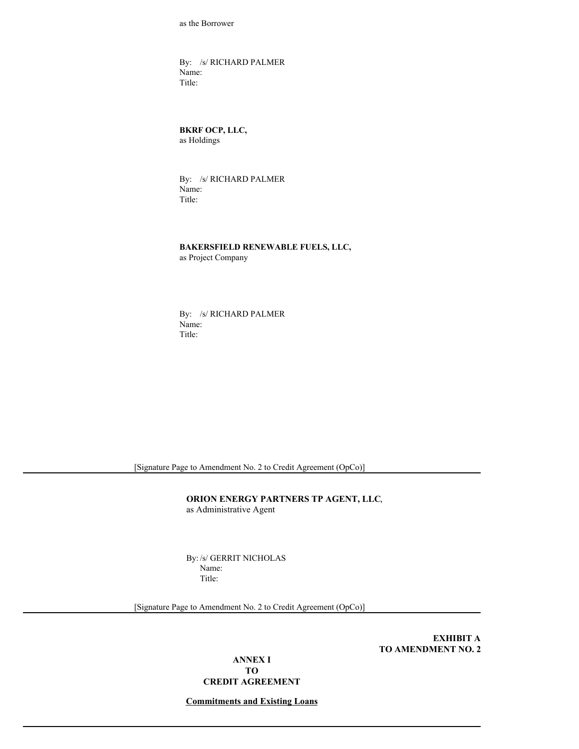as the Borrower

By: /s/ RICHARD PALMER
Name:
Title:

**BKRF OCP, LLC,**
as Holdings

By: /s/ RICHARD PALMER
Name:
Title:

**BAKERSFIELD RENEWABLE FUELS, LLC,**
as Project Company

By: /s/ RICHARD PALMER
Name:
Title:

[Signature Page to Amendment No. 2 to Credit Agreement (OpCo)]

**ORION ENERGY PARTNERS TP AGENT, LLC**,
as Administrative Agent

By: /s/ GERRIT NICHOLAS
Name:
Title:

[Signature Page to Amendment No. 2 to Credit Agreement (OpCo)]

**EXHIBIT A**
**TO AMENDMENT NO. 2**

**ANNEX I**
**TO**
**CREDIT AGREEMENT**

**Commitments and Existing Loans**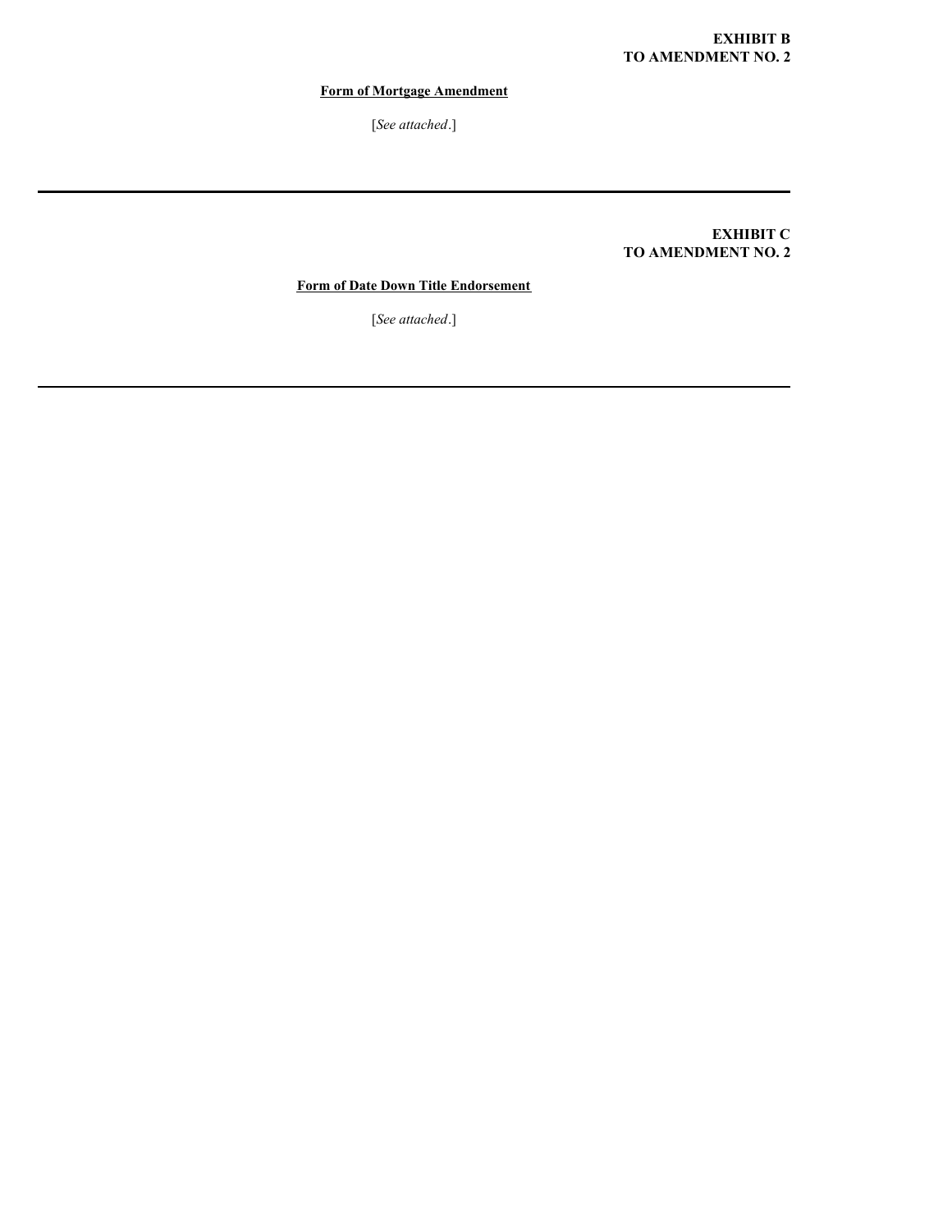**EXHIBIT B**
**TO AMENDMENT NO. 2**

**Form of Mortgage Amendment**

[*See attached*.]

---

**EXHIBIT C**
**TO AMENDMENT NO. 2**

**Form of Date Down Title Endorsement**

[*See attached*.]

---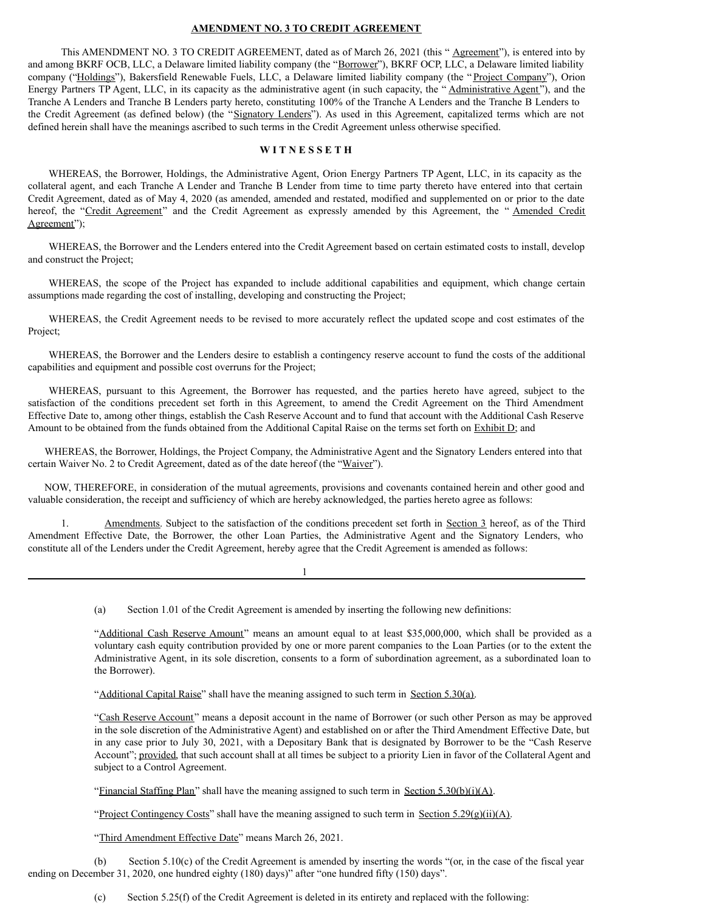**AMENDMENT NO. 3 TO CREDIT AGREEMENT**

This AMENDMENT NO. 3 TO CREDIT AGREEMENT, dated as of March 26, 2021 (this "Agreement"), is entered into by and among BKRF OCB, LLC, a Delaware limited liability company (the "Borrower"), BKRF OCP, LLC, a Delaware limited liability company ("Holdings"), Bakersfield Renewable Fuels, LLC, a Delaware limited liability company (the "Project Company"), Orion Energy Partners TP Agent, LLC, in its capacity as the administrative agent (in such capacity, the "Administrative Agent"), and the Tranche A Lenders and Tranche B Lenders party hereto, constituting 100% of the Tranche A Lenders and the Tranche B Lenders to the Credit Agreement (as defined below) (the "Signatory Lenders"). As used in this Agreement, capitalized terms which are not defined herein shall have the meanings ascribed to such terms in the Credit Agreement unless otherwise specified.

**W I T N E S S E T H**

WHEREAS, the Borrower, Holdings, the Administrative Agent, Orion Energy Partners TP Agent, LLC, in its capacity as the collateral agent, and each Tranche A Lender and Tranche B Lender from time to time party thereto have entered into that certain Credit Agreement, dated as of May 4, 2020 (as amended, amended and restated, modified and supplemented on or prior to the date hereof, the "Credit Agreement" and the Credit Agreement as expressly amended by this Agreement, the "Amended Credit Agreement");

WHEREAS, the Borrower and the Lenders entered into the Credit Agreement based on certain estimated costs to install, develop and construct the Project;

WHEREAS, the scope of the Project has expanded to include additional capabilities and equipment, which change certain assumptions made regarding the cost of installing, developing and constructing the Project;

WHEREAS, the Credit Agreement needs to be revised to more accurately reflect the updated scope and cost estimates of the Project;

WHEREAS, the Borrower and the Lenders desire to establish a contingency reserve account to fund the costs of the additional capabilities and equipment and possible cost overruns for the Project;

WHEREAS, pursuant to this Agreement, the Borrower has requested, and the parties hereto have agreed, subject to the satisfaction of the conditions precedent set forth in this Agreement, to amend the Credit Agreement on the Third Amendment Effective Date to, among other things, establish the Cash Reserve Account and to fund that account with the Additional Cash Reserve Amount to be obtained from the funds obtained from the Additional Capital Raise on the terms set forth on Exhibit D; and

WHEREAS, the Borrower, Holdings, the Project Company, the Administrative Agent and the Signatory Lenders entered into that certain Waiver No. 2 to Credit Agreement, dated as of the date hereof (the "Waiver").

NOW, THEREFORE, in consideration of the mutual agreements, provisions and covenants contained herein and other good and valuable consideration, the receipt and sufficiency of which are hereby acknowledged, the parties hereto agree as follows:

1. Amendments. Subject to the satisfaction of the conditions precedent set forth in Section 3 hereof, as of the Third Amendment Effective Date, the Borrower, the other Loan Parties, the Administrative Agent and the Signatory Lenders, who constitute all of the Lenders under the Credit Agreement, hereby agree that the Credit Agreement is amended as follows:

(a) Section 1.01 of the Credit Agreement is amended by inserting the following new definitions:

"Additional Cash Reserve Amount" means an amount equal to at least $35,000,000, which shall be provided as a voluntary cash equity contribution provided by one or more parent companies to the Loan Parties (or to the extent the Administrative Agent, in its sole discretion, consents to a form of subordination agreement, as a subordinated loan to the Borrower).

"Additional Capital Raise" shall have the meaning assigned to such term in Section 5.30(a).

"Cash Reserve Account" means a deposit account in the name of Borrower (or such other Person as may be approved in the sole discretion of the Administrative Agent) and established on or after the Third Amendment Effective Date, but in any case prior to July 30, 2021, with a Depositary Bank that is designated by Borrower to be the "Cash Reserve Account"; provided, that such account shall at all times be subject to a priority Lien in favor of the Collateral Agent and subject to a Control Agreement.

"Financial Staffing Plan" shall have the meaning assigned to such term in Section 5.30(b)(i)(A).

"Project Contingency Costs" shall have the meaning assigned to such term in Section 5.29(g)(ii)(A).

"Third Amendment Effective Date" means March 26, 2021.

(b) Section 5.10(c) of the Credit Agreement is amended by inserting the words "(or, in the case of the fiscal year ending on December 31, 2020, one hundred eighty (180) days)" after "one hundred fifty (150) days".

(c) Section 5.25(f) of the Credit Agreement is deleted in its entirety and replaced with the following: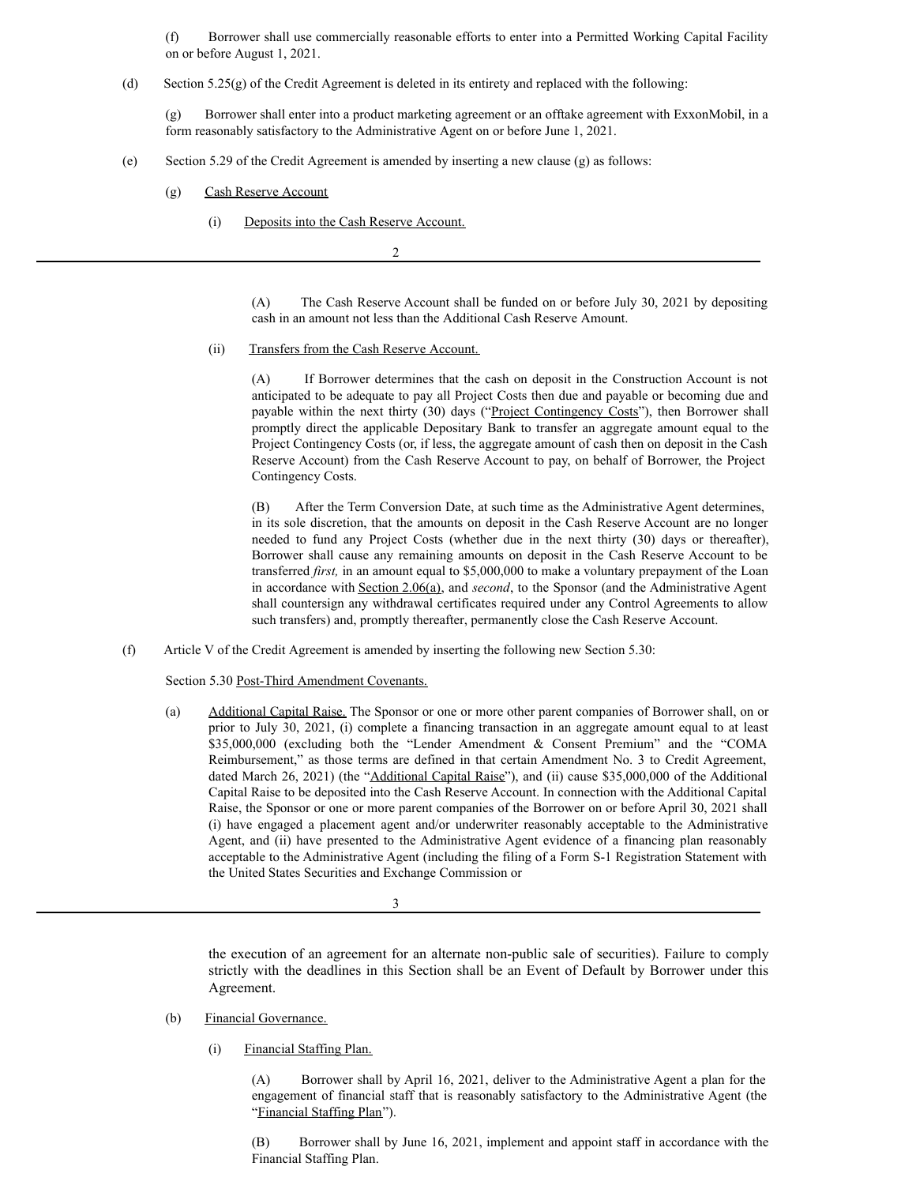(f) Borrower shall use commercially reasonable efforts to enter into a Permitted Working Capital Facility on or before August 1, 2021.

(d) Section 5.25(g) of the Credit Agreement is deleted in its entirety and replaced with the following:

(g) Borrower shall enter into a product marketing agreement or an offtake agreement with ExxonMobil, in a form reasonably satisfactory to the Administrative Agent on or before June 1, 2021.

(e) Section 5.29 of the Credit Agreement is amended by inserting a new clause (g) as follows:

(g) Cash Reserve Account

(i) Deposits into the Cash Reserve Account.

(A) The Cash Reserve Account shall be funded on or before July 30, 2021 by depositing cash in an amount not less than the Additional Cash Reserve Amount.

(ii) Transfers from the Cash Reserve Account.

(A) If Borrower determines that the cash on deposit in the Construction Account is not anticipated to be adequate to pay all Project Costs then due and payable or becoming due and payable within the next thirty (30) days ("Project Contingency Costs"), then Borrower shall promptly direct the applicable Depositary Bank to transfer an aggregate amount equal to the Project Contingency Costs (or, if less, the aggregate amount of cash then on deposit in the Cash Reserve Account) from the Cash Reserve Account to pay, on behalf of Borrower, the Project Contingency Costs.

(B) After the Term Conversion Date, at such time as the Administrative Agent determines, in its sole discretion, that the amounts on deposit in the Cash Reserve Account are no longer needed to fund any Project Costs (whether due in the next thirty (30) days or thereafter), Borrower shall cause any remaining amounts on deposit in the Cash Reserve Account to be transferred *first,* in an amount equal to $5,000,000 to make a voluntary prepayment of the Loan in accordance with Section 2.06(a), and *second*, to the Sponsor (and the Administrative Agent shall countersign any withdrawal certificates required under any Control Agreements to allow such transfers) and, promptly thereafter, permanently close the Cash Reserve Account.

(f) Article V of the Credit Agreement is amended by inserting the following new Section 5.30:

Section 5.30 Post-Third Amendment Covenants.

(a) Additional Capital Raise. The Sponsor or one or more other parent companies of Borrower shall, on or prior to July 30, 2021, (i) complete a financing transaction in an aggregate amount equal to at least $35,000,000 (excluding both the "Lender Amendment & Consent Premium" and the "COMA Reimbursement," as those terms are defined in that certain Amendment No. 3 to Credit Agreement, dated March 26, 2021) (the "Additional Capital Raise"), and (ii) cause $35,000,000 of the Additional Capital Raise to be deposited into the Cash Reserve Account. In connection with the Additional Capital Raise, the Sponsor or one or more parent companies of the Borrower on or before April 30, 2021 shall (i) have engaged a placement agent and/or underwriter reasonably acceptable to the Administrative Agent, and (ii) have presented to the Administrative Agent evidence of a financing plan reasonably acceptable to the Administrative Agent (including the filing of a Form S-1 Registration Statement with the United States Securities and Exchange Commission or the execution of an agreement for an alternate non-public sale of securities). Failure to comply strictly with the deadlines in this Section shall be an Event of Default by Borrower under this Agreement.

(b) Financial Governance.

(i) Financial Staffing Plan.

(A) Borrower shall by April 16, 2021, deliver to the Administrative Agent a plan for the engagement of financial staff that is reasonably satisfactory to the Administrative Agent (the "Financial Staffing Plan").

(B) Borrower shall by June 16, 2021, implement and appoint staff in accordance with the Financial Staffing Plan.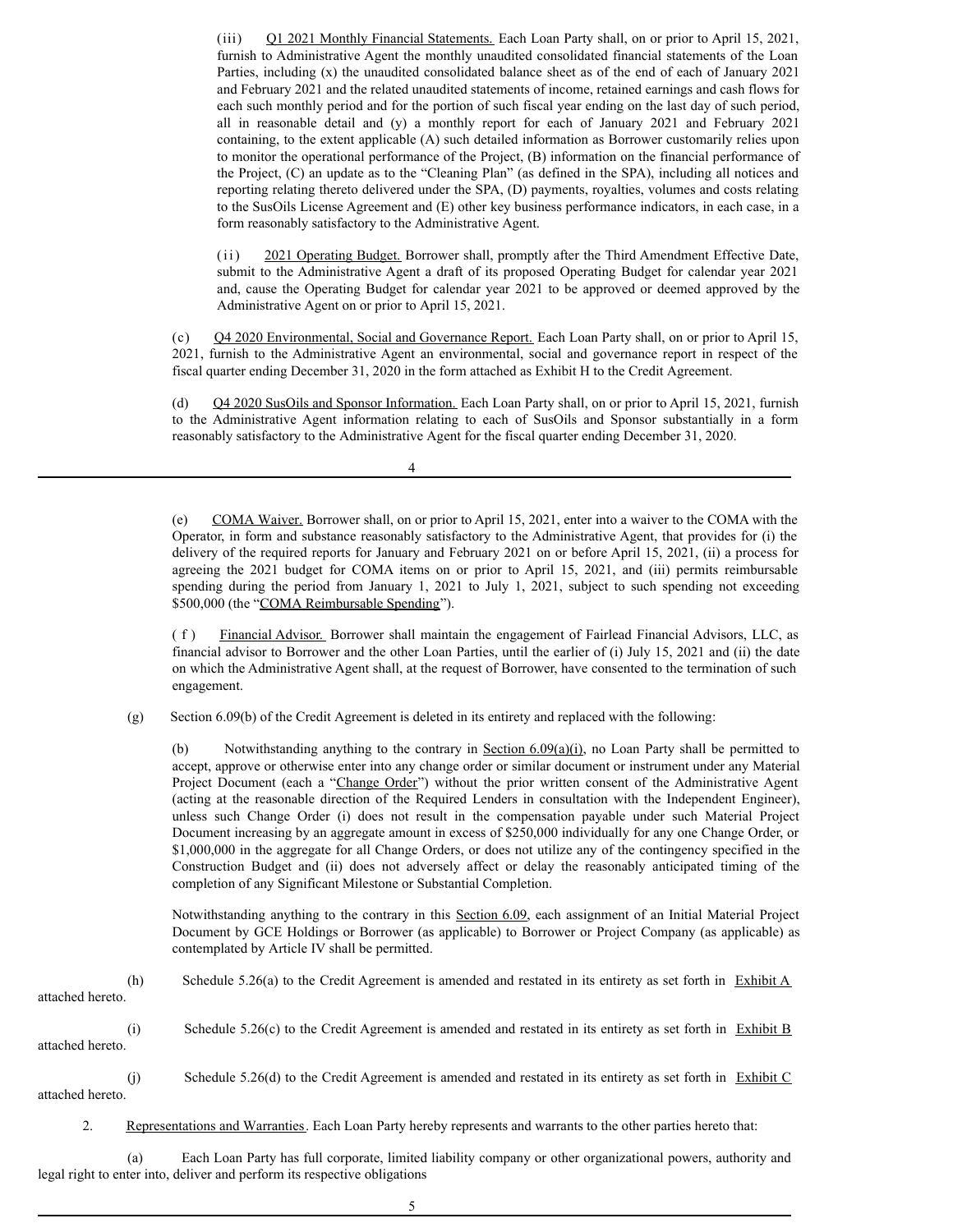(iii) Q1 2021 Monthly Financial Statements. Each Loan Party shall, on or prior to April 15, 2021, furnish to Administrative Agent the monthly unaudited consolidated financial statements of the Loan Parties, including (x) the unaudited consolidated balance sheet as of the end of each of January 2021 and February 2021 and the related unaudited statements of income, retained earnings and cash flows for each such monthly period and for the portion of such fiscal year ending on the last day of such period, all in reasonable detail and (y) a monthly report for each of January 2021 and February 2021 containing, to the extent applicable (A) such detailed information as Borrower customarily relies upon to monitor the operational performance of the Project, (B) information on the financial performance of the Project, (C) an update as to the "Cleaning Plan" (as defined in the SPA), including all notices and reporting relating thereto delivered under the SPA, (D) payments, royalties, volumes and costs relating to the SusOils License Agreement and (E) other key business performance indicators, in each case, in a form reasonably satisfactory to the Administrative Agent.

(ii) 2021 Operating Budget. Borrower shall, promptly after the Third Amendment Effective Date, submit to the Administrative Agent a draft of its proposed Operating Budget for calendar year 2021 and, cause the Operating Budget for calendar year 2021 to be approved or deemed approved by the Administrative Agent on or prior to April 15, 2021.

(c) Q4 2020 Environmental, Social and Governance Report. Each Loan Party shall, on or prior to April 15, 2021, furnish to the Administrative Agent an environmental, social and governance report in respect of the fiscal quarter ending December 31, 2020 in the form attached as Exhibit H to the Credit Agreement.

(d) Q4 2020 SusOils and Sponsor Information. Each Loan Party shall, on or prior to April 15, 2021, furnish to the Administrative Agent information relating to each of SusOils and Sponsor substantially in a form reasonably satisfactory to the Administrative Agent for the fiscal quarter ending December 31, 2020.

(e) COMA Waiver. Borrower shall, on or prior to April 15, 2021, enter into a waiver to the COMA with the Operator, in form and substance reasonably satisfactory to the Administrative Agent, that provides for (i) the delivery of the required reports for January and February 2021 on or before April 15, 2021, (ii) a process for agreeing the 2021 budget for COMA items on or prior to April 15, 2021, and (iii) permits reimbursable spending during the period from January 1, 2021 to July 1, 2021, subject to such spending not exceeding $500,000 (the "COMA Reimbursable Spending").

(f) Financial Advisor. Borrower shall maintain the engagement of Fairlead Financial Advisors, LLC, as financial advisor to Borrower and the other Loan Parties, until the earlier of (i) July 15, 2021 and (ii) the date on which the Administrative Agent shall, at the request of Borrower, have consented to the termination of such engagement.

(g) Section 6.09(b) of the Credit Agreement is deleted in its entirety and replaced with the following:

(b) Notwithstanding anything to the contrary in Section 6.09(a)(i), no Loan Party shall be permitted to accept, approve or otherwise enter into any change order or similar document or instrument under any Material Project Document (each a "Change Order") without the prior written consent of the Administrative Agent (acting at the reasonable direction of the Required Lenders in consultation with the Independent Engineer), unless such Change Order (i) does not result in the compensation payable under such Material Project Document increasing by an aggregate amount in excess of $250,000 individually for any one Change Order, or $1,000,000 in the aggregate for all Change Orders, or does not utilize any of the contingency specified in the Construction Budget and (ii) does not adversely affect or delay the reasonably anticipated timing of the completion of any Significant Milestone or Substantial Completion.

Notwithstanding anything to the contrary in this Section 6.09, each assignment of an Initial Material Project Document by GCE Holdings or Borrower (as applicable) to Borrower or Project Company (as applicable) as contemplated by Article IV shall be permitted.

(h) Schedule 5.26(a) to the Credit Agreement is amended and restated in its entirety as set forth in Exhibit A attached hereto.

(i) Schedule 5.26(c) to the Credit Agreement is amended and restated in its entirety as set forth in Exhibit B attached hereto.

(j) Schedule 5.26(d) to the Credit Agreement is amended and restated in its entirety as set forth in Exhibit C attached hereto.

2. Representations and Warranties. Each Loan Party hereby represents and warrants to the other parties hereto that:

(a) Each Loan Party has full corporate, limited liability company or other organizational powers, authority and legal right to enter into, deliver and perform its respective obligations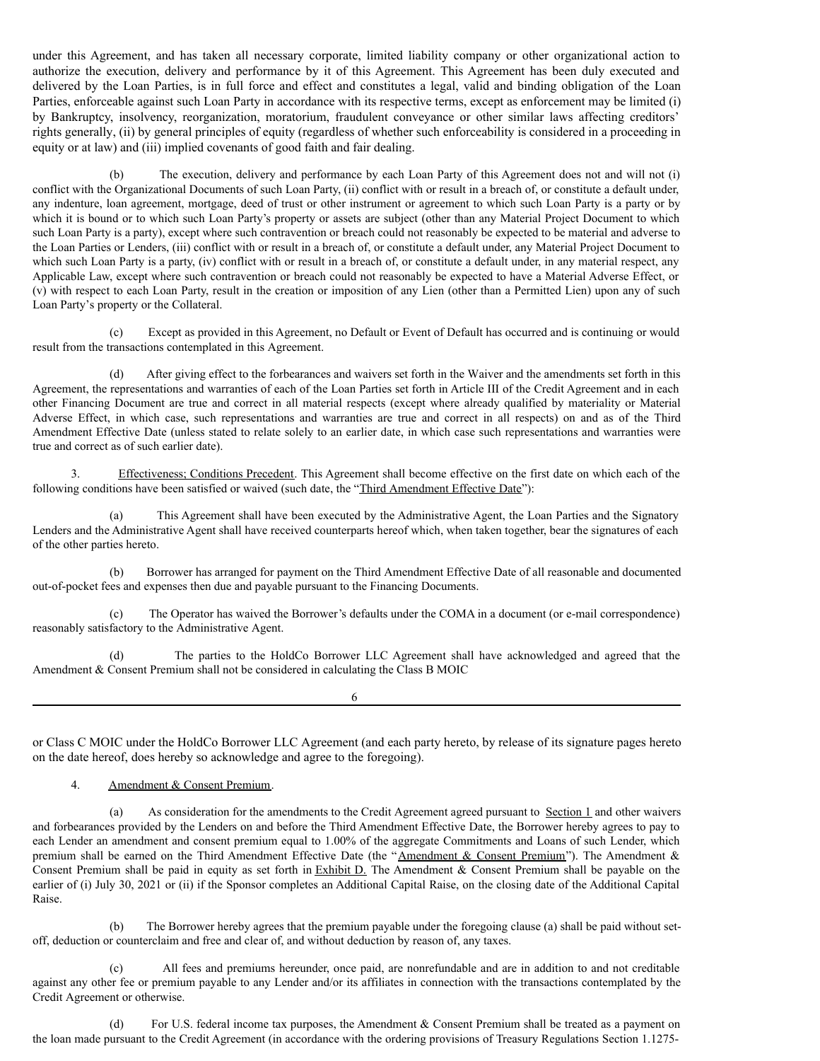under this Agreement, and has taken all necessary corporate, limited liability company or other organizational action to authorize the execution, delivery and performance by it of this Agreement. This Agreement has been duly executed and delivered by the Loan Parties, is in full force and effect and constitutes a legal, valid and binding obligation of the Loan Parties, enforceable against such Loan Party in accordance with its respective terms, except as enforcement may be limited (i) by Bankruptcy, insolvency, reorganization, moratorium, fraudulent conveyance or other similar laws affecting creditors' rights generally, (ii) by general principles of equity (regardless of whether such enforceability is considered in a proceeding in equity or at law) and (iii) implied covenants of good faith and fair dealing.

(b) The execution, delivery and performance by each Loan Party of this Agreement does not and will not (i) conflict with the Organizational Documents of such Loan Party, (ii) conflict with or result in a breach of, or constitute a default under, any indenture, loan agreement, mortgage, deed of trust or other instrument or agreement to which such Loan Party is a party or by which it is bound or to which such Loan Party's property or assets are subject (other than any Material Project Document to which such Loan Party is a party), except where such contravention or breach could not reasonably be expected to be material and adverse to the Loan Parties or Lenders, (iii) conflict with or result in a breach of, or constitute a default under, any Material Project Document to which such Loan Party is a party, (iv) conflict with or result in a breach of, or constitute a default under, in any material respect, any Applicable Law, except where such contravention or breach could not reasonably be expected to have a Material Adverse Effect, or (v) with respect to each Loan Party, result in the creation or imposition of any Lien (other than a Permitted Lien) upon any of such Loan Party's property or the Collateral.

(c) Except as provided in this Agreement, no Default or Event of Default has occurred and is continuing or would result from the transactions contemplated in this Agreement.

(d) After giving effect to the forbearances and waivers set forth in the Waiver and the amendments set forth in this Agreement, the representations and warranties of each of the Loan Parties set forth in Article III of the Credit Agreement and in each other Financing Document are true and correct in all material respects (except where already qualified by materiality or Material Adverse Effect, in which case, such representations and warranties are true and correct in all respects) on and as of the Third Amendment Effective Date (unless stated to relate solely to an earlier date, in which case such representations and warranties were true and correct as of such earlier date).

3. Effectiveness; Conditions Precedent. This Agreement shall become effective on the first date on which each of the following conditions have been satisfied or waived (such date, the "Third Amendment Effective Date"):

(a) This Agreement shall have been executed by the Administrative Agent, the Loan Parties and the Signatory Lenders and the Administrative Agent shall have received counterparts hereof which, when taken together, bear the signatures of each of the other parties hereto.

(b) Borrower has arranged for payment on the Third Amendment Effective Date of all reasonable and documented out-of-pocket fees and expenses then due and payable pursuant to the Financing Documents.

(c) The Operator has waived the Borrower's defaults under the COMA in a document (or e-mail correspondence) reasonably satisfactory to the Administrative Agent.

(d) The parties to the HoldCo Borrower LLC Agreement shall have acknowledged and agreed that the Amendment & Consent Premium shall not be considered in calculating the Class B MOIC or Class C MOIC under the HoldCo Borrower LLC Agreement (and each party hereto, by release of its signature pages hereto on the date hereof, does hereby so acknowledge and agree to the foregoing).

4. Amendment & Consent Premium.

(a) As consideration for the amendments to the Credit Agreement agreed pursuant to Section 1 and other waivers and forbearances provided by the Lenders on and before the Third Amendment Effective Date, the Borrower hereby agrees to pay to each Lender an amendment and consent premium equal to 1.00% of the aggregate Commitments and Loans of such Lender, which premium shall be earned on the Third Amendment Effective Date (the "Amendment & Consent Premium"). The Amendment & Consent Premium shall be paid in equity as set forth in Exhibit D. The Amendment & Consent Premium shall be payable on the earlier of (i) July 30, 2021 or (ii) if the Sponsor completes an Additional Capital Raise, on the closing date of the Additional Capital Raise.

(b) The Borrower hereby agrees that the premium payable under the foregoing clause (a) shall be paid without set-off, deduction or counterclaim and free and clear of, and without deduction by reason of, any taxes.

(c) All fees and premiums hereunder, once paid, are nonrefundable and are in addition to and not creditable against any other fee or premium payable to any Lender and/or its affiliates in connection with the transactions contemplated by the Credit Agreement or otherwise.

(d) For U.S. federal income tax purposes, the Amendment & Consent Premium shall be treated as a payment on the loan made pursuant to the Credit Agreement (in accordance with the ordering provisions of Treasury Regulations Section 1.1275-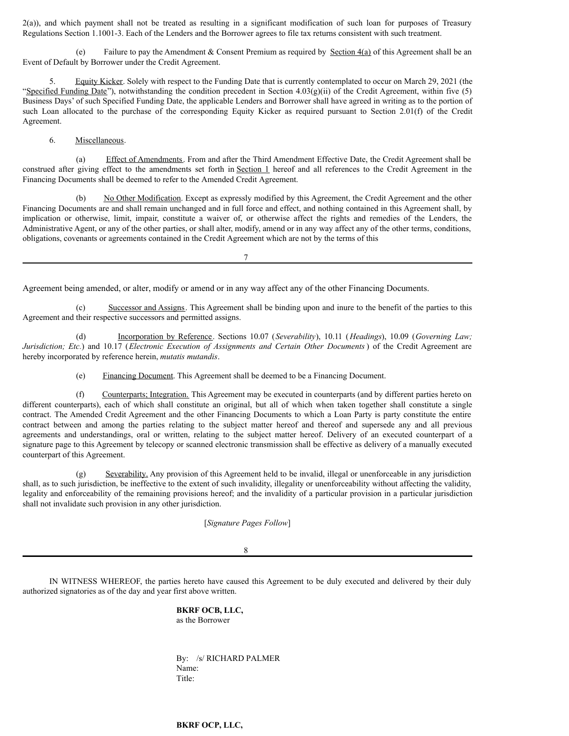2(a)), and which payment shall not be treated as resulting in a significant modification of such loan for purposes of Treasury Regulations Section 1.1001-3. Each of the Lenders and the Borrower agrees to file tax returns consistent with such treatment.

(e) Failure to pay the Amendment & Consent Premium as required by Section 4(a) of this Agreement shall be an Event of Default by Borrower under the Credit Agreement.

5. Equity Kicker. Solely with respect to the Funding Date that is currently contemplated to occur on March 29, 2021 (the "Specified Funding Date"), notwithstanding the condition precedent in Section 4.03(g)(ii) of the Credit Agreement, within five (5) Business Days' of such Specified Funding Date, the applicable Lenders and Borrower shall have agreed in writing as to the portion of such Loan allocated to the purchase of the corresponding Equity Kicker as required pursuant to Section 2.01(f) of the Credit Agreement.

6. Miscellaneous.

(a) Effect of Amendments. From and after the Third Amendment Effective Date, the Credit Agreement shall be construed after giving effect to the amendments set forth in Section 1 hereof and all references to the Credit Agreement in the Financing Documents shall be deemed to refer to the Amended Credit Agreement.

(b) No Other Modification. Except as expressly modified by this Agreement, the Credit Agreement and the other Financing Documents are and shall remain unchanged and in full force and effect, and nothing contained in this Agreement shall, by implication or otherwise, limit, impair, constitute a waiver of, or otherwise affect the rights and remedies of the Lenders, the Administrative Agent, or any of the other parties, or shall alter, modify, amend or in any way affect any of the other terms, conditions, obligations, covenants or agreements contained in the Credit Agreement which are not by the terms of this Agreement being amended, or alter, modify or amend or in any way affect any of the other Financing Documents.

(c) Successor and Assigns. This Agreement shall be binding upon and inure to the benefit of the parties to this Agreement and their respective successors and permitted assigns.

(d) Incorporation by Reference. Sections 10.07 (*Severability*), 10.11 (*Headings*), 10.09 (*Governing Law; Jurisdiction; Etc.*) and 10.17 (*Electronic Execution of Assignments and Certain Other Documents*) of the Credit Agreement are hereby incorporated by reference herein, *mutatis mutandis*.

(e) Financing Document. This Agreement shall be deemed to be a Financing Document.

(f) Counterparts; Integration. This Agreement may be executed in counterparts (and by different parties hereto on different counterparts), each of which shall constitute an original, but all of which when taken together shall constitute a single contract. The Amended Credit Agreement and the other Financing Documents to which a Loan Party is party constitute the entire contract between and among the parties relating to the subject matter hereof and thereof and supersede any and all previous agreements and understandings, oral or written, relating to the subject matter hereof. Delivery of an executed counterpart of a signature page to this Agreement by telecopy or scanned electronic transmission shall be effective as delivery of a manually executed counterpart of this Agreement.

(g) Severability. Any provision of this Agreement held to be invalid, illegal or unenforceable in any jurisdiction shall, as to such jurisdiction, be ineffective to the extent of such invalidity, illegality or unenforceability without affecting the validity, legality and enforceability of the remaining provisions hereof; and the invalidity of a particular provision in a particular jurisdiction shall not invalidate such provision in any other jurisdiction.

[*Signature Pages Follow*]

IN WITNESS WHEREOF, the parties hereto have caused this Agreement to be duly executed and delivered by their duly authorized signatories as of the day and year first above written.

**BKRF OCB, LLC,**
as the Borrower

By: /s/ RICHARD PALMER
Name:
Title:

**BKRF OCP, LLC,**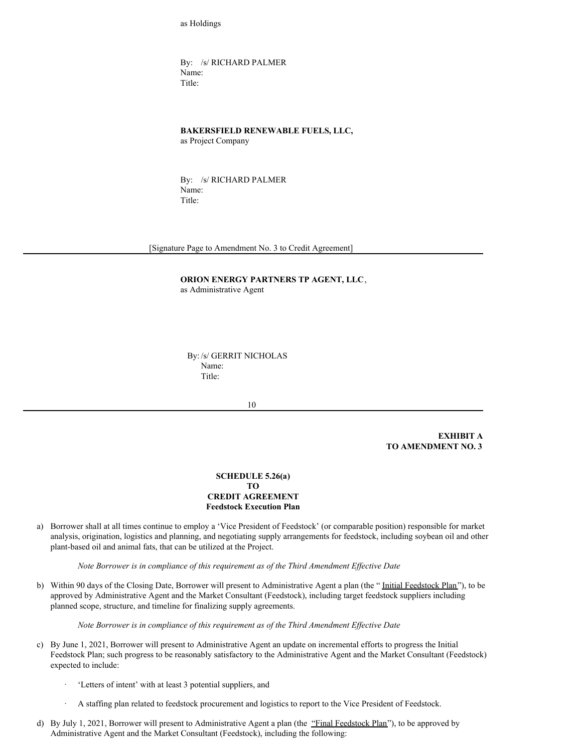as Holdings

By: /s/ RICHARD PALMER
Name:
Title:

**BAKERSFIELD RENEWABLE FUELS, LLC,**
as Project Company

By: /s/ RICHARD PALMER
Name:
Title:

[Signature Page to Amendment No. 3 to Credit Agreement]

**ORION ENERGY PARTNERS TP AGENT, LLC**,
as Administrative Agent

By: /s/ GERRIT NICHOLAS
Name:
Title:

**EXHIBIT A**
**TO AMENDMENT NO. 3**

**SCHEDULE 5.26(a)**
**TO**
**CREDIT AGREEMENT**
**Feedstock Execution Plan**

a) Borrower shall at all times continue to employ a 'Vice President of Feedstock' (or comparable position) responsible for market analysis, origination, logistics and planning, and negotiating supply arrangements for feedstock, including soybean oil and other plant-based oil and animal fats, that can be utilized at the Project.

*Note Borrower is in compliance of this requirement as of the Third Amendment Effective Date*

b) Within 90 days of the Closing Date, Borrower will present to Administrative Agent a plan (the "Initial Feedstock Plan"), to be approved by Administrative Agent and the Market Consultant (Feedstock), including target feedstock suppliers including planned scope, structure, and timeline for finalizing supply agreements.

*Note Borrower is in compliance of this requirement as of the Third Amendment Effective Date*

c) By June 1, 2021, Borrower will present to Administrative Agent an update on incremental efforts to progress the Initial Feedstock Plan; such progress to be reasonably satisfactory to the Administrative Agent and the Market Consultant (Feedstock) expected to include:

- 'Letters of intent' with at least 3 potential suppliers, and
- A staffing plan related to feedstock procurement and logistics to report to the Vice President of Feedstock.

d) By July 1, 2021, Borrower will present to Administrative Agent a plan (the "Final Feedstock Plan"), to be approved by Administrative Agent and the Market Consultant (Feedstock), including the following: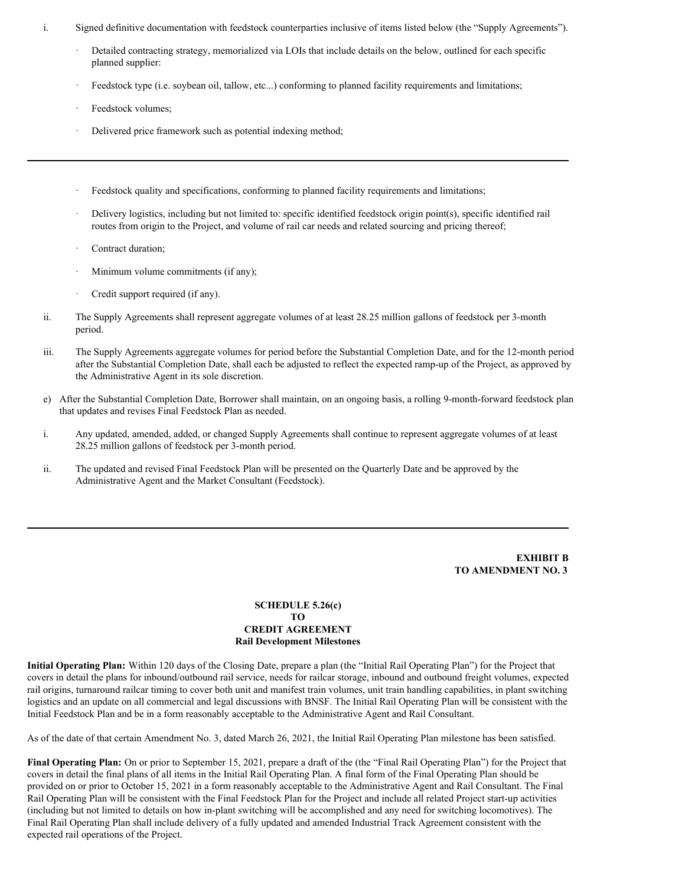i. Signed definitive documentation with feedstock counterparties inclusive of items listed below (the "Supply Agreements").

- Detailed contracting strategy, memorialized via LOIs that include details on the below, outlined for each specific planned supplier:
- Feedstock type (i.e. soybean oil, tallow, etc...) conforming to planned facility requirements and limitations;
- Feedstock volumes;
- Delivered price framework such as potential indexing method;

---

- Feedstock quality and specifications, conforming to planned facility requirements and limitations;
- Delivery logistics, including but not limited to: specific identified feedstock origin point(s), specific identified rail routes from origin to the Project, and volume of rail car needs and related sourcing and pricing thereof;
- Contract duration;
- Minimum volume commitments (if any);
- Credit support required (if any).

ii. The Supply Agreements shall represent aggregate volumes of at least 28.25 million gallons of feedstock per 3-month period.

iii. The Supply Agreements aggregate volumes for period before the Substantial Completion Date, and for the 12-month period after the Substantial Completion Date, shall each be adjusted to reflect the expected ramp-up of the Project, as approved by the Administrative Agent in its sole discretion.

e) After the Substantial Completion Date, Borrower shall maintain, on an ongoing basis, a rolling 9-month-forward feedstock plan that updates and revises Final Feedstock Plan as needed.

i. Any updated, amended, added, or changed Supply Agreements shall continue to represent aggregate volumes of at least 28.25 million gallons of feedstock per 3-month period.

ii. The updated and revised Final Feedstock Plan will be presented on the Quarterly Date and be approved by the Administrative Agent and the Market Consultant (Feedstock).

---

**EXHIBIT B**
**TO AMENDMENT NO. 3**

**SCHEDULE 5.26(c)**
**TO**
**CREDIT AGREEMENT**
**Rail Development Milestones**

**Initial Operating Plan:** Within 120 days of the Closing Date, prepare a plan (the "Initial Rail Operating Plan") for the Project that covers in detail the plans for inbound/outbound rail service, needs for railcar storage, inbound and outbound freight volumes, expected rail origins, turnaround railcar timing to cover both unit and manifest train volumes, unit train handling capabilities, in plant switching logistics and an update on all commercial and legal discussions with BNSF. The Initial Rail Operating Plan will be consistent with the Initial Feedstock Plan and be in a form reasonably acceptable to the Administrative Agent and Rail Consultant.

As of the date of that certain Amendment No. 3, dated March 26, 2021, the Initial Rail Operating Plan milestone has been satisfied.

**Final Operating Plan:** On or prior to September 15, 2021, prepare a draft of the (the "Final Rail Operating Plan") for the Project that covers in detail the final plans of all items in the Initial Rail Operating Plan. A final form of the Final Operating Plan should be provided on or prior to October 15, 2021 in a form reasonably acceptable to the Administrative Agent and Rail Consultant. The Final Rail Operating Plan will be consistent with the Final Feedstock Plan for the Project and include all related Project start-up activities (including but not limited to details on how in-plant switching will be accomplished and any need for switching locomotives). The Final Rail Operating Plan shall include delivery of a fully updated and amended Industrial Track Agreement consistent with the expected rail operations of the Project.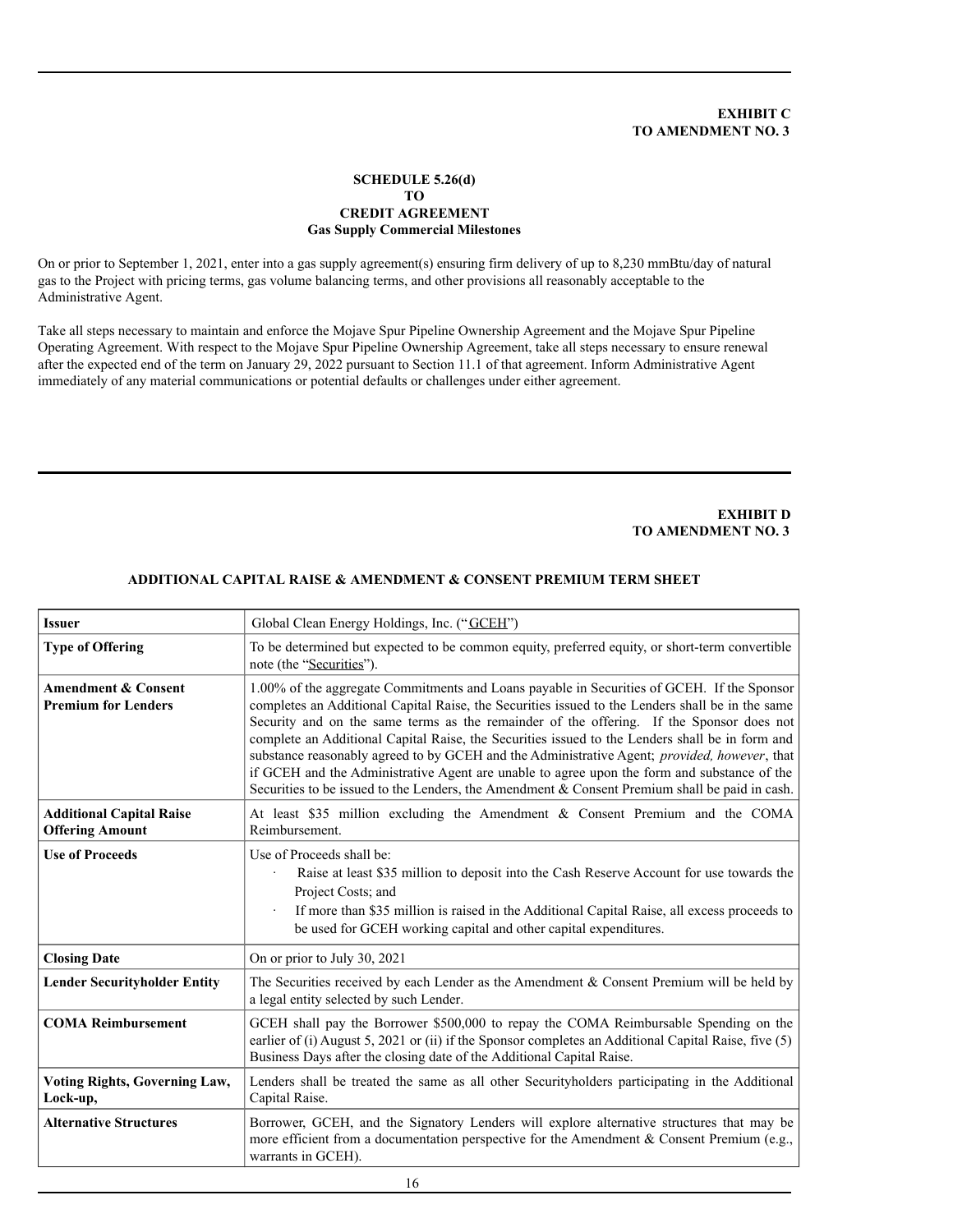**EXHIBIT C**
**TO AMENDMENT NO. 3**

**SCHEDULE 5.26(d)**
**TO**
**CREDIT AGREEMENT**
**Gas Supply Commercial Milestones**

On or prior to September 1, 2021, enter into a gas supply agreement(s) ensuring firm delivery of up to 8,230 mmBtu/day of natural gas to the Project with pricing terms, gas volume balancing terms, and other provisions all reasonably acceptable to the Administrative Agent.

Take all steps necessary to maintain and enforce the Mojave Spur Pipeline Ownership Agreement and the Mojave Spur Pipeline Operating Agreement. With respect to the Mojave Spur Pipeline Ownership Agreement, take all steps necessary to ensure renewal after the expected end of the term on January 29, 2022 pursuant to Section 11.1 of that agreement. Inform Administrative Agent immediately of any material communications or potential defaults or challenges under either agreement.

---

**EXHIBIT D**
**TO AMENDMENT NO. 3**

**ADDITIONAL CAPITAL RAISE & AMENDMENT & CONSENT PREMIUM TERM SHEET**

| | |
|---|---|
| **Issuer** | Global Clean Energy Holdings, Inc. ("GCEH") |
| **Type of Offering** | To be determined but expected to be common equity, preferred equity, or short-term convertible note (the "Securities"). |
| **Amendment & Consent Premium for Lenders** | 1.00% of the aggregate Commitments and Loans payable in Securities of GCEH. If the Sponsor completes an Additional Capital Raise, the Securities issued to the Lenders shall be in the same Security and on the same terms as the remainder of the offering. If the Sponsor does not complete an Additional Capital Raise, the Securities issued to the Lenders shall be in form and substance reasonably agreed to by GCEH and the Administrative Agent; *provided, however*, that if GCEH and the Administrative Agent are unable to agree upon the form and substance of the Securities to be issued to the Lenders, the Amendment & Consent Premium shall be paid in cash. |
| **Additional Capital Raise Offering Amount** | At least $35 million excluding the Amendment & Consent Premium and the COMA Reimbursement. |
| **Use of Proceeds** | Use of Proceeds shall be:<br>· Raise at least $35 million to deposit into the Cash Reserve Account for use towards the Project Costs; and<br>· If more than $35 million is raised in the Additional Capital Raise, all excess proceeds to be used for GCEH working capital and other capital expenditures. |
| **Closing Date** | On or prior to July 30, 2021 |
| **Lender Securityholder Entity** | The Securities received by each Lender as the Amendment & Consent Premium will be held by a legal entity selected by such Lender. |
| **COMA Reimbursement** | GCEH shall pay the Borrower $500,000 to repay the COMA Reimbursable Spending on the earlier of (i) August 5, 2021 or (ii) if the Sponsor completes an Additional Capital Raise, five (5) Business Days after the closing date of the Additional Capital Raise. |
| **Voting Rights, Governing Law, Lock-up,** | Lenders shall be treated the same as all other Securityholders participating in the Additional Capital Raise. |
| **Alternative Structures** | Borrower, GCEH, and the Signatory Lenders will explore alternative structures that may be more efficient from a documentation perspective for the Amendment & Consent Premium (e.g., warrants in GCEH). |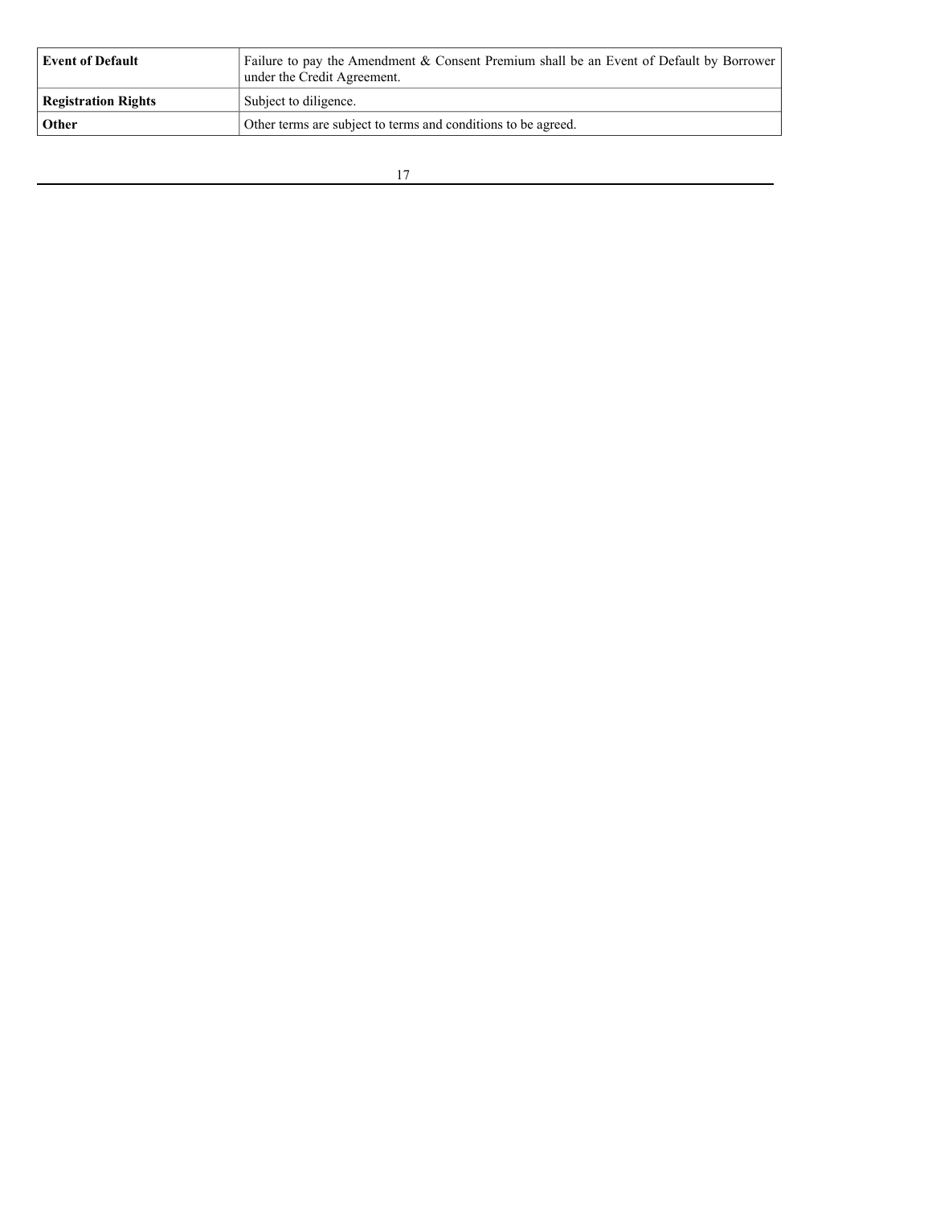| | |
|---|---|
| **Event of Default** | Failure to pay the Amendment & Consent Premium shall be an Event of Default by Borrower under the Credit Agreement. |
| **Registration Rights** | Subject to diligence. |
| **Other** | Other terms are subject to terms and conditions to be agreed. |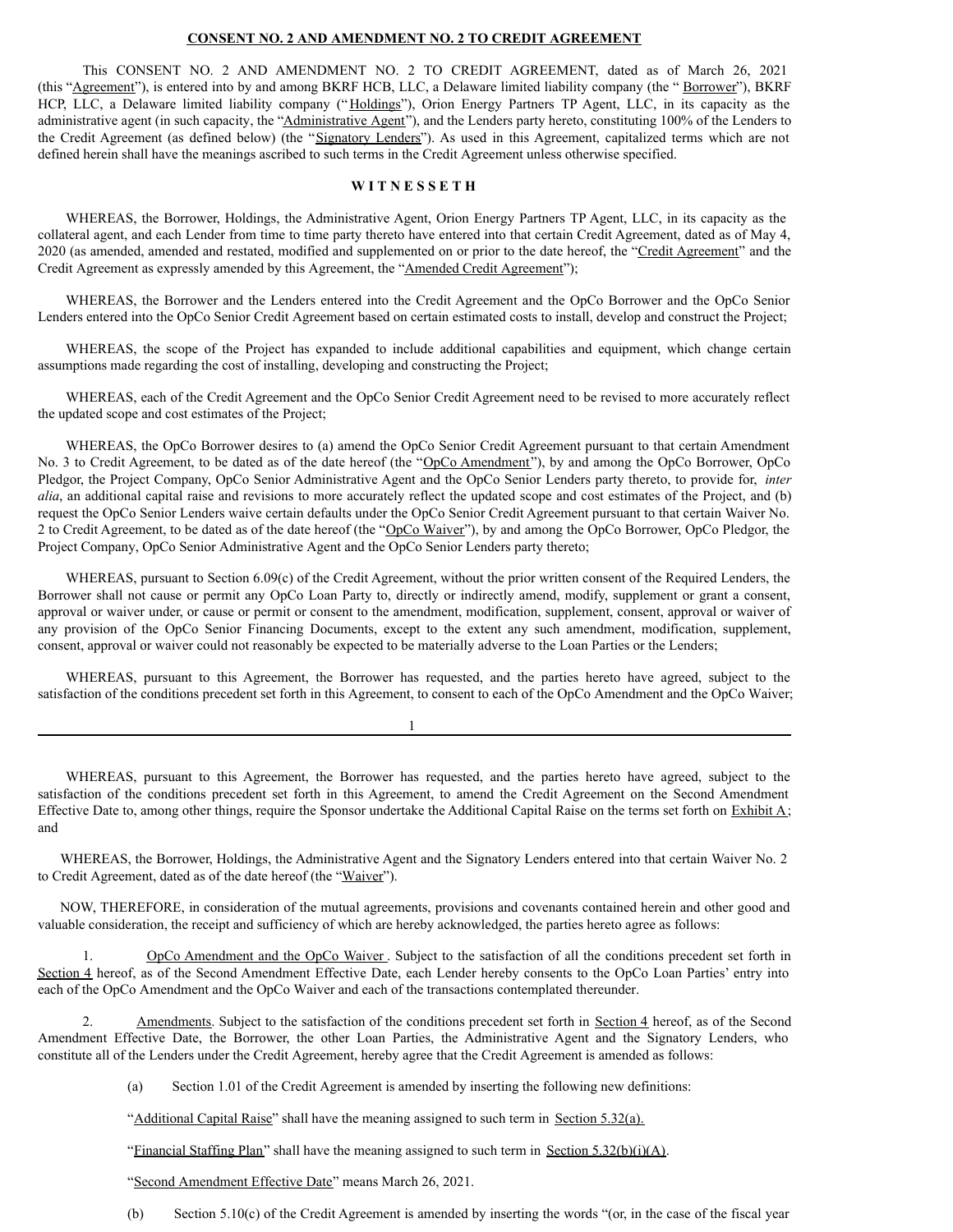**CONSENT NO. 2 AND AMENDMENT NO. 2 TO CREDIT AGREEMENT**

This CONSENT NO. 2 AND AMENDMENT NO. 2 TO CREDIT AGREEMENT, dated as of March 26, 2021 (this "Agreement"), is entered into by and among BKRF HCB, LLC, a Delaware limited liability company (the " Borrower"), BKRF HCP, LLC, a Delaware limited liability company ("Holdings"), Orion Energy Partners TP Agent, LLC, in its capacity as the administrative agent (in such capacity, the "Administrative Agent"), and the Lenders party hereto, constituting 100% of the Lenders to the Credit Agreement (as defined below) (the "Signatory Lenders"). As used in this Agreement, capitalized terms which are not defined herein shall have the meanings ascribed to such terms in the Credit Agreement unless otherwise specified.

**W I T N E S S E T H**

WHEREAS, the Borrower, Holdings, the Administrative Agent, Orion Energy Partners TP Agent, LLC, in its capacity as the collateral agent, and each Lender from time to time party thereto have entered into that certain Credit Agreement, dated as of May 4, 2020 (as amended, amended and restated, modified and supplemented on or prior to the date hereof, the "Credit Agreement" and the Credit Agreement as expressly amended by this Agreement, the "Amended Credit Agreement");

WHEREAS, the Borrower and the Lenders entered into the Credit Agreement and the OpCo Borrower and the OpCo Senior Lenders entered into the OpCo Senior Credit Agreement based on certain estimated costs to install, develop and construct the Project;

WHEREAS, the scope of the Project has expanded to include additional capabilities and equipment, which change certain assumptions made regarding the cost of installing, developing and constructing the Project;

WHEREAS, each of the Credit Agreement and the OpCo Senior Credit Agreement need to be revised to more accurately reflect the updated scope and cost estimates of the Project;

WHEREAS, the OpCo Borrower desires to (a) amend the OpCo Senior Credit Agreement pursuant to that certain Amendment No. 3 to Credit Agreement, to be dated as of the date hereof (the "OpCo Amendment"), by and among the OpCo Borrower, OpCo Pledgor, the Project Company, OpCo Senior Administrative Agent and the OpCo Senior Lenders party thereto, to provide for, *inter alia*, an additional capital raise and revisions to more accurately reflect the updated scope and cost estimates of the Project, and (b) request the OpCo Senior Lenders waive certain defaults under the OpCo Senior Credit Agreement pursuant to that certain Waiver No. 2 to Credit Agreement, to be dated as of the date hereof (the "OpCo Waiver"), by and among the OpCo Borrower, OpCo Pledgor, the Project Company, OpCo Senior Administrative Agent and the OpCo Senior Lenders party thereto;

WHEREAS, pursuant to Section 6.09(c) of the Credit Agreement, without the prior written consent of the Required Lenders, the Borrower shall not cause or permit any OpCo Loan Party to, directly or indirectly amend, modify, supplement or grant a consent, approval or waiver under, or cause or permit or consent to the amendment, modification, supplement, consent, approval or waiver of any provision of the OpCo Senior Financing Documents, except to the extent any such amendment, modification, supplement, consent, approval or waiver could not reasonably be expected to be materially adverse to the Loan Parties or the Lenders;

WHEREAS, pursuant to this Agreement, the Borrower has requested, and the parties hereto have agreed, subject to the satisfaction of the conditions precedent set forth in this Agreement, to consent to each of the OpCo Amendment and the OpCo Waiver;

WHEREAS, pursuant to this Agreement, the Borrower has requested, and the parties hereto have agreed, subject to the satisfaction of the conditions precedent set forth in this Agreement, to amend the Credit Agreement on the Second Amendment Effective Date to, among other things, require the Sponsor undertake the Additional Capital Raise on the terms set forth on Exhibit A; and

WHEREAS, the Borrower, Holdings, the Administrative Agent and the Signatory Lenders entered into that certain Waiver No. 2 to Credit Agreement, dated as of the date hereof (the "Waiver").

NOW, THEREFORE, in consideration of the mutual agreements, provisions and covenants contained herein and other good and valuable consideration, the receipt and sufficiency of which are hereby acknowledged, the parties hereto agree as follows:

1. OpCo Amendment and the OpCo Waiver . Subject to the satisfaction of all the conditions precedent set forth in Section 4 hereof, as of the Second Amendment Effective Date, each Lender hereby consents to the OpCo Loan Parties' entry into each of the OpCo Amendment and the OpCo Waiver and each of the transactions contemplated thereunder.

2. Amendments. Subject to the satisfaction of the conditions precedent set forth in Section 4 hereof, as of the Second Amendment Effective Date, the Borrower, the other Loan Parties, the Administrative Agent and the Signatory Lenders, who constitute all of the Lenders under the Credit Agreement, hereby agree that the Credit Agreement is amended as follows:

(a) Section 1.01 of the Credit Agreement is amended by inserting the following new definitions:

"Additional Capital Raise" shall have the meaning assigned to such term in Section 5.32(a).

"Financial Staffing Plan" shall have the meaning assigned to such term in Section 5.32(b)(i)(A).

"Second Amendment Effective Date" means March 26, 2021.

(b) Section 5.10(c) of the Credit Agreement is amended by inserting the words "(or, in the case of the fiscal year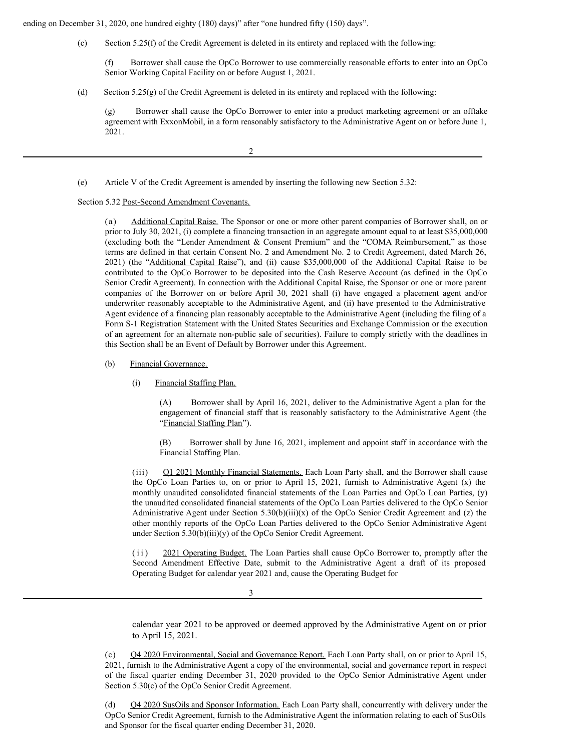ending on December 31, 2020, one hundred eighty (180) days)" after "one hundred fifty (150) days".

(c) Section 5.25(f) of the Credit Agreement is deleted in its entirety and replaced with the following:

(f) Borrower shall cause the OpCo Borrower to use commercially reasonable efforts to enter into an OpCo Senior Working Capital Facility on or before August 1, 2021.

(d) Section 5.25(g) of the Credit Agreement is deleted in its entirety and replaced with the following:

(g) Borrower shall cause the OpCo Borrower to enter into a product marketing agreement or an offtake agreement with ExxonMobil, in a form reasonably satisfactory to the Administrative Agent on or before June 1, 2021.

(e) Article V of the Credit Agreement is amended by inserting the following new Section 5.32:

Section 5.32 Post-Second Amendment Covenants.

(a) Additional Capital Raise. The Sponsor or one or more other parent companies of Borrower shall, on or prior to July 30, 2021, (i) complete a financing transaction in an aggregate amount equal to at least $35,000,000 (excluding both the "Lender Amendment & Consent Premium" and the "COMA Reimbursement," as those terms are defined in that certain Consent No. 2 and Amendment No. 2 to Credit Agreement, dated March 26, 2021) (the "Additional Capital Raise"), and (ii) cause $35,000,000 of the Additional Capital Raise to be contributed to the OpCo Borrower to be deposited into the Cash Reserve Account (as defined in the OpCo Senior Credit Agreement). In connection with the Additional Capital Raise, the Sponsor or one or more parent companies of the Borrower on or before April 30, 2021 shall (i) have engaged a placement agent and/or underwriter reasonably acceptable to the Administrative Agent, and (ii) have presented to the Administrative Agent evidence of a financing plan reasonably acceptable to the Administrative Agent (including the filing of a Form S-1 Registration Statement with the United States Securities and Exchange Commission or the execution of an agreement for an alternate non-public sale of securities). Failure to comply strictly with the deadlines in this Section shall be an Event of Default by Borrower under this Agreement.

(b) Financial Governance.

(i) Financial Staffing Plan.

(A) Borrower shall by April 16, 2021, deliver to the Administrative Agent a plan for the engagement of financial staff that is reasonably satisfactory to the Administrative Agent (the "Financial Staffing Plan").

(B) Borrower shall by June 16, 2021, implement and appoint staff in accordance with the Financial Staffing Plan.

(iii) Q1 2021 Monthly Financial Statements. Each Loan Party shall, and the Borrower shall cause the OpCo Loan Parties to, on or prior to April 15, 2021, furnish to Administrative Agent (x) the monthly unaudited consolidated financial statements of the Loan Parties and OpCo Loan Parties, (y) the unaudited consolidated financial statements of the OpCo Loan Parties delivered to the OpCo Senior Administrative Agent under Section 5.30(b)(iii)(x) of the OpCo Senior Credit Agreement and (z) the other monthly reports of the OpCo Loan Parties delivered to the OpCo Senior Administrative Agent under Section 5.30(b)(iii)(y) of the OpCo Senior Credit Agreement.

(ii) 2021 Operating Budget. The Loan Parties shall cause OpCo Borrower to, promptly after the Second Amendment Effective Date, submit to the Administrative Agent a draft of its proposed Operating Budget for calendar year 2021 and, cause the Operating Budget for calendar year 2021 to be approved or deemed approved by the Administrative Agent on or prior to April 15, 2021.

(c) Q4 2020 Environmental, Social and Governance Report. Each Loan Party shall, on or prior to April 15, 2021, furnish to the Administrative Agent a copy of the environmental, social and governance report in respect of the fiscal quarter ending December 31, 2020 provided to the OpCo Senior Administrative Agent under Section 5.30(c) of the OpCo Senior Credit Agreement.

(d) Q4 2020 SusOils and Sponsor Information. Each Loan Party shall, concurrently with delivery under the OpCo Senior Credit Agreement, furnish to the Administrative Agent the information relating to each of SusOils and Sponsor for the fiscal quarter ending December 31, 2020.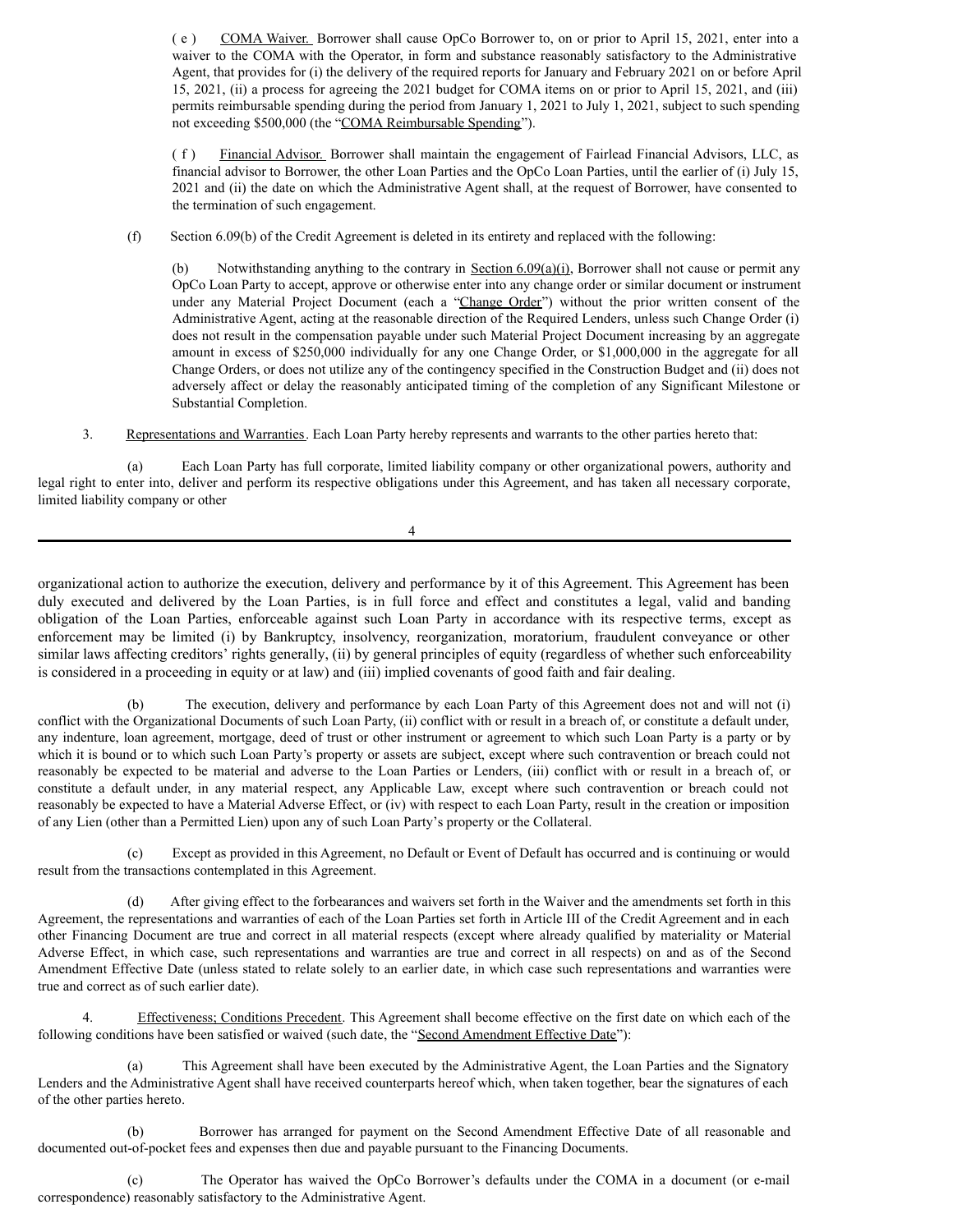( e ) COMA Waiver. Borrower shall cause OpCo Borrower to, on or prior to April 15, 2021, enter into a waiver to the COMA with the Operator, in form and substance reasonably satisfactory to the Administrative Agent, that provides for (i) the delivery of the required reports for January and February 2021 on or before April 15, 2021, (ii) a process for agreeing the 2021 budget for COMA items on or prior to April 15, 2021, and (iii) permits reimbursable spending during the period from January 1, 2021 to July 1, 2021, subject to such spending not exceeding $500,000 (the "COMA Reimbursable Spending").

( f ) Financial Advisor. Borrower shall maintain the engagement of Fairlead Financial Advisors, LLC, as financial advisor to Borrower, the other Loan Parties and the OpCo Loan Parties, until the earlier of (i) July 15, 2021 and (ii) the date on which the Administrative Agent shall, at the request of Borrower, have consented to the termination of such engagement.

(f) Section 6.09(b) of the Credit Agreement is deleted in its entirety and replaced with the following:

(b) Notwithstanding anything to the contrary in Section 6.09(a)(i), Borrower shall not cause or permit any OpCo Loan Party to accept, approve or otherwise enter into any change order or similar document or instrument under any Material Project Document (each a "Change Order") without the prior written consent of the Administrative Agent, acting at the reasonable direction of the Required Lenders, unless such Change Order (i) does not result in the compensation payable under such Material Project Document increasing by an aggregate amount in excess of $250,000 individually for any one Change Order, or $1,000,000 in the aggregate for all Change Orders, or does not utilize any of the contingency specified in the Construction Budget and (ii) does not adversely affect or delay the reasonably anticipated timing of the completion of any Significant Milestone or Substantial Completion.

3. Representations and Warranties. Each Loan Party hereby represents and warrants to the other parties hereto that:

(a) Each Loan Party has full corporate, limited liability company or other organizational powers, authority and legal right to enter into, deliver and perform its respective obligations under this Agreement, and has taken all necessary corporate, limited liability company or other organizational action to authorize the execution, delivery and performance by it of this Agreement. This Agreement has been duly executed and delivered by the Loan Parties, is in full force and effect and constitutes a legal, valid and banding obligation of the Loan Parties, enforceable against such Loan Party in accordance with its respective terms, except as enforcement may be limited (i) by Bankruptcy, insolvency, reorganization, moratorium, fraudulent conveyance or other similar laws affecting creditors' rights generally, (ii) by general principles of equity (regardless of whether such enforceability is considered in a proceeding in equity or at law) and (iii) implied covenants of good faith and fair dealing.

(b) The execution, delivery and performance by each Loan Party of this Agreement does not and will not (i) conflict with the Organizational Documents of such Loan Party, (ii) conflict with or result in a breach of, or constitute a default under, any indenture, loan agreement, mortgage, deed of trust or other instrument or agreement to which such Loan Party is a party or by which it is bound or to which such Loan Party's property or assets are subject, except where such contravention or breach could not reasonably be expected to be material and adverse to the Loan Parties or Lenders, (iii) conflict with or result in a breach of, or constitute a default under, in any material respect, any Applicable Law, except where such contravention or breach could not reasonably be expected to have a Material Adverse Effect, or (iv) with respect to each Loan Party, result in the creation or imposition of any Lien (other than a Permitted Lien) upon any of such Loan Party's property or the Collateral.

(c) Except as provided in this Agreement, no Default or Event of Default has occurred and is continuing or would result from the transactions contemplated in this Agreement.

(d) After giving effect to the forbearances and waivers set forth in the Waiver and the amendments set forth in this Agreement, the representations and warranties of each of the Loan Parties set forth in Article III of the Credit Agreement and in each other Financing Document are true and correct in all material respects (except where already qualified by materiality or Material Adverse Effect, in which case, such representations and warranties are true and correct in all respects) on and as of the Second Amendment Effective Date (unless stated to relate solely to an earlier date, in which case such representations and warranties were true and correct as of such earlier date).

4. Effectiveness; Conditions Precedent. This Agreement shall become effective on the first date on which each of the following conditions have been satisfied or waived (such date, the "Second Amendment Effective Date"):

(a) This Agreement shall have been executed by the Administrative Agent, the Loan Parties and the Signatory Lenders and the Administrative Agent shall have received counterparts hereof which, when taken together, bear the signatures of each of the other parties hereto.

(b) Borrower has arranged for payment on the Second Amendment Effective Date of all reasonable and documented out-of-pocket fees and expenses then due and payable pursuant to the Financing Documents.

(c) The Operator has waived the OpCo Borrower's defaults under the COMA in a document (or e-mail correspondence) reasonably satisfactory to the Administrative Agent.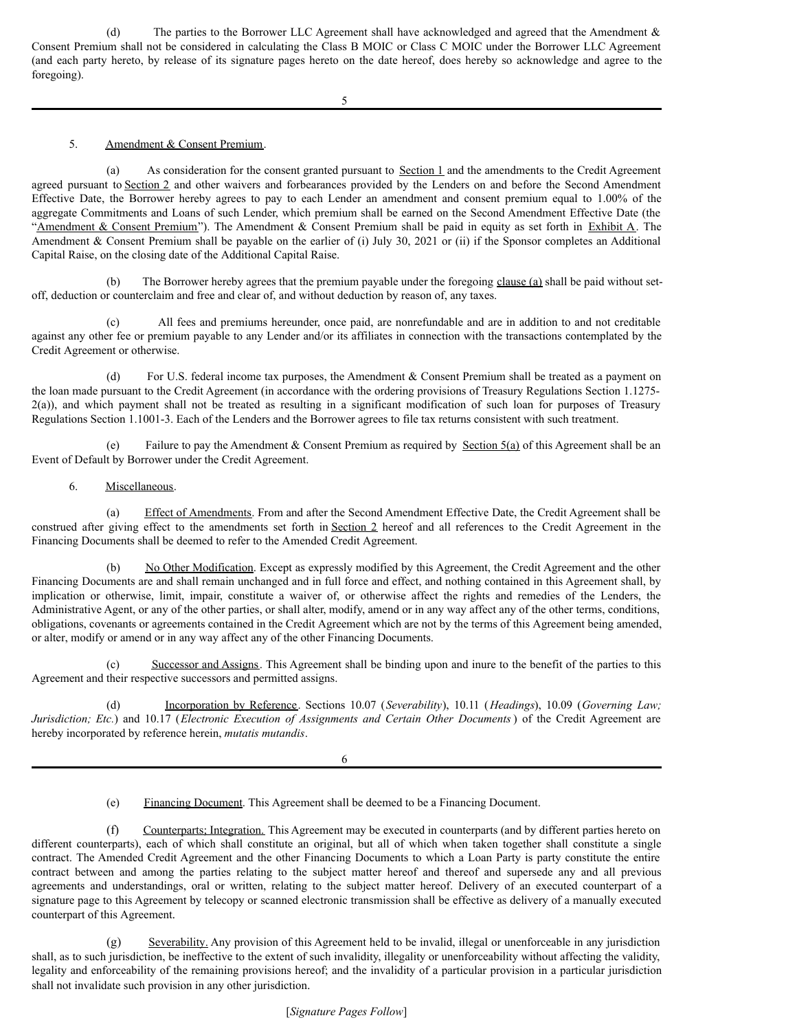(d) The parties to the Borrower LLC Agreement shall have acknowledged and agreed that the Amendment & Consent Premium shall not be considered in calculating the Class B MOIC or Class C MOIC under the Borrower LLC Agreement (and each party hereto, by release of its signature pages hereto on the date hereof, does hereby so acknowledge and agree to the foregoing).

5. Amendment & Consent Premium.

(a) As consideration for the consent granted pursuant to Section 1 and the amendments to the Credit Agreement agreed pursuant to Section 2 and other waivers and forbearances provided by the Lenders on and before the Second Amendment Effective Date, the Borrower hereby agrees to pay to each Lender an amendment and consent premium equal to 1.00% of the aggregate Commitments and Loans of such Lender, which premium shall be earned on the Second Amendment Effective Date (the "Amendment & Consent Premium"). The Amendment & Consent Premium shall be paid in equity as set forth in Exhibit A. The Amendment & Consent Premium shall be payable on the earlier of (i) July 30, 2021 or (ii) if the Sponsor completes an Additional Capital Raise, on the closing date of the Additional Capital Raise.

(b) The Borrower hereby agrees that the premium payable under the foregoing clause (a) shall be paid without set-off, deduction or counterclaim and free and clear of, and without deduction by reason of, any taxes.

(c) All fees and premiums hereunder, once paid, are nonrefundable and are in addition to and not creditable against any other fee or premium payable to any Lender and/or its affiliates in connection with the transactions contemplated by the Credit Agreement or otherwise.

(d) For U.S. federal income tax purposes, the Amendment & Consent Premium shall be treated as a payment on the loan made pursuant to the Credit Agreement (in accordance with the ordering provisions of Treasury Regulations Section 1.1275-2(a)), and which payment shall not be treated as resulting in a significant modification of such loan for purposes of Treasury Regulations Section 1.1001-3. Each of the Lenders and the Borrower agrees to file tax returns consistent with such treatment.

(e) Failure to pay the Amendment & Consent Premium as required by Section 5(a) of this Agreement shall be an Event of Default by Borrower under the Credit Agreement.

6. Miscellaneous.

(a) Effect of Amendments. From and after the Second Amendment Effective Date, the Credit Agreement shall be construed after giving effect to the amendments set forth in Section 2 hereof and all references to the Credit Agreement in the Financing Documents shall be deemed to refer to the Amended Credit Agreement.

(b) No Other Modification. Except as expressly modified by this Agreement, the Credit Agreement and the other Financing Documents are and shall remain unchanged and in full force and effect, and nothing contained in this Agreement shall, by implication or otherwise, limit, impair, constitute a waiver of, or otherwise affect the rights and remedies of the Lenders, the Administrative Agent, or any of the other parties, or shall alter, modify, amend or in any way affect any of the other terms, conditions, obligations, covenants or agreements contained in the Credit Agreement which are not by the terms of this Agreement being amended, or alter, modify or amend or in any way affect any of the other Financing Documents.

(c) Successor and Assigns. This Agreement shall be binding upon and inure to the benefit of the parties to this Agreement and their respective successors and permitted assigns.

(d) Incorporation by Reference. Sections 10.07 (*Severability*), 10.11 (*Headings*), 10.09 (*Governing Law; Jurisdiction; Etc.*) and 10.17 (*Electronic Execution of Assignments and Certain Other Documents*) of the Credit Agreement are hereby incorporated by reference herein, *mutatis mutandis*.

(e) Financing Document. This Agreement shall be deemed to be a Financing Document.

(f) Counterparts; Integration. This Agreement may be executed in counterparts (and by different parties hereto on different counterparts), each of which shall constitute an original, but all of which when taken together shall constitute a single contract. The Amended Credit Agreement and the other Financing Documents to which a Loan Party is party constitute the entire contract between and among the parties relating to the subject matter hereof and thereof and supersede any and all previous agreements and understandings, oral or written, relating to the subject matter hereof. Delivery of an executed counterpart of a signature page to this Agreement by telecopy or scanned electronic transmission shall be effective as delivery of a manually executed counterpart of this Agreement.

(g) Severability. Any provision of this Agreement held to be invalid, illegal or unenforceable in any jurisdiction shall, as to such jurisdiction, be ineffective to the extent of such invalidity, illegality or unenforceability without affecting the validity, legality and enforceability of the remaining provisions hereof; and the invalidity of a particular provision in a particular jurisdiction shall not invalidate such provision in any other jurisdiction.

[*Signature Pages Follow*]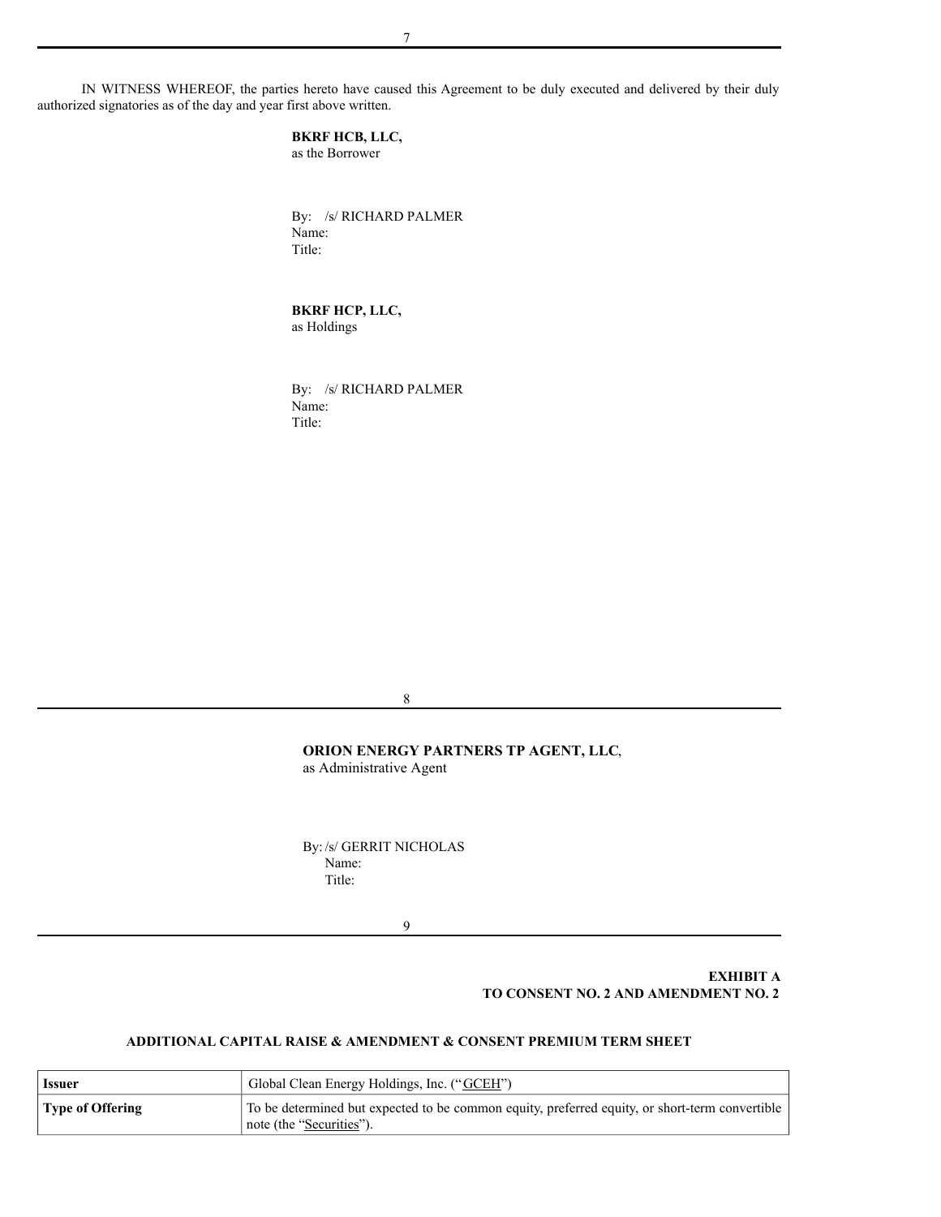IN WITNESS WHEREOF, the parties hereto have caused this Agreement to be duly executed and delivered by their duly authorized signatories as of the day and year first above written.

**BKRF HCB, LLC,**
as the Borrower

By: /s/ RICHARD PALMER
Name:
Title:

**BKRF HCP, LLC,**
as Holdings

By: /s/ RICHARD PALMER
Name:
Title:

**ORION ENERGY PARTNERS TP AGENT, LLC**,
as Administrative Agent

By: /s/ GERRIT NICHOLAS
Name:
Title:

**EXHIBIT A**
**TO CONSENT NO. 2 AND AMENDMENT NO. 2**

**ADDITIONAL CAPITAL RAISE & AMENDMENT & CONSENT PREMIUM TERM SHEET**

| | |
|---|---|
| **Issuer** | Global Clean Energy Holdings, Inc. ("GCEH") |
| **Type of Offering** | To be determined but expected to be common equity, preferred equity, or short-term convertible note (the "Securities"). |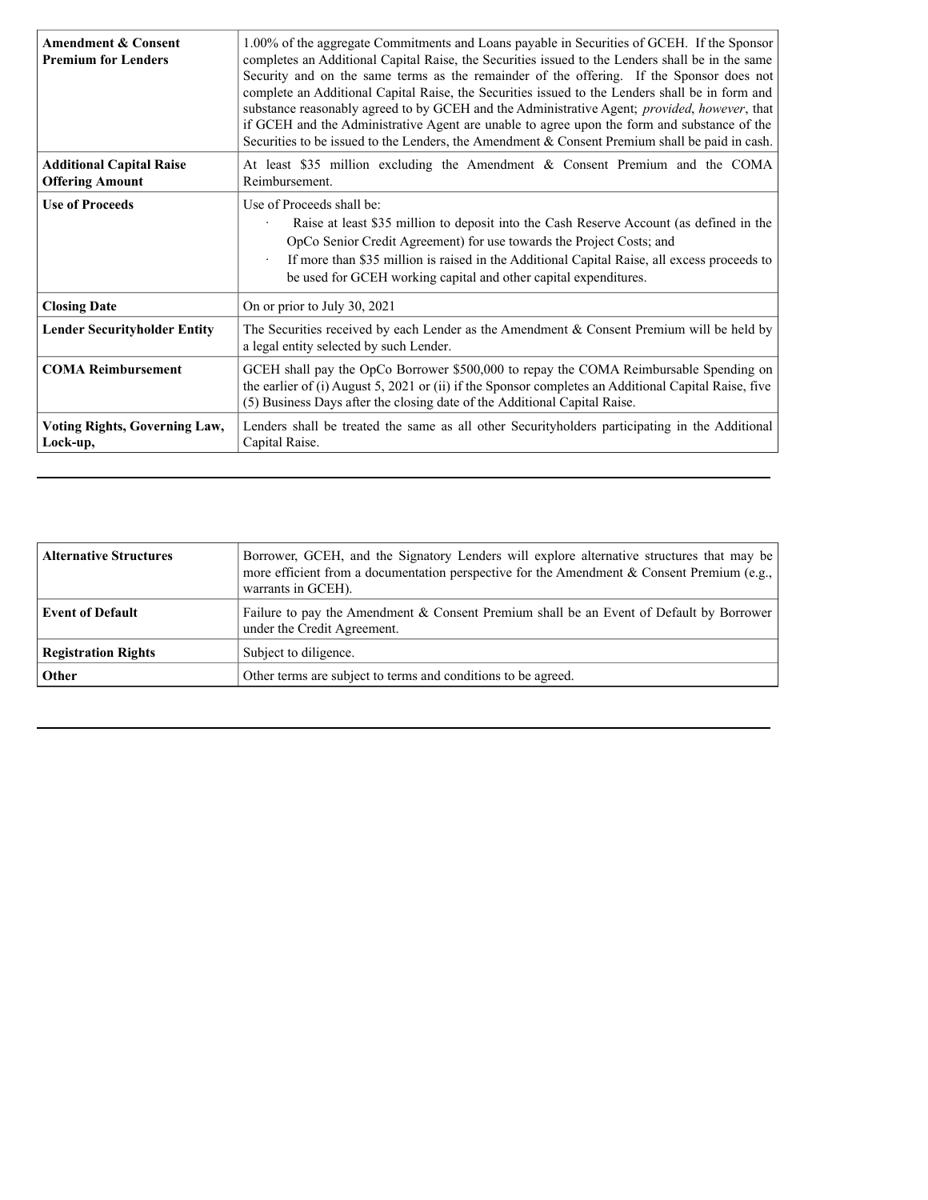| | |
|---|---|
| **Amendment & Consent Premium for Lenders** | 1.00% of the aggregate Commitments and Loans payable in Securities of GCEH. If the Sponsor completes an Additional Capital Raise, the Securities issued to the Lenders shall be in the same Security and on the same terms as the remainder of the offering. If the Sponsor does not complete an Additional Capital Raise, the Securities issued to the Lenders shall be in form and substance reasonably agreed to by GCEH and the Administrative Agent; *provided*, *however*, that if GCEH and the Administrative Agent are unable to agree upon the form and substance of the Securities to be issued to the Lenders, the Amendment & Consent Premium shall be paid in cash. |
| **Additional Capital Raise Offering Amount** | At least $35 million excluding the Amendment & Consent Premium and the COMA Reimbursement. |
| **Use of Proceeds** | Use of Proceeds shall be: · Raise at least $35 million to deposit into the Cash Reserve Account (as defined in the OpCo Senior Credit Agreement) for use towards the Project Costs; and · If more than $35 million is raised in the Additional Capital Raise, all excess proceeds to be used for GCEH working capital and other capital expenditures. |
| **Closing Date** | On or prior to July 30, 2021 |
| **Lender Securityholder Entity** | The Securities received by each Lender as the Amendment & Consent Premium will be held by a legal entity selected by such Lender. |
| **COMA Reimbursement** | GCEH shall pay the OpCo Borrower $500,000 to repay the COMA Reimbursable Spending on the earlier of (i) August 5, 2021 or (ii) if the Sponsor completes an Additional Capital Raise, five (5) Business Days after the closing date of the Additional Capital Raise. |
| **Voting Rights, Governing Law, Lock-up,** | Lenders shall be treated the same as all other Securityholders participating in the Additional Capital Raise. |
| **Alternative Structures** | Borrower, GCEH, and the Signatory Lenders will explore alternative structures that may be more efficient from a documentation perspective for the Amendment & Consent Premium (e.g., warrants in GCEH). |
| **Event of Default** | Failure to pay the Amendment & Consent Premium shall be an Event of Default by Borrower under the Credit Agreement. |
| **Registration Rights** | Subject to diligence. |
| **Other** | Other terms are subject to terms and conditions to be agreed. |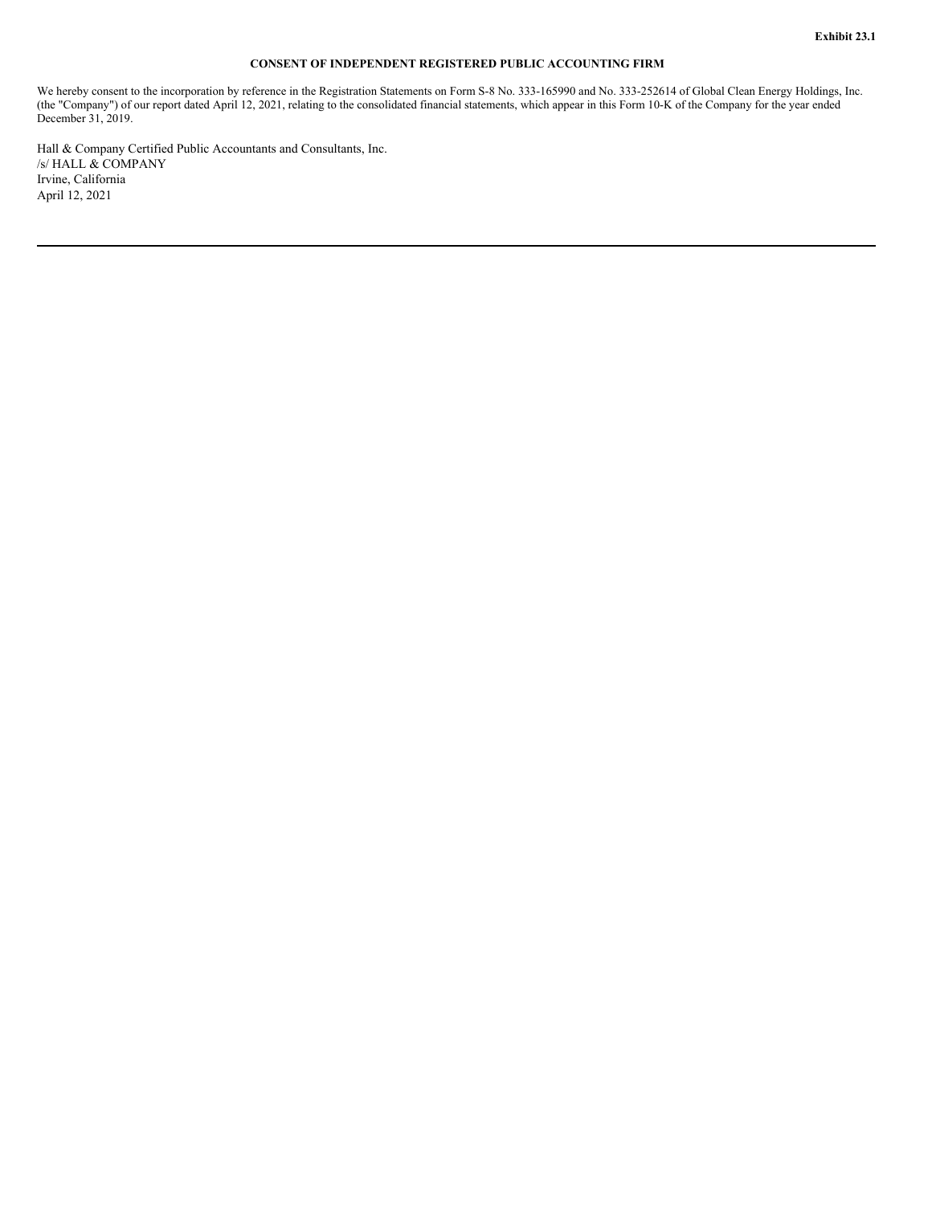**Exhibit 23.1**

**CONSENT OF INDEPENDENT REGISTERED PUBLIC ACCOUNTING FIRM**

We hereby consent to the incorporation by reference in the Registration Statements on Form S-8 No. 333-165990 and No. 333-252614 of Global Clean Energy Holdings, Inc. (the "Company") of our report dated April 12, 2021, relating to the consolidated financial statements, which appear in this Form 10-K of the Company for the year ended December 31, 2019.

Hall & Company Certified Public Accountants and Consultants, Inc.
/s/ HALL & COMPANY
Irvine, California
April 12, 2021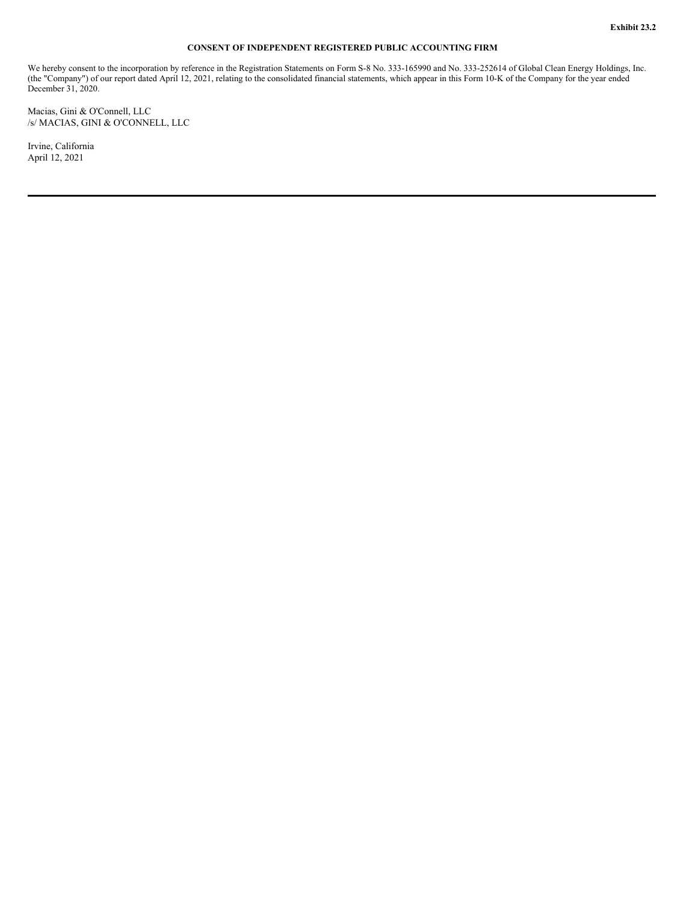**Exhibit 23.2**

**CONSENT OF INDEPENDENT REGISTERED PUBLIC ACCOUNTING FIRM**

We hereby consent to the incorporation by reference in the Registration Statements on Form S-8 No. 333-165990 and No. 333-252614 of Global Clean Energy Holdings, Inc. (the "Company") of our report dated April 12, 2021, relating to the consolidated financial statements, which appear in this Form 10-K of the Company for the year ended December 31, 2020.

Macias, Gini & O'Connell, LLC
/s/ MACIAS, GINI & O'CONNELL, LLC

Irvine, California
April 12, 2021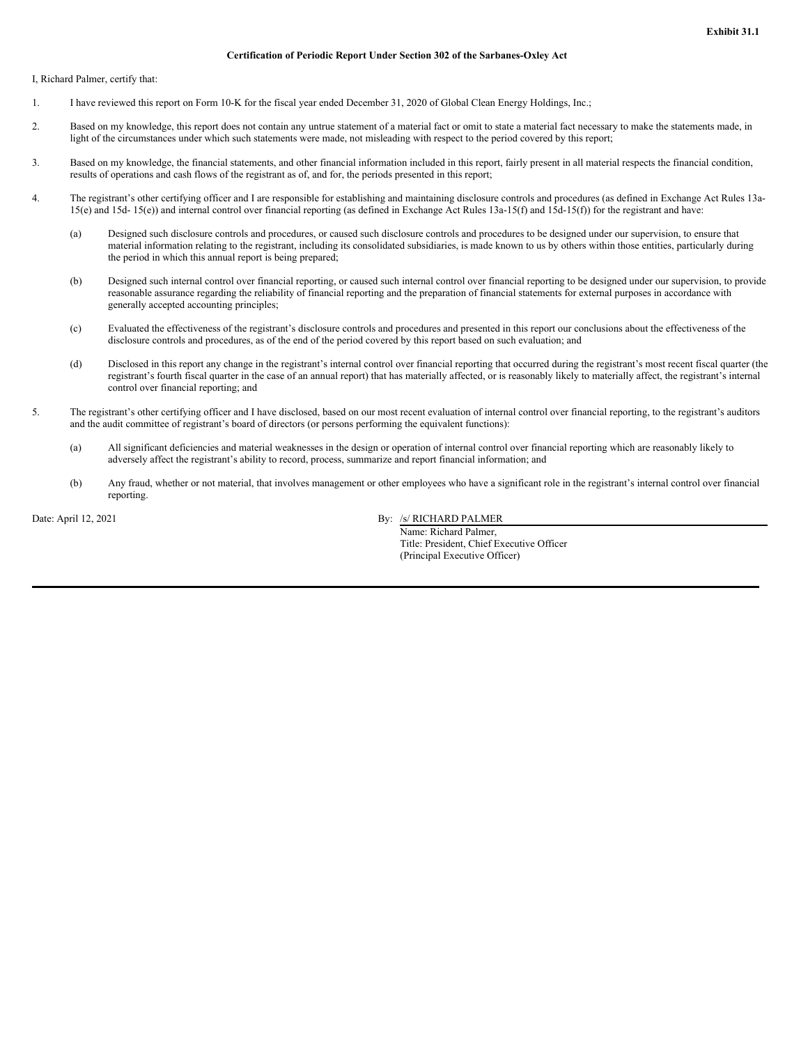**Exhibit 31.1**

**Certification of Periodic Report Under Section 302 of the Sarbanes-Oxley Act**

I, Richard Palmer, certify that:

1. I have reviewed this report on Form 10-K for the fiscal year ended December 31, 2020 of Global Clean Energy Holdings, Inc.;

2. Based on my knowledge, this report does not contain any untrue statement of a material fact or omit to state a material fact necessary to make the statements made, in light of the circumstances under which such statements were made, not misleading with respect to the period covered by this report;

3. Based on my knowledge, the financial statements, and other financial information included in this report, fairly present in all material respects the financial condition, results of operations and cash flows of the registrant as of, and for, the periods presented in this report;

4. The registrant's other certifying officer and I are responsible for establishing and maintaining disclosure controls and procedures (as defined in Exchange Act Rules 13a-15(e) and 15d- 15(e)) and internal control over financial reporting (as defined in Exchange Act Rules 13a-15(f) and 15d-15(f)) for the registrant and have:

   (a) Designed such disclosure controls and procedures, or caused such disclosure controls and procedures to be designed under our supervision, to ensure that material information relating to the registrant, including its consolidated subsidiaries, is made known to us by others within those entities, particularly during the period in which this annual report is being prepared;

   (b) Designed such internal control over financial reporting, or caused such internal control over financial reporting to be designed under our supervision, to provide reasonable assurance regarding the reliability of financial reporting and the preparation of financial statements for external purposes in accordance with generally accepted accounting principles;

   (c) Evaluated the effectiveness of the registrant's disclosure controls and procedures and presented in this report our conclusions about the effectiveness of the disclosure controls and procedures, as of the end of the period covered by this report based on such evaluation; and

   (d) Disclosed in this report any change in the registrant's internal control over financial reporting that occurred during the registrant's most recent fiscal quarter (the registrant's fourth fiscal quarter in the case of an annual report) that has materially affected, or is reasonably likely to materially affect, the registrant's internal control over financial reporting; and

5. The registrant's other certifying officer and I have disclosed, based on our most recent evaluation of internal control over financial reporting, to the registrant's auditors and the audit committee of registrant's board of directors (or persons performing the equivalent functions):

   (a) All significant deficiencies and material weaknesses in the design or operation of internal control over financial reporting which are reasonably likely to adversely affect the registrant's ability to record, process, summarize and report financial information; and

   (b) Any fraud, whether or not material, that involves management or other employees who have a significant role in the registrant's internal control over financial reporting.

Date: April 12, 2021

By: /s/ RICHARD PALMER
Name: Richard Palmer,
Title: President, Chief Executive Officer
(Principal Executive Officer)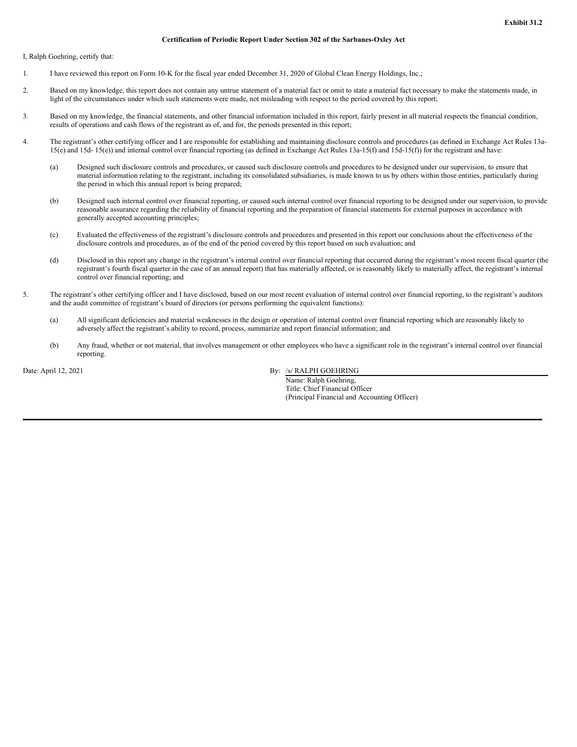**Exhibit 31.2**

**Certification of Periodic Report Under Section 302 of the Sarbanes-Oxley Act**

I, Ralph Goehring, certify that:

1. I have reviewed this report on Form 10-K for the fiscal year ended December 31, 2020 of Global Clean Energy Holdings, Inc.;

2. Based on my knowledge, this report does not contain any untrue statement of a material fact or omit to state a material fact necessary to make the statements made, in light of the circumstances under which such statements were made, not misleading with respect to the period covered by this report;

3. Based on my knowledge, the financial statements, and other financial information included in this report, fairly present in all material respects the financial condition, results of operations and cash flows of the registrant as of, and for, the periods presented in this report;

4. The registrant's other certifying officer and I are responsible for establishing and maintaining disclosure controls and procedures (as defined in Exchange Act Rules 13a-15(e) and 15d- 15(e)) and internal control over financial reporting (as defined in Exchange Act Rules 13a-15(f) and 15d-15(f)) for the registrant and have:

   (a) Designed such disclosure controls and procedures, or caused such disclosure controls and procedures to be designed under our supervision, to ensure that material information relating to the registrant, including its consolidated subsidiaries, is made known to us by others within those entities, particularly during the period in which this annual report is being prepared;

   (b) Designed such internal control over financial reporting, or caused such internal control over financial reporting to be designed under our supervision, to provide reasonable assurance regarding the reliability of financial reporting and the preparation of financial statements for external purposes in accordance with generally accepted accounting principles;

   (c) Evaluated the effectiveness of the registrant's disclosure controls and procedures and presented in this report our conclusions about the effectiveness of the disclosure controls and procedures, as of the end of the period covered by this report based on such evaluation; and

   (d) Disclosed in this report any change in the registrant's internal control over financial reporting that occurred during the registrant's most recent fiscal quarter (the registrant's fourth fiscal quarter in the case of an annual report) that has materially affected, or is reasonably likely to materially affect, the registrant's internal control over financial reporting; and

5. The registrant's other certifying officer and I have disclosed, based on our most recent evaluation of internal control over financial reporting, to the registrant's auditors and the audit committee of registrant's board of directors (or persons performing the equivalent functions):

   (a) All significant deficiencies and material weaknesses in the design or operation of internal control over financial reporting which are reasonably likely to adversely affect the registrant's ability to record, process, summarize and report financial information; and

   (b) Any fraud, whether or not material, that involves management or other employees who have a significant role in the registrant's internal control over financial reporting.

Date: April 12, 2021

By: /s/ RALPH GOEHRING
Name: Ralph Goehring,
Title: Chief Financial Officer
(Principal Financial and Accounting Officer)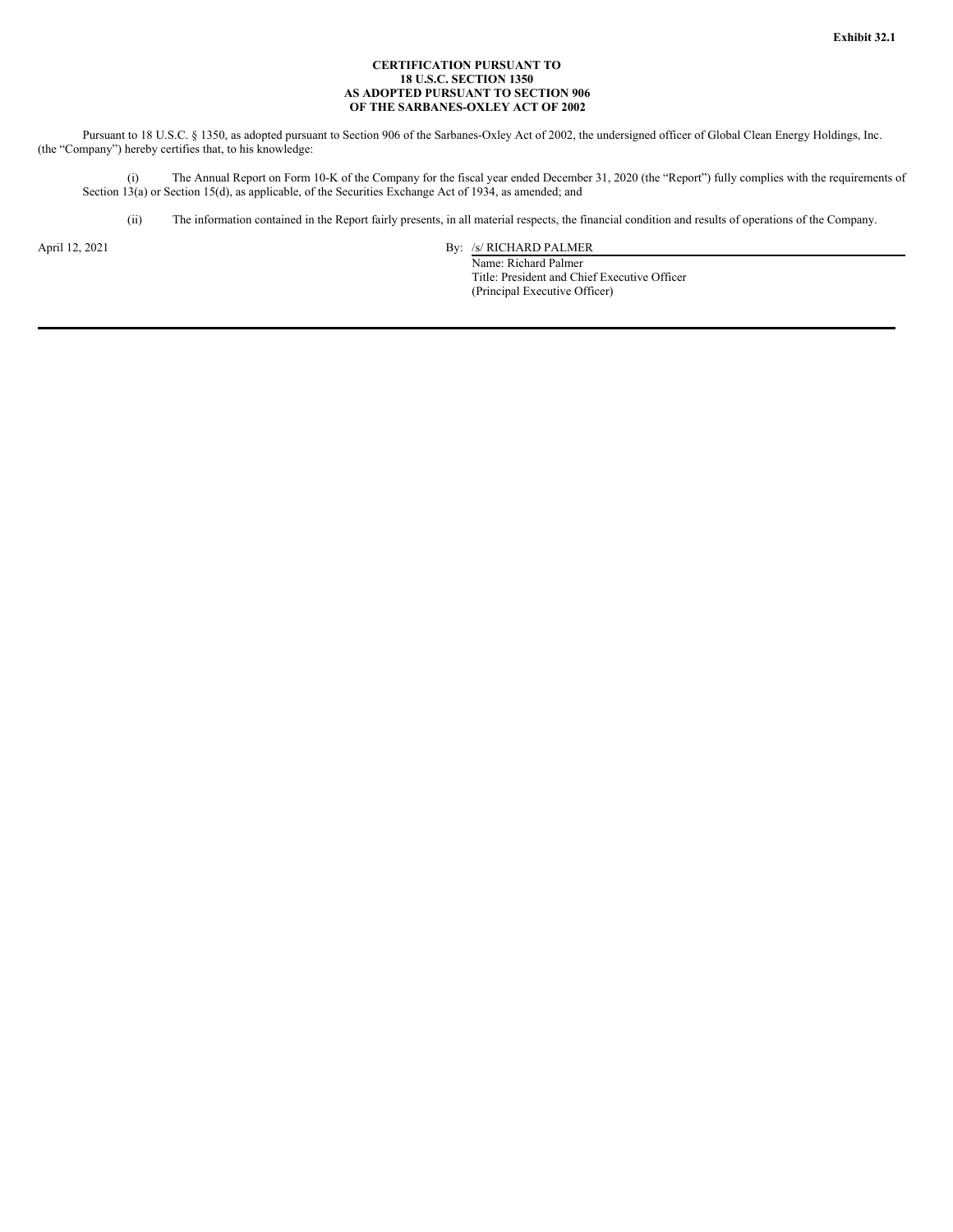**Exhibit 32.1**

**CERTIFICATION PURSUANT TO
18 U.S.C. SECTION 1350
AS ADOPTED PURSUANT TO SECTION 906
OF THE SARBANES-OXLEY ACT OF 2002**

Pursuant to 18 U.S.C. § 1350, as adopted pursuant to Section 906 of the Sarbanes-Oxley Act of 2002, the undersigned officer of Global Clean Energy Holdings, Inc. (the "Company") hereby certifies that, to his knowledge:

(i) The Annual Report on Form 10-K of the Company for the fiscal year ended December 31, 2020 (the "Report") fully complies with the requirements of Section 13(a) or Section 15(d), as applicable, of the Securities Exchange Act of 1934, as amended; and

(ii) The information contained in the Report fairly presents, in all material respects, the financial condition and results of operations of the Company.

April 12, 2021

By: /s/ RICHARD PALMER
Name: Richard Palmer
Title: President and Chief Executive Officer
(Principal Executive Officer)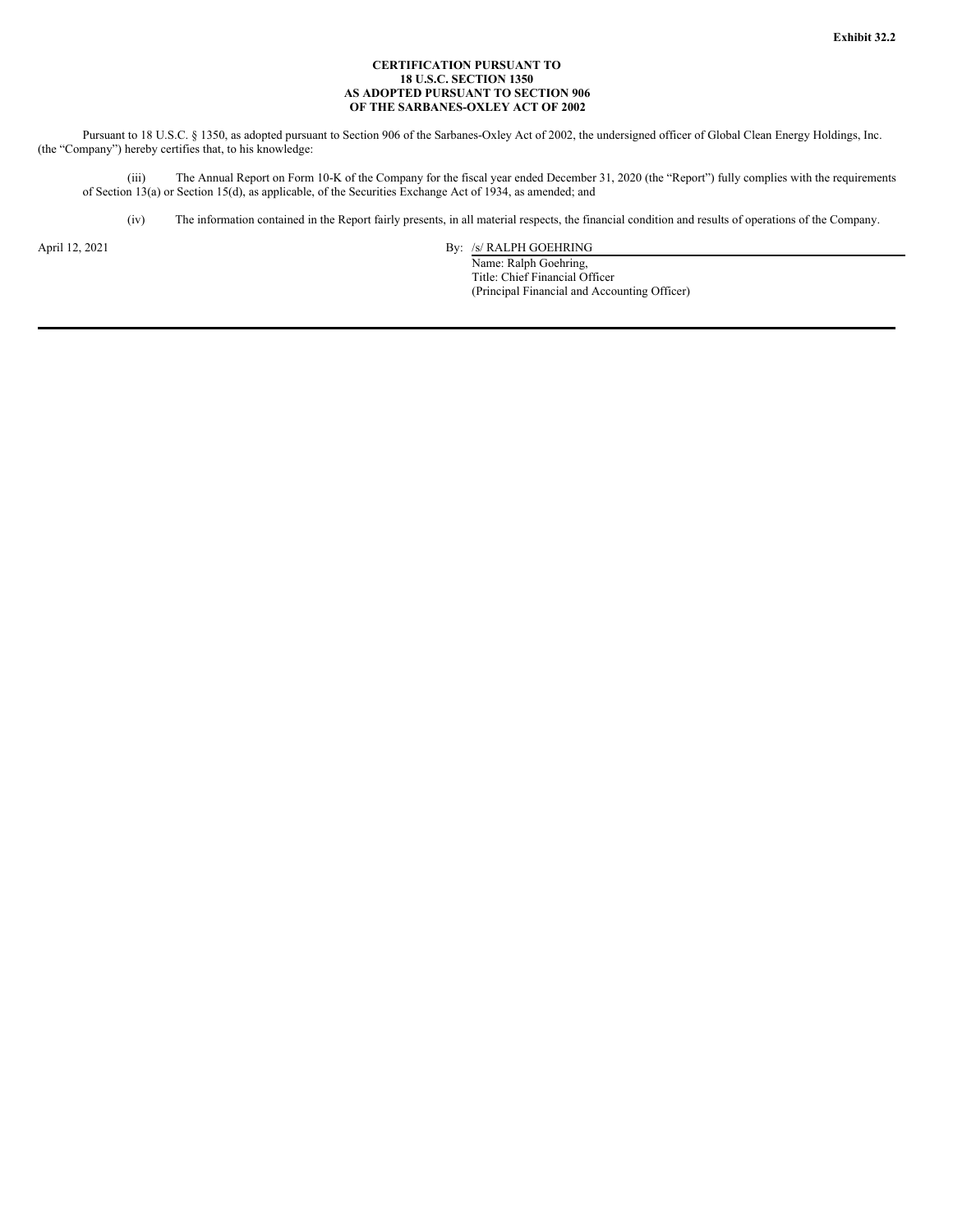**Exhibit 32.2**

**CERTIFICATION PURSUANT TO**
**18 U.S.C. SECTION 1350**
**AS ADOPTED PURSUANT TO SECTION 906**
**OF THE SARBANES-OXLEY ACT OF 2002**

Pursuant to 18 U.S.C. § 1350, as adopted pursuant to Section 906 of the Sarbanes-Oxley Act of 2002, the undersigned officer of Global Clean Energy Holdings, Inc. (the "Company") hereby certifies that, to his knowledge:

(iii) The Annual Report on Form 10-K of the Company for the fiscal year ended December 31, 2020 (the "Report") fully complies with the requirements of Section 13(a) or Section 15(d), as applicable, of the Securities Exchange Act of 1934, as amended; and

(iv) The information contained in the Report fairly presents, in all material respects, the financial condition and results of operations of the Company.

April 12, 2021

By: /s/ RALPH GOEHRING
Name: Ralph Goehring,
Title: Chief Financial Officer
(Principal Financial and Accounting Officer)